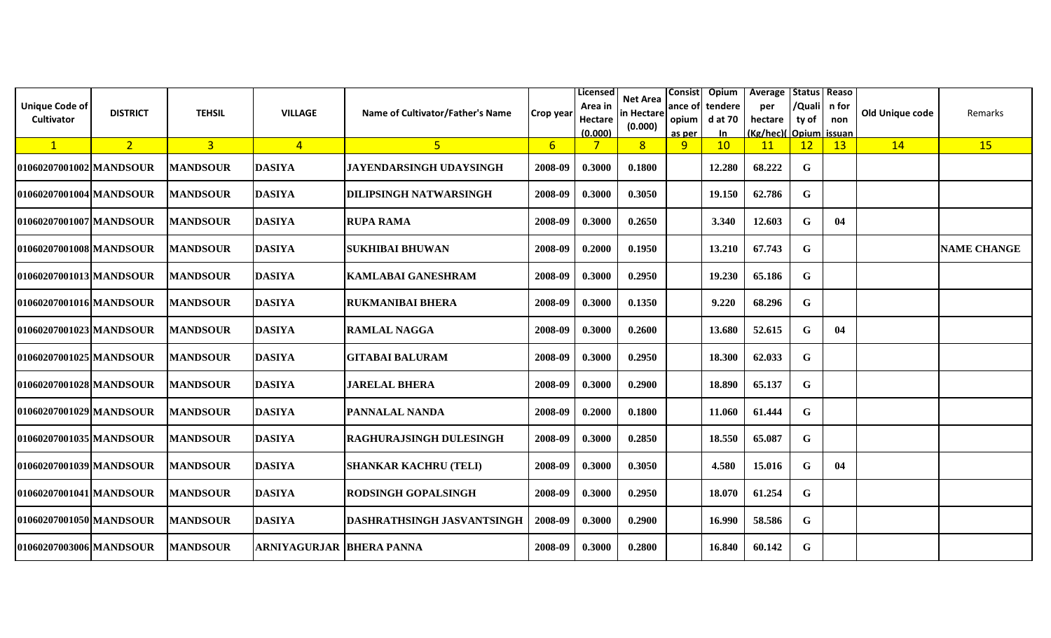| Unique Code of Cultivator | DISTRICT | TEHSIL | VILLAGE | Name of Cultivator/Father's Name | Crop year | Licensed Area in Hectare (0.000) | Net Area in Hectare (0.000) | Consistance of opium as per | Opium tendered at 70 In | Average per hectare (Kg/hec)( | Status /Quality of Opium | Reason for non issuan | Old Unique code | Remarks |
|---|---|---|---|---|---|---|---|---|---|---|---|---|---|---|
| 1 | 2 | 3 | 4 | 5 | 6 | 7 | 8 | 9 | 10 | 11 | 12 | 13 | 14 | 15 |
| 01060207001002 | MANDSOUR | MANDSOUR | DASIYA | JAYENDARSINGH UDAYSINGH | 2008-09 | 0.3000 | 0.1800 | | 12.280 | 68.222 | G | | | |
| 01060207001004 | MANDSOUR | MANDSOUR | DASIYA | DILIPSINGH NATWARSINGH | 2008-09 | 0.3000 | 0.3050 | | 19.150 | 62.786 | G | | | |
| 01060207001007 | MANDSOUR | MANDSOUR | DASIYA | RUPA RAMA | 2008-09 | 0.3000 | 0.2650 | | 3.340 | 12.603 | G | 04 | | |
| 01060207001008 | MANDSOUR | MANDSOUR | DASIYA | SUKHIBAI BHUWAN | 2008-09 | 0.2000 | 0.1950 | | 13.210 | 67.743 | G | | | NAME CHANGE |
| 01060207001013 | MANDSOUR | MANDSOUR | DASIYA | KAMLABAI GANESHRAM | 2008-09 | 0.3000 | 0.2950 | | 19.230 | 65.186 | G | | | |
| 01060207001016 | MANDSOUR | MANDSOUR | DASIYA | RUKMANIBAI BHERA | 2008-09 | 0.3000 | 0.1350 | | 9.220 | 68.296 | G | | | |
| 01060207001023 | MANDSOUR | MANDSOUR | DASIYA | RAMLAL NAGGA | 2008-09 | 0.3000 | 0.2600 | | 13.680 | 52.615 | G | 04 | | |
| 01060207001025 | MANDSOUR | MANDSOUR | DASIYA | GITABAI BALURAM | 2008-09 | 0.3000 | 0.2950 | | 18.300 | 62.033 | G | | | |
| 01060207001028 | MANDSOUR | MANDSOUR | DASIYA | JARELAL BHERA | 2008-09 | 0.3000 | 0.2900 | | 18.890 | 65.137 | G | | | |
| 01060207001029 | MANDSOUR | MANDSOUR | DASIYA | PANNALAL NANDA | 2008-09 | 0.2000 | 0.1800 | | 11.060 | 61.444 | G | | | |
| 01060207001035 | MANDSOUR | MANDSOUR | DASIYA | RAGHURAJSINGH DULESINGH | 2008-09 | 0.3000 | 0.2850 | | 18.550 | 65.087 | G | | | |
| 01060207001039 | MANDSOUR | MANDSOUR | DASIYA | SHANKAR KACHRU (TELI) | 2008-09 | 0.3000 | 0.3050 | | 4.580 | 15.016 | G | 04 | | |
| 01060207001041 | MANDSOUR | MANDSOUR | DASIYA | RODSINGH GOPALSINGH | 2008-09 | 0.3000 | 0.2950 | | 18.070 | 61.254 | G | | | |
| 01060207001050 | MANDSOUR | MANDSOUR | DASIYA | DASHRATHSINGH JASVANTSINGH | 2008-09 | 0.3000 | 0.2900 | | 16.990 | 58.586 | G | | | |
| 01060207003006 | MANDSOUR | MANDSOUR | ARNIYAGURJAR | BHERA PANNA | 2008-09 | 0.3000 | 0.2800 | | 16.840 | 60.142 | G | | | |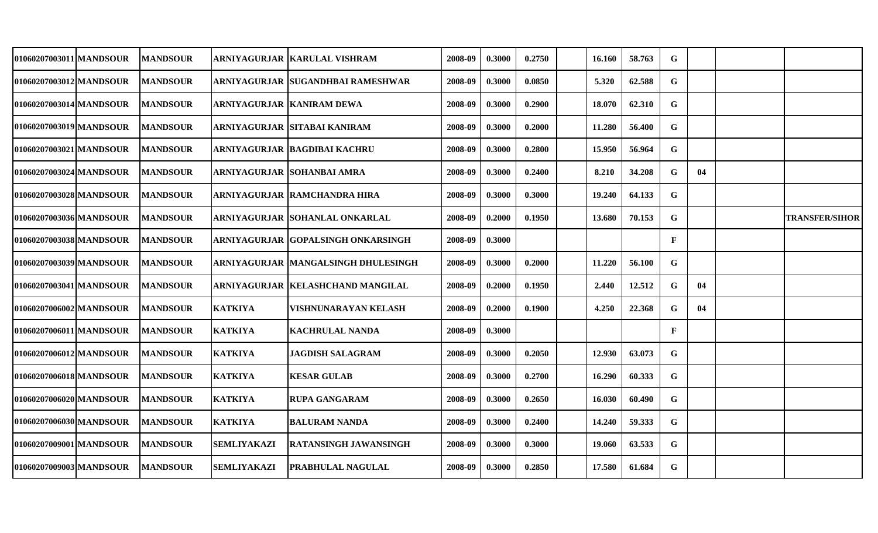| | | | | | | | | | | | | | | | |
|---|---|---|---|---|---|---|---|---|---|---|---|---|---|---|---|
| 01060207003011 | MANDSOUR | MANDSOUR | ARNIYAGURJAR | KARULAL VISHRAM | 2008-09 | 0.3000 | 0.2750 | | 16.160 | 58.763 | G | | | |
| 01060207003012 | MANDSOUR | MANDSOUR | ARNIYAGURJAR | SUGANDHBAI RAMESHWAR | 2008-09 | 0.3000 | 0.0850 | | 5.320 | 62.588 | G | | | |
| 01060207003014 | MANDSOUR | MANDSOUR | ARNIYAGURJAR | KANIRAM DEWA | 2008-09 | 0.3000 | 0.2900 | | 18.070 | 62.310 | G | | | |
| 01060207003019 | MANDSOUR | MANDSOUR | ARNIYAGURJAR | SITABAI KANIRAM | 2008-09 | 0.3000 | 0.2000 | | 11.280 | 56.400 | G | | | |
| 01060207003021 | MANDSOUR | MANDSOUR | ARNIYAGURJAR | BAGDIBAI KACHRU | 2008-09 | 0.3000 | 0.2800 | | 15.950 | 56.964 | G | | | |
| 01060207003024 | MANDSOUR | MANDSOUR | ARNIYAGURJAR | SOHANBAI AMRA | 2008-09 | 0.3000 | 0.2400 | | 8.210 | 34.208 | G | 04 | | |
| 01060207003028 | MANDSOUR | MANDSOUR | ARNIYAGURJAR | RAMCHANDRA HIRA | 2008-09 | 0.3000 | 0.3000 | | 19.240 | 64.133 | G | | | |
| 01060207003036 | MANDSOUR | MANDSOUR | ARNIYAGURJAR | SOHANLAL ONKARLAL | 2008-09 | 0.2000 | 0.1950 | | 13.680 | 70.153 | G | | | TRANSFER/SIHOR |
| 01060207003038 | MANDSOUR | MANDSOUR | ARNIYAGURJAR | GOPALSINGH ONKARSINGH | 2008-09 | 0.3000 | | | | | F | | | |
| 01060207003039 | MANDSOUR | MANDSOUR | ARNIYAGURJAR | MANGALSINGH DHULESINGH | 2008-09 | 0.3000 | 0.2000 | | 11.220 | 56.100 | G | | | |
| 01060207003041 | MANDSOUR | MANDSOUR | ARNIYAGURJAR | KELASHCHAND MANGILAL | 2008-09 | 0.2000 | 0.1950 | | 2.440 | 12.512 | G | 04 | | |
| 01060207006002 | MANDSOUR | MANDSOUR | KATKIYA | VISHNUNARAYAN KELASH | 2008-09 | 0.2000 | 0.1900 | | 4.250 | 22.368 | G | 04 | | |
| 01060207006011 | MANDSOUR | MANDSOUR | KATKIYA | KACHRULAL NANDA | 2008-09 | 0.3000 | | | | | F | | | |
| 01060207006012 | MANDSOUR | MANDSOUR | KATKIYA | JAGDISH SALAGRAM | 2008-09 | 0.3000 | 0.2050 | | 12.930 | 63.073 | G | | | |
| 01060207006018 | MANDSOUR | MANDSOUR | KATKIYA | KESAR GULAB | 2008-09 | 0.3000 | 0.2700 | | 16.290 | 60.333 | G | | | |
| 01060207006020 | MANDSOUR | MANDSOUR | KATKIYA | RUPA GANGARAM | 2008-09 | 0.3000 | 0.2650 | | 16.030 | 60.490 | G | | | |
| 01060207006030 | MANDSOUR | MANDSOUR | KATKIYA | BALURAM NANDA | 2008-09 | 0.3000 | 0.2400 | | 14.240 | 59.333 | G | | | |
| 01060207009001 | MANDSOUR | MANDSOUR | SEMLIYAKAZI | RATANSINGH JAWANSINGH | 2008-09 | 0.3000 | 0.3000 | | 19.060 | 63.533 | G | | | |
| 01060207009003 | MANDSOUR | MANDSOUR | SEMLIYAKAZI | PRABHULAL NAGULAL | 2008-09 | 0.3000 | 0.2850 | | 17.580 | 61.684 | G | | | |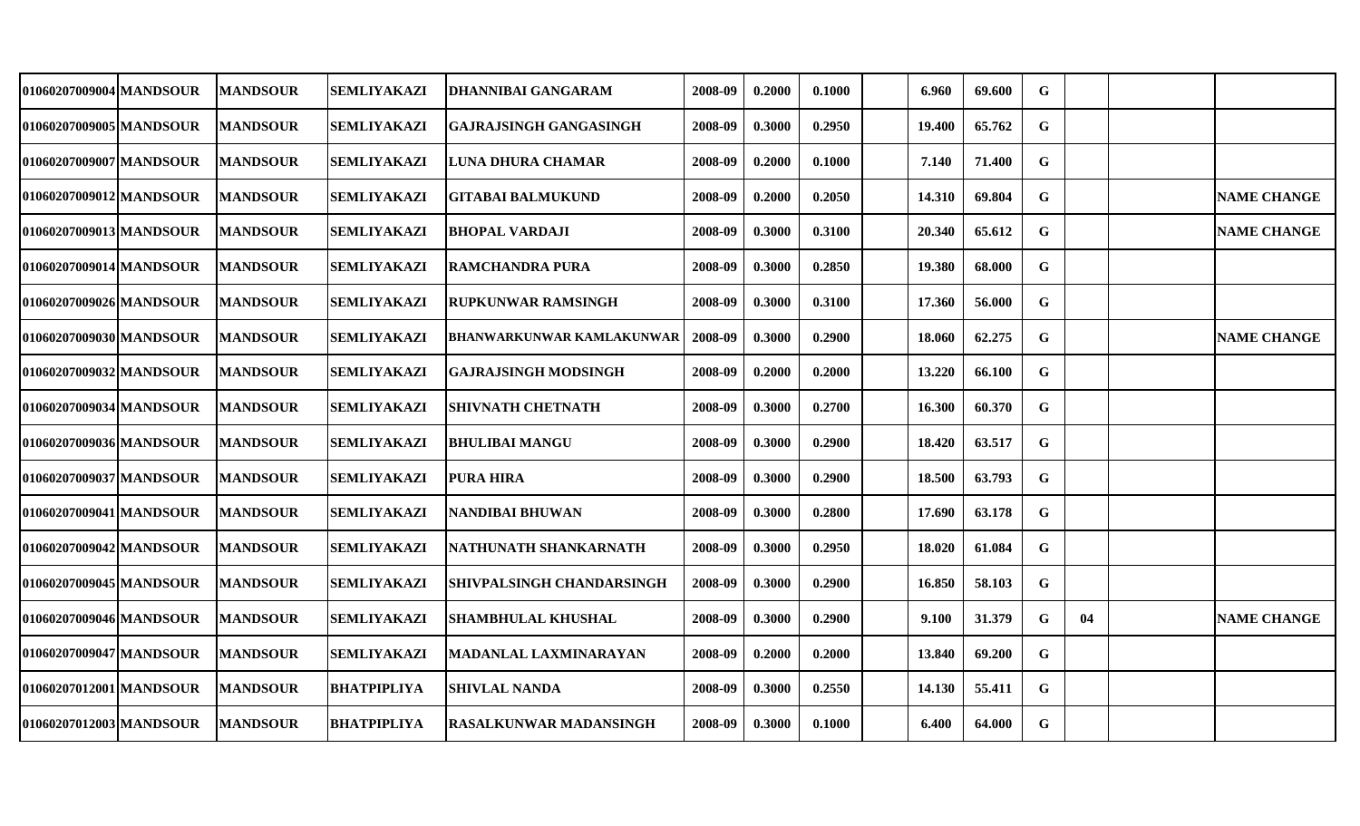| | | | | | | | | | | | | | | |
|---|---|---|---|---|---|---|---|---|---|---|---|---|---|---|
| 01060207009004 | MANDSOUR | MANDSOUR | SEMLIYAKAZI | DHANNIBAI GANGARAM | 2008-09 | 0.2000 | 0.1000 | | 6.960 | 69.600 | G | | | |
| 01060207009005 | MANDSOUR | MANDSOUR | SEMLIYAKAZI | GAJRAJSINGH GANGASINGH | 2008-09 | 0.3000 | 0.2950 | | 19.400 | 65.762 | G | | | |
| 01060207009007 | MANDSOUR | MANDSOUR | SEMLIYAKAZI | LUNA DHURA CHAMAR | 2008-09 | 0.2000 | 0.1000 | | 7.140 | 71.400 | G | | | |
| 01060207009012 | MANDSOUR | MANDSOUR | SEMLIYAKAZI | GITABAI BALMUKUND | 2008-09 | 0.2000 | 0.2050 | | 14.310 | 69.804 | G | | | NAME CHANGE |
| 01060207009013 | MANDSOUR | MANDSOUR | SEMLIYAKAZI | BHOPAL VARDAJI | 2008-09 | 0.3000 | 0.3100 | | 20.340 | 65.612 | G | | | NAME CHANGE |
| 01060207009014 | MANDSOUR | MANDSOUR | SEMLIYAKAZI | RAMCHANDRA PURA | 2008-09 | 0.3000 | 0.2850 | | 19.380 | 68.000 | G | | | |
| 01060207009026 | MANDSOUR | MANDSOUR | SEMLIYAKAZI | RUPKUNWAR RAMSINGH | 2008-09 | 0.3000 | 0.3100 | | 17.360 | 56.000 | G | | | |
| 01060207009030 | MANDSOUR | MANDSOUR | SEMLIYAKAZI | BHANWARKUNWAR KAMLAKUNWAR | 2008-09 | 0.3000 | 0.2900 | | 18.060 | 62.275 | G | | | NAME CHANGE |
| 01060207009032 | MANDSOUR | MANDSOUR | SEMLIYAKAZI | GAJRAJSINGH MODSINGH | 2008-09 | 0.2000 | 0.2000 | | 13.220 | 66.100 | G | | | |
| 01060207009034 | MANDSOUR | MANDSOUR | SEMLIYAKAZI | SHIVNATH CHETNATH | 2008-09 | 0.3000 | 0.2700 | | 16.300 | 60.370 | G | | | |
| 01060207009036 | MANDSOUR | MANDSOUR | SEMLIYAKAZI | BHULIBAI MANGU | 2008-09 | 0.3000 | 0.2900 | | 18.420 | 63.517 | G | | | |
| 01060207009037 | MANDSOUR | MANDSOUR | SEMLIYAKAZI | PURA HIRA | 2008-09 | 0.3000 | 0.2900 | | 18.500 | 63.793 | G | | | |
| 01060207009041 | MANDSOUR | MANDSOUR | SEMLIYAKAZI | NANDIBAI BHUWAN | 2008-09 | 0.3000 | 0.2800 | | 17.690 | 63.178 | G | | | |
| 01060207009042 | MANDSOUR | MANDSOUR | SEMLIYAKAZI | NATHUNATH SHANKARNATH | 2008-09 | 0.3000 | 0.2950 | | 18.020 | 61.084 | G | | | |
| 01060207009045 | MANDSOUR | MANDSOUR | SEMLIYAKAZI | SHIVPALSINGH CHANDARSINGH | 2008-09 | 0.3000 | 0.2900 | | 16.850 | 58.103 | G | | | |
| 01060207009046 | MANDSOUR | MANDSOUR | SEMLIYAKAZI | SHAMBHULAL KHUSHAL | 2008-09 | 0.3000 | 0.2900 | | 9.100 | 31.379 | G | 04 | | NAME CHANGE |
| 01060207009047 | MANDSOUR | MANDSOUR | SEMLIYAKAZI | MADANLAL LAXMINARAYAN | 2008-09 | 0.2000 | 0.2000 | | 13.840 | 69.200 | G | | | |
| 01060207012001 | MANDSOUR | MANDSOUR | BHATPIPLIYA | SHIVLAL NANDA | 2008-09 | 0.3000 | 0.2550 | | 14.130 | 55.411 | G | | | |
| 01060207012003 | MANDSOUR | MANDSOUR | BHATPIPLIYA | RASALKUNWAR MADANSINGH | 2008-09 | 0.3000 | 0.1000 | | 6.400 | 64.000 | G | | | |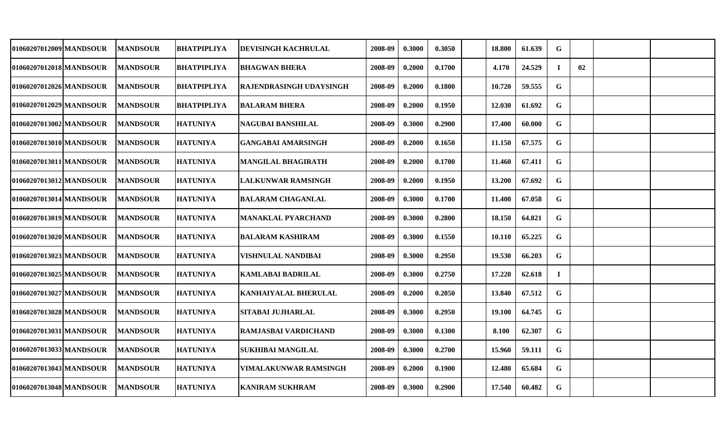| | | | | | | | | | | | | | | |
|---|---|---|---|---|---|---|---|---|---|---|---|---|---|---|
| 01060207012009 | MANDSOUR | MANDSOUR | BHATPIPLIYA | DEVISINGH KACHRULAL | 2008-09 | 0.3000 | 0.3050 | | 18.800 | 61.639 | G | | | |
| 01060207012018 | MANDSOUR | MANDSOUR | BHATPIPLIYA | BHAGWAN BHERA | 2008-09 | 0.2000 | 0.1700 | | 4.170 | 24.529 | I | 02 | | |
| 01060207012026 | MANDSOUR | MANDSOUR | BHATPIPLIYA | RAJENDRASINGH UDAYSINGH | 2008-09 | 0.2000 | 0.1800 | | 10.720 | 59.555 | G | | | |
| 01060207012029 | MANDSOUR | MANDSOUR | BHATPIPLIYA | BALARAM BHERA | 2008-09 | 0.2000 | 0.1950 | | 12.030 | 61.692 | G | | | |
| 01060207013002 | MANDSOUR | MANDSOUR | HATUNIYA | NAGUBAI BANSHILAL | 2008-09 | 0.3000 | 0.2900 | | 17.400 | 60.000 | G | | | |
| 01060207013010 | MANDSOUR | MANDSOUR | HATUNIYA | GANGABAI AMARSINGH | 2008-09 | 0.2000 | 0.1650 | | 11.150 | 67.575 | G | | | |
| 01060207013011 | MANDSOUR | MANDSOUR | HATUNIYA | MANGILAL BHAGIRATH | 2008-09 | 0.2000 | 0.1700 | | 11.460 | 67.411 | G | | | |
| 01060207013012 | MANDSOUR | MANDSOUR | HATUNIYA | LALKUNWAR RAMSINGH | 2008-09 | 0.2000 | 0.1950 | | 13.200 | 67.692 | G | | | |
| 01060207013014 | MANDSOUR | MANDSOUR | HATUNIYA | BALARAM CHAGANLAL | 2008-09 | 0.3000 | 0.1700 | | 11.400 | 67.058 | G | | | |
| 01060207013019 | MANDSOUR | MANDSOUR | HATUNIYA | MANAKLAL PYARCHAND | 2008-09 | 0.3000 | 0.2800 | | 18.150 | 64.821 | G | | | |
| 01060207013020 | MANDSOUR | MANDSOUR | HATUNIYA | BALARAM KASHIRAM | 2008-09 | 0.3000 | 0.1550 | | 10.110 | 65.225 | G | | | |
| 01060207013023 | MANDSOUR | MANDSOUR | HATUNIYA | VISHNULAL NANDIBAI | 2008-09 | 0.3000 | 0.2950 | | 19.530 | 66.203 | G | | | |
| 01060207013025 | MANDSOUR | MANDSOUR | HATUNIYA | KAMLABAI BADRILAL | 2008-09 | 0.3000 | 0.2750 | | 17.220 | 62.618 | I | | | |
| 01060207013027 | MANDSOUR | MANDSOUR | HATUNIYA | KANHAIYALAL BHERULAL | 2008-09 | 0.2000 | 0.2050 | | 13.840 | 67.512 | G | | | |
| 01060207013028 | MANDSOUR | MANDSOUR | HATUNIYA | SITABAI JUJHARLAL | 2008-09 | 0.3000 | 0.2950 | | 19.100 | 64.745 | G | | | |
| 01060207013031 | MANDSOUR | MANDSOUR | HATUNIYA | RAMJASBAI VARDICHAND | 2008-09 | 0.3000 | 0.1300 | | 8.100 | 62.307 | G | | | |
| 01060207013033 | MANDSOUR | MANDSOUR | HATUNIYA | SUKHIBAI MANGILAL | 2008-09 | 0.3000 | 0.2700 | | 15.960 | 59.111 | G | | | |
| 01060207013043 | MANDSOUR | MANDSOUR | HATUNIYA | VIMALAKUNWAR RAMSINGH | 2008-09 | 0.2000 | 0.1900 | | 12.480 | 65.684 | G | | | |
| 01060207013048 | MANDSOUR | MANDSOUR | HATUNIYA | KANIRAM SUKHRAM | 2008-09 | 0.3000 | 0.2900 | | 17.540 | 60.482 | G | | | |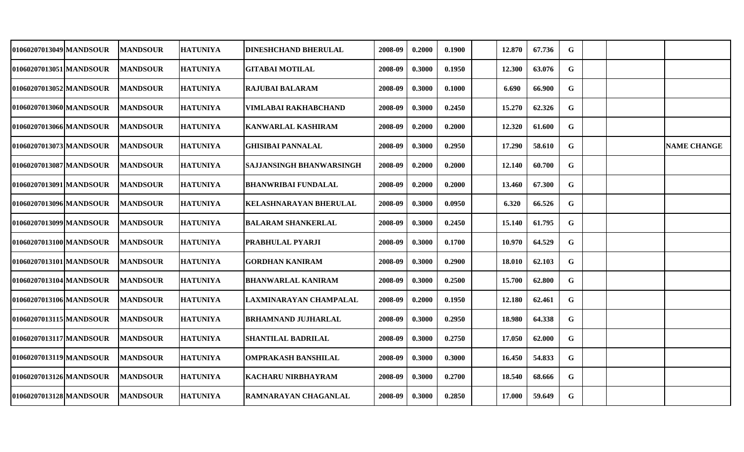| | | | | | | | | | | | | | | | |
|---|---|---|---|---|---|---|---|---|---|---|---|---|---|---|---|
| 01060207013049 | MANDSOUR | MANDSOUR | HATUNIYA | DINESHCHAND BHERULAL | 2008-09 | 0.2000 | 0.1900 | | 12.870 | 67.736 | G | | | | |
| 01060207013051 | MANDSOUR | MANDSOUR | HATUNIYA | GITABAI MOTILAL | 2008-09 | 0.3000 | 0.1950 | | 12.300 | 63.076 | G | | | | |
| 01060207013052 | MANDSOUR | MANDSOUR | HATUNIYA | RAJUBAI BALARAM | 2008-09 | 0.3000 | 0.1000 | | 6.690 | 66.900 | G | | | | |
| 01060207013060 | MANDSOUR | MANDSOUR | HATUNIYA | VIMLABAI RAKHABCHAND | 2008-09 | 0.3000 | 0.2450 | | 15.270 | 62.326 | G | | | | |
| 01060207013066 | MANDSOUR | MANDSOUR | HATUNIYA | KANWARLAL KASHIRAM | 2008-09 | 0.2000 | 0.2000 | | 12.320 | 61.600 | G | | | | |
| 01060207013073 | MANDSOUR | MANDSOUR | HATUNIYA | GHISIBAI PANNALAL | 2008-09 | 0.3000 | 0.2950 | | 17.290 | 58.610 | G | | | | NAME CHANGE |
| 01060207013087 | MANDSOUR | MANDSOUR | HATUNIYA | SAJJANSINGH BHANWARSINGH | 2008-09 | 0.2000 | 0.2000 | | 12.140 | 60.700 | G | | | | |
| 01060207013091 | MANDSOUR | MANDSOUR | HATUNIYA | BHANWRIBAI FUNDALAL | 2008-09 | 0.2000 | 0.2000 | | 13.460 | 67.300 | G | | | | |
| 01060207013096 | MANDSOUR | MANDSOUR | HATUNIYA | KELASHNARAYAN BHERULAL | 2008-09 | 0.3000 | 0.0950 | | 6.320 | 66.526 | G | | | | |
| 01060207013099 | MANDSOUR | MANDSOUR | HATUNIYA | BALARAM SHANKERLAL | 2008-09 | 0.3000 | 0.2450 | | 15.140 | 61.795 | G | | | | |
| 01060207013100 | MANDSOUR | MANDSOUR | HATUNIYA | PRABHULAL PYARJI | 2008-09 | 0.3000 | 0.1700 | | 10.970 | 64.529 | G | | | | |
| 01060207013101 | MANDSOUR | MANDSOUR | HATUNIYA | GORDHAN KANIRAM | 2008-09 | 0.3000 | 0.2900 | | 18.010 | 62.103 | G | | | | |
| 01060207013104 | MANDSOUR | MANDSOUR | HATUNIYA | BHANWARLAL KANIRAM | 2008-09 | 0.3000 | 0.2500 | | 15.700 | 62.800 | G | | | | |
| 01060207013106 | MANDSOUR | MANDSOUR | HATUNIYA | LAXMINARAYAN CHAMPALAL | 2008-09 | 0.2000 | 0.1950 | | 12.180 | 62.461 | G | | | | |
| 01060207013115 | MANDSOUR | MANDSOUR | HATUNIYA | BRHAMNAND JUJHARLAL | 2008-09 | 0.3000 | 0.2950 | | 18.980 | 64.338 | G | | | | |
| 01060207013117 | MANDSOUR | MANDSOUR | HATUNIYA | SHANTILAL BADRILAL | 2008-09 | 0.3000 | 0.2750 | | 17.050 | 62.000 | G | | | | |
| 01060207013119 | MANDSOUR | MANDSOUR | HATUNIYA | OMPRAKASH BANSHILAL | 2008-09 | 0.3000 | 0.3000 | | 16.450 | 54.833 | G | | | | |
| 01060207013126 | MANDSOUR | MANDSOUR | HATUNIYA | KACHARU NIRBHAYRAM | 2008-09 | 0.3000 | 0.2700 | | 18.540 | 68.666 | G | | | | |
| 01060207013128 | MANDSOUR | MANDSOUR | HATUNIYA | RAMNARAYAN CHAGANLAL | 2008-09 | 0.3000 | 0.2850 | | 17.000 | 59.649 | G | | | | |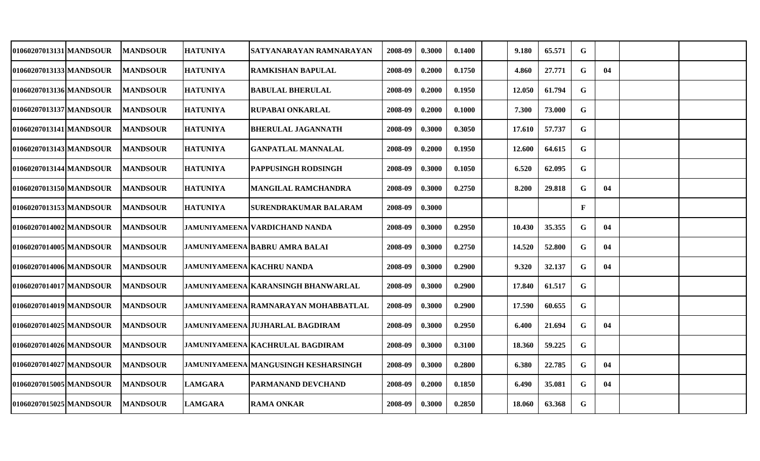| | | | | | | | | | | | | | | | |
|---|---|---|---|---|---|---|---|---|---|---|---|---|---|---|---|
| 01060207013131 | MANDSOUR | MANDSOUR | HATUNIYA | SATYANARAYAN RAMNARAYAN | 2008-09 | 0.3000 | 0.1400 | | 9.180 | 65.571 | G | | | |
| 01060207013133 | MANDSOUR | MANDSOUR | HATUNIYA | RAMKISHAN BAPULAL | 2008-09 | 0.2000 | 0.1750 | | 4.860 | 27.771 | G | 04 | | |
| 01060207013136 | MANDSOUR | MANDSOUR | HATUNIYA | BABULAL BHERULAL | 2008-09 | 0.2000 | 0.1950 | | 12.050 | 61.794 | G | | | |
| 01060207013137 | MANDSOUR | MANDSOUR | HATUNIYA | RUPABAI ONKARLAL | 2008-09 | 0.2000 | 0.1000 | | 7.300 | 73.000 | G | | | |
| 01060207013141 | MANDSOUR | MANDSOUR | HATUNIYA | BHERULAL JAGANNATH | 2008-09 | 0.3000 | 0.3050 | | 17.610 | 57.737 | G | | | |
| 01060207013143 | MANDSOUR | MANDSOUR | HATUNIYA | GANPATLAL MANNALAL | 2008-09 | 0.2000 | 0.1950 | | 12.600 | 64.615 | G | | | |
| 01060207013144 | MANDSOUR | MANDSOUR | HATUNIYA | PAPPUSINGH RODSINGH | 2008-09 | 0.3000 | 0.1050 | | 6.520 | 62.095 | G | | | |
| 01060207013150 | MANDSOUR | MANDSOUR | HATUNIYA | MANGILAL RAMCHANDRA | 2008-09 | 0.3000 | 0.2750 | | 8.200 | 29.818 | G | 04 | | |
| 01060207013153 | MANDSOUR | MANDSOUR | HATUNIYA | SURENDRAKUMAR BALARAM | 2008-09 | 0.3000 | | | | | F | | | |
| 01060207014002 | MANDSOUR | MANDSOUR | JAMUNIYAMEENA | VARDICHAND NANDA | 2008-09 | 0.3000 | 0.2950 | | 10.430 | 35.355 | G | 04 | | |
| 01060207014005 | MANDSOUR | MANDSOUR | JAMUNIYAMEENA | BABRU AMRA BALAI | 2008-09 | 0.3000 | 0.2750 | | 14.520 | 52.800 | G | 04 | | |
| 01060207014006 | MANDSOUR | MANDSOUR | JAMUNIYAMEENA | KACHRU NANDA | 2008-09 | 0.3000 | 0.2900 | | 9.320 | 32.137 | G | 04 | | |
| 01060207014017 | MANDSOUR | MANDSOUR | JAMUNIYAMEENA | KARANSINGH BHANWARLAL | 2008-09 | 0.3000 | 0.2900 | | 17.840 | 61.517 | G | | | |
| 01060207014019 | MANDSOUR | MANDSOUR | JAMUNIYAMEENA | RAMNARAYAN MOHABBATLAL | 2008-09 | 0.3000 | 0.2900 | | 17.590 | 60.655 | G | | | |
| 01060207014025 | MANDSOUR | MANDSOUR | JAMUNIYAMEENA | JUJHARLAL BAGDIRAM | 2008-09 | 0.3000 | 0.2950 | | 6.400 | 21.694 | G | 04 | | |
| 01060207014026 | MANDSOUR | MANDSOUR | JAMUNIYAMEENA | KACHRULAL BAGDIRAM | 2008-09 | 0.3000 | 0.3100 | | 18.360 | 59.225 | G | | | |
| 01060207014027 | MANDSOUR | MANDSOUR | JAMUNIYAMEENA | MANGUSINGH KESHARSINGH | 2008-09 | 0.3000 | 0.2800 | | 6.380 | 22.785 | G | 04 | | |
| 01060207015005 | MANDSOUR | MANDSOUR | LAMGARA | PARMANAND DEVCHAND | 2008-09 | 0.2000 | 0.1850 | | 6.490 | 35.081 | G | 04 | | |
| 01060207015025 | MANDSOUR | MANDSOUR | LAMGARA | RAMA ONKAR | 2008-09 | 0.3000 | 0.2850 | | 18.060 | 63.368 | G | | | |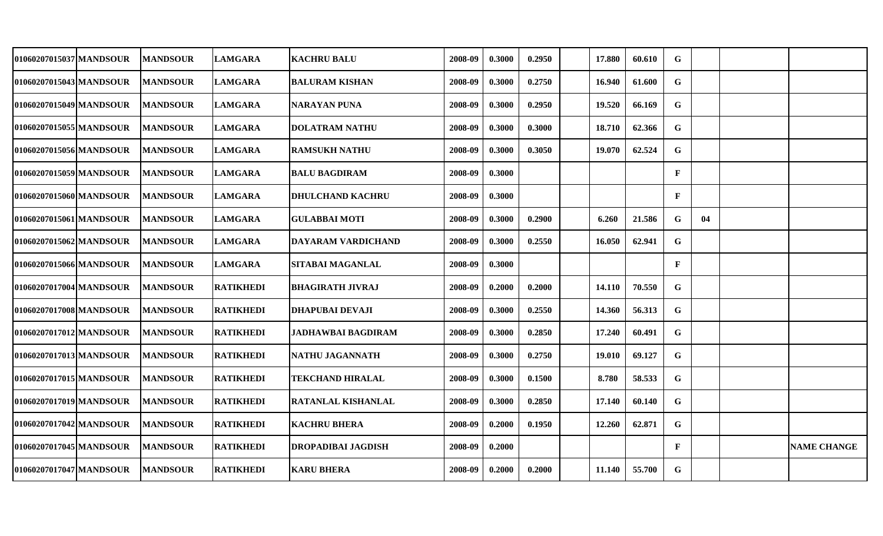| | | | | | | | | | | | | | | |
|---|---|---|---|---|---|---|---|---|---|---|---|---|---|---|
| 01060207015037 | MANDSOUR | MANDSOUR | LAMGARA | KACHRU BALU | 2008-09 | 0.3000 | 0.2950 | | 17.880 | 60.610 | G | | | |
| 01060207015043 | MANDSOUR | MANDSOUR | LAMGARA | BALURAM KISHAN | 2008-09 | 0.3000 | 0.2750 | | 16.940 | 61.600 | G | | | |
| 01060207015049 | MANDSOUR | MANDSOUR | LAMGARA | NARAYAN PUNA | 2008-09 | 0.3000 | 0.2950 | | 19.520 | 66.169 | G | | | |
| 01060207015055 | MANDSOUR | MANDSOUR | LAMGARA | DOLATRAM NATHU | 2008-09 | 0.3000 | 0.3000 | | 18.710 | 62.366 | G | | | |
| 01060207015056 | MANDSOUR | MANDSOUR | LAMGARA | RAMSUKH NATHU | 2008-09 | 0.3000 | 0.3050 | | 19.070 | 62.524 | G | | | |
| 01060207015059 | MANDSOUR | MANDSOUR | LAMGARA | BALU BAGDIRAM | 2008-09 | 0.3000 | | | | | F | | | |
| 01060207015060 | MANDSOUR | MANDSOUR | LAMGARA | DHULCHAND KACHRU | 2008-09 | 0.3000 | | | | | F | | | |
| 01060207015061 | MANDSOUR | MANDSOUR | LAMGARA | GULABBAI MOTI | 2008-09 | 0.3000 | 0.2900 | | 6.260 | 21.586 | G | 04 | | |
| 01060207015062 | MANDSOUR | MANDSOUR | LAMGARA | DAYARAM VARDICHAND | 2008-09 | 0.3000 | 0.2550 | | 16.050 | 62.941 | G | | | |
| 01060207015066 | MANDSOUR | MANDSOUR | LAMGARA | SITABAI MAGANLAL | 2008-09 | 0.3000 | | | | | F | | | |
| 01060207017004 | MANDSOUR | MANDSOUR | RATIKHEDI | BHAGIRATH JIVRAJ | 2008-09 | 0.2000 | 0.2000 | | 14.110 | 70.550 | G | | | |
| 01060207017008 | MANDSOUR | MANDSOUR | RATIKHEDI | DHAPUBAI DEVAJI | 2008-09 | 0.3000 | 0.2550 | | 14.360 | 56.313 | G | | | |
| 01060207017012 | MANDSOUR | MANDSOUR | RATIKHEDI | JADHAWBAI BAGDIRAM | 2008-09 | 0.3000 | 0.2850 | | 17.240 | 60.491 | G | | | |
| 01060207017013 | MANDSOUR | MANDSOUR | RATIKHEDI | NATHU JAGANNATH | 2008-09 | 0.3000 | 0.2750 | | 19.010 | 69.127 | G | | | |
| 01060207017015 | MANDSOUR | MANDSOUR | RATIKHEDI | TEKCHAND HIRALAL | 2008-09 | 0.3000 | 0.1500 | | 8.780 | 58.533 | G | | | |
| 01060207017019 | MANDSOUR | MANDSOUR | RATIKHEDI | RATANLAL KISHANLAL | 2008-09 | 0.3000 | 0.2850 | | 17.140 | 60.140 | G | | | |
| 01060207017042 | MANDSOUR | MANDSOUR | RATIKHEDI | KACHRU BHERA | 2008-09 | 0.2000 | 0.1950 | | 12.260 | 62.871 | G | | | |
| 01060207017045 | MANDSOUR | MANDSOUR | RATIKHEDI | DROPADIBAI JAGDISH | 2008-09 | 0.2000 | | | | | F | | | NAME CHANGE |
| 01060207017047 | MANDSOUR | MANDSOUR | RATIKHEDI | KARU BHERA | 2008-09 | 0.2000 | 0.2000 | | 11.140 | 55.700 | G | | | |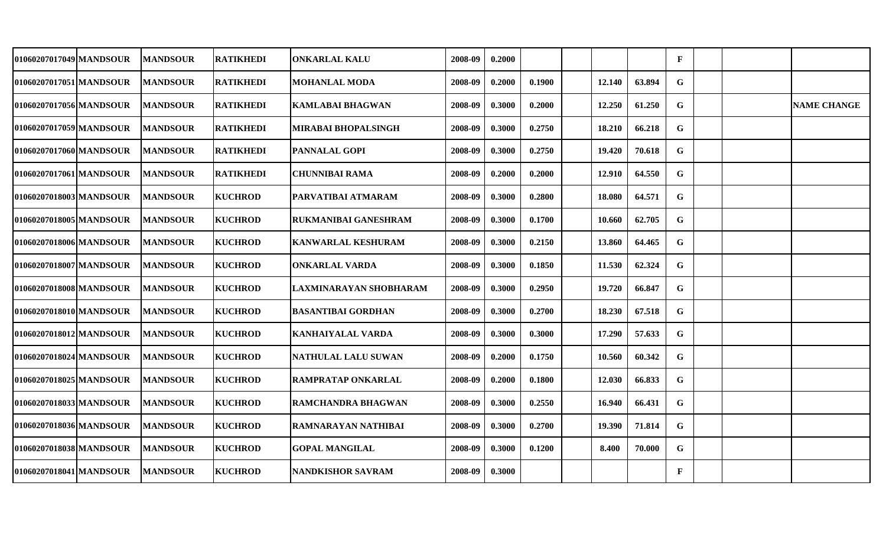| | | | | | | | | | | | | | | | |
|---|---|---|---|---|---|---|---|---|---|---|---|---|---|---|---|
| 01060207017049 | MANDSOUR | MANDSOUR | RATIKHEDI | ONKARLAL KALU | 2008-09 | 0.2000 | | | | | F | | | |
| 01060207017051 | MANDSOUR | MANDSOUR | RATIKHEDI | MOHANLAL MODA | 2008-09 | 0.2000 | 0.1900 | | 12.140 | 63.894 | G | | | |
| 01060207017056 | MANDSOUR | MANDSOUR | RATIKHEDI | KAMLABAI BHAGWAN | 2008-09 | 0.3000 | 0.2000 | | 12.250 | 61.250 | G | | | NAME CHANGE |
| 01060207017059 | MANDSOUR | MANDSOUR | RATIKHEDI | MIRABAI BHOPALSINGH | 2008-09 | 0.3000 | 0.2750 | | 18.210 | 66.218 | G | | | |
| 01060207017060 | MANDSOUR | MANDSOUR | RATIKHEDI | PANNALAL GOPI | 2008-09 | 0.3000 | 0.2750 | | 19.420 | 70.618 | G | | | |
| 01060207017061 | MANDSOUR | MANDSOUR | RATIKHEDI | CHUNNIBAI RAMA | 2008-09 | 0.2000 | 0.2000 | | 12.910 | 64.550 | G | | | |
| 01060207018003 | MANDSOUR | MANDSOUR | KUCHROD | PARVATIBAI ATMARAM | 2008-09 | 0.3000 | 0.2800 | | 18.080 | 64.571 | G | | | |
| 01060207018005 | MANDSOUR | MANDSOUR | KUCHROD | RUKMANIBAI GANESHRAM | 2008-09 | 0.3000 | 0.1700 | | 10.660 | 62.705 | G | | | |
| 01060207018006 | MANDSOUR | MANDSOUR | KUCHROD | KANWARLAL KESHURAM | 2008-09 | 0.3000 | 0.2150 | | 13.860 | 64.465 | G | | | |
| 01060207018007 | MANDSOUR | MANDSOUR | KUCHROD | ONKARLAL VARDA | 2008-09 | 0.3000 | 0.1850 | | 11.530 | 62.324 | G | | | |
| 01060207018008 | MANDSOUR | MANDSOUR | KUCHROD | LAXMINARAYAN SHOBHARAM | 2008-09 | 0.3000 | 0.2950 | | 19.720 | 66.847 | G | | | |
| 01060207018010 | MANDSOUR | MANDSOUR | KUCHROD | BASANTIBAI GORDHAN | 2008-09 | 0.3000 | 0.2700 | | 18.230 | 67.518 | G | | | |
| 01060207018012 | MANDSOUR | MANDSOUR | KUCHROD | KANHAIYALAL VARDA | 2008-09 | 0.3000 | 0.3000 | | 17.290 | 57.633 | G | | | |
| 01060207018024 | MANDSOUR | MANDSOUR | KUCHROD | NATHULAL LALU SUWAN | 2008-09 | 0.2000 | 0.1750 | | 10.560 | 60.342 | G | | | |
| 01060207018025 | MANDSOUR | MANDSOUR | KUCHROD | RAMPRATAP ONKARLAL | 2008-09 | 0.2000 | 0.1800 | | 12.030 | 66.833 | G | | | |
| 01060207018033 | MANDSOUR | MANDSOUR | KUCHROD | RAMCHANDRA BHAGWAN | 2008-09 | 0.3000 | 0.2550 | | 16.940 | 66.431 | G | | | |
| 01060207018036 | MANDSOUR | MANDSOUR | KUCHROD | RAMNARAYAN NATHIBAI | 2008-09 | 0.3000 | 0.2700 | | 19.390 | 71.814 | G | | | |
| 01060207018038 | MANDSOUR | MANDSOUR | KUCHROD | GOPAL MANGILAL | 2008-09 | 0.3000 | 0.1200 | | 8.400 | 70.000 | G | | | |
| 01060207018041 | MANDSOUR | MANDSOUR | KUCHROD | NANDKISHOR SAVRAM | 2008-09 | 0.3000 | | | | | F | | | |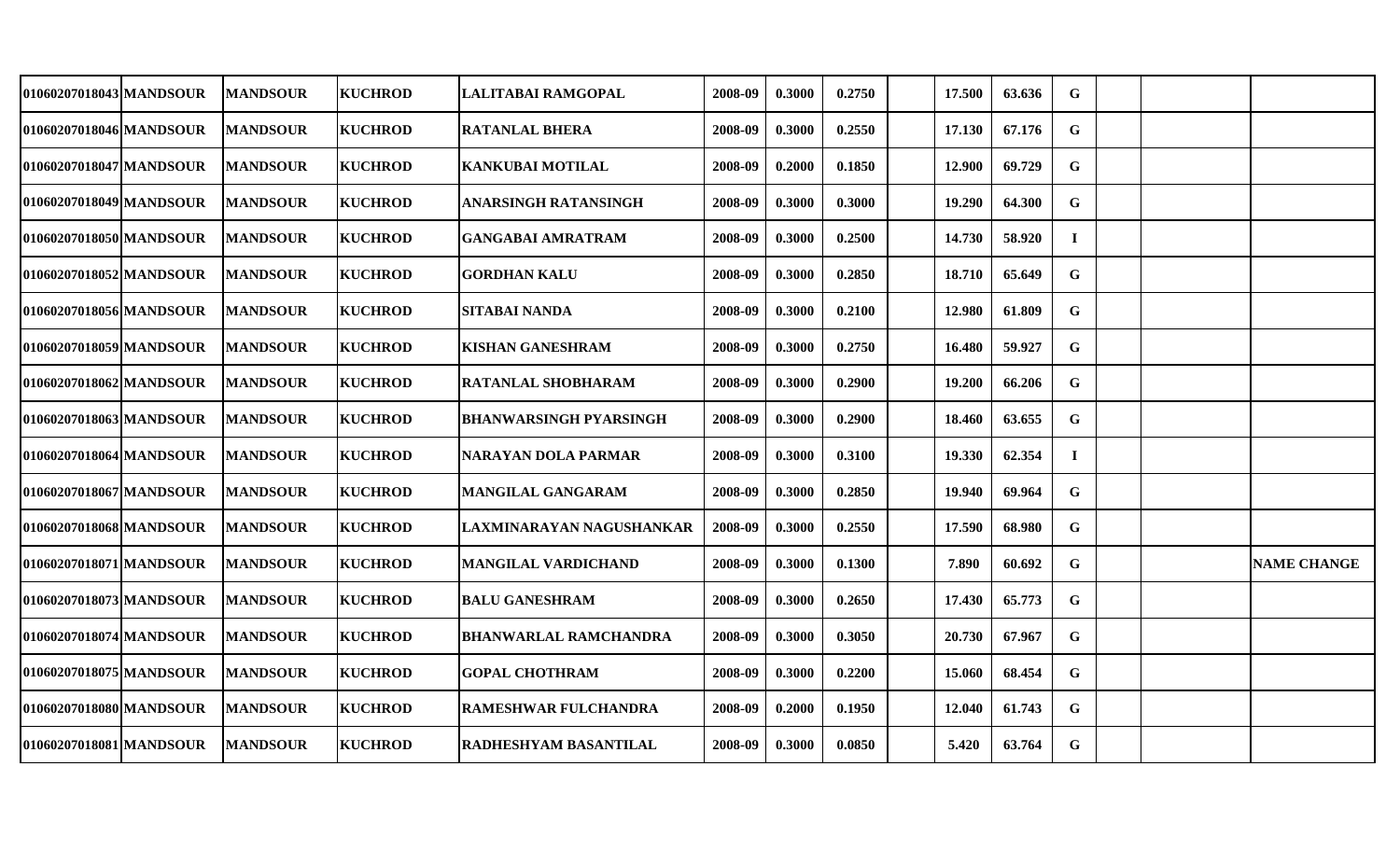| | | | | | | | | | | | | | | | |
|---|---|---|---|---|---|---|---|---|---|---|---|---|---|---|---|
| 01060207018043 | MANDSOUR | MANDSOUR | KUCHROD | LALITABAI RAMGOPAL | 2008-09 | 0.3000 | 0.2750 | | 17.500 | 63.636 | G | | | |
| 01060207018046 | MANDSOUR | MANDSOUR | KUCHROD | RATANLAL BHERA | 2008-09 | 0.3000 | 0.2550 | | 17.130 | 67.176 | G | | | |
| 01060207018047 | MANDSOUR | MANDSOUR | KUCHROD | KANKUBAI MOTILAL | 2008-09 | 0.2000 | 0.1850 | | 12.900 | 69.729 | G | | | |
| 01060207018049 | MANDSOUR | MANDSOUR | KUCHROD | ANARSINGH RATANSINGH | 2008-09 | 0.3000 | 0.3000 | | 19.290 | 64.300 | G | | | |
| 01060207018050 | MANDSOUR | MANDSOUR | KUCHROD | GANGABAI AMRATRAM | 2008-09 | 0.3000 | 0.2500 | | 14.730 | 58.920 | I | | | |
| 01060207018052 | MANDSOUR | MANDSOUR | KUCHROD | GORDHAN KALU | 2008-09 | 0.3000 | 0.2850 | | 18.710 | 65.649 | G | | | |
| 01060207018056 | MANDSOUR | MANDSOUR | KUCHROD | SITABAI NANDA | 2008-09 | 0.3000 | 0.2100 | | 12.980 | 61.809 | G | | | |
| 01060207018059 | MANDSOUR | MANDSOUR | KUCHROD | KISHAN GANESHRAM | 2008-09 | 0.3000 | 0.2750 | | 16.480 | 59.927 | G | | | |
| 01060207018062 | MANDSOUR | MANDSOUR | KUCHROD | RATANLAL SHOBHARAM | 2008-09 | 0.3000 | 0.2900 | | 19.200 | 66.206 | G | | | |
| 01060207018063 | MANDSOUR | MANDSOUR | KUCHROD | BHANWARSINGH PYARSINGH | 2008-09 | 0.3000 | 0.2900 | | 18.460 | 63.655 | G | | | |
| 01060207018064 | MANDSOUR | MANDSOUR | KUCHROD | NARAYAN DOLA PARMAR | 2008-09 | 0.3000 | 0.3100 | | 19.330 | 62.354 | I | | | |
| 01060207018067 | MANDSOUR | MANDSOUR | KUCHROD | MANGILAL GANGARAM | 2008-09 | 0.3000 | 0.2850 | | 19.940 | 69.964 | G | | | |
| 01060207018068 | MANDSOUR | MANDSOUR | KUCHROD | LAXMINARAYAN NAGUSHANKAR | 2008-09 | 0.3000 | 0.2550 | | 17.590 | 68.980 | G | | | |
| 01060207018071 | MANDSOUR | MANDSOUR | KUCHROD | MANGILAL VARDICHAND | 2008-09 | 0.3000 | 0.1300 | | 7.890 | 60.692 | G | | | NAME CHANGE |
| 01060207018073 | MANDSOUR | MANDSOUR | KUCHROD | BALU GANESHRAM | 2008-09 | 0.3000 | 0.2650 | | 17.430 | 65.773 | G | | | |
| 01060207018074 | MANDSOUR | MANDSOUR | KUCHROD | BHANWARLAL RAMCHANDRA | 2008-09 | 0.3000 | 0.3050 | | 20.730 | 67.967 | G | | | |
| 01060207018075 | MANDSOUR | MANDSOUR | KUCHROD | GOPAL CHOTHRAM | 2008-09 | 0.3000 | 0.2200 | | 15.060 | 68.454 | G | | | |
| 01060207018080 | MANDSOUR | MANDSOUR | KUCHROD | RAMESHWAR FULCHANDRA | 2008-09 | 0.2000 | 0.1950 | | 12.040 | 61.743 | G | | | |
| 01060207018081 | MANDSOUR | MANDSOUR | KUCHROD | RADHESHYAM BASANTILAL | 2008-09 | 0.3000 | 0.0850 | | 5.420 | 63.764 | G | | | |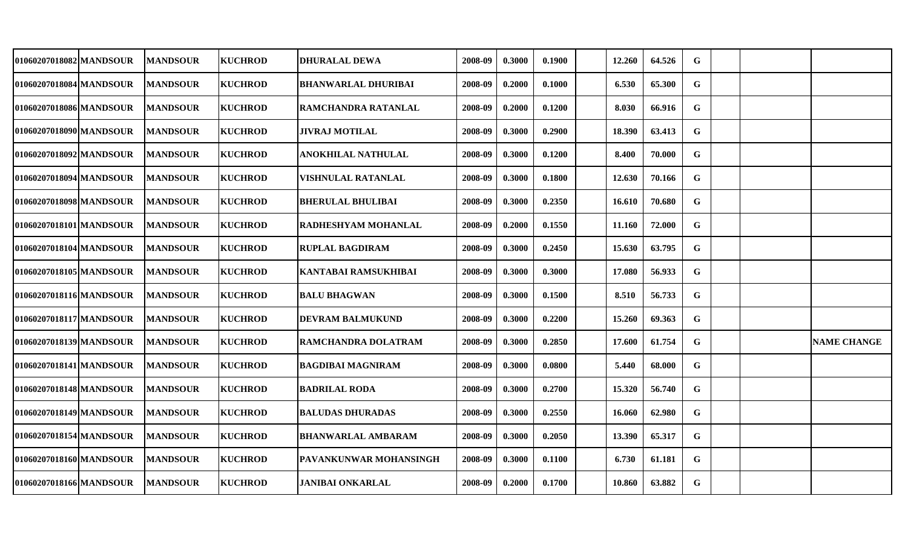| | | | | | | | | | | | | | | |
|---|---|---|---|---|---|---|---|---|---|---|---|---|---|---|
| 01060207018082 | MANDSOUR | MANDSOUR | KUCHROD | DHURALAL DEWA | 2008-09 | 0.3000 | 0.1900 | | 12.260 | 64.526 | G | | | |
| 01060207018084 | MANDSOUR | MANDSOUR | KUCHROD | BHANWARLAL DHURIBAI | 2008-09 | 0.2000 | 0.1000 | | 6.530 | 65.300 | G | | | |
| 01060207018086 | MANDSOUR | MANDSOUR | KUCHROD | RAMCHANDRA RATANLAL | 2008-09 | 0.2000 | 0.1200 | | 8.030 | 66.916 | G | | | |
| 01060207018090 | MANDSOUR | MANDSOUR | KUCHROD | JIVRAJ MOTILAL | 2008-09 | 0.3000 | 0.2900 | | 18.390 | 63.413 | G | | | |
| 01060207018092 | MANDSOUR | MANDSOUR | KUCHROD | ANOKHILAL NATHULAL | 2008-09 | 0.3000 | 0.1200 | | 8.400 | 70.000 | G | | | |
| 01060207018094 | MANDSOUR | MANDSOUR | KUCHROD | VISHNULAL RATANLAL | 2008-09 | 0.3000 | 0.1800 | | 12.630 | 70.166 | G | | | |
| 01060207018098 | MANDSOUR | MANDSOUR | KUCHROD | BHERULAL BHULIBAI | 2008-09 | 0.3000 | 0.2350 | | 16.610 | 70.680 | G | | | |
| 01060207018101 | MANDSOUR | MANDSOUR | KUCHROD | RADHESHYAM MOHANLAL | 2008-09 | 0.2000 | 0.1550 | | 11.160 | 72.000 | G | | | |
| 01060207018104 | MANDSOUR | MANDSOUR | KUCHROD | RUPLAL BAGDIRAM | 2008-09 | 0.3000 | 0.2450 | | 15.630 | 63.795 | G | | | |
| 01060207018105 | MANDSOUR | MANDSOUR | KUCHROD | KANTABAI RAMSUKHIBAI | 2008-09 | 0.3000 | 0.3000 | | 17.080 | 56.933 | G | | | |
| 01060207018116 | MANDSOUR | MANDSOUR | KUCHROD | BALU BHAGWAN | 2008-09 | 0.3000 | 0.1500 | | 8.510 | 56.733 | G | | | |
| 01060207018117 | MANDSOUR | MANDSOUR | KUCHROD | DEVRAM BALMUKUND | 2008-09 | 0.3000 | 0.2200 | | 15.260 | 69.363 | G | | | |
| 01060207018139 | MANDSOUR | MANDSOUR | KUCHROD | RAMCHANDRA DOLATRAM | 2008-09 | 0.3000 | 0.2850 | | 17.600 | 61.754 | G | | | NAME CHANGE |
| 01060207018141 | MANDSOUR | MANDSOUR | KUCHROD | BAGDIBAI MAGNIRAM | 2008-09 | 0.3000 | 0.0800 | | 5.440 | 68.000 | G | | | |
| 01060207018148 | MANDSOUR | MANDSOUR | KUCHROD | BADRILAL RODA | 2008-09 | 0.3000 | 0.2700 | | 15.320 | 56.740 | G | | | |
| 01060207018149 | MANDSOUR | MANDSOUR | KUCHROD | BALUDAS DHURADAS | 2008-09 | 0.3000 | 0.2550 | | 16.060 | 62.980 | G | | | |
| 01060207018154 | MANDSOUR | MANDSOUR | KUCHROD | BHANWARLAL AMBARAM | 2008-09 | 0.3000 | 0.2050 | | 13.390 | 65.317 | G | | | |
| 01060207018160 | MANDSOUR | MANDSOUR | KUCHROD | PAVANKUNWAR MOHANSINGH | 2008-09 | 0.3000 | 0.1100 | | 6.730 | 61.181 | G | | | |
| 01060207018166 | MANDSOUR | MANDSOUR | KUCHROD | JANIBAI ONKARLAL | 2008-09 | 0.2000 | 0.1700 | | 10.860 | 63.882 | G | | | |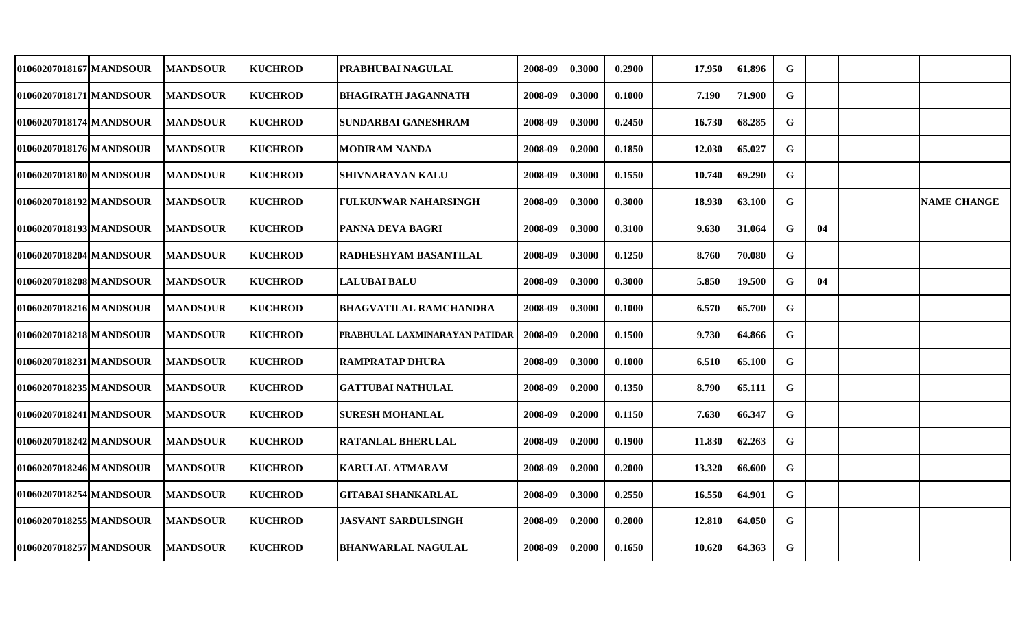| | | | | | | | | | | | | | | |
|---|---|---|---|---|---|---|---|---|---|---|---|---|---|---|
| 01060207018167 | MANDSOUR | MANDSOUR | KUCHROD | PRABHUBAI NAGULAL | 2008-09 | 0.3000 | 0.2900 | | 17.950 | 61.896 | G | | | |
| 01060207018171 | MANDSOUR | MANDSOUR | KUCHROD | BHAGIRATH JAGANNATH | 2008-09 | 0.3000 | 0.1000 | | 7.190 | 71.900 | G | | | |
| 01060207018174 | MANDSOUR | MANDSOUR | KUCHROD | SUNDARBAI GANESHRAM | 2008-09 | 0.3000 | 0.2450 | | 16.730 | 68.285 | G | | | |
| 01060207018176 | MANDSOUR | MANDSOUR | KUCHROD | MODIRAM NANDA | 2008-09 | 0.2000 | 0.1850 | | 12.030 | 65.027 | G | | | |
| 01060207018180 | MANDSOUR | MANDSOUR | KUCHROD | SHIVNARAYAN KALU | 2008-09 | 0.3000 | 0.1550 | | 10.740 | 69.290 | G | | | |
| 01060207018192 | MANDSOUR | MANDSOUR | KUCHROD | FULKUNWAR NAHARSINGH | 2008-09 | 0.3000 | 0.3000 | | 18.930 | 63.100 | G | | | NAME CHANGE |
| 01060207018193 | MANDSOUR | MANDSOUR | KUCHROD | PANNA DEVA BAGRI | 2008-09 | 0.3000 | 0.3100 | | 9.630 | 31.064 | G | 04 | | |
| 01060207018204 | MANDSOUR | MANDSOUR | KUCHROD | RADHESHYAM BASANTILAL | 2008-09 | 0.3000 | 0.1250 | | 8.760 | 70.080 | G | | | |
| 01060207018208 | MANDSOUR | MANDSOUR | KUCHROD | LALUBAI BALU | 2008-09 | 0.3000 | 0.3000 | | 5.850 | 19.500 | G | 04 | | |
| 01060207018216 | MANDSOUR | MANDSOUR | KUCHROD | BHAGVATILAL RAMCHANDRA | 2008-09 | 0.3000 | 0.1000 | | 6.570 | 65.700 | G | | | |
| 01060207018218 | MANDSOUR | MANDSOUR | KUCHROD | PRABHULAL LAXMINARAYAN PATIDAR | 2008-09 | 0.2000 | 0.1500 | | 9.730 | 64.866 | G | | | |
| 01060207018231 | MANDSOUR | MANDSOUR | KUCHROD | RAMPRATAP DHURA | 2008-09 | 0.3000 | 0.1000 | | 6.510 | 65.100 | G | | | |
| 01060207018235 | MANDSOUR | MANDSOUR | KUCHROD | GATTUBAI NATHULAL | 2008-09 | 0.2000 | 0.1350 | | 8.790 | 65.111 | G | | | |
| 01060207018241 | MANDSOUR | MANDSOUR | KUCHROD | SURESH MOHANLAL | 2008-09 | 0.2000 | 0.1150 | | 7.630 | 66.347 | G | | | |
| 01060207018242 | MANDSOUR | MANDSOUR | KUCHROD | RATANLAL BHERULAL | 2008-09 | 0.2000 | 0.1900 | | 11.830 | 62.263 | G | | | |
| 01060207018246 | MANDSOUR | MANDSOUR | KUCHROD | KARULAL ATMARAM | 2008-09 | 0.2000 | 0.2000 | | 13.320 | 66.600 | G | | | |
| 01060207018254 | MANDSOUR | MANDSOUR | KUCHROD | GITABAI SHANKARLAL | 2008-09 | 0.3000 | 0.2550 | | 16.550 | 64.901 | G | | | |
| 01060207018255 | MANDSOUR | MANDSOUR | KUCHROD | JASVANT SARDULSINGH | 2008-09 | 0.2000 | 0.2000 | | 12.810 | 64.050 | G | | | |
| 01060207018257 | MANDSOUR | MANDSOUR | KUCHROD | BHANWARLAL NAGULAL | 2008-09 | 0.2000 | 0.1650 | | 10.620 | 64.363 | G | | | |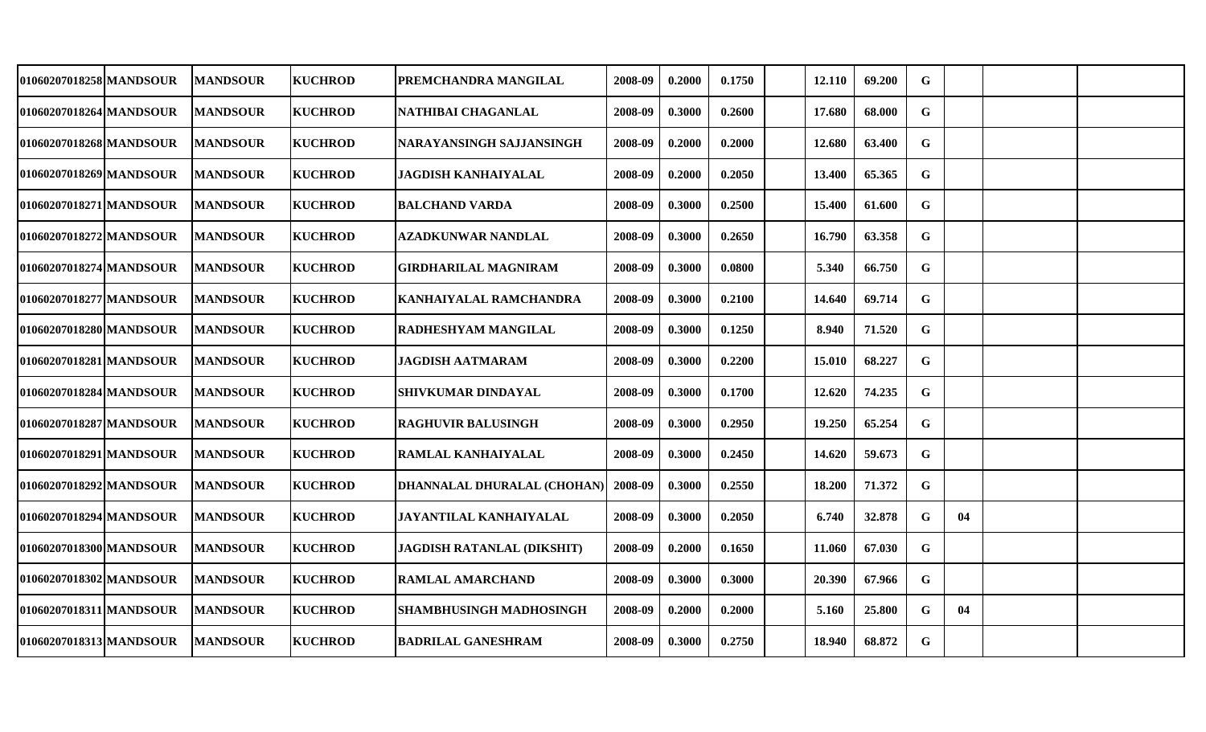| | | | | | | | | | | | | | | | |
|---|---|---|---|---|---|---|---|---|---|---|---|---|---|---|---|
| 01060207018258 | MANDSOUR | MANDSOUR | KUCHROD | PREMCHANDRA MANGILAL | 2008-09 | 0.2000 | 0.1750 | | 12.110 | 69.200 | G | | | |
| 01060207018264 | MANDSOUR | MANDSOUR | KUCHROD | NATHIBAI CHAGANLAL | 2008-09 | 0.3000 | 0.2600 | | 17.680 | 68.000 | G | | | |
| 01060207018268 | MANDSOUR | MANDSOUR | KUCHROD | NARAYANSINGH SAJJANSINGH | 2008-09 | 0.2000 | 0.2000 | | 12.680 | 63.400 | G | | | |
| 01060207018269 | MANDSOUR | MANDSOUR | KUCHROD | JAGDISH KANHAIYALAL | 2008-09 | 0.2000 | 0.2050 | | 13.400 | 65.365 | G | | | |
| 01060207018271 | MANDSOUR | MANDSOUR | KUCHROD | BALCHAND VARDA | 2008-09 | 0.3000 | 0.2500 | | 15.400 | 61.600 | G | | | |
| 01060207018272 | MANDSOUR | MANDSOUR | KUCHROD | AZADKUNWAR NANDLAL | 2008-09 | 0.3000 | 0.2650 | | 16.790 | 63.358 | G | | | |
| 01060207018274 | MANDSOUR | MANDSOUR | KUCHROD | GIRDHARILAL MAGNIRAM | 2008-09 | 0.3000 | 0.0800 | | 5.340 | 66.750 | G | | | |
| 01060207018277 | MANDSOUR | MANDSOUR | KUCHROD | KANHAIYALAL RAMCHANDRA | 2008-09 | 0.3000 | 0.2100 | | 14.640 | 69.714 | G | | | |
| 01060207018280 | MANDSOUR | MANDSOUR | KUCHROD | RADHESHYAM MANGILAL | 2008-09 | 0.3000 | 0.1250 | | 8.940 | 71.520 | G | | | |
| 01060207018281 | MANDSOUR | MANDSOUR | KUCHROD | JAGDISH AATMARAM | 2008-09 | 0.3000 | 0.2200 | | 15.010 | 68.227 | G | | | |
| 01060207018284 | MANDSOUR | MANDSOUR | KUCHROD | SHIVKUMAR DINDAYAL | 2008-09 | 0.3000 | 0.1700 | | 12.620 | 74.235 | G | | | |
| 01060207018287 | MANDSOUR | MANDSOUR | KUCHROD | RAGHUVIR BALUSINGH | 2008-09 | 0.3000 | 0.2950 | | 19.250 | 65.254 | G | | | |
| 01060207018291 | MANDSOUR | MANDSOUR | KUCHROD | RAMLAL KANHAIYALAL | 2008-09 | 0.3000 | 0.2450 | | 14.620 | 59.673 | G | | | |
| 01060207018292 | MANDSOUR | MANDSOUR | KUCHROD | DHANNALAL DHURALAL (CHOHAN) | 2008-09 | 0.3000 | 0.2550 | | 18.200 | 71.372 | G | | | |
| 01060207018294 | MANDSOUR | MANDSOUR | KUCHROD | JAYANTILAL KANHAIYALAL | 2008-09 | 0.3000 | 0.2050 | | 6.740 | 32.878 | G | 04 | | |
| 01060207018300 | MANDSOUR | MANDSOUR | KUCHROD | JAGDISH RATANLAL (DIKSHIT) | 2008-09 | 0.2000 | 0.1650 | | 11.060 | 67.030 | G | | | |
| 01060207018302 | MANDSOUR | MANDSOUR | KUCHROD | RAMLAL AMARCHAND | 2008-09 | 0.3000 | 0.3000 | | 20.390 | 67.966 | G | | | |
| 01060207018311 | MANDSOUR | MANDSOUR | KUCHROD | SHAMBHUSINGH MADHOSINGH | 2008-09 | 0.2000 | 0.2000 | | 5.160 | 25.800 | G | 04 | | |
| 01060207018313 | MANDSOUR | MANDSOUR | KUCHROD | BADRILAL GANESHRAM | 2008-09 | 0.3000 | 0.2750 | | 18.940 | 68.872 | G | | | |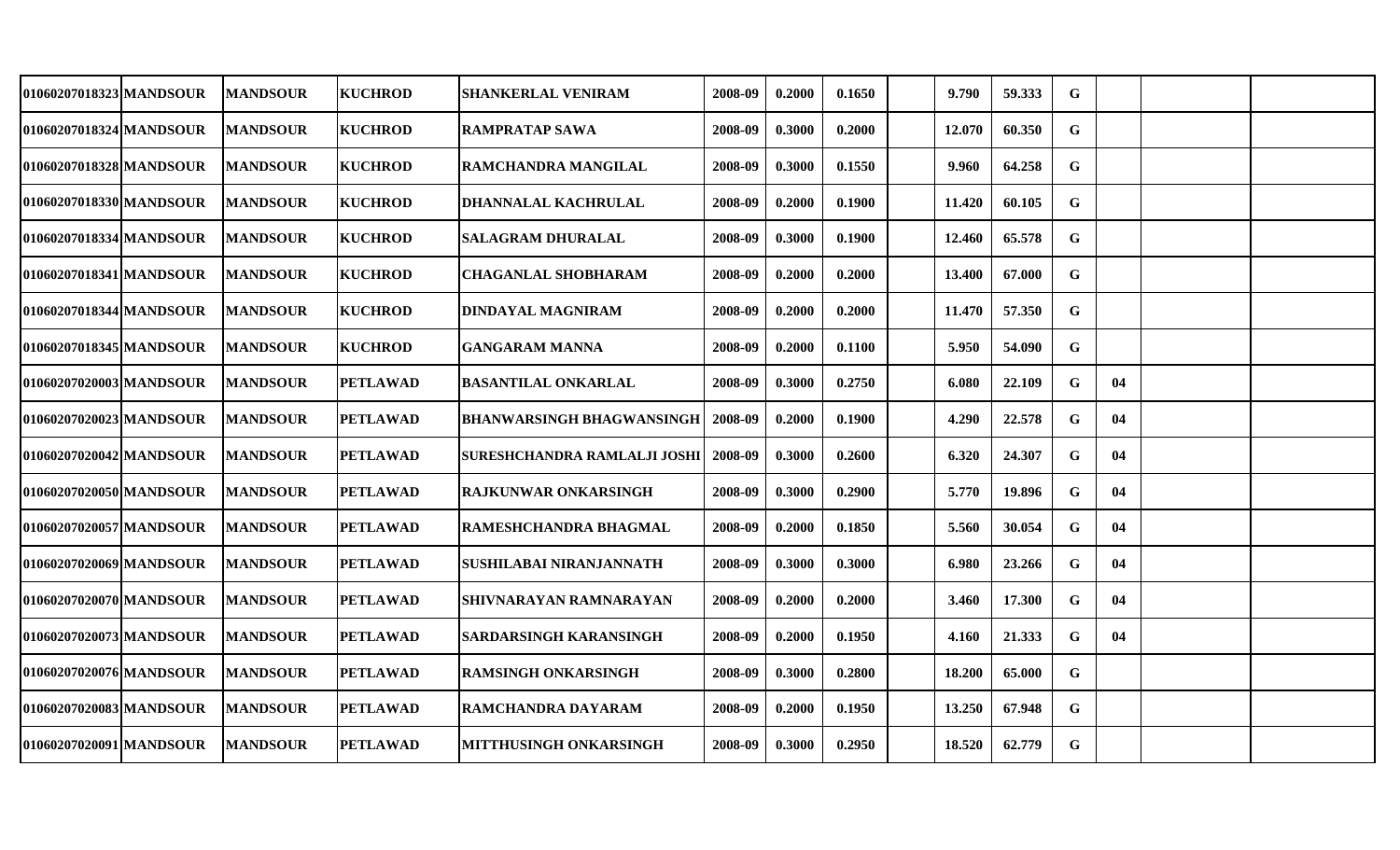| | | | | | | | | | | | | | | | |
|---|---|---|---|---|---|---|---|---|---|---|---|---|---|---|---|
| 01060207018323 | MANDSOUR | MANDSOUR | KUCHROD | SHANKERLAL VENIRAM | 2008-09 | 0.2000 | 0.1650 | | 9.790 | 59.333 | G | | | |
| 01060207018324 | MANDSOUR | MANDSOUR | KUCHROD | RAMPRATAP SAWA | 2008-09 | 0.3000 | 0.2000 | | 12.070 | 60.350 | G | | | |
| 01060207018328 | MANDSOUR | MANDSOUR | KUCHROD | RAMCHANDRA MANGILAL | 2008-09 | 0.3000 | 0.1550 | | 9.960 | 64.258 | G | | | |
| 01060207018330 | MANDSOUR | MANDSOUR | KUCHROD | DHANNALAL KACHRULAL | 2008-09 | 0.2000 | 0.1900 | | 11.420 | 60.105 | G | | | |
| 01060207018334 | MANDSOUR | MANDSOUR | KUCHROD | SALAGRAM DHURALAL | 2008-09 | 0.3000 | 0.1900 | | 12.460 | 65.578 | G | | | |
| 01060207018341 | MANDSOUR | MANDSOUR | KUCHROD | CHAGANLAL SHOBHARAM | 2008-09 | 0.2000 | 0.2000 | | 13.400 | 67.000 | G | | | |
| 01060207018344 | MANDSOUR | MANDSOUR | KUCHROD | DINDAYAL MAGNIRAM | 2008-09 | 0.2000 | 0.2000 | | 11.470 | 57.350 | G | | | |
| 01060207018345 | MANDSOUR | MANDSOUR | KUCHROD | GANGARAM MANNA | 2008-09 | 0.2000 | 0.1100 | | 5.950 | 54.090 | G | | | |
| 01060207020003 | MANDSOUR | MANDSOUR | PETLAWAD | BASANTILAL ONKARLAL | 2008-09 | 0.3000 | 0.2750 | | 6.080 | 22.109 | G | 04 | | |
| 01060207020023 | MANDSOUR | MANDSOUR | PETLAWAD | BHANWARSINGH BHAGWANSINGH | 2008-09 | 0.2000 | 0.1900 | | 4.290 | 22.578 | G | 04 | | |
| 01060207020042 | MANDSOUR | MANDSOUR | PETLAWAD | SURESHCHANDRA RAMLALJI JOSHI | 2008-09 | 0.3000 | 0.2600 | | 6.320 | 24.307 | G | 04 | | |
| 01060207020050 | MANDSOUR | MANDSOUR | PETLAWAD | RAJKUNWAR ONKARSINGH | 2008-09 | 0.3000 | 0.2900 | | 5.770 | 19.896 | G | 04 | | |
| 01060207020057 | MANDSOUR | MANDSOUR | PETLAWAD | RAMESHCHANDRA BHAGMAL | 2008-09 | 0.2000 | 0.1850 | | 5.560 | 30.054 | G | 04 | | |
| 01060207020069 | MANDSOUR | MANDSOUR | PETLAWAD | SUSHILABAI NIRANJANNATH | 2008-09 | 0.3000 | 0.3000 | | 6.980 | 23.266 | G | 04 | | |
| 01060207020070 | MANDSOUR | MANDSOUR | PETLAWAD | SHIVNARAYAN RAMNARAYAN | 2008-09 | 0.2000 | 0.2000 | | 3.460 | 17.300 | G | 04 | | |
| 01060207020073 | MANDSOUR | MANDSOUR | PETLAWAD | SARDARSINGH KARANSINGH | 2008-09 | 0.2000 | 0.1950 | | 4.160 | 21.333 | G | 04 | | |
| 01060207020076 | MANDSOUR | MANDSOUR | PETLAWAD | RAMSINGH ONKARSINGH | 2008-09 | 0.3000 | 0.2800 | | 18.200 | 65.000 | G | | | |
| 01060207020083 | MANDSOUR | MANDSOUR | PETLAWAD | RAMCHANDRA DAYARAM | 2008-09 | 0.2000 | 0.1950 | | 13.250 | 67.948 | G | | | |
| 01060207020091 | MANDSOUR | MANDSOUR | PETLAWAD | MITTHUSINGH ONKARSINGH | 2008-09 | 0.3000 | 0.2950 | | 18.520 | 62.779 | G | | | |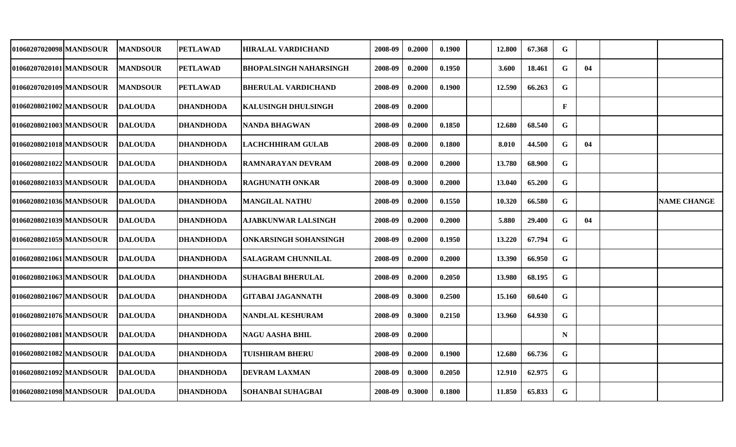| | | | | | | | | | | | | | | | |
|---|---|---|---|---|---|---|---|---|---|---|---|---|---|---|---|
| 01060207020098 | MANDSOUR | MANDSOUR | PETLAWAD | HIRALAL VARDICHAND | 2008-09 | 0.2000 | 0.1900 | | 12.800 | 67.368 | G | | | |
| 01060207020101 | MANDSOUR | MANDSOUR | PETLAWAD | BHOPALSINGH NAHARSINGH | 2008-09 | 0.2000 | 0.1950 | | 3.600 | 18.461 | G | 04 | | |
| 01060207020109 | MANDSOUR | MANDSOUR | PETLAWAD | BHERULAL VARDICHAND | 2008-09 | 0.2000 | 0.1900 | | 12.590 | 66.263 | G | | | |
| 01060208021002 | MANDSOUR | DALOUDA | DHANDHODA | KALUSINGH DHULSINGH | 2008-09 | 0.2000 | | | | | F | | | |
| 01060208021003 | MANDSOUR | DALOUDA | DHANDHODA | NANDA BHAGWAN | 2008-09 | 0.2000 | 0.1850 | | 12.680 | 68.540 | G | | | |
| 01060208021018 | MANDSOUR | DALOUDA | DHANDHODA | LACHCHHIRAM GULAB | 2008-09 | 0.2000 | 0.1800 | | 8.010 | 44.500 | G | 04 | | |
| 01060208021022 | MANDSOUR | DALOUDA | DHANDHODA | RAMNARAYAN DEVRAM | 2008-09 | 0.2000 | 0.2000 | | 13.780 | 68.900 | G | | | |
| 01060208021033 | MANDSOUR | DALOUDA | DHANDHODA | RAGHUNATH ONKAR | 2008-09 | 0.3000 | 0.2000 | | 13.040 | 65.200 | G | | | |
| 01060208021036 | MANDSOUR | DALOUDA | DHANDHODA | MANGILAL NATHU | 2008-09 | 0.2000 | 0.1550 | | 10.320 | 66.580 | G | | | NAME CHANGE |
| 01060208021039 | MANDSOUR | DALOUDA | DHANDHODA | AJABKUNWAR LALSINGH | 2008-09 | 0.2000 | 0.2000 | | 5.880 | 29.400 | G | 04 | | |
| 01060208021059 | MANDSOUR | DALOUDA | DHANDHODA | ONKARSINGH SOHANSINGH | 2008-09 | 0.2000 | 0.1950 | | 13.220 | 67.794 | G | | | |
| 01060208021061 | MANDSOUR | DALOUDA | DHANDHODA | SALAGRAM CHUNNILAL | 2008-09 | 0.2000 | 0.2000 | | 13.390 | 66.950 | G | | | |
| 01060208021063 | MANDSOUR | DALOUDA | DHANDHODA | SUHAGBAI BHERULAL | 2008-09 | 0.2000 | 0.2050 | | 13.980 | 68.195 | G | | | |
| 01060208021067 | MANDSOUR | DALOUDA | DHANDHODA | GITABAI JAGANNATH | 2008-09 | 0.3000 | 0.2500 | | 15.160 | 60.640 | G | | | |
| 01060208021076 | MANDSOUR | DALOUDA | DHANDHODA | NANDLAL KESHURAM | 2008-09 | 0.3000 | 0.2150 | | 13.960 | 64.930 | G | | | |
| 01060208021081 | MANDSOUR | DALOUDA | DHANDHODA | NAGU AASHA BHIL | 2008-09 | 0.2000 | | | | | N | | | |
| 01060208021082 | MANDSOUR | DALOUDA | DHANDHODA | TUISHIRAM BHERU | 2008-09 | 0.2000 | 0.1900 | | 12.680 | 66.736 | G | | | |
| 01060208021092 | MANDSOUR | DALOUDA | DHANDHODA | DEVRAM LAXMAN | 2008-09 | 0.3000 | 0.2050 | | 12.910 | 62.975 | G | | | |
| 01060208021098 | MANDSOUR | DALOUDA | DHANDHODA | SOHANBAI SUHAGBAI | 2008-09 | 0.3000 | 0.1800 | | 11.850 | 65.833 | G | | | |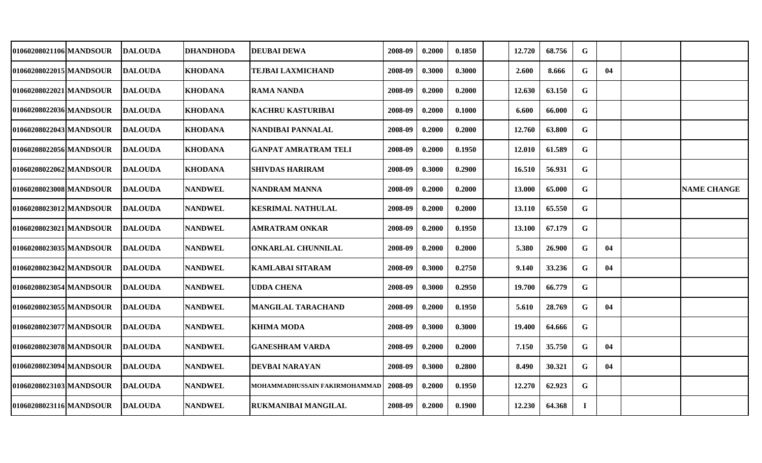| | | | | | | | | | | | | | | |
|---|---|---|---|---|---|---|---|---|---|---|---|---|---|---|
| 01060208021106 | MANDSOUR | DALOUDA | DHANDHODA | DEUBAI DEWA | 2008-09 | 0.2000 | 0.1850 | | 12.720 | 68.756 | G | | | |
| 01060208022015 | MANDSOUR | DALOUDA | KHODANA | TEJBAI LAXMICHAND | 2008-09 | 0.3000 | 0.3000 | | 2.600 | 8.666 | G | 04 | | |
| 01060208022021 | MANDSOUR | DALOUDA | KHODANA | RAMA NANDA | 2008-09 | 0.2000 | 0.2000 | | 12.630 | 63.150 | G | | | |
| 01060208022036 | MANDSOUR | DALOUDA | KHODANA | KACHRU KASTURIBAI | 2008-09 | 0.2000 | 0.1000 | | 6.600 | 66.000 | G | | | |
| 01060208022043 | MANDSOUR | DALOUDA | KHODANA | NANDIBAI PANNALAL | 2008-09 | 0.2000 | 0.2000 | | 12.760 | 63.800 | G | | | |
| 01060208022056 | MANDSOUR | DALOUDA | KHODANA | GANPAT AMRATRAM TELI | 2008-09 | 0.2000 | 0.1950 | | 12.010 | 61.589 | G | | | |
| 01060208022062 | MANDSOUR | DALOUDA | KHODANA | SHIVDAS HARIRAM | 2008-09 | 0.3000 | 0.2900 | | 16.510 | 56.931 | G | | | |
| 01060208023008 | MANDSOUR | DALOUDA | NANDWEL | NANDRAM MANNA | 2008-09 | 0.2000 | 0.2000 | | 13.000 | 65.000 | G | | | NAME CHANGE |
| 01060208023012 | MANDSOUR | DALOUDA | NANDWEL | KESRIMAL NATHULAL | 2008-09 | 0.2000 | 0.2000 | | 13.110 | 65.550 | G | | | |
| 01060208023021 | MANDSOUR | DALOUDA | NANDWEL | AMRATRAM ONKAR | 2008-09 | 0.2000 | 0.1950 | | 13.100 | 67.179 | G | | | |
| 01060208023035 | MANDSOUR | DALOUDA | NANDWEL | ONKARLAL CHUNNILAL | 2008-09 | 0.2000 | 0.2000 | | 5.380 | 26.900 | G | 04 | | |
| 01060208023042 | MANDSOUR | DALOUDA | NANDWEL | KAMLABAI SITARAM | 2008-09 | 0.3000 | 0.2750 | | 9.140 | 33.236 | G | 04 | | |
| 01060208023054 | MANDSOUR | DALOUDA | NANDWEL | UDDA CHENA | 2008-09 | 0.3000 | 0.2950 | | 19.700 | 66.779 | G | | | |
| 01060208023055 | MANDSOUR | DALOUDA | NANDWEL | MANGILAL TARACHAND | 2008-09 | 0.2000 | 0.1950 | | 5.610 | 28.769 | G | 04 | | |
| 01060208023077 | MANDSOUR | DALOUDA | NANDWEL | KHIMA MODA | 2008-09 | 0.3000 | 0.3000 | | 19.400 | 64.666 | G | | | |
| 01060208023078 | MANDSOUR | DALOUDA | NANDWEL | GANESHRAM VARDA | 2008-09 | 0.2000 | 0.2000 | | 7.150 | 35.750 | G | 04 | | |
| 01060208023094 | MANDSOUR | DALOUDA | NANDWEL | DEVBAI NARAYAN | 2008-09 | 0.3000 | 0.2800 | | 8.490 | 30.321 | G | 04 | | |
| 01060208023103 | MANDSOUR | DALOUDA | NANDWEL | MOHAMMADHUSSAIN FAKIRMOHAMMAD | 2008-09 | 0.2000 | 0.1950 | | 12.270 | 62.923 | G | | | |
| 01060208023116 | MANDSOUR | DALOUDA | NANDWEL | RUKMANIBAI MANGILAL | 2008-09 | 0.2000 | 0.1900 | | 12.230 | 64.368 | I | | | |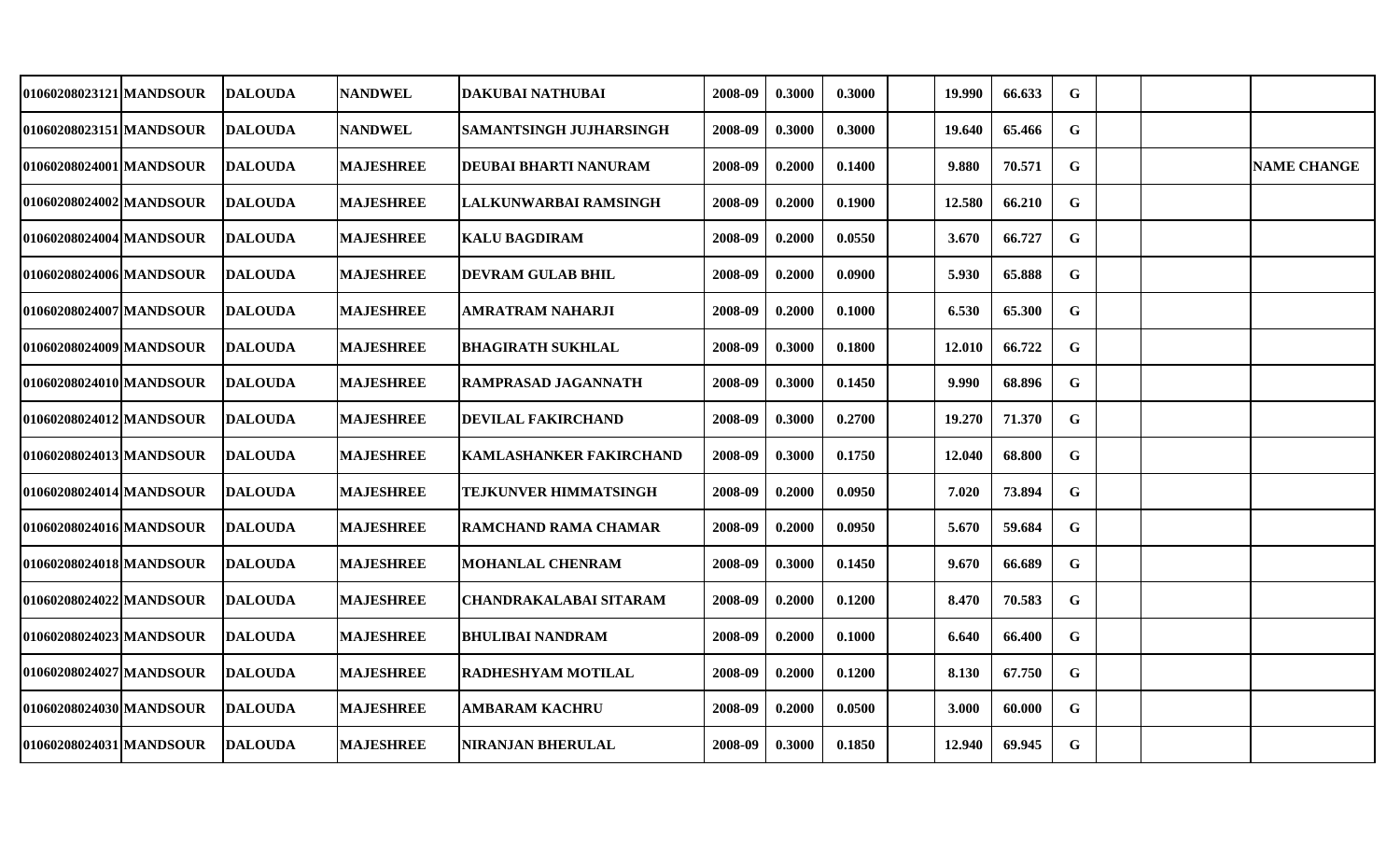| | | | | | | | | | | | | | | | |
|---|---|---|---|---|---|---|---|---|---|---|---|---|---|---|---|
| 01060208023121 | MANDSOUR | DALOUDA | NANDWEL | DAKUBAI NATHUBAI | 2008-09 | 0.3000 | 0.3000 | | 19.990 | 66.633 | G | | | |
| 01060208023151 | MANDSOUR | DALOUDA | NANDWEL | SAMANTSINGH JUJHARSINGH | 2008-09 | 0.3000 | 0.3000 | | 19.640 | 65.466 | G | | | |
| 01060208024001 | MANDSOUR | DALOUDA | MAJESHREE | DEUBAI BHARTI NANURAM | 2008-09 | 0.2000 | 0.1400 | | 9.880 | 70.571 | G | | | NAME CHANGE |
| 01060208024002 | MANDSOUR | DALOUDA | MAJESHREE | LALKUNWARBAI RAMSINGH | 2008-09 | 0.2000 | 0.1900 | | 12.580 | 66.210 | G | | | |
| 01060208024004 | MANDSOUR | DALOUDA | MAJESHREE | KALU BAGDIRAM | 2008-09 | 0.2000 | 0.0550 | | 3.670 | 66.727 | G | | | |
| 01060208024006 | MANDSOUR | DALOUDA | MAJESHREE | DEVRAM GULAB BHIL | 2008-09 | 0.2000 | 0.0900 | | 5.930 | 65.888 | G | | | |
| 01060208024007 | MANDSOUR | DALOUDA | MAJESHREE | AMRATRAM NAHARJI | 2008-09 | 0.2000 | 0.1000 | | 6.530 | 65.300 | G | | | |
| 01060208024009 | MANDSOUR | DALOUDA | MAJESHREE | BHAGIRATH SUKHLAL | 2008-09 | 0.3000 | 0.1800 | | 12.010 | 66.722 | G | | | |
| 01060208024010 | MANDSOUR | DALOUDA | MAJESHREE | RAMPRASAD JAGANNATH | 2008-09 | 0.3000 | 0.1450 | | 9.990 | 68.896 | G | | | |
| 01060208024012 | MANDSOUR | DALOUDA | MAJESHREE | DEVILAL FAKIRCHAND | 2008-09 | 0.3000 | 0.2700 | | 19.270 | 71.370 | G | | | |
| 01060208024013 | MANDSOUR | DALOUDA | MAJESHREE | KAMLASHANKER FAKIRCHAND | 2008-09 | 0.3000 | 0.1750 | | 12.040 | 68.800 | G | | | |
| 01060208024014 | MANDSOUR | DALOUDA | MAJESHREE | TEJKUNVER HIMMATSINGH | 2008-09 | 0.2000 | 0.0950 | | 7.020 | 73.894 | G | | | |
| 01060208024016 | MANDSOUR | DALOUDA | MAJESHREE | RAMCHAND RAMA CHAMAR | 2008-09 | 0.2000 | 0.0950 | | 5.670 | 59.684 | G | | | |
| 01060208024018 | MANDSOUR | DALOUDA | MAJESHREE | MOHANLAL CHENRAM | 2008-09 | 0.3000 | 0.1450 | | 9.670 | 66.689 | G | | | |
| 01060208024022 | MANDSOUR | DALOUDA | MAJESHREE | CHANDRAKALABAI SITARAM | 2008-09 | 0.2000 | 0.1200 | | 8.470 | 70.583 | G | | | |
| 01060208024023 | MANDSOUR | DALOUDA | MAJESHREE | BHULIBAI NANDRAM | 2008-09 | 0.2000 | 0.1000 | | 6.640 | 66.400 | G | | | |
| 01060208024027 | MANDSOUR | DALOUDA | MAJESHREE | RADHESHYAM MOTILAL | 2008-09 | 0.2000 | 0.1200 | | 8.130 | 67.750 | G | | | |
| 01060208024030 | MANDSOUR | DALOUDA | MAJESHREE | AMBARAM KACHRU | 2008-09 | 0.2000 | 0.0500 | | 3.000 | 60.000 | G | | | |
| 01060208024031 | MANDSOUR | DALOUDA | MAJESHREE | NIRANJAN BHERULAL | 2008-09 | 0.3000 | 0.1850 | | 12.940 | 69.945 | G | | | |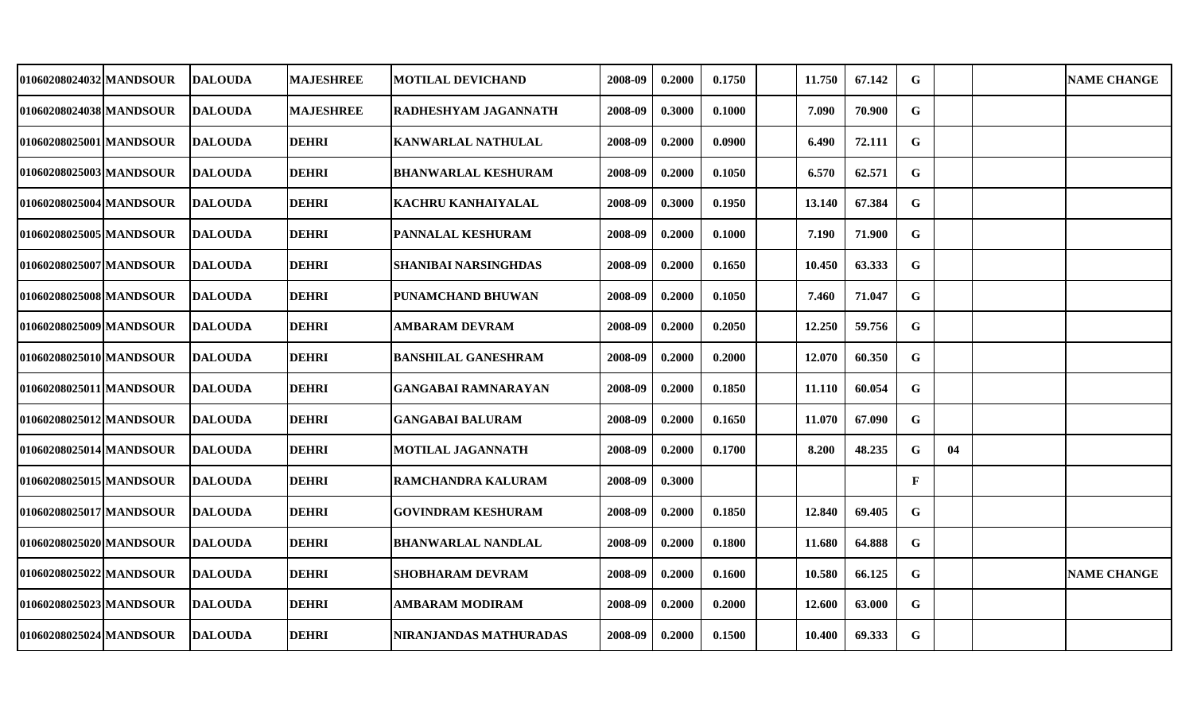| | | | | | | | | | | | | | | | |
|---|---|---|---|---|---|---|---|---|---|---|---|---|---|---|---|
| 01060208024032 | MANDSOUR | DALOUDA | MAJESHREE | MOTILAL DEVICHAND | 2008-09 | 0.2000 | 0.1750 | | 11.750 | 67.142 | G | | | | NAME CHANGE |
| 01060208024038 | MANDSOUR | DALOUDA | MAJESHREE | RADHESHYAM JAGANNATH | 2008-09 | 0.3000 | 0.1000 | | 7.090 | 70.900 | G | | | | |
| 01060208025001 | MANDSOUR | DALOUDA | DEHRI | KANWARLAL NATHULAL | 2008-09 | 0.2000 | 0.0900 | | 6.490 | 72.111 | G | | | | |
| 01060208025003 | MANDSOUR | DALOUDA | DEHRI | BHANWARLAL KESHURAM | 2008-09 | 0.2000 | 0.1050 | | 6.570 | 62.571 | G | | | | |
| 01060208025004 | MANDSOUR | DALOUDA | DEHRI | KACHRU KANHAIYALAL | 2008-09 | 0.3000 | 0.1950 | | 13.140 | 67.384 | G | | | | |
| 01060208025005 | MANDSOUR | DALOUDA | DEHRI | PANNALAL KESHURAM | 2008-09 | 0.2000 | 0.1000 | | 7.190 | 71.900 | G | | | | |
| 01060208025007 | MANDSOUR | DALOUDA | DEHRI | SHANIBAI NARSINGHDAS | 2008-09 | 0.2000 | 0.1650 | | 10.450 | 63.333 | G | | | | |
| 01060208025008 | MANDSOUR | DALOUDA | DEHRI | PUNAMCHAND BHUWAN | 2008-09 | 0.2000 | 0.1050 | | 7.460 | 71.047 | G | | | | |
| 01060208025009 | MANDSOUR | DALOUDA | DEHRI | AMBARAM DEVRAM | 2008-09 | 0.2000 | 0.2050 | | 12.250 | 59.756 | G | | | | |
| 01060208025010 | MANDSOUR | DALOUDA | DEHRI | BANSHILAL GANESHRAM | 2008-09 | 0.2000 | 0.2000 | | 12.070 | 60.350 | G | | | | |
| 01060208025011 | MANDSOUR | DALOUDA | DEHRI | GANGABAI RAMNARAYAN | 2008-09 | 0.2000 | 0.1850 | | 11.110 | 60.054 | G | | | | |
| 01060208025012 | MANDSOUR | DALOUDA | DEHRI | GANGABAI BALURAM | 2008-09 | 0.2000 | 0.1650 | | 11.070 | 67.090 | G | | | | |
| 01060208025014 | MANDSOUR | DALOUDA | DEHRI | MOTILAL JAGANNATH | 2008-09 | 0.2000 | 0.1700 | | 8.200 | 48.235 | G | 04 | | | |
| 01060208025015 | MANDSOUR | DALOUDA | DEHRI | RAMCHANDRA KALURAM | 2008-09 | 0.3000 | | | | | F | | | | |
| 01060208025017 | MANDSOUR | DALOUDA | DEHRI | GOVINDRAM KESHURAM | 2008-09 | 0.2000 | 0.1850 | | 12.840 | 69.405 | G | | | | |
| 01060208025020 | MANDSOUR | DALOUDA | DEHRI | BHANWARLAL NANDLAL | 2008-09 | 0.2000 | 0.1800 | | 11.680 | 64.888 | G | | | | |
| 01060208025022 | MANDSOUR | DALOUDA | DEHRI | SHOBHARAM DEVRAM | 2008-09 | 0.2000 | 0.1600 | | 10.580 | 66.125 | G | | | | NAME CHANGE |
| 01060208025023 | MANDSOUR | DALOUDA | DEHRI | AMBARAM MODIRAM | 2008-09 | 0.2000 | 0.2000 | | 12.600 | 63.000 | G | | | | |
| 01060208025024 | MANDSOUR | DALOUDA | DEHRI | NIRANJANDAS MATHURADAS | 2008-09 | 0.2000 | 0.1500 | | 10.400 | 69.333 | G | | | | |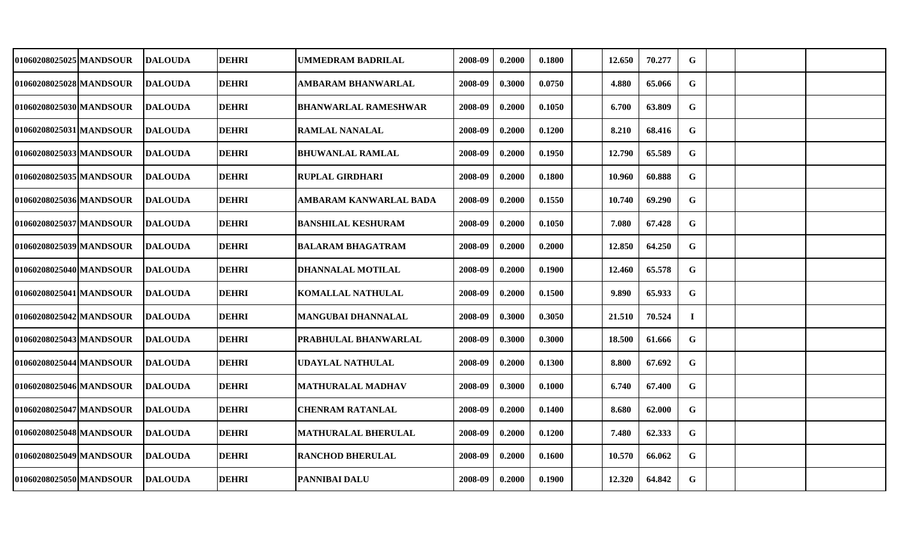| | | | | | | | | | | | | | | | |
|---|---|---|---|---|---|---|---|---|---|---|---|---|---|---|---|
| 01060208025025 | MANDSOUR | DALOUDA | DEHRI | UMMEDRAM BADRILAL | 2008-09 | 0.2000 | 0.1800 | | 12.650 | 70.277 | G | | | | |
| 01060208025028 | MANDSOUR | DALOUDA | DEHRI | AMBARAM BHANWARLAL | 2008-09 | 0.3000 | 0.0750 | | 4.880 | 65.066 | G | | | | |
| 01060208025030 | MANDSOUR | DALOUDA | DEHRI | BHANWARLAL RAMESHWAR | 2008-09 | 0.2000 | 0.1050 | | 6.700 | 63.809 | G | | | | |
| 01060208025031 | MANDSOUR | DALOUDA | DEHRI | RAMLAL NANALAL | 2008-09 | 0.2000 | 0.1200 | | 8.210 | 68.416 | G | | | | |
| 01060208025033 | MANDSOUR | DALOUDA | DEHRI | BHUWANLAL RAMLAL | 2008-09 | 0.2000 | 0.1950 | | 12.790 | 65.589 | G | | | | |
| 01060208025035 | MANDSOUR | DALOUDA | DEHRI | RUPLAL GIRDHARI | 2008-09 | 0.2000 | 0.1800 | | 10.960 | 60.888 | G | | | | |
| 01060208025036 | MANDSOUR | DALOUDA | DEHRI | AMBARAM KANWARLAL BADA | 2008-09 | 0.2000 | 0.1550 | | 10.740 | 69.290 | G | | | | |
| 01060208025037 | MANDSOUR | DALOUDA | DEHRI | BANSHILAL KESHURAM | 2008-09 | 0.2000 | 0.1050 | | 7.080 | 67.428 | G | | | | |
| 01060208025039 | MANDSOUR | DALOUDA | DEHRI | BALARAM BHAGATRAM | 2008-09 | 0.2000 | 0.2000 | | 12.850 | 64.250 | G | | | | |
| 01060208025040 | MANDSOUR | DALOUDA | DEHRI | DHANNALAL MOTILAL | 2008-09 | 0.2000 | 0.1900 | | 12.460 | 65.578 | G | | | | |
| 01060208025041 | MANDSOUR | DALOUDA | DEHRI | KOMALLAL NATHULAL | 2008-09 | 0.2000 | 0.1500 | | 9.890 | 65.933 | G | | | | |
| 01060208025042 | MANDSOUR | DALOUDA | DEHRI | MANGUBAI DHANNALAL | 2008-09 | 0.3000 | 0.3050 | | 21.510 | 70.524 | I | | | | |
| 01060208025043 | MANDSOUR | DALOUDA | DEHRI | PRABHULAL BHANWARLAL | 2008-09 | 0.3000 | 0.3000 | | 18.500 | 61.666 | G | | | | |
| 01060208025044 | MANDSOUR | DALOUDA | DEHRI | UDAYLAL NATHULAL | 2008-09 | 0.2000 | 0.1300 | | 8.800 | 67.692 | G | | | | |
| 01060208025046 | MANDSOUR | DALOUDA | DEHRI | MATHURALAL MADHAV | 2008-09 | 0.3000 | 0.1000 | | 6.740 | 67.400 | G | | | | |
| 01060208025047 | MANDSOUR | DALOUDA | DEHRI | CHENRAM RATANLAL | 2008-09 | 0.2000 | 0.1400 | | 8.680 | 62.000 | G | | | | |
| 01060208025048 | MANDSOUR | DALOUDA | DEHRI | MATHURALAL BHERULAL | 2008-09 | 0.2000 | 0.1200 | | 7.480 | 62.333 | G | | | | |
| 01060208025049 | MANDSOUR | DALOUDA | DEHRI | RANCHOD BHERULAL | 2008-09 | 0.2000 | 0.1600 | | 10.570 | 66.062 | G | | | | |
| 01060208025050 | MANDSOUR | DALOUDA | DEHRI | PANNIBAI DALU | 2008-09 | 0.2000 | 0.1900 | | 12.320 | 64.842 | G | | | | |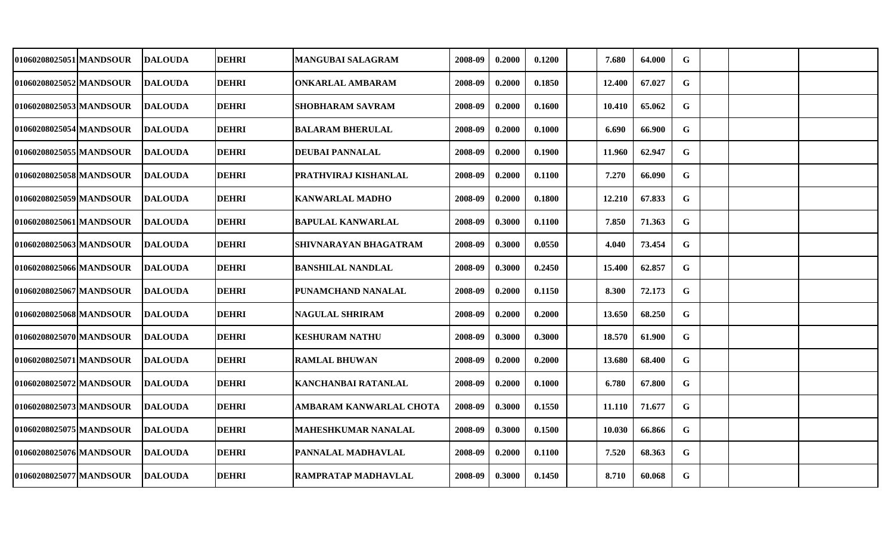| | | | | | | | | | | | | | | | |
|---|---|---|---|---|---|---|---|---|---|---|---|---|---|---|---|
| 01060208025051 | MANDSOUR | DALOUDA | DEHRI | MANGUBAI SALAGRAM | 2008-09 | 0.2000 | 0.1200 | | 7.680 | 64.000 | G | | | |
| 01060208025052 | MANDSOUR | DALOUDA | DEHRI | ONKARLAL AMBARAM | 2008-09 | 0.2000 | 0.1850 | | 12.400 | 67.027 | G | | | |
| 01060208025053 | MANDSOUR | DALOUDA | DEHRI | SHOBHARAM SAVRAM | 2008-09 | 0.2000 | 0.1600 | | 10.410 | 65.062 | G | | | |
| 01060208025054 | MANDSOUR | DALOUDA | DEHRI | BALARAM BHERULAL | 2008-09 | 0.2000 | 0.1000 | | 6.690 | 66.900 | G | | | |
| 01060208025055 | MANDSOUR | DALOUDA | DEHRI | DEUBAI PANNALAL | 2008-09 | 0.2000 | 0.1900 | | 11.960 | 62.947 | G | | | |
| 01060208025058 | MANDSOUR | DALOUDA | DEHRI | PRATHVIRAJ KISHANLAL | 2008-09 | 0.2000 | 0.1100 | | 7.270 | 66.090 | G | | | |
| 01060208025059 | MANDSOUR | DALOUDA | DEHRI | KANWARLAL MADHO | 2008-09 | 0.2000 | 0.1800 | | 12.210 | 67.833 | G | | | |
| 01060208025061 | MANDSOUR | DALOUDA | DEHRI | BAPULAL KANWARLAL | 2008-09 | 0.3000 | 0.1100 | | 7.850 | 71.363 | G | | | |
| 01060208025063 | MANDSOUR | DALOUDA | DEHRI | SHIVNARAYAN BHAGATRAM | 2008-09 | 0.3000 | 0.0550 | | 4.040 | 73.454 | G | | | |
| 01060208025066 | MANDSOUR | DALOUDA | DEHRI | BANSHILAL NANDLAL | 2008-09 | 0.3000 | 0.2450 | | 15.400 | 62.857 | G | | | |
| 01060208025067 | MANDSOUR | DALOUDA | DEHRI | PUNAMCHAND NANALAL | 2008-09 | 0.2000 | 0.1150 | | 8.300 | 72.173 | G | | | |
| 01060208025068 | MANDSOUR | DALOUDA | DEHRI | NAGULAL SHRIRAM | 2008-09 | 0.2000 | 0.2000 | | 13.650 | 68.250 | G | | | |
| 01060208025070 | MANDSOUR | DALOUDA | DEHRI | KESHURAM NATHU | 2008-09 | 0.3000 | 0.3000 | | 18.570 | 61.900 | G | | | |
| 01060208025071 | MANDSOUR | DALOUDA | DEHRI | RAMLAL BHUWAN | 2008-09 | 0.2000 | 0.2000 | | 13.680 | 68.400 | G | | | |
| 01060208025072 | MANDSOUR | DALOUDA | DEHRI | KANCHANBAI RATANLAL | 2008-09 | 0.2000 | 0.1000 | | 6.780 | 67.800 | G | | | |
| 01060208025073 | MANDSOUR | DALOUDA | DEHRI | AMBARAM KANWARLAL CHOTA | 2008-09 | 0.3000 | 0.1550 | | 11.110 | 71.677 | G | | | |
| 01060208025075 | MANDSOUR | DALOUDA | DEHRI | MAHESHKUMAR NANALAL | 2008-09 | 0.3000 | 0.1500 | | 10.030 | 66.866 | G | | | |
| 01060208025076 | MANDSOUR | DALOUDA | DEHRI | PANNALAL MADHAVLAL | 2008-09 | 0.2000 | 0.1100 | | 7.520 | 68.363 | G | | | |
| 01060208025077 | MANDSOUR | DALOUDA | DEHRI | RAMPRATAP MADHAVLAL | 2008-09 | 0.3000 | 0.1450 | | 8.710 | 60.068 | G | | | |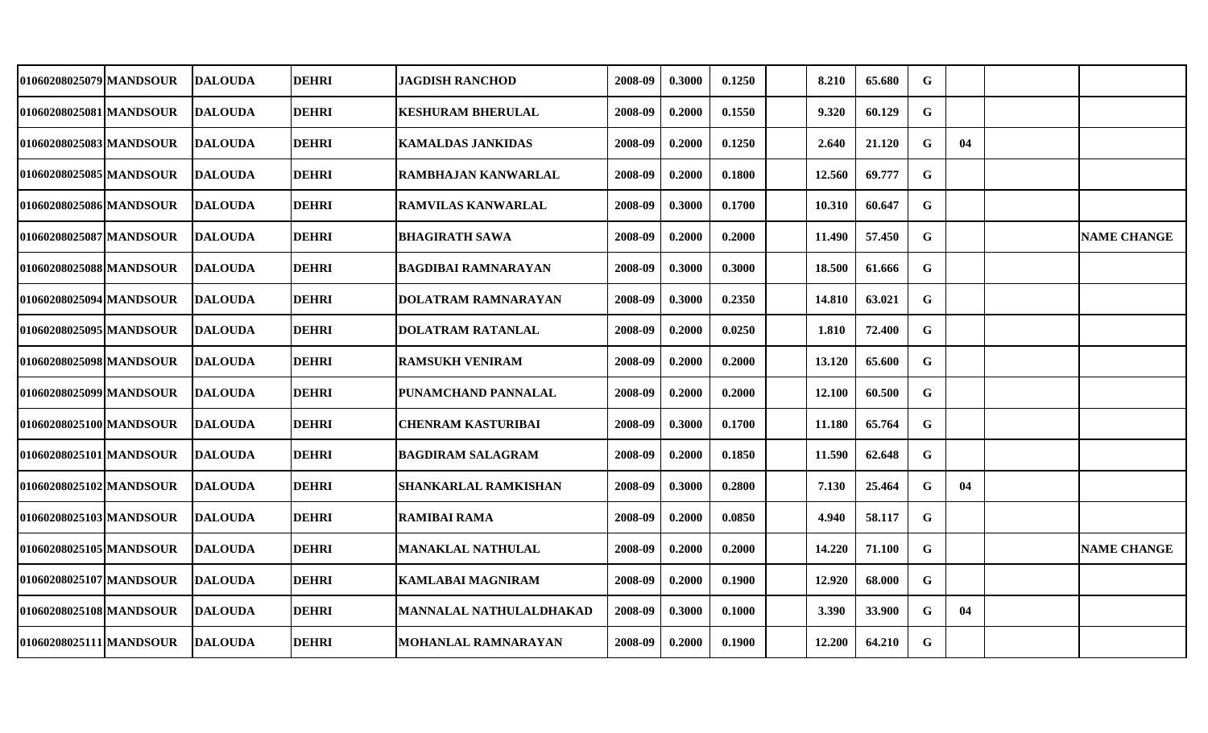| | | | | | | | | | | | | | | | |
|---|---|---|---|---|---|---|---|---|---|---|---|---|---|---|---|
| 01060208025079 | MANDSOUR | DALOUDA | DEHRI | JAGDISH RANCHOD | 2008-09 | 0.3000 | 0.1250 | | 8.210 | 65.680 | G | | | |
| 01060208025081 | MANDSOUR | DALOUDA | DEHRI | KESHURAM BHERULAL | 2008-09 | 0.2000 | 0.1550 | | 9.320 | 60.129 | G | | | |
| 01060208025083 | MANDSOUR | DALOUDA | DEHRI | KAMALDAS JANKIDAS | 2008-09 | 0.2000 | 0.1250 | | 2.640 | 21.120 | G | 04 | | |
| 01060208025085 | MANDSOUR | DALOUDA | DEHRI | RAMBHAJAN KANWARLAL | 2008-09 | 0.2000 | 0.1800 | | 12.560 | 69.777 | G | | | |
| 01060208025086 | MANDSOUR | DALOUDA | DEHRI | RAMVILAS KANWARLAL | 2008-09 | 0.3000 | 0.1700 | | 10.310 | 60.647 | G | | | |
| 01060208025087 | MANDSOUR | DALOUDA | DEHRI | BHAGIRATH SAWA | 2008-09 | 0.2000 | 0.2000 | | 11.490 | 57.450 | G | | | NAME CHANGE |
| 01060208025088 | MANDSOUR | DALOUDA | DEHRI | BAGDIBAI RAMNARAYAN | 2008-09 | 0.3000 | 0.3000 | | 18.500 | 61.666 | G | | | |
| 01060208025094 | MANDSOUR | DALOUDA | DEHRI | DOLATRAM RAMNARAYAN | 2008-09 | 0.3000 | 0.2350 | | 14.810 | 63.021 | G | | | |
| 01060208025095 | MANDSOUR | DALOUDA | DEHRI | DOLATRAM RATANLAL | 2008-09 | 0.2000 | 0.0250 | | 1.810 | 72.400 | G | | | |
| 01060208025098 | MANDSOUR | DALOUDA | DEHRI | RAMSUKH VENIRAM | 2008-09 | 0.2000 | 0.2000 | | 13.120 | 65.600 | G | | | |
| 01060208025099 | MANDSOUR | DALOUDA | DEHRI | PUNAMCHAND PANNALAL | 2008-09 | 0.2000 | 0.2000 | | 12.100 | 60.500 | G | | | |
| 01060208025100 | MANDSOUR | DALOUDA | DEHRI | CHENRAM KASTURIBAI | 2008-09 | 0.3000 | 0.1700 | | 11.180 | 65.764 | G | | | |
| 01060208025101 | MANDSOUR | DALOUDA | DEHRI | BAGDIRAM SALAGRAM | 2008-09 | 0.2000 | 0.1850 | | 11.590 | 62.648 | G | | | |
| 01060208025102 | MANDSOUR | DALOUDA | DEHRI | SHANKARLAL RAMKISHAN | 2008-09 | 0.3000 | 0.2800 | | 7.130 | 25.464 | G | 04 | | |
| 01060208025103 | MANDSOUR | DALOUDA | DEHRI | RAMIBAI RAMA | 2008-09 | 0.2000 | 0.0850 | | 4.940 | 58.117 | G | | | |
| 01060208025105 | MANDSOUR | DALOUDA | DEHRI | MANAKLAL NATHULAL | 2008-09 | 0.2000 | 0.2000 | | 14.220 | 71.100 | G | | | NAME CHANGE |
| 01060208025107 | MANDSOUR | DALOUDA | DEHRI | KAMLABAI MAGNIRAM | 2008-09 | 0.2000 | 0.1900 | | 12.920 | 68.000 | G | | | |
| 01060208025108 | MANDSOUR | DALOUDA | DEHRI | MANNALAL NATHULALDHAKAD | 2008-09 | 0.3000 | 0.1000 | | 3.390 | 33.900 | G | 04 | | |
| 01060208025111 | MANDSOUR | DALOUDA | DEHRI | MOHANLAL RAMNARAYAN | 2008-09 | 0.2000 | 0.1900 | | 12.200 | 64.210 | G | | | |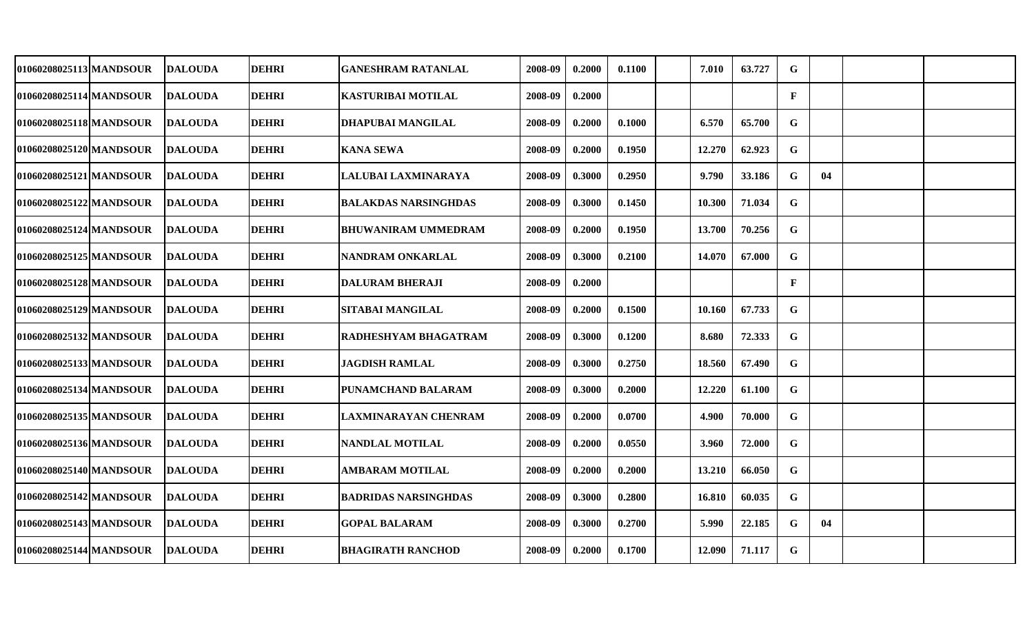| | | | | | | | | | | | | | | | |
|---|---|---|---|---|---|---|---|---|---|---|---|---|---|---|---|
| 01060208025113 | MANDSOUR | DALOUDA | DEHRI | GANESHRAM RATANLAL | 2008-09 | 0.2000 | 0.1100 | | 7.010 | 63.727 | G | | | |
| 01060208025114 | MANDSOUR | DALOUDA | DEHRI | KASTURIBAI MOTILAL | 2008-09 | 0.2000 | | | | | F | | | |
| 01060208025118 | MANDSOUR | DALOUDA | DEHRI | DHAPUBAI MANGILAL | 2008-09 | 0.2000 | 0.1000 | | 6.570 | 65.700 | G | | | |
| 01060208025120 | MANDSOUR | DALOUDA | DEHRI | KANA SEWA | 2008-09 | 0.2000 | 0.1950 | | 12.270 | 62.923 | G | | | |
| 01060208025121 | MANDSOUR | DALOUDA | DEHRI | LALUBAI LAXMINARAYA | 2008-09 | 0.3000 | 0.2950 | | 9.790 | 33.186 | G | 04 | | |
| 01060208025122 | MANDSOUR | DALOUDA | DEHRI | BALAKDAS NARSINGHDAS | 2008-09 | 0.3000 | 0.1450 | | 10.300 | 71.034 | G | | | |
| 01060208025124 | MANDSOUR | DALOUDA | DEHRI | BHUWANIRAM UMMEDRAM | 2008-09 | 0.2000 | 0.1950 | | 13.700 | 70.256 | G | | | |
| 01060208025125 | MANDSOUR | DALOUDA | DEHRI | NANDRAM ONKARLAL | 2008-09 | 0.3000 | 0.2100 | | 14.070 | 67.000 | G | | | |
| 01060208025128 | MANDSOUR | DALOUDA | DEHRI | DALURAM BHERAJI | 2008-09 | 0.2000 | | | | | F | | | |
| 01060208025129 | MANDSOUR | DALOUDA | DEHRI | SITABAI MANGILAL | 2008-09 | 0.2000 | 0.1500 | | 10.160 | 67.733 | G | | | |
| 01060208025132 | MANDSOUR | DALOUDA | DEHRI | RADHESHYAM BHAGATRAM | 2008-09 | 0.3000 | 0.1200 | | 8.680 | 72.333 | G | | | |
| 01060208025133 | MANDSOUR | DALOUDA | DEHRI | JAGDISH RAMLAL | 2008-09 | 0.3000 | 0.2750 | | 18.560 | 67.490 | G | | | |
| 01060208025134 | MANDSOUR | DALOUDA | DEHRI | PUNAMCHAND BALARAM | 2008-09 | 0.3000 | 0.2000 | | 12.220 | 61.100 | G | | | |
| 01060208025135 | MANDSOUR | DALOUDA | DEHRI | LAXMINARAYAN CHENRAM | 2008-09 | 0.2000 | 0.0700 | | 4.900 | 70.000 | G | | | |
| 01060208025136 | MANDSOUR | DALOUDA | DEHRI | NANDLAL MOTILAL | 2008-09 | 0.2000 | 0.0550 | | 3.960 | 72.000 | G | | | |
| 01060208025140 | MANDSOUR | DALOUDA | DEHRI | AMBARAM MOTILAL | 2008-09 | 0.2000 | 0.2000 | | 13.210 | 66.050 | G | | | |
| 01060208025142 | MANDSOUR | DALOUDA | DEHRI | BADRIDAS NARSINGHDAS | 2008-09 | 0.3000 | 0.2800 | | 16.810 | 60.035 | G | | | |
| 01060208025143 | MANDSOUR | DALOUDA | DEHRI | GOPAL BALARAM | 2008-09 | 0.3000 | 0.2700 | | 5.990 | 22.185 | G | 04 | | |
| 01060208025144 | MANDSOUR | DALOUDA | DEHRI | BHAGIRATH RANCHOD | 2008-09 | 0.2000 | 0.1700 | | 12.090 | 71.117 | G | | | |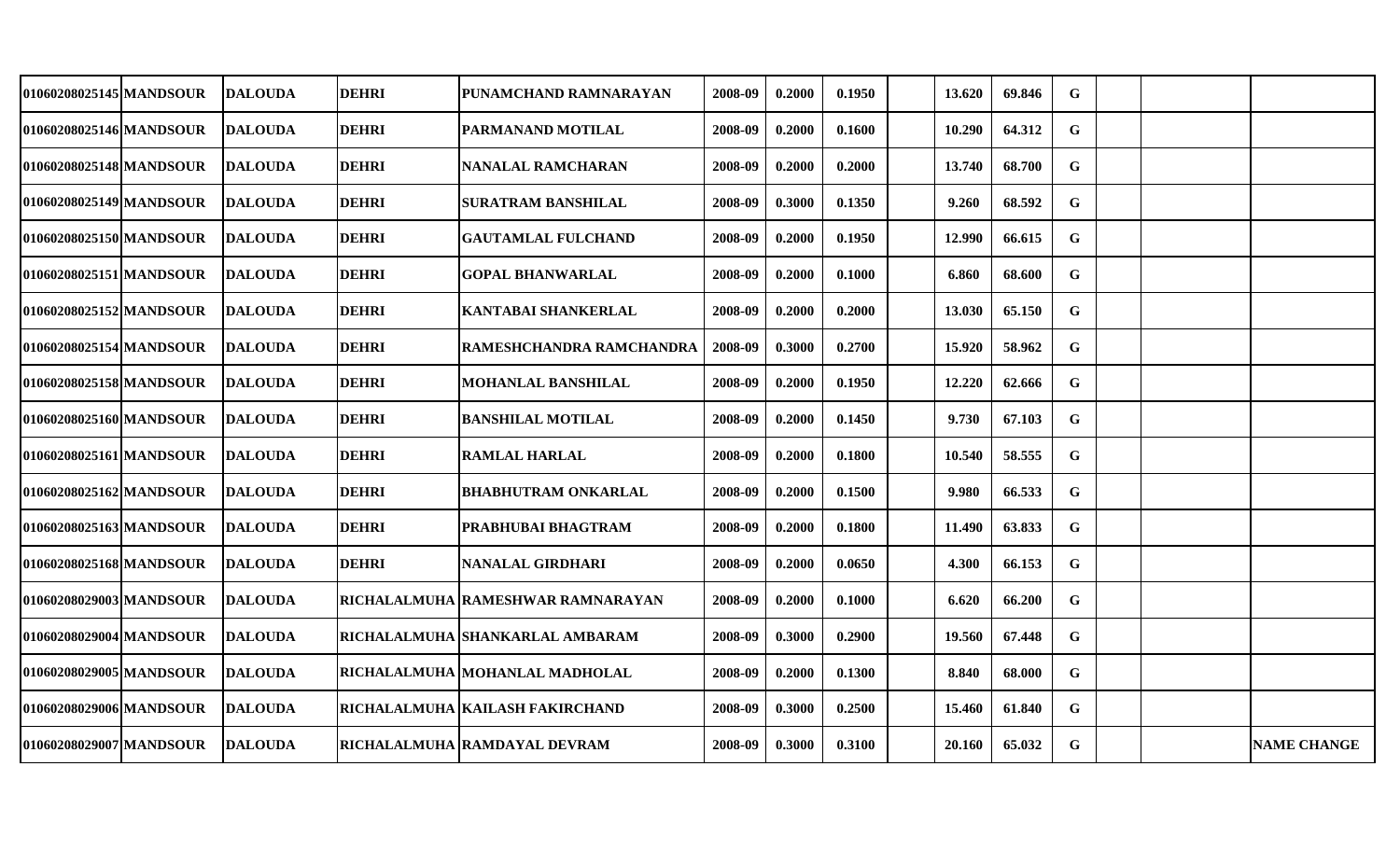| | | | | | | | | | | | | | | |
|---|---|---|---|---|---|---|---|---|---|---|---|---|---|---|
| 01060208025145 | MANDSOUR | DALOUDA | DEHRI | PUNAMCHAND RAMNARAYAN | 2008-09 | 0.2000 | 0.1950 | | 13.620 | 69.846 | G | | | |
| 01060208025146 | MANDSOUR | DALOUDA | DEHRI | PARMANAND MOTILAL | 2008-09 | 0.2000 | 0.1600 | | 10.290 | 64.312 | G | | | |
| 01060208025148 | MANDSOUR | DALOUDA | DEHRI | NANALAL RAMCHARAN | 2008-09 | 0.2000 | 0.2000 | | 13.740 | 68.700 | G | | | |
| 01060208025149 | MANDSOUR | DALOUDA | DEHRI | SURATRAM BANSHILAL | 2008-09 | 0.3000 | 0.1350 | | 9.260 | 68.592 | G | | | |
| 01060208025150 | MANDSOUR | DALOUDA | DEHRI | GAUTAMLAL FULCHAND | 2008-09 | 0.2000 | 0.1950 | | 12.990 | 66.615 | G | | | |
| 01060208025151 | MANDSOUR | DALOUDA | DEHRI | GOPAL BHANWARLAL | 2008-09 | 0.2000 | 0.1000 | | 6.860 | 68.600 | G | | | |
| 01060208025152 | MANDSOUR | DALOUDA | DEHRI | KANTABAI SHANKERLAL | 2008-09 | 0.2000 | 0.2000 | | 13.030 | 65.150 | G | | | |
| 01060208025154 | MANDSOUR | DALOUDA | DEHRI | RAMESHCHANDRA RAMCHANDRA | 2008-09 | 0.3000 | 0.2700 | | 15.920 | 58.962 | G | | | |
| 01060208025158 | MANDSOUR | DALOUDA | DEHRI | MOHANLAL BANSHILAL | 2008-09 | 0.2000 | 0.1950 | | 12.220 | 62.666 | G | | | |
| 01060208025160 | MANDSOUR | DALOUDA | DEHRI | BANSHILAL MOTILAL | 2008-09 | 0.2000 | 0.1450 | | 9.730 | 67.103 | G | | | |
| 01060208025161 | MANDSOUR | DALOUDA | DEHRI | RAMLAL HARLAL | 2008-09 | 0.2000 | 0.1800 | | 10.540 | 58.555 | G | | | |
| 01060208025162 | MANDSOUR | DALOUDA | DEHRI | BHABHUTRAM ONKARLAL | 2008-09 | 0.2000 | 0.1500 | | 9.980 | 66.533 | G | | | |
| 01060208025163 | MANDSOUR | DALOUDA | DEHRI | PRABHUBAI BHAGTRAM | 2008-09 | 0.2000 | 0.1800 | | 11.490 | 63.833 | G | | | |
| 01060208025168 | MANDSOUR | DALOUDA | DEHRI | NANALAL GIRDHARI | 2008-09 | 0.2000 | 0.0650 | | 4.300 | 66.153 | G | | | |
| 01060208029003 | MANDSOUR | DALOUDA | RICHALALMUHA | RAMESHWAR RAMNARAYAN | 2008-09 | 0.2000 | 0.1000 | | 6.620 | 66.200 | G | | | |
| 01060208029004 | MANDSOUR | DALOUDA | RICHALALMUHA | SHANKARLAL AMBARAM | 2008-09 | 0.3000 | 0.2900 | | 19.560 | 67.448 | G | | | |
| 01060208029005 | MANDSOUR | DALOUDA | RICHALALMUHA | MOHANLAL MADHOLAL | 2008-09 | 0.2000 | 0.1300 | | 8.840 | 68.000 | G | | | |
| 01060208029006 | MANDSOUR | DALOUDA | RICHALALMUHA | KAILASH FAKIRCHAND | 2008-09 | 0.3000 | 0.2500 | | 15.460 | 61.840 | G | | | |
| 01060208029007 | MANDSOUR | DALOUDA | RICHALALMUHA | RAMDAYAL DEVRAM | 2008-09 | 0.3000 | 0.3100 | | 20.160 | 65.032 | G | | | NAME CHANGE |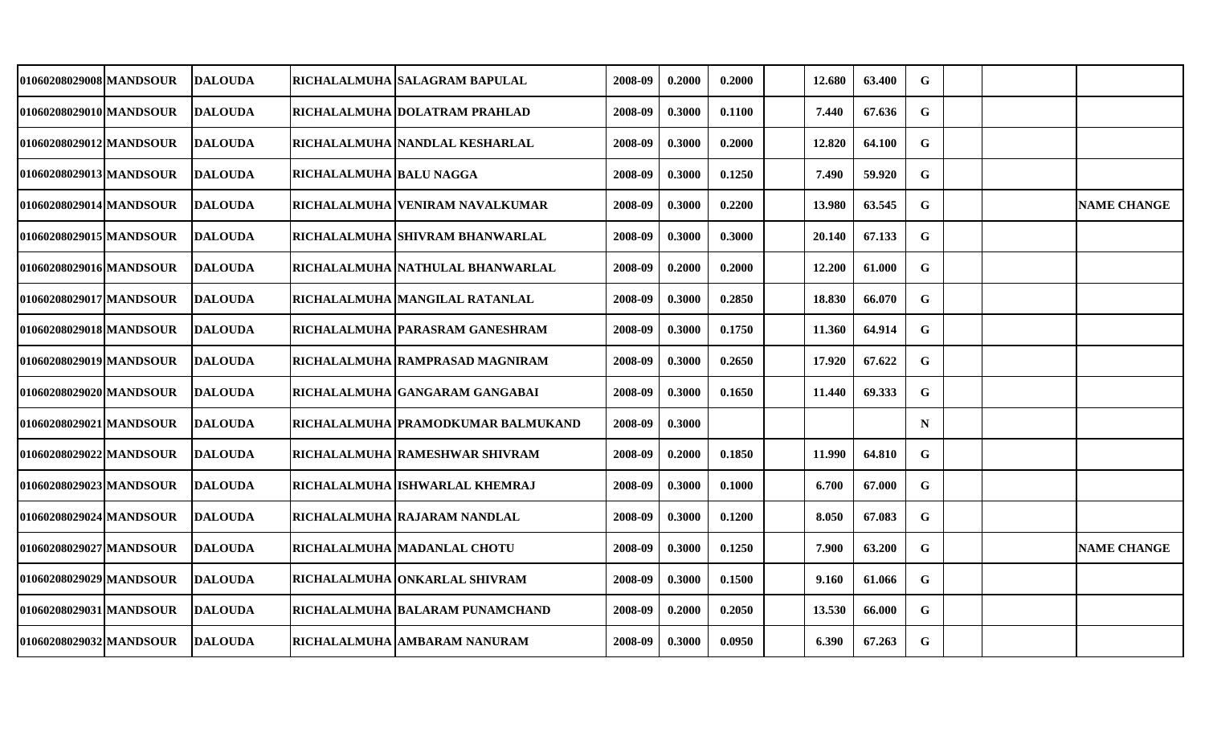| | | | | | | | | | | | | | | | |
|---|---|---|---|---|---|---|---|---|---|---|---|---|---|---|---|
| 01060208029008 | MANDSOUR | DALOUDA | RICHALALMUHA | SALAGRAM BAPULAL | 2008-09 | 0.2000 | 0.2000 | | 12.680 | 63.400 | G | | | |
| 01060208029010 | MANDSOUR | DALOUDA | RICHALALMUHA | DOLATRAM PRAHLAD | 2008-09 | 0.3000 | 0.1100 | | 7.440 | 67.636 | G | | | |
| 01060208029012 | MANDSOUR | DALOUDA | RICHALALMUHA | NANDLAL KESHARLAL | 2008-09 | 0.3000 | 0.2000 | | 12.820 | 64.100 | G | | | |
| 01060208029013 | MANDSOUR | DALOUDA | RICHALALMUHA | BALU NAGGA | 2008-09 | 0.3000 | 0.1250 | | 7.490 | 59.920 | G | | | |
| 01060208029014 | MANDSOUR | DALOUDA | RICHALALMUHA | VENIRAM NAVALKUMAR | 2008-09 | 0.3000 | 0.2200 | | 13.980 | 63.545 | G | | | NAME CHANGE |
| 01060208029015 | MANDSOUR | DALOUDA | RICHALALMUHA | SHIVRAM BHANWARLAL | 2008-09 | 0.3000 | 0.3000 | | 20.140 | 67.133 | G | | | |
| 01060208029016 | MANDSOUR | DALOUDA | RICHALALMUHA | NATHULAL BHANWARLAL | 2008-09 | 0.2000 | 0.2000 | | 12.200 | 61.000 | G | | | |
| 01060208029017 | MANDSOUR | DALOUDA | RICHALALMUHA | MANGILAL RATANLAL | 2008-09 | 0.3000 | 0.2850 | | 18.830 | 66.070 | G | | | |
| 01060208029018 | MANDSOUR | DALOUDA | RICHALALMUHA | PARASRAM GANESHRAM | 2008-09 | 0.3000 | 0.1750 | | 11.360 | 64.914 | G | | | |
| 01060208029019 | MANDSOUR | DALOUDA | RICHALALMUHA | RAMPRASAD MAGNIRAM | 2008-09 | 0.3000 | 0.2650 | | 17.920 | 67.622 | G | | | |
| 01060208029020 | MANDSOUR | DALOUDA | RICHALALMUHA | GANGARAM GANGABAI | 2008-09 | 0.3000 | 0.1650 | | 11.440 | 69.333 | G | | | |
| 01060208029021 | MANDSOUR | DALOUDA | RICHALALMUHA | PRAMODKUMAR BALMUKAND | 2008-09 | 0.3000 | | | | | N | | | |
| 01060208029022 | MANDSOUR | DALOUDA | RICHALALMUHA | RAMESHWAR SHIVRAM | 2008-09 | 0.2000 | 0.1850 | | 11.990 | 64.810 | G | | | |
| 01060208029023 | MANDSOUR | DALOUDA | RICHALALMUHA | ISHWARLAL KHEMRAJ | 2008-09 | 0.3000 | 0.1000 | | 6.700 | 67.000 | G | | | |
| 01060208029024 | MANDSOUR | DALOUDA | RICHALALMUHA | RAJARAM NANDLAL | 2008-09 | 0.3000 | 0.1200 | | 8.050 | 67.083 | G | | | |
| 01060208029027 | MANDSOUR | DALOUDA | RICHALALMUHA | MADANLAL CHOTU | 2008-09 | 0.3000 | 0.1250 | | 7.900 | 63.200 | G | | | NAME CHANGE |
| 01060208029029 | MANDSOUR | DALOUDA | RICHALALMUHA | ONKARLAL SHIVRAM | 2008-09 | 0.3000 | 0.1500 | | 9.160 | 61.066 | G | | | |
| 01060208029031 | MANDSOUR | DALOUDA | RICHALALMUHA | BALARAM PUNAMCHAND | 2008-09 | 0.2000 | 0.2050 | | 13.530 | 66.000 | G | | | |
| 01060208029032 | MANDSOUR | DALOUDA | RICHALALMUHA | AMBARAM NANURAM | 2008-09 | 0.3000 | 0.0950 | | 6.390 | 67.263 | G | | | |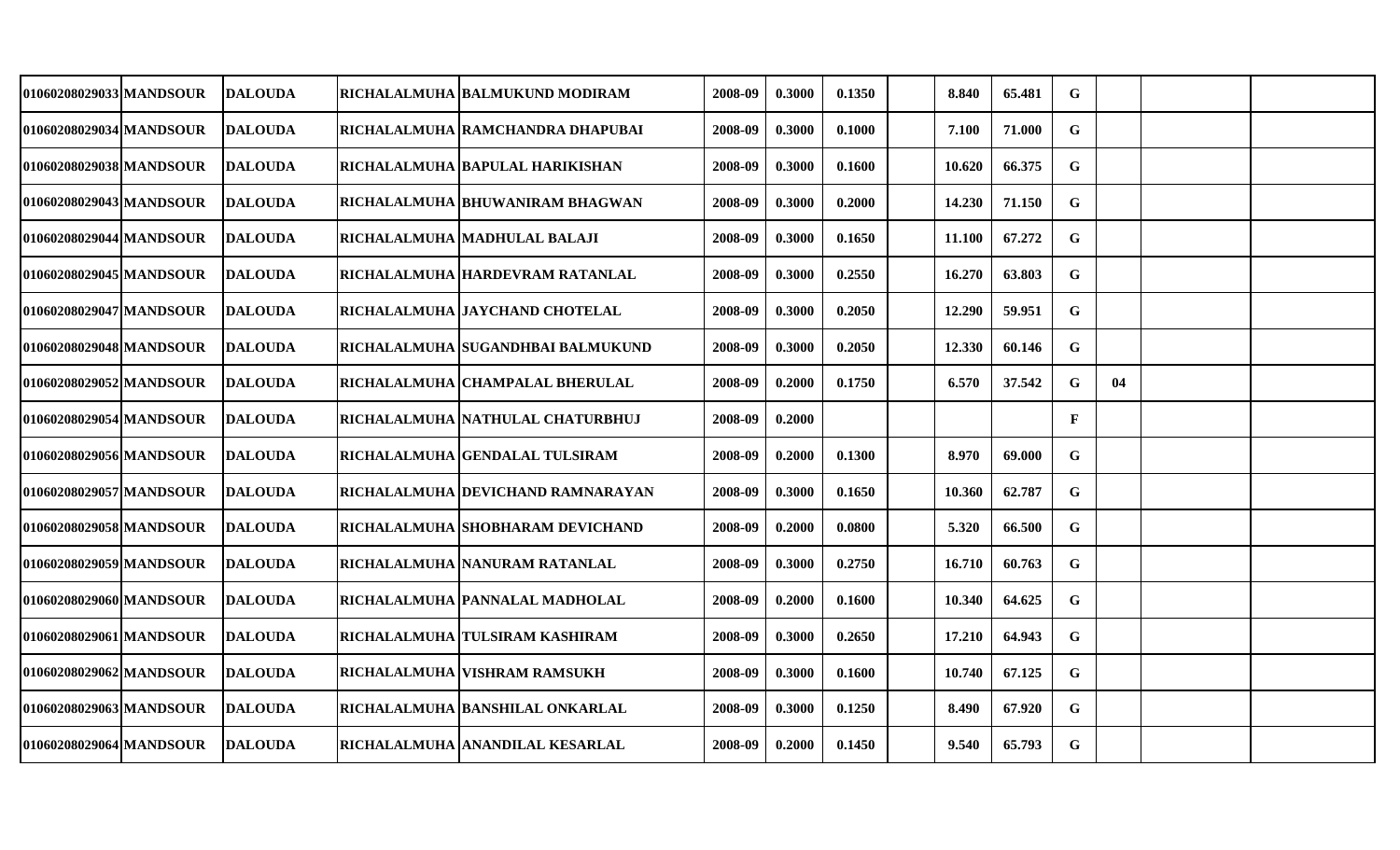| | | | | | | | | | | | | | | | |
|---|---|---|---|---|---|---|---|---|---|---|---|---|---|---|---|
| 01060208029033 | MANDSOUR | DALOUDA | RICHALALMUHA | BALMUKUND MODIRAM | 2008-09 | 0.3000 | 0.1350 | | 8.840 | 65.481 | G | | | |
| 01060208029034 | MANDSOUR | DALOUDA | RICHALALMUHA | RAMCHANDRA DHAPUBAI | 2008-09 | 0.3000 | 0.1000 | | 7.100 | 71.000 | G | | | |
| 01060208029038 | MANDSOUR | DALOUDA | RICHALALMUHA | BAPULAL HARIKISHAN | 2008-09 | 0.3000 | 0.1600 | | 10.620 | 66.375 | G | | | |
| 01060208029043 | MANDSOUR | DALOUDA | RICHALALMUHA | BHUWANIRAM BHAGWAN | 2008-09 | 0.3000 | 0.2000 | | 14.230 | 71.150 | G | | | |
| 01060208029044 | MANDSOUR | DALOUDA | RICHALALMUHA | MADHULAL BALAJI | 2008-09 | 0.3000 | 0.1650 | | 11.100 | 67.272 | G | | | |
| 01060208029045 | MANDSOUR | DALOUDA | RICHALALMUHA | HARDEVRAM RATANLAL | 2008-09 | 0.3000 | 0.2550 | | 16.270 | 63.803 | G | | | |
| 01060208029047 | MANDSOUR | DALOUDA | RICHALALMUHA | JAYCHAND CHOTELAL | 2008-09 | 0.3000 | 0.2050 | | 12.290 | 59.951 | G | | | |
| 01060208029048 | MANDSOUR | DALOUDA | RICHALALMUHA | SUGANDHBAI BALMUKUND | 2008-09 | 0.3000 | 0.2050 | | 12.330 | 60.146 | G | | | |
| 01060208029052 | MANDSOUR | DALOUDA | RICHALALMUHA | CHAMPALAL BHERULAL | 2008-09 | 0.2000 | 0.1750 | | 6.570 | 37.542 | G | 04 | | |
| 01060208029054 | MANDSOUR | DALOUDA | RICHALALMUHA | NATHULAL CHATURBHUJ | 2008-09 | 0.2000 | | | | | F | | | |
| 01060208029056 | MANDSOUR | DALOUDA | RICHALALMUHA | GENDALAL TULSIRAM | 2008-09 | 0.2000 | 0.1300 | | 8.970 | 69.000 | G | | | |
| 01060208029057 | MANDSOUR | DALOUDA | RICHALALMUHA | DEVICHAND RAMNARAYAN | 2008-09 | 0.3000 | 0.1650 | | 10.360 | 62.787 | G | | | |
| 01060208029058 | MANDSOUR | DALOUDA | RICHALALMUHA | SHOBHARAM DEVICHAND | 2008-09 | 0.2000 | 0.0800 | | 5.320 | 66.500 | G | | | |
| 01060208029059 | MANDSOUR | DALOUDA | RICHALALMUHA | NANURAM RATANLAL | 2008-09 | 0.3000 | 0.2750 | | 16.710 | 60.763 | G | | | |
| 01060208029060 | MANDSOUR | DALOUDA | RICHALALMUHA | PANNALAL MADHOLAL | 2008-09 | 0.2000 | 0.1600 | | 10.340 | 64.625 | G | | | |
| 01060208029061 | MANDSOUR | DALOUDA | RICHALALMUHA | TULSIRAM KASHIRAM | 2008-09 | 0.3000 | 0.2650 | | 17.210 | 64.943 | G | | | |
| 01060208029062 | MANDSOUR | DALOUDA | RICHALALMUHA | VISHRAM RAMSUKH | 2008-09 | 0.3000 | 0.1600 | | 10.740 | 67.125 | G | | | |
| 01060208029063 | MANDSOUR | DALOUDA | RICHALALMUHA | BANSHILAL ONKARLAL | 2008-09 | 0.3000 | 0.1250 | | 8.490 | 67.920 | G | | | |
| 01060208029064 | MANDSOUR | DALOUDA | RICHALALMUHA | ANANDILAL KESARLAL | 2008-09 | 0.2000 | 0.1450 | | 9.540 | 65.793 | G | | | |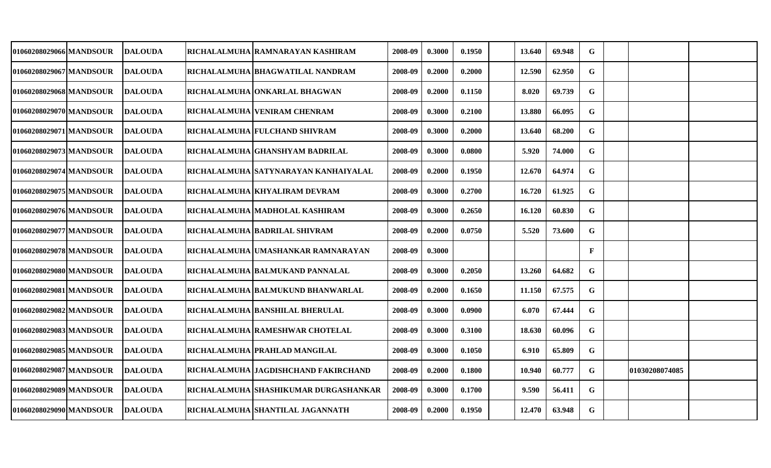| | | | | | | | | | | | | | | |
|---|---|---|---|---|---|---|---|---|---|---|---|---|---|---|
| 01060208029066 | MANDSOUR | DALOUDA | RICHALALMUHA | RAMNARAYAN KASHIRAM | 2008-09 | 0.3000 | 0.1950 | | 13.640 | 69.948 | G | | | |
| 01060208029067 | MANDSOUR | DALOUDA | RICHALALMUHA | BHAGWATILAL NANDRAM | 2008-09 | 0.2000 | 0.2000 | | 12.590 | 62.950 | G | | | |
| 01060208029068 | MANDSOUR | DALOUDA | RICHALALMUHA | ONKARLAL BHAGWAN | 2008-09 | 0.2000 | 0.1150 | | 8.020 | 69.739 | G | | | |
| 01060208029070 | MANDSOUR | DALOUDA | RICHALALMUHA | VENIRAM CHENRAM | 2008-09 | 0.3000 | 0.2100 | | 13.880 | 66.095 | G | | | |
| 01060208029071 | MANDSOUR | DALOUDA | RICHALALMUHA | FULCHAND SHIVRAM | 2008-09 | 0.3000 | 0.2000 | | 13.640 | 68.200 | G | | | |
| 01060208029073 | MANDSOUR | DALOUDA | RICHALALMUHA | GHANSHYAM BADRILAL | 2008-09 | 0.3000 | 0.0800 | | 5.920 | 74.000 | G | | | |
| 01060208029074 | MANDSOUR | DALOUDA | RICHALALMUHA | SATYNARAYAN KANHAIYALAL | 2008-09 | 0.2000 | 0.1950 | | 12.670 | 64.974 | G | | | |
| 01060208029075 | MANDSOUR | DALOUDA | RICHALALMUHA | KHYALIRAM DEVRAM | 2008-09 | 0.3000 | 0.2700 | | 16.720 | 61.925 | G | | | |
| 01060208029076 | MANDSOUR | DALOUDA | RICHALALMUHA | MADHOLAL KASHIRAM | 2008-09 | 0.3000 | 0.2650 | | 16.120 | 60.830 | G | | | |
| 01060208029077 | MANDSOUR | DALOUDA | RICHALALMUHA | BADRILAL SHIVRAM | 2008-09 | 0.2000 | 0.0750 | | 5.520 | 73.600 | G | | | |
| 01060208029078 | MANDSOUR | DALOUDA | RICHALALMUHA | UMASHANKAR RAMNARAYAN | 2008-09 | 0.3000 | | | | | F | | | |
| 01060208029080 | MANDSOUR | DALOUDA | RICHALALMUHA | BALMUKAND PANNALAL | 2008-09 | 0.3000 | 0.2050 | | 13.260 | 64.682 | G | | | |
| 01060208029081 | MANDSOUR | DALOUDA | RICHALALMUHA | BALMUKUND BHANWARLAL | 2008-09 | 0.2000 | 0.1650 | | 11.150 | 67.575 | G | | | |
| 01060208029082 | MANDSOUR | DALOUDA | RICHALALMUHA | BANSHILAL BHERULAL | 2008-09 | 0.3000 | 0.0900 | | 6.070 | 67.444 | G | | | |
| 01060208029083 | MANDSOUR | DALOUDA | RICHALALMUHA | RAMESHWAR CHOTELAL | 2008-09 | 0.3000 | 0.3100 | | 18.630 | 60.096 | G | | | |
| 01060208029085 | MANDSOUR | DALOUDA | RICHALALMUHA | PRAHLAD MANGILAL | 2008-09 | 0.3000 | 0.1050 | | 6.910 | 65.809 | G | | | |
| 01060208029087 | MANDSOUR | DALOUDA | RICHALALMUHA | JAGDISHCHAND FAKIRCHAND | 2008-09 | 0.2000 | 0.1800 | | 10.940 | 60.777 | G | | 01030208074085 | |
| 01060208029089 | MANDSOUR | DALOUDA | RICHALALMUHA | SHASHIKUMAR DURGASHANKAR | 2008-09 | 0.3000 | 0.1700 | | 9.590 | 56.411 | G | | | |
| 01060208029090 | MANDSOUR | DALOUDA | RICHALALMUHA | SHANTILAL JAGANNATH | 2008-09 | 0.2000 | 0.1950 | | 12.470 | 63.948 | G | | | |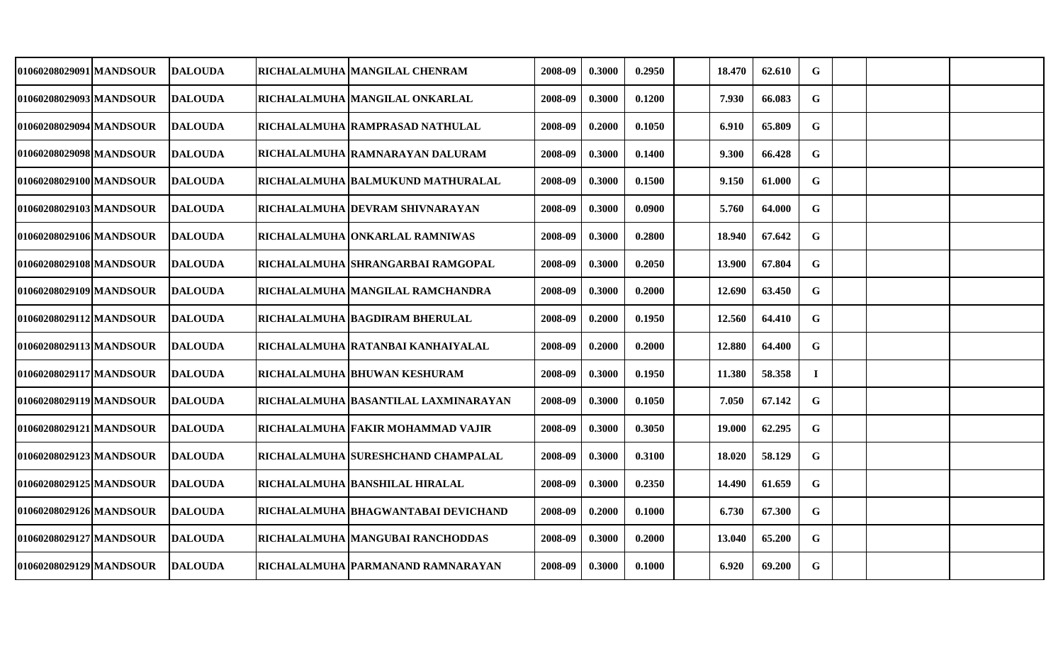| | | | | | | | | | | | | | | | |
|---|---|---|---|---|---|---|---|---|---|---|---|---|---|---|---|
| 01060208029091 | MANDSOUR | DALOUDA | RICHALALMUHA | MANGILAL CHENRAM | 2008-09 | 0.3000 | 0.2950 | | 18.470 | 62.610 | G | | | |
| 01060208029093 | MANDSOUR | DALOUDA | RICHALALMUHA | MANGILAL ONKARLAL | 2008-09 | 0.3000 | 0.1200 | | 7.930 | 66.083 | G | | | |
| 01060208029094 | MANDSOUR | DALOUDA | RICHALALMUHA | RAMPRASAD NATHULAL | 2008-09 | 0.2000 | 0.1050 | | 6.910 | 65.809 | G | | | |
| 01060208029098 | MANDSOUR | DALOUDA | RICHALALMUHA | RAMNARAYAN DALURAM | 2008-09 | 0.3000 | 0.1400 | | 9.300 | 66.428 | G | | | |
| 01060208029100 | MANDSOUR | DALOUDA | RICHALALMUHA | BALMUKUND MATHURALAL | 2008-09 | 0.3000 | 0.1500 | | 9.150 | 61.000 | G | | | |
| 01060208029103 | MANDSOUR | DALOUDA | RICHALALMUHA | DEVRAM SHIVNARAYAN | 2008-09 | 0.3000 | 0.0900 | | 5.760 | 64.000 | G | | | |
| 01060208029106 | MANDSOUR | DALOUDA | RICHALALMUHA | ONKARLAL RAMNIWAS | 2008-09 | 0.3000 | 0.2800 | | 18.940 | 67.642 | G | | | |
| 01060208029108 | MANDSOUR | DALOUDA | RICHALALMUHA | SHRANGARBAI RAMGOPAL | 2008-09 | 0.3000 | 0.2050 | | 13.900 | 67.804 | G | | | |
| 01060208029109 | MANDSOUR | DALOUDA | RICHALALMUHA | MANGILAL RAMCHANDRA | 2008-09 | 0.3000 | 0.2000 | | 12.690 | 63.450 | G | | | |
| 01060208029112 | MANDSOUR | DALOUDA | RICHALALMUHA | BAGDIRAM BHERULAL | 2008-09 | 0.2000 | 0.1950 | | 12.560 | 64.410 | G | | | |
| 01060208029113 | MANDSOUR | DALOUDA | RICHALALMUHA | RATANBAI KANHAIYALAL | 2008-09 | 0.2000 | 0.2000 | | 12.880 | 64.400 | G | | | |
| 01060208029117 | MANDSOUR | DALOUDA | RICHALALMUHA | BHUWAN KESHURAM | 2008-09 | 0.3000 | 0.1950 | | 11.380 | 58.358 | I | | | |
| 01060208029119 | MANDSOUR | DALOUDA | RICHALALMUHA | BASANTILAL LAXMINARAYAN | 2008-09 | 0.3000 | 0.1050 | | 7.050 | 67.142 | G | | | |
| 01060208029121 | MANDSOUR | DALOUDA | RICHALALMUHA | FAKIR MOHAMMAD VAJIR | 2008-09 | 0.3000 | 0.3050 | | 19.000 | 62.295 | G | | | |
| 01060208029123 | MANDSOUR | DALOUDA | RICHALALMUHA | SURESHCHAND CHAMPALAL | 2008-09 | 0.3000 | 0.3100 | | 18.020 | 58.129 | G | | | |
| 01060208029125 | MANDSOUR | DALOUDA | RICHALALMUHA | BANSHILAL HIRALAL | 2008-09 | 0.3000 | 0.2350 | | 14.490 | 61.659 | G | | | |
| 01060208029126 | MANDSOUR | DALOUDA | RICHALALMUHA | BHAGWANTABAI DEVICHAND | 2008-09 | 0.2000 | 0.1000 | | 6.730 | 67.300 | G | | | |
| 01060208029127 | MANDSOUR | DALOUDA | RICHALALMUHA | MANGUBAI RANCHODDAS | 2008-09 | 0.3000 | 0.2000 | | 13.040 | 65.200 | G | | | |
| 01060208029129 | MANDSOUR | DALOUDA | RICHALALMUHA | PARMANAND RAMNARAYAN | 2008-09 | 0.3000 | 0.1000 | | 6.920 | 69.200 | G | | | |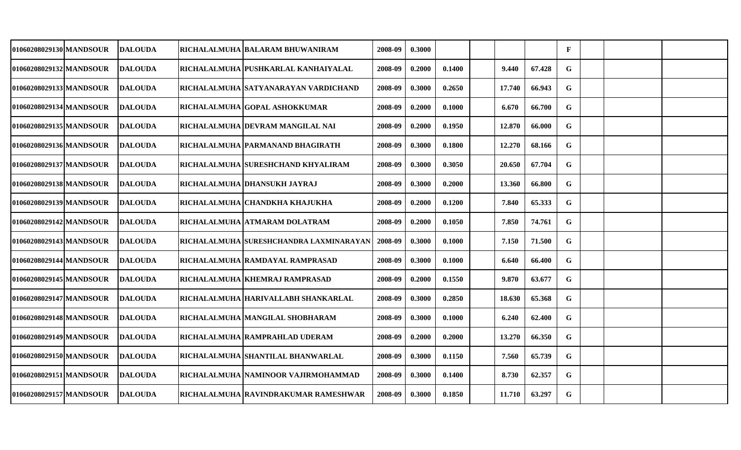| | | | | | | | | | | | | | | | |
|---|---|---|---|---|---|---|---|---|---|---|---|---|---|---|---|
| 01060208029130 | MANDSOUR | DALOUDA | RICHALALMUHA | BALARAM BHUWANIRAM | 2008-09 | 0.3000 | | | | | F | | | |
| 01060208029132 | MANDSOUR | DALOUDA | RICHALALMUHA | PUSHKARLAL KANHAIYALAL | 2008-09 | 0.2000 | 0.1400 | | 9.440 | 67.428 | G | | | |
| 01060208029133 | MANDSOUR | DALOUDA | RICHALALMUHA | SATYANARAYAN VARDICHAND | 2008-09 | 0.3000 | 0.2650 | | 17.740 | 66.943 | G | | | |
| 01060208029134 | MANDSOUR | DALOUDA | RICHALALMUHA | GOPAL ASHOKKUMAR | 2008-09 | 0.2000 | 0.1000 | | 6.670 | 66.700 | G | | | |
| 01060208029135 | MANDSOUR | DALOUDA | RICHALALMUHA | DEVRAM MANGILAL NAI | 2008-09 | 0.2000 | 0.1950 | | 12.870 | 66.000 | G | | | |
| 01060208029136 | MANDSOUR | DALOUDA | RICHALALMUHA | PARMANAND BHAGIRATH | 2008-09 | 0.3000 | 0.1800 | | 12.270 | 68.166 | G | | | |
| 01060208029137 | MANDSOUR | DALOUDA | RICHALALMUHA | SURESHCHAND KHYALIRAM | 2008-09 | 0.3000 | 0.3050 | | 20.650 | 67.704 | G | | | |
| 01060208029138 | MANDSOUR | DALOUDA | RICHALALMUHA | DHANSUKH JAYRAJ | 2008-09 | 0.3000 | 0.2000 | | 13.360 | 66.800 | G | | | |
| 01060208029139 | MANDSOUR | DALOUDA | RICHALALMUHA | CHANDKHA KHAJUKHA | 2008-09 | 0.2000 | 0.1200 | | 7.840 | 65.333 | G | | | |
| 01060208029142 | MANDSOUR | DALOUDA | RICHALALMUHA | ATMARAM DOLATRAM | 2008-09 | 0.2000 | 0.1050 | | 7.850 | 74.761 | G | | | |
| 01060208029143 | MANDSOUR | DALOUDA | RICHALALMUHA | SURESHCHANDRA LAXMINARAYAN | 2008-09 | 0.3000 | 0.1000 | | 7.150 | 71.500 | G | | | |
| 01060208029144 | MANDSOUR | DALOUDA | RICHALALMUHA | RAMDAYAL RAMPRASAD | 2008-09 | 0.3000 | 0.1000 | | 6.640 | 66.400 | G | | | |
| 01060208029145 | MANDSOUR | DALOUDA | RICHALALMUHA | KHEMRAJ RAMPRASAD | 2008-09 | 0.2000 | 0.1550 | | 9.870 | 63.677 | G | | | |
| 01060208029147 | MANDSOUR | DALOUDA | RICHALALMUHA | HARIVALLABH SHANKARLAL | 2008-09 | 0.3000 | 0.2850 | | 18.630 | 65.368 | G | | | |
| 01060208029148 | MANDSOUR | DALOUDA | RICHALALMUHA | MANGILAL SHOBHARAM | 2008-09 | 0.3000 | 0.1000 | | 6.240 | 62.400 | G | | | |
| 01060208029149 | MANDSOUR | DALOUDA | RICHALALMUHA | RAMPRAHLAD UDERAM | 2008-09 | 0.2000 | 0.2000 | | 13.270 | 66.350 | G | | | |
| 01060208029150 | MANDSOUR | DALOUDA | RICHALALMUHA | SHANTILAL BHANWARLAL | 2008-09 | 0.3000 | 0.1150 | | 7.560 | 65.739 | G | | | |
| 01060208029151 | MANDSOUR | DALOUDA | RICHALALMUHA | NAMINOOR VAJIRMOHAMMAD | 2008-09 | 0.3000 | 0.1400 | | 8.730 | 62.357 | G | | | |
| 01060208029157 | MANDSOUR | DALOUDA | RICHALALMUHA | RAVINDRAKUMAR RAMESHWAR | 2008-09 | 0.3000 | 0.1850 | | 11.710 | 63.297 | G | | | |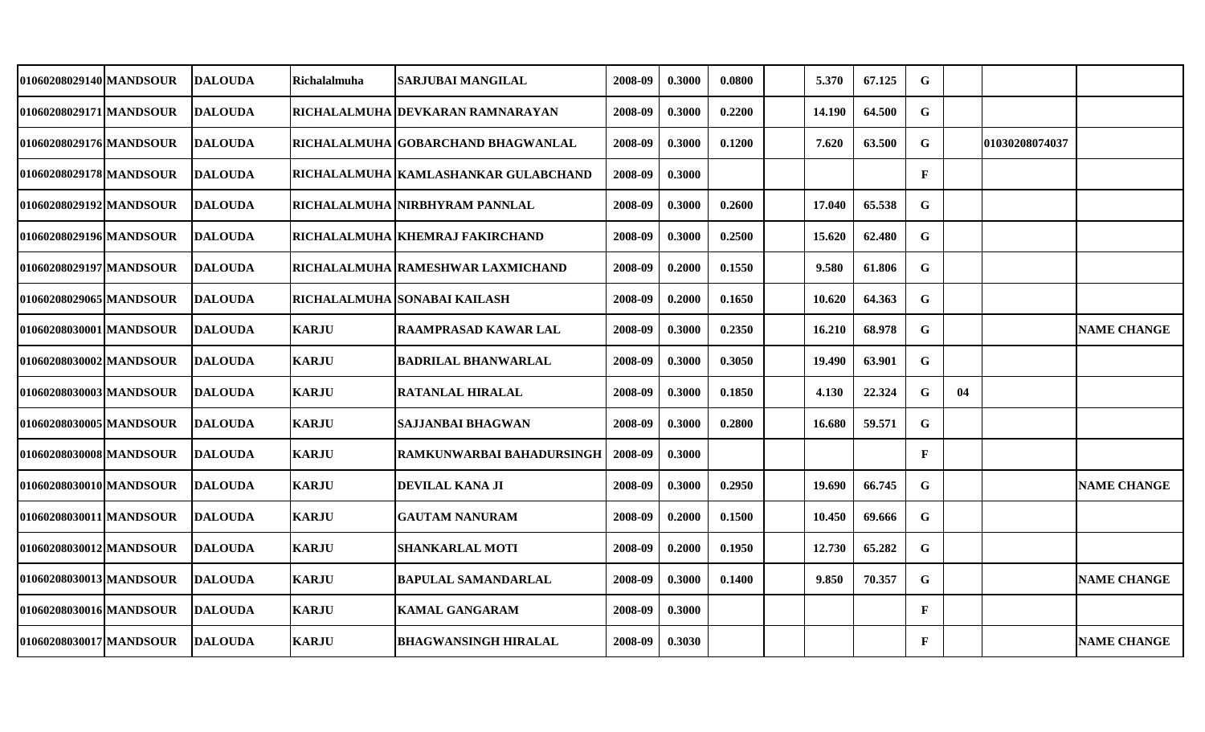| | | | | | | | | | | | | | | | |
|---|---|---|---|---|---|---|---|---|---|---|---|---|---|---|---|
| 01060208029140 | MANDSOUR | DALOUDA | Richalalmuha | SARJUBAI MANGILAL | 2008-09 | 0.3000 | 0.0800 | | 5.370 | 67.125 | G | | | |
| 01060208029171 | MANDSOUR | DALOUDA | RICHALALMUHA | DEVKARAN RAMNARAYAN | 2008-09 | 0.3000 | 0.2200 | | 14.190 | 64.500 | G | | | |
| 01060208029176 | MANDSOUR | DALOUDA | RICHALALMUHA | GOBARCHAND BHAGWANLAL | 2008-09 | 0.3000 | 0.1200 | | 7.620 | 63.500 | G | | 01030208074037 | |
| 01060208029178 | MANDSOUR | DALOUDA | RICHALALMUHA | KAMLASHANKAR GULABCHAND | 2008-09 | 0.3000 | | | | | F | | | |
| 01060208029192 | MANDSOUR | DALOUDA | RICHALALMUHA | NIRBHYRAM PANNLAL | 2008-09 | 0.3000 | 0.2600 | | 17.040 | 65.538 | G | | | |
| 01060208029196 | MANDSOUR | DALOUDA | RICHALALMUHA | KHEMRAJ FAKIRCHAND | 2008-09 | 0.3000 | 0.2500 | | 15.620 | 62.480 | G | | | |
| 01060208029197 | MANDSOUR | DALOUDA | RICHALALMUHA | RAMESHWAR LAXMICHAND | 2008-09 | 0.2000 | 0.1550 | | 9.580 | 61.806 | G | | | |
| 01060208029065 | MANDSOUR | DALOUDA | RICHALALMUHA | SONABAI KAILASH | 2008-09 | 0.2000 | 0.1650 | | 10.620 | 64.363 | G | | | |
| 01060208030001 | MANDSOUR | DALOUDA | KARJU | RAAMPRASAD KAWAR LAL | 2008-09 | 0.3000 | 0.2350 | | 16.210 | 68.978 | G | | | NAME CHANGE |
| 01060208030002 | MANDSOUR | DALOUDA | KARJU | BADRILAL BHANWARLAL | 2008-09 | 0.3000 | 0.3050 | | 19.490 | 63.901 | G | | | |
| 01060208030003 | MANDSOUR | DALOUDA | KARJU | RATANLAL HIRALAL | 2008-09 | 0.3000 | 0.1850 | | 4.130 | 22.324 | G | 04 | | |
| 01060208030005 | MANDSOUR | DALOUDA | KARJU | SAJJANBAI BHAGWAN | 2008-09 | 0.3000 | 0.2800 | | 16.680 | 59.571 | G | | | |
| 01060208030008 | MANDSOUR | DALOUDA | KARJU | RAMKUNWARBAI BAHADURSINGH | 2008-09 | 0.3000 | | | | | F | | | |
| 01060208030010 | MANDSOUR | DALOUDA | KARJU | DEVILAL KANA JI | 2008-09 | 0.3000 | 0.2950 | | 19.690 | 66.745 | G | | | NAME CHANGE |
| 01060208030011 | MANDSOUR | DALOUDA | KARJU | GAUTAM NANURAM | 2008-09 | 0.2000 | 0.1500 | | 10.450 | 69.666 | G | | | |
| 01060208030012 | MANDSOUR | DALOUDA | KARJU | SHANKARLAL MOTI | 2008-09 | 0.2000 | 0.1950 | | 12.730 | 65.282 | G | | | |
| 01060208030013 | MANDSOUR | DALOUDA | KARJU | BAPULAL SAMANDARLAL | 2008-09 | 0.3000 | 0.1400 | | 9.850 | 70.357 | G | | | NAME CHANGE |
| 01060208030016 | MANDSOUR | DALOUDA | KARJU | KAMAL GANGARAM | 2008-09 | 0.3000 | | | | | F | | | |
| 01060208030017 | MANDSOUR | DALOUDA | KARJU | BHAGWANSINGH HIRALAL | 2008-09 | 0.3030 | | | | | F | | | NAME CHANGE |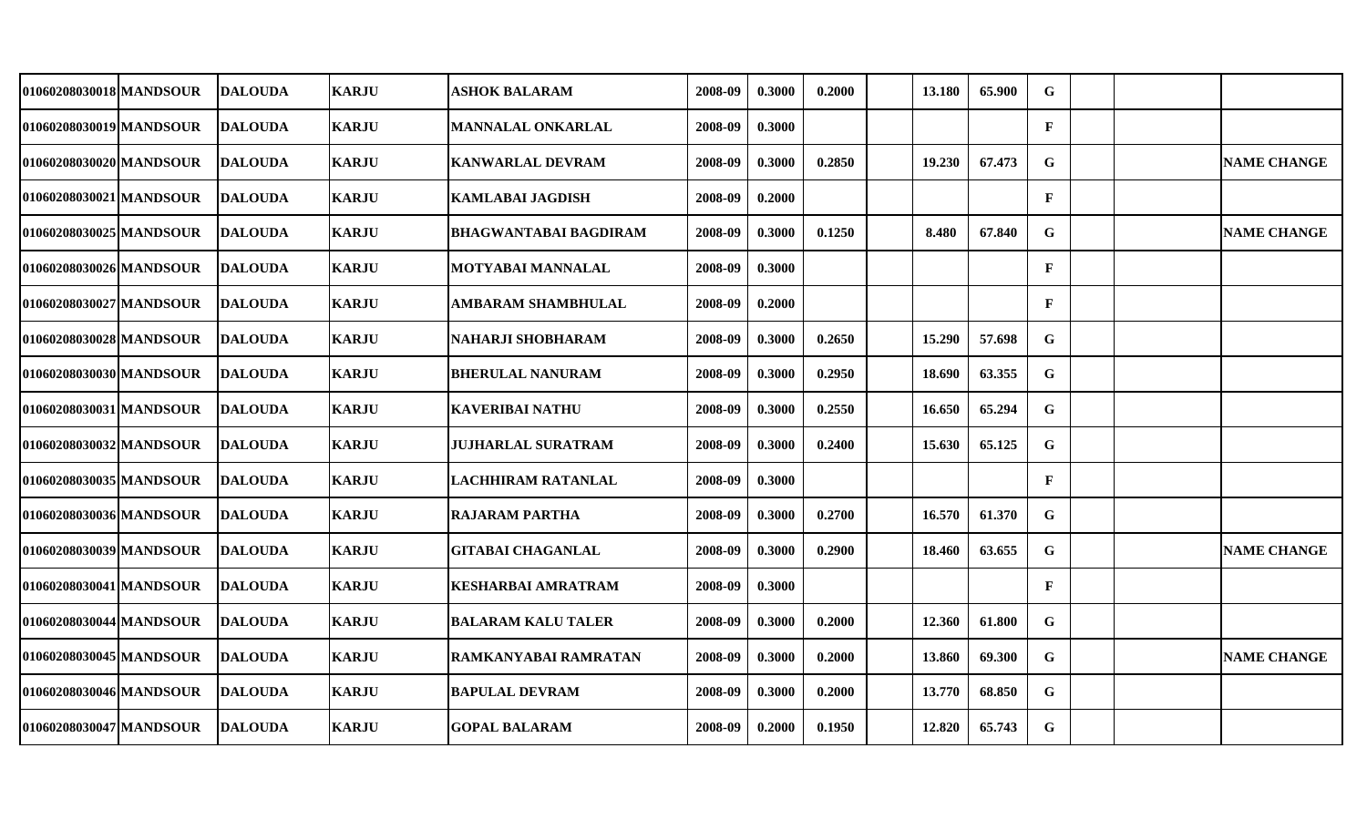| | | | | | | | | | | | | | | |
|---|---|---|---|---|---|---|---|---|---|---|---|---|---|---|
| 01060208030018 | MANDSOUR | DALOUDA | KARJU | ASHOK BALARAM | 2008-09 | 0.3000 | 0.2000 | | 13.180 | 65.900 | G | | | |
| 01060208030019 | MANDSOUR | DALOUDA | KARJU | MANNALAL ONKARLAL | 2008-09 | 0.3000 | | | | | F | | | |
| 01060208030020 | MANDSOUR | DALOUDA | KARJU | KANWARLAL DEVRAM | 2008-09 | 0.3000 | 0.2850 | | 19.230 | 67.473 | G | | | NAME CHANGE |
| 01060208030021 | MANDSOUR | DALOUDA | KARJU | KAMLABAI JAGDISH | 2008-09 | 0.2000 | | | | | F | | | |
| 01060208030025 | MANDSOUR | DALOUDA | KARJU | BHAGWANTABAI BAGDIRAM | 2008-09 | 0.3000 | 0.1250 | | 8.480 | 67.840 | G | | | NAME CHANGE |
| 01060208030026 | MANDSOUR | DALOUDA | KARJU | MOTYABAI MANNALAL | 2008-09 | 0.3000 | | | | | F | | | |
| 01060208030027 | MANDSOUR | DALOUDA | KARJU | AMBARAM SHAMBHULAL | 2008-09 | 0.2000 | | | | | F | | | |
| 01060208030028 | MANDSOUR | DALOUDA | KARJU | NAHARJI SHOBHARAM | 2008-09 | 0.3000 | 0.2650 | | 15.290 | 57.698 | G | | | |
| 01060208030030 | MANDSOUR | DALOUDA | KARJU | BHERULAL NANURAM | 2008-09 | 0.3000 | 0.2950 | | 18.690 | 63.355 | G | | | |
| 01060208030031 | MANDSOUR | DALOUDA | KARJU | KAVERIBAI NATHU | 2008-09 | 0.3000 | 0.2550 | | 16.650 | 65.294 | G | | | |
| 01060208030032 | MANDSOUR | DALOUDA | KARJU | JUJHARLAL SURATRAM | 2008-09 | 0.3000 | 0.2400 | | 15.630 | 65.125 | G | | | |
| 01060208030035 | MANDSOUR | DALOUDA | KARJU | LACHHIRAM RATANLAL | 2008-09 | 0.3000 | | | | | F | | | |
| 01060208030036 | MANDSOUR | DALOUDA | KARJU | RAJARAM PARTHA | 2008-09 | 0.3000 | 0.2700 | | 16.570 | 61.370 | G | | | |
| 01060208030039 | MANDSOUR | DALOUDA | KARJU | GITABAI CHAGANLAL | 2008-09 | 0.3000 | 0.2900 | | 18.460 | 63.655 | G | | | NAME CHANGE |
| 01060208030041 | MANDSOUR | DALOUDA | KARJU | KESHARBAI AMRATRAM | 2008-09 | 0.3000 | | | | | F | | | |
| 01060208030044 | MANDSOUR | DALOUDA | KARJU | BALARAM KALU TALER | 2008-09 | 0.3000 | 0.2000 | | 12.360 | 61.800 | G | | | |
| 01060208030045 | MANDSOUR | DALOUDA | KARJU | RAMKANYABAI RAMRATAN | 2008-09 | 0.3000 | 0.2000 | | 13.860 | 69.300 | G | | | NAME CHANGE |
| 01060208030046 | MANDSOUR | DALOUDA | KARJU | BAPULAL DEVRAM | 2008-09 | 0.3000 | 0.2000 | | 13.770 | 68.850 | G | | | |
| 01060208030047 | MANDSOUR | DALOUDA | KARJU | GOPAL BALARAM | 2008-09 | 0.2000 | 0.1950 | | 12.820 | 65.743 | G | | | |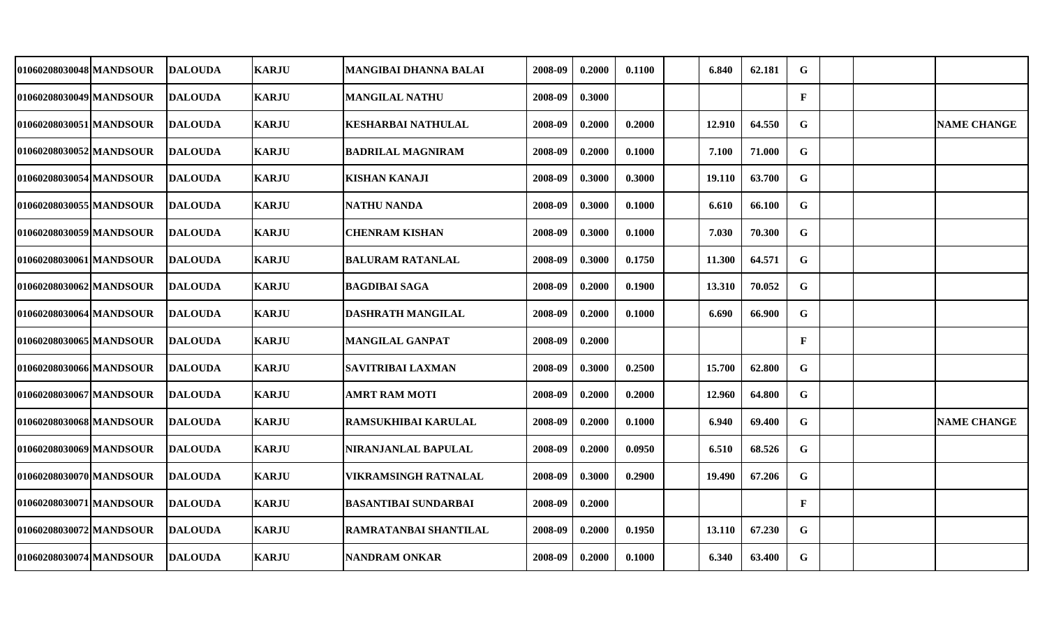| | | | | | | | | | | | | | | |
|---|---|---|---|---|---|---|---|---|---|---|---|---|---|---|
| 01060208030048 | MANDSOUR | DALOUDA | KARJU | MANGIBAI DHANNA BALAI | 2008-09 | 0.2000 | 0.1100 | | 6.840 | 62.181 | G | | | |
| 01060208030049 | MANDSOUR | DALOUDA | KARJU | MANGILAL NATHU | 2008-09 | 0.3000 | | | | | F | | | |
| 01060208030051 | MANDSOUR | DALOUDA | KARJU | KESHARBAI NATHULAL | 2008-09 | 0.2000 | 0.2000 | | 12.910 | 64.550 | G | | | NAME CHANGE |
| 01060208030052 | MANDSOUR | DALOUDA | KARJU | BADRILAL MAGNIRAM | 2008-09 | 0.2000 | 0.1000 | | 7.100 | 71.000 | G | | | |
| 01060208030054 | MANDSOUR | DALOUDA | KARJU | KISHAN KANAJI | 2008-09 | 0.3000 | 0.3000 | | 19.110 | 63.700 | G | | | |
| 01060208030055 | MANDSOUR | DALOUDA | KARJU | NATHU NANDA | 2008-09 | 0.3000 | 0.1000 | | 6.610 | 66.100 | G | | | |
| 01060208030059 | MANDSOUR | DALOUDA | KARJU | CHENRAM KISHAN | 2008-09 | 0.3000 | 0.1000 | | 7.030 | 70.300 | G | | | |
| 01060208030061 | MANDSOUR | DALOUDA | KARJU | BALURAM RATANLAL | 2008-09 | 0.3000 | 0.1750 | | 11.300 | 64.571 | G | | | |
| 01060208030062 | MANDSOUR | DALOUDA | KARJU | BAGDIBAI SAGA | 2008-09 | 0.2000 | 0.1900 | | 13.310 | 70.052 | G | | | |
| 01060208030064 | MANDSOUR | DALOUDA | KARJU | DASHRATH MANGILAL | 2008-09 | 0.2000 | 0.1000 | | 6.690 | 66.900 | G | | | |
| 01060208030065 | MANDSOUR | DALOUDA | KARJU | MANGILAL GANPAT | 2008-09 | 0.2000 | | | | | F | | | |
| 01060208030066 | MANDSOUR | DALOUDA | KARJU | SAVITRIBAI LAXMAN | 2008-09 | 0.3000 | 0.2500 | | 15.700 | 62.800 | G | | | |
| 01060208030067 | MANDSOUR | DALOUDA | KARJU | AMRT RAM MOTI | 2008-09 | 0.2000 | 0.2000 | | 12.960 | 64.800 | G | | | |
| 01060208030068 | MANDSOUR | DALOUDA | KARJU | RAMSUKHIBAI KARULAL | 2008-09 | 0.2000 | 0.1000 | | 6.940 | 69.400 | G | | | NAME CHANGE |
| 01060208030069 | MANDSOUR | DALOUDA | KARJU | NIRANJANLAL BAPULAL | 2008-09 | 0.2000 | 0.0950 | | 6.510 | 68.526 | G | | | |
| 01060208030070 | MANDSOUR | DALOUDA | KARJU | VIKRAMSINGH RATNALAL | 2008-09 | 0.3000 | 0.2900 | | 19.490 | 67.206 | G | | | |
| 01060208030071 | MANDSOUR | DALOUDA | KARJU | BASANTIBAI SUNDARBAI | 2008-09 | 0.2000 | | | | | F | | | |
| 01060208030072 | MANDSOUR | DALOUDA | KARJU | RAMRATANBAI SHANTILAL | 2008-09 | 0.2000 | 0.1950 | | 13.110 | 67.230 | G | | | |
| 01060208030074 | MANDSOUR | DALOUDA | KARJU | NANDRAM ONKAR | 2008-09 | 0.2000 | 0.1000 | | 6.340 | 63.400 | G | | | |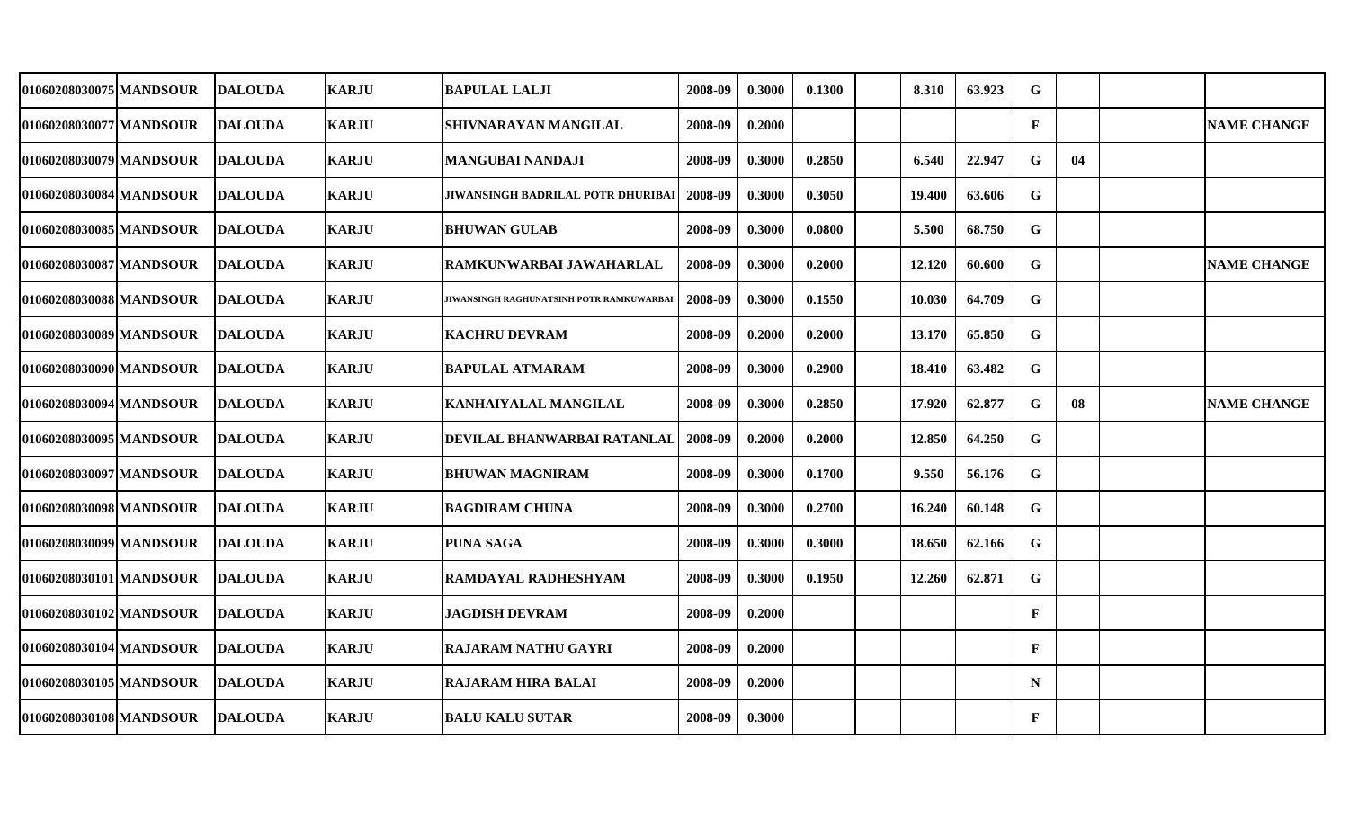| | | | | | | | | | | | | | | | |
|---|---|---|---|---|---|---|---|---|---|---|---|---|---|---|---|
| 01060208030075 | MANDSOUR | DALOUDA | KARJU | BAPULAL LALJI | 2008-09 | 0.3000 | 0.1300 | | 8.310 | 63.923 | G | | | |
| 01060208030077 | MANDSOUR | DALOUDA | KARJU | SHIVNARAYAN MANGILAL | 2008-09 | 0.2000 | | | | | F | | | NAME CHANGE |
| 01060208030079 | MANDSOUR | DALOUDA | KARJU | MANGUBAI NANDAJI | 2008-09 | 0.3000 | 0.2850 | | 6.540 | 22.947 | G | 04 | | |
| 01060208030084 | MANDSOUR | DALOUDA | KARJU | JIWANSINGH BADRILAL POTR DHURIBAI | 2008-09 | 0.3000 | 0.3050 | | 19.400 | 63.606 | G | | | |
| 01060208030085 | MANDSOUR | DALOUDA | KARJU | BHUWAN GULAB | 2008-09 | 0.3000 | 0.0800 | | 5.500 | 68.750 | G | | | |
| 01060208030087 | MANDSOUR | DALOUDA | KARJU | RAMKUNWARBAI JAWAHARLAL | 2008-09 | 0.3000 | 0.2000 | | 12.120 | 60.600 | G | | | NAME CHANGE |
| 01060208030088 | MANDSOUR | DALOUDA | KARJU | JIWANSINGH RAGHUNATSINH POTR RAMKUWARBAI | 2008-09 | 0.3000 | 0.1550 | | 10.030 | 64.709 | G | | | |
| 01060208030089 | MANDSOUR | DALOUDA | KARJU | KACHRU DEVRAM | 2008-09 | 0.2000 | 0.2000 | | 13.170 | 65.850 | G | | | |
| 01060208030090 | MANDSOUR | DALOUDA | KARJU | BAPULAL ATMARAM | 2008-09 | 0.3000 | 0.2900 | | 18.410 | 63.482 | G | | | |
| 01060208030094 | MANDSOUR | DALOUDA | KARJU | KANHAIYALAL MANGILAL | 2008-09 | 0.3000 | 0.2850 | | 17.920 | 62.877 | G | 08 | | NAME CHANGE |
| 01060208030095 | MANDSOUR | DALOUDA | KARJU | DEVILAL BHANWARBAI RATANLAL | 2008-09 | 0.2000 | 0.2000 | | 12.850 | 64.250 | G | | | |
| 01060208030097 | MANDSOUR | DALOUDA | KARJU | BHUWAN MAGNIRAM | 2008-09 | 0.3000 | 0.1700 | | 9.550 | 56.176 | G | | | |
| 01060208030098 | MANDSOUR | DALOUDA | KARJU | BAGDIRAM CHUNA | 2008-09 | 0.3000 | 0.2700 | | 16.240 | 60.148 | G | | | |
| 01060208030099 | MANDSOUR | DALOUDA | KARJU | PUNA SAGA | 2008-09 | 0.3000 | 0.3000 | | 18.650 | 62.166 | G | | | |
| 01060208030101 | MANDSOUR | DALOUDA | KARJU | RAMDAYAL RADHESHYAM | 2008-09 | 0.3000 | 0.1950 | | 12.260 | 62.871 | G | | | |
| 01060208030102 | MANDSOUR | DALOUDA | KARJU | JAGDISH DEVRAM | 2008-09 | 0.2000 | | | | | F | | | |
| 01060208030104 | MANDSOUR | DALOUDA | KARJU | RAJARAM NATHU GAYRI | 2008-09 | 0.2000 | | | | | F | | | |
| 01060208030105 | MANDSOUR | DALOUDA | KARJU | RAJARAM HIRA BALAI | 2008-09 | 0.2000 | | | | | N | | | |
| 01060208030108 | MANDSOUR | DALOUDA | KARJU | BALU KALU SUTAR | 2008-09 | 0.3000 | | | | | F | | | |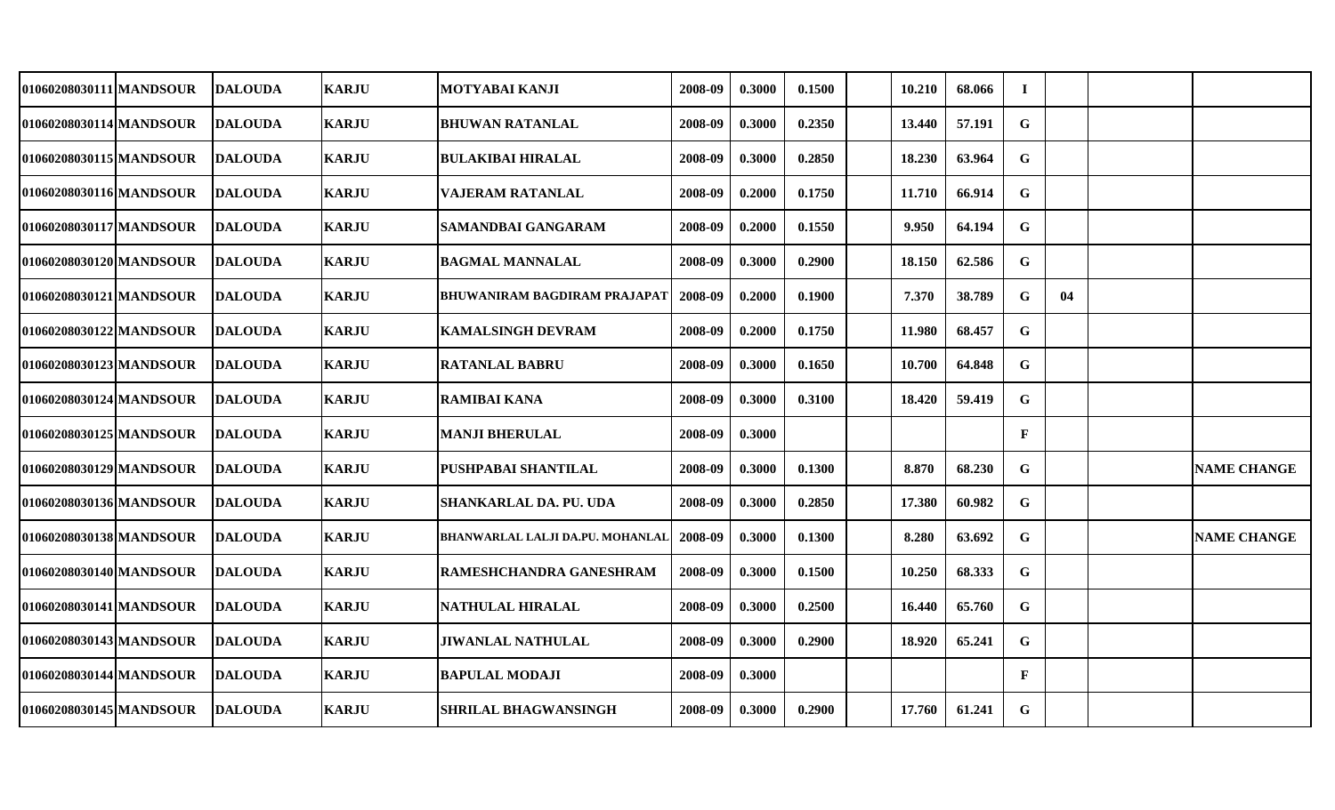| | | | | | | | | | | | | | | | |
|---|---|---|---|---|---|---|---|---|---|---|---|---|---|---|---|
| 01060208030111 | MANDSOUR | DALOUDA | KARJU | MOTYABAI KANJI | 2008-09 | 0.3000 | 0.1500 | | 10.210 | 68.066 | I | | | |
| 01060208030114 | MANDSOUR | DALOUDA | KARJU | BHUWAN RATANLAL | 2008-09 | 0.3000 | 0.2350 | | 13.440 | 57.191 | G | | | |
| 01060208030115 | MANDSOUR | DALOUDA | KARJU | BULAKIBAI HIRALAL | 2008-09 | 0.3000 | 0.2850 | | 18.230 | 63.964 | G | | | |
| 01060208030116 | MANDSOUR | DALOUDA | KARJU | VAJERAM RATANLAL | 2008-09 | 0.2000 | 0.1750 | | 11.710 | 66.914 | G | | | |
| 01060208030117 | MANDSOUR | DALOUDA | KARJU | SAMANDBAI GANGARAM | 2008-09 | 0.2000 | 0.1550 | | 9.950 | 64.194 | G | | | |
| 01060208030120 | MANDSOUR | DALOUDA | KARJU | BAGMAL MANNALAL | 2008-09 | 0.3000 | 0.2900 | | 18.150 | 62.586 | G | | | |
| 01060208030121 | MANDSOUR | DALOUDA | KARJU | BHUWANIRAM BAGDIRAM PRAJAPAT | 2008-09 | 0.2000 | 0.1900 | | 7.370 | 38.789 | G | 04 | | |
| 01060208030122 | MANDSOUR | DALOUDA | KARJU | KAMALSINGH DEVRAM | 2008-09 | 0.2000 | 0.1750 | | 11.980 | 68.457 | G | | | |
| 01060208030123 | MANDSOUR | DALOUDA | KARJU | RATANLAL BABRU | 2008-09 | 0.3000 | 0.1650 | | 10.700 | 64.848 | G | | | |
| 01060208030124 | MANDSOUR | DALOUDA | KARJU | RAMIBAI KANA | 2008-09 | 0.3000 | 0.3100 | | 18.420 | 59.419 | G | | | |
| 01060208030125 | MANDSOUR | DALOUDA | KARJU | MANJI BHERULAL | 2008-09 | 0.3000 | | | | | F | | | |
| 01060208030129 | MANDSOUR | DALOUDA | KARJU | PUSHPABAI SHANTILAL | 2008-09 | 0.3000 | 0.1300 | | 8.870 | 68.230 | G | | | NAME CHANGE |
| 01060208030136 | MANDSOUR | DALOUDA | KARJU | SHANKARLAL DA. PU. UDA | 2008-09 | 0.3000 | 0.2850 | | 17.380 | 60.982 | G | | | |
| 01060208030138 | MANDSOUR | DALOUDA | KARJU | BHANWARLAL LALJI DA.PU. MOHANLAL | 2008-09 | 0.3000 | 0.1300 | | 8.280 | 63.692 | G | | | NAME CHANGE |
| 01060208030140 | MANDSOUR | DALOUDA | KARJU | RAMESHCHANDRA GANESHRAM | 2008-09 | 0.3000 | 0.1500 | | 10.250 | 68.333 | G | | | |
| 01060208030141 | MANDSOUR | DALOUDA | KARJU | NATHULAL HIRALAL | 2008-09 | 0.3000 | 0.2500 | | 16.440 | 65.760 | G | | | |
| 01060208030143 | MANDSOUR | DALOUDA | KARJU | JIWANLAL NATHULAL | 2008-09 | 0.3000 | 0.2900 | | 18.920 | 65.241 | G | | | |
| 01060208030144 | MANDSOUR | DALOUDA | KARJU | BAPULAL MODAJI | 2008-09 | 0.3000 | | | | | F | | | |
| 01060208030145 | MANDSOUR | DALOUDA | KARJU | SHRILAL BHAGWANSINGH | 2008-09 | 0.3000 | 0.2900 | | 17.760 | 61.241 | G | | | |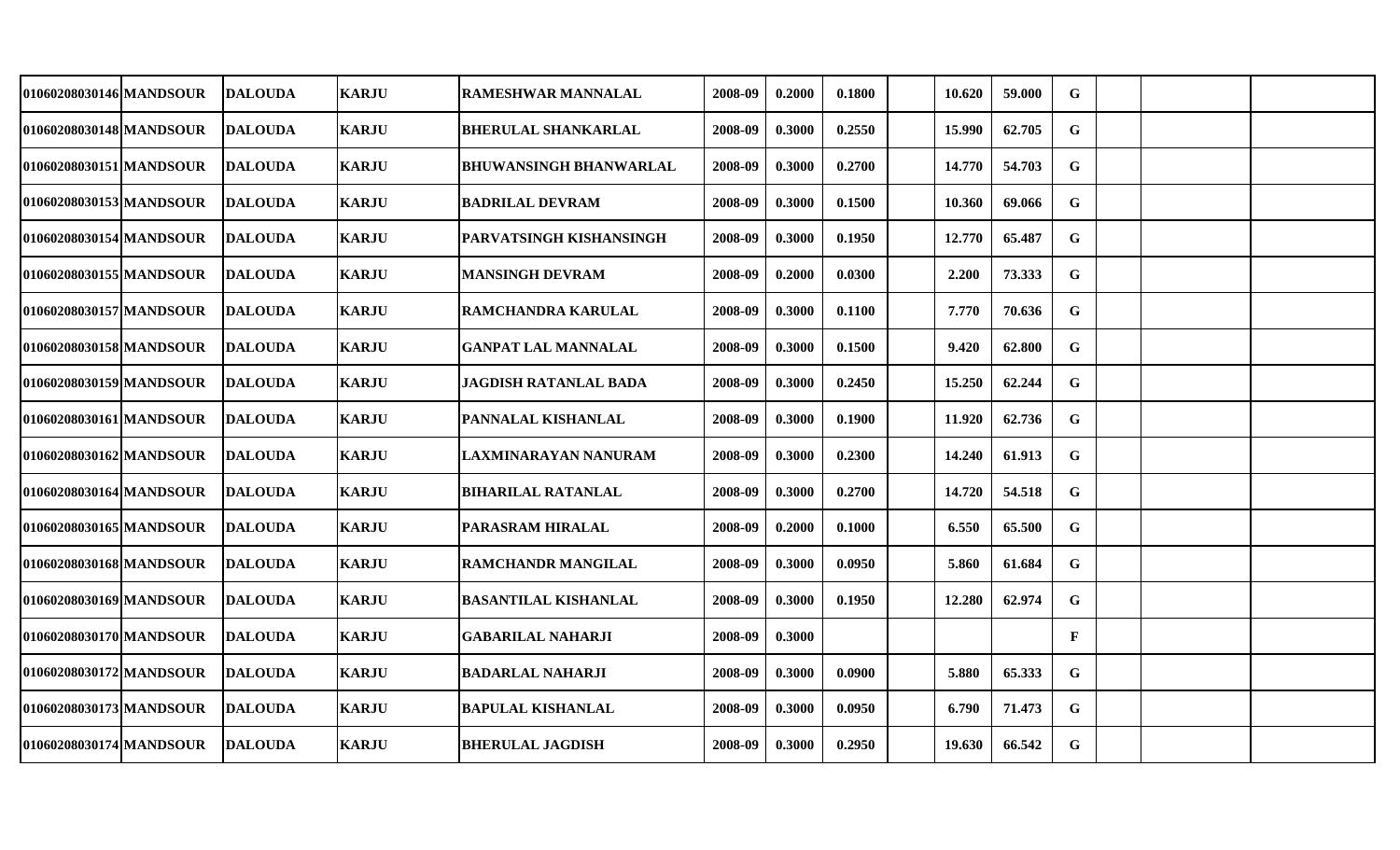| | | | | | | | | | | | | | | |
|---|---|---|---|---|---|---|---|---|---|---|---|---|---|---|
| 01060208030146 | MANDSOUR | DALOUDA | KARJU | RAMESHWAR MANNALAL | 2008-09 | 0.2000 | 0.1800 | | 10.620 | 59.000 | G | | | |
| 01060208030148 | MANDSOUR | DALOUDA | KARJU | BHERULAL SHANKARLAL | 2008-09 | 0.3000 | 0.2550 | | 15.990 | 62.705 | G | | | |
| 01060208030151 | MANDSOUR | DALOUDA | KARJU | BHUWANSINGH BHANWARLAL | 2008-09 | 0.3000 | 0.2700 | | 14.770 | 54.703 | G | | | |
| 01060208030153 | MANDSOUR | DALOUDA | KARJU | BADRILAL DEVRAM | 2008-09 | 0.3000 | 0.1500 | | 10.360 | 69.066 | G | | | |
| 01060208030154 | MANDSOUR | DALOUDA | KARJU | PARVATSINGH KISHANSINGH | 2008-09 | 0.3000 | 0.1950 | | 12.770 | 65.487 | G | | | |
| 01060208030155 | MANDSOUR | DALOUDA | KARJU | MANSINGH DEVRAM | 2008-09 | 0.2000 | 0.0300 | | 2.200 | 73.333 | G | | | |
| 01060208030157 | MANDSOUR | DALOUDA | KARJU | RAMCHANDRA KARULAL | 2008-09 | 0.3000 | 0.1100 | | 7.770 | 70.636 | G | | | |
| 01060208030158 | MANDSOUR | DALOUDA | KARJU | GANPAT LAL MANNALAL | 2008-09 | 0.3000 | 0.1500 | | 9.420 | 62.800 | G | | | |
| 01060208030159 | MANDSOUR | DALOUDA | KARJU | JAGDISH RATANLAL BADA | 2008-09 | 0.3000 | 0.2450 | | 15.250 | 62.244 | G | | | |
| 01060208030161 | MANDSOUR | DALOUDA | KARJU | PANNALAL KISHANLAL | 2008-09 | 0.3000 | 0.1900 | | 11.920 | 62.736 | G | | | |
| 01060208030162 | MANDSOUR | DALOUDA | KARJU | LAXMINARAYAN NANURAM | 2008-09 | 0.3000 | 0.2300 | | 14.240 | 61.913 | G | | | |
| 01060208030164 | MANDSOUR | DALOUDA | KARJU | BIHARILAL RATANLAL | 2008-09 | 0.3000 | 0.2700 | | 14.720 | 54.518 | G | | | |
| 01060208030165 | MANDSOUR | DALOUDA | KARJU | PARASRAM HIRALAL | 2008-09 | 0.2000 | 0.1000 | | 6.550 | 65.500 | G | | | |
| 01060208030168 | MANDSOUR | DALOUDA | KARJU | RAMCHANDR MANGILAL | 2008-09 | 0.3000 | 0.0950 | | 5.860 | 61.684 | G | | | |
| 01060208030169 | MANDSOUR | DALOUDA | KARJU | BASANTILAL KISHANLAL | 2008-09 | 0.3000 | 0.1950 | | 12.280 | 62.974 | G | | | |
| 01060208030170 | MANDSOUR | DALOUDA | KARJU | GABARILAL NAHARJI | 2008-09 | 0.3000 | | | | | F | | | |
| 01060208030172 | MANDSOUR | DALOUDA | KARJU | BADARLAL NAHARJI | 2008-09 | 0.3000 | 0.0900 | | 5.880 | 65.333 | G | | | |
| 01060208030173 | MANDSOUR | DALOUDA | KARJU | BAPULAL KISHANLAL | 2008-09 | 0.3000 | 0.0950 | | 6.790 | 71.473 | G | | | |
| 01060208030174 | MANDSOUR | DALOUDA | KARJU | BHERULAL JAGDISH | 2008-09 | 0.3000 | 0.2950 | | 19.630 | 66.542 | G | | | |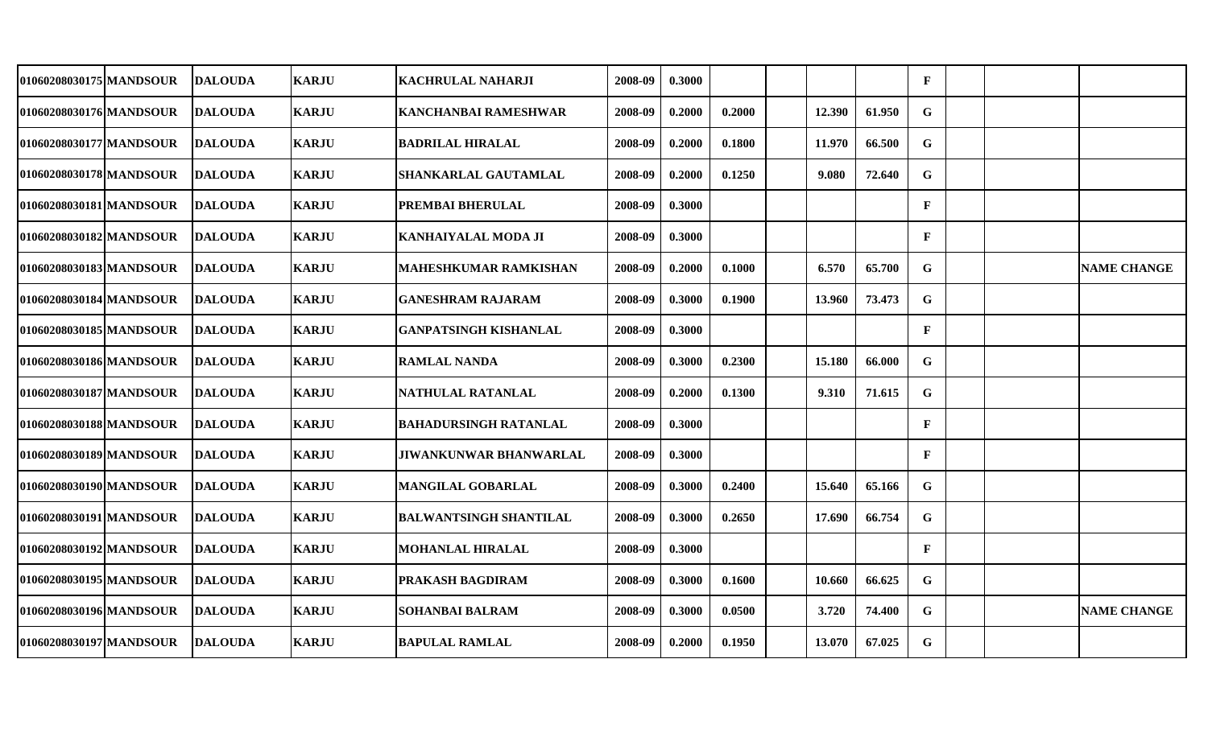| | | | | | | | | | | | | | | |
|---|---|---|---|---|---|---|---|---|---|---|---|---|---|---|
| 01060208030175 | MANDSOUR | DALOUDA | KARJU | KACHRULAL NAHARJI | 2008-09 | 0.3000 | | | | | F | | | |
| 01060208030176 | MANDSOUR | DALOUDA | KARJU | KANCHANBAI RAMESHWAR | 2008-09 | 0.2000 | 0.2000 | | 12.390 | 61.950 | G | | | |
| 01060208030177 | MANDSOUR | DALOUDA | KARJU | BADRILAL HIRALAL | 2008-09 | 0.2000 | 0.1800 | | 11.970 | 66.500 | G | | | |
| 01060208030178 | MANDSOUR | DALOUDA | KARJU | SHANKARLAL GAUTAMLAL | 2008-09 | 0.2000 | 0.1250 | | 9.080 | 72.640 | G | | | |
| 01060208030181 | MANDSOUR | DALOUDA | KARJU | PREMBAI BHERULAL | 2008-09 | 0.3000 | | | | | F | | | |
| 01060208030182 | MANDSOUR | DALOUDA | KARJU | KANHAIYALAL MODA JI | 2008-09 | 0.3000 | | | | | F | | | |
| 01060208030183 | MANDSOUR | DALOUDA | KARJU | MAHESHKUMAR RAMKISHAN | 2008-09 | 0.2000 | 0.1000 | | 6.570 | 65.700 | G | | | NAME CHANGE |
| 01060208030184 | MANDSOUR | DALOUDA | KARJU | GANESHRAM RAJARAM | 2008-09 | 0.3000 | 0.1900 | | 13.960 | 73.473 | G | | | |
| 01060208030185 | MANDSOUR | DALOUDA | KARJU | GANPATSINGH KISHANLAL | 2008-09 | 0.3000 | | | | | F | | | |
| 01060208030186 | MANDSOUR | DALOUDA | KARJU | RAMLAL NANDA | 2008-09 | 0.3000 | 0.2300 | | 15.180 | 66.000 | G | | | |
| 01060208030187 | MANDSOUR | DALOUDA | KARJU | NATHULAL RATANLAL | 2008-09 | 0.2000 | 0.1300 | | 9.310 | 71.615 | G | | | |
| 01060208030188 | MANDSOUR | DALOUDA | KARJU | BAHADURSINGH RATANLAL | 2008-09 | 0.3000 | | | | | F | | | |
| 01060208030189 | MANDSOUR | DALOUDA | KARJU | JIWANKUNWAR BHANWARLAL | 2008-09 | 0.3000 | | | | | F | | | |
| 01060208030190 | MANDSOUR | DALOUDA | KARJU | MANGILAL GOBARLAL | 2008-09 | 0.3000 | 0.2400 | | 15.640 | 65.166 | G | | | |
| 01060208030191 | MANDSOUR | DALOUDA | KARJU | BALWANTSINGH SHANTILAL | 2008-09 | 0.3000 | 0.2650 | | 17.690 | 66.754 | G | | | |
| 01060208030192 | MANDSOUR | DALOUDA | KARJU | MOHANLAL HIRALAL | 2008-09 | 0.3000 | | | | | F | | | |
| 01060208030195 | MANDSOUR | DALOUDA | KARJU | PRAKASH BAGDIRAM | 2008-09 | 0.3000 | 0.1600 | | 10.660 | 66.625 | G | | | |
| 01060208030196 | MANDSOUR | DALOUDA | KARJU | SOHANBAI BALRAM | 2008-09 | 0.3000 | 0.0500 | | 3.720 | 74.400 | G | | | NAME CHANGE |
| 01060208030197 | MANDSOUR | DALOUDA | KARJU | BAPULAL RAMLAL | 2008-09 | 0.2000 | 0.1950 | | 13.070 | 67.025 | G | | | |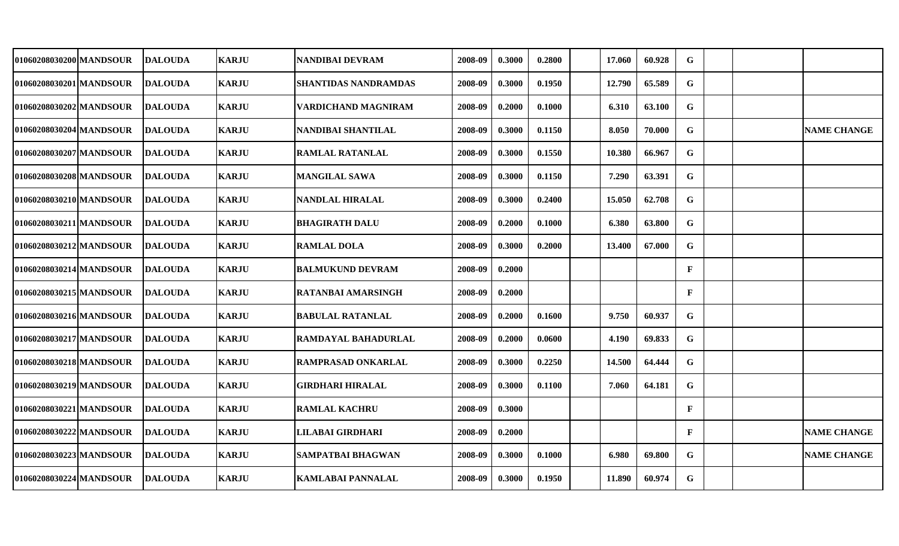| | | | | | | | | | | | | | | |
|---|---|---|---|---|---|---|---|---|---|---|---|---|---|---|
| 01060208030200 | MANDSOUR | DALOUDA | KARJU | NANDIBAI DEVRAM | 2008-09 | 0.3000 | 0.2800 | | 17.060 | 60.928 | G | | | |
| 01060208030201 | MANDSOUR | DALOUDA | KARJU | SHANTIDAS NANDRAMDAS | 2008-09 | 0.3000 | 0.1950 | | 12.790 | 65.589 | G | | | |
| 01060208030202 | MANDSOUR | DALOUDA | KARJU | VARDICHAND MAGNIRAM | 2008-09 | 0.2000 | 0.1000 | | 6.310 | 63.100 | G | | | |
| 01060208030204 | MANDSOUR | DALOUDA | KARJU | NANDIBAI SHANTILAL | 2008-09 | 0.3000 | 0.1150 | | 8.050 | 70.000 | G | | | NAME CHANGE |
| 01060208030207 | MANDSOUR | DALOUDA | KARJU | RAMLAL RATANLAL | 2008-09 | 0.3000 | 0.1550 | | 10.380 | 66.967 | G | | | |
| 01060208030208 | MANDSOUR | DALOUDA | KARJU | MANGILAL SAWA | 2008-09 | 0.3000 | 0.1150 | | 7.290 | 63.391 | G | | | |
| 01060208030210 | MANDSOUR | DALOUDA | KARJU | NANDLAL HIRALAL | 2008-09 | 0.3000 | 0.2400 | | 15.050 | 62.708 | G | | | |
| 01060208030211 | MANDSOUR | DALOUDA | KARJU | BHAGIRATH DALU | 2008-09 | 0.2000 | 0.1000 | | 6.380 | 63.800 | G | | | |
| 01060208030212 | MANDSOUR | DALOUDA | KARJU | RAMLAL DOLA | 2008-09 | 0.3000 | 0.2000 | | 13.400 | 67.000 | G | | | |
| 01060208030214 | MANDSOUR | DALOUDA | KARJU | BALMUKUND DEVRAM | 2008-09 | 0.2000 | | | | | F | | | |
| 01060208030215 | MANDSOUR | DALOUDA | KARJU | RATANBAI AMARSINGH | 2008-09 | 0.2000 | | | | | F | | | |
| 01060208030216 | MANDSOUR | DALOUDA | KARJU | BABULAL RATANLAL | 2008-09 | 0.2000 | 0.1600 | | 9.750 | 60.937 | G | | | |
| 01060208030217 | MANDSOUR | DALOUDA | KARJU | RAMDAYAL BAHADURLAL | 2008-09 | 0.2000 | 0.0600 | | 4.190 | 69.833 | G | | | |
| 01060208030218 | MANDSOUR | DALOUDA | KARJU | RAMPRASAD ONKARLAL | 2008-09 | 0.3000 | 0.2250 | | 14.500 | 64.444 | G | | | |
| 01060208030219 | MANDSOUR | DALOUDA | KARJU | GIRDHARI HIRALAL | 2008-09 | 0.3000 | 0.1100 | | 7.060 | 64.181 | G | | | |
| 01060208030221 | MANDSOUR | DALOUDA | KARJU | RAMLAL KACHRU | 2008-09 | 0.3000 | | | | | F | | | |
| 01060208030222 | MANDSOUR | DALOUDA | KARJU | LILABAI GIRDHARI | 2008-09 | 0.2000 | | | | | F | | | NAME CHANGE |
| 01060208030223 | MANDSOUR | DALOUDA | KARJU | SAMPATBAI BHAGWAN | 2008-09 | 0.3000 | 0.1000 | | 6.980 | 69.800 | G | | | NAME CHANGE |
| 01060208030224 | MANDSOUR | DALOUDA | KARJU | KAMLABAI PANNALAL | 2008-09 | 0.3000 | 0.1950 | | 11.890 | 60.974 | G | | | |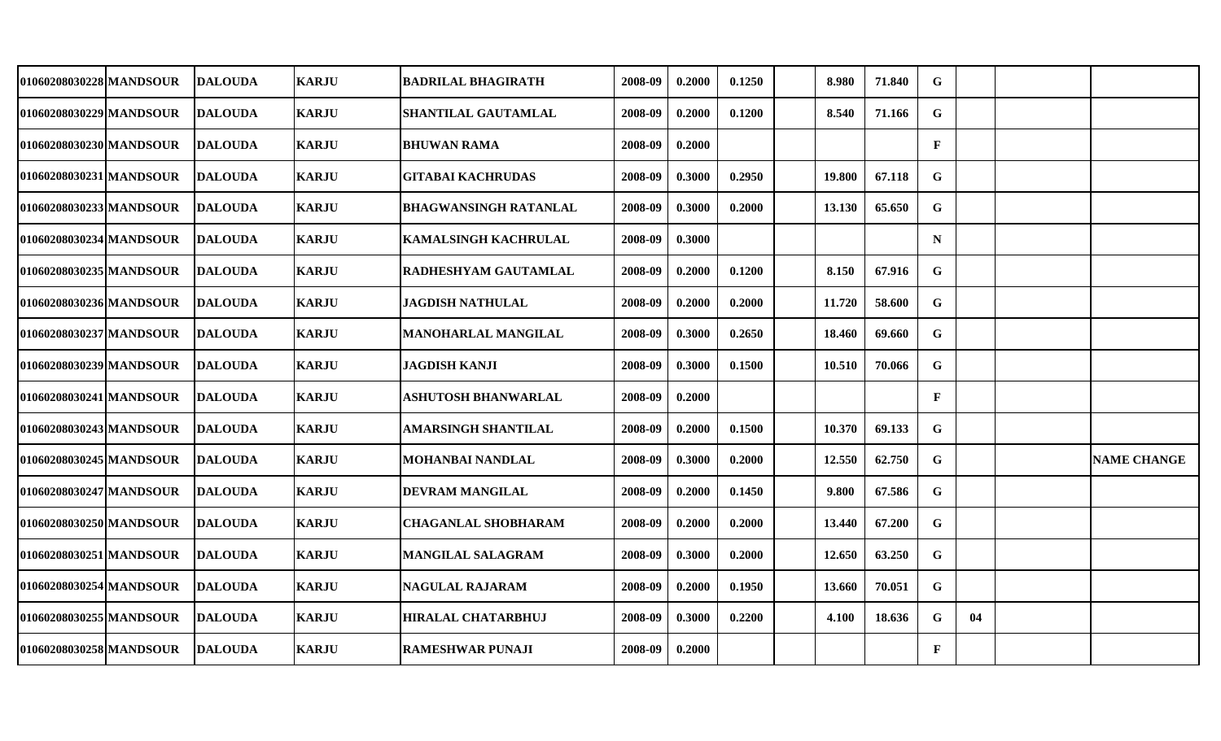| | | | | | | | | | | | | | | | |
|---|---|---|---|---|---|---|---|---|---|---|---|---|---|---|---|
| 01060208030228 | MANDSOUR | DALOUDA | KARJU | BADRILAL BHAGIRATH | 2008-09 | 0.2000 | 0.1250 | | 8.980 | 71.840 | G | | | |
| 01060208030229 | MANDSOUR | DALOUDA | KARJU | SHANTILAL GAUTAMLAL | 2008-09 | 0.2000 | 0.1200 | | 8.540 | 71.166 | G | | | |
| 01060208030230 | MANDSOUR | DALOUDA | KARJU | BHUWAN RAMA | 2008-09 | 0.2000 | | | | | F | | | |
| 01060208030231 | MANDSOUR | DALOUDA | KARJU | GITABAI KACHRUDAS | 2008-09 | 0.3000 | 0.2950 | | 19.800 | 67.118 | G | | | |
| 01060208030233 | MANDSOUR | DALOUDA | KARJU | BHAGWANSINGH RATANLAL | 2008-09 | 0.3000 | 0.2000 | | 13.130 | 65.650 | G | | | |
| 01060208030234 | MANDSOUR | DALOUDA | KARJU | KAMALSINGH KACHRULAL | 2008-09 | 0.3000 | | | | | N | | | |
| 01060208030235 | MANDSOUR | DALOUDA | KARJU | RADHESHYAM GAUTAMLAL | 2008-09 | 0.2000 | 0.1200 | | 8.150 | 67.916 | G | | | |
| 01060208030236 | MANDSOUR | DALOUDA | KARJU | JAGDISH NATHULAL | 2008-09 | 0.2000 | 0.2000 | | 11.720 | 58.600 | G | | | |
| 01060208030237 | MANDSOUR | DALOUDA | KARJU | MANOHARLAL MANGILAL | 2008-09 | 0.3000 | 0.2650 | | 18.460 | 69.660 | G | | | |
| 01060208030239 | MANDSOUR | DALOUDA | KARJU | JAGDISH KANJI | 2008-09 | 0.3000 | 0.1500 | | 10.510 | 70.066 | G | | | |
| 01060208030241 | MANDSOUR | DALOUDA | KARJU | ASHUTOSH BHANWARLAL | 2008-09 | 0.2000 | | | | | F | | | |
| 01060208030243 | MANDSOUR | DALOUDA | KARJU | AMARSINGH SHANTILAL | 2008-09 | 0.2000 | 0.1500 | | 10.370 | 69.133 | G | | | |
| 01060208030245 | MANDSOUR | DALOUDA | KARJU | MOHANBAI NANDLAL | 2008-09 | 0.3000 | 0.2000 | | 12.550 | 62.750 | G | | | NAME CHANGE |
| 01060208030247 | MANDSOUR | DALOUDA | KARJU | DEVRAM MANGILAL | 2008-09 | 0.2000 | 0.1450 | | 9.800 | 67.586 | G | | | |
| 01060208030250 | MANDSOUR | DALOUDA | KARJU | CHAGANLAL SHOBHARAM | 2008-09 | 0.2000 | 0.2000 | | 13.440 | 67.200 | G | | | |
| 01060208030251 | MANDSOUR | DALOUDA | KARJU | MANGILAL SALAGRAM | 2008-09 | 0.3000 | 0.2000 | | 12.650 | 63.250 | G | | | |
| 01060208030254 | MANDSOUR | DALOUDA | KARJU | NAGULAL RAJARAM | 2008-09 | 0.2000 | 0.1950 | | 13.660 | 70.051 | G | | | |
| 01060208030255 | MANDSOUR | DALOUDA | KARJU | HIRALAL CHATARBHUJ | 2008-09 | 0.3000 | 0.2200 | | 4.100 | 18.636 | G | 04 | | |
| 01060208030258 | MANDSOUR | DALOUDA | KARJU | RAMESHWAR PUNAJI | 2008-09 | 0.2000 | | | | | F | | | |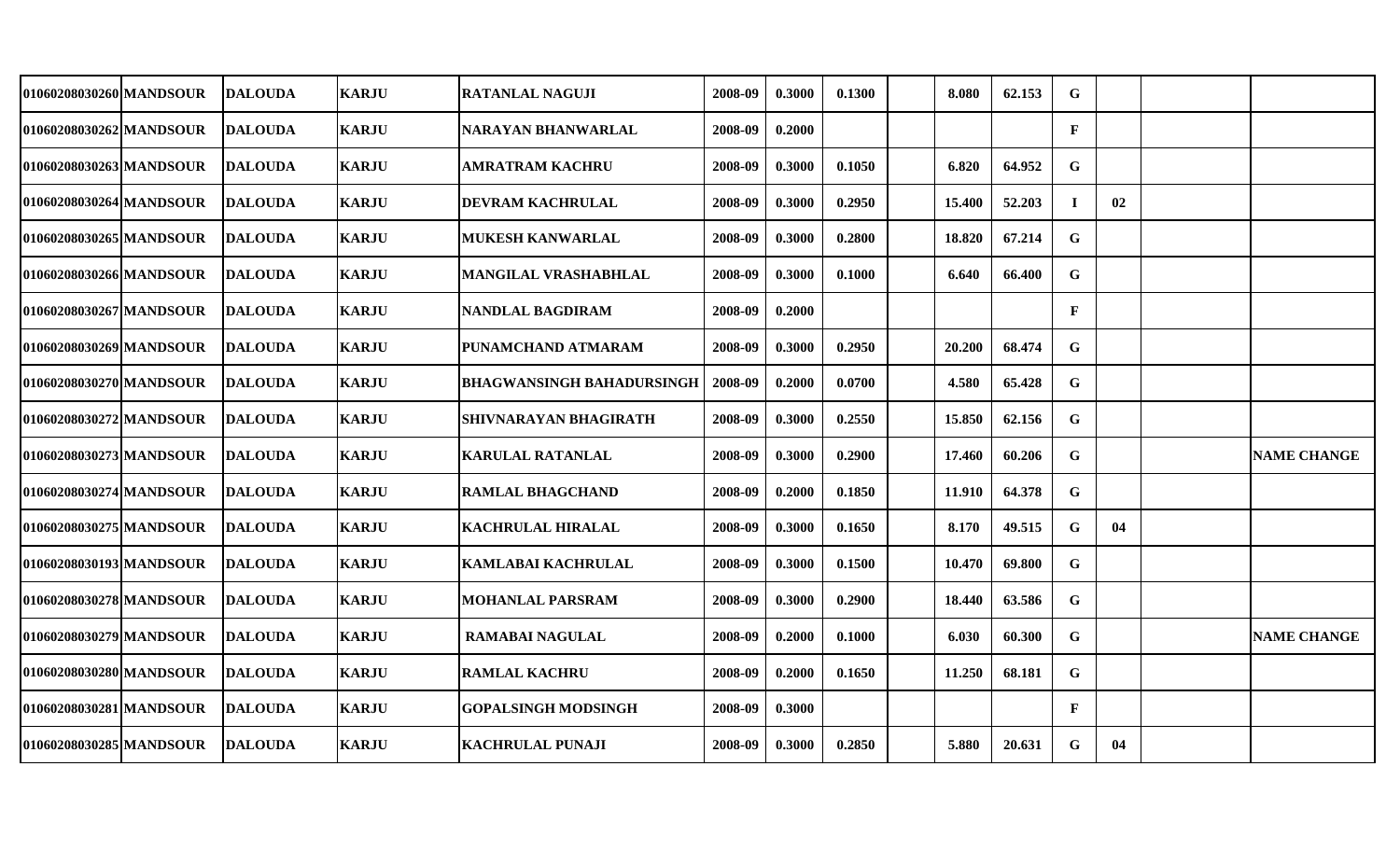| | | | | | | | | | | | | | | | |
|---|---|---|---|---|---|---|---|---|---|---|---|---|---|---|---|
| 01060208030260 | MANDSOUR | DALOUDA | KARJU | RATANLAL NAGUJI | 2008-09 | 0.3000 | 0.1300 | | 8.080 | 62.153 | G | | | |
| 01060208030262 | MANDSOUR | DALOUDA | KARJU | NARAYAN BHANWARLAL | 2008-09 | 0.2000 | | | | | F | | | |
| 01060208030263 | MANDSOUR | DALOUDA | KARJU | AMRATRAM KACHRU | 2008-09 | 0.3000 | 0.1050 | | 6.820 | 64.952 | G | | | |
| 01060208030264 | MANDSOUR | DALOUDA | KARJU | DEVRAM KACHRULAL | 2008-09 | 0.3000 | 0.2950 | | 15.400 | 52.203 | I | 02 | | |
| 01060208030265 | MANDSOUR | DALOUDA | KARJU | MUKESH KANWARLAL | 2008-09 | 0.3000 | 0.2800 | | 18.820 | 67.214 | G | | | |
| 01060208030266 | MANDSOUR | DALOUDA | KARJU | MANGILAL VRASHABHLAL | 2008-09 | 0.3000 | 0.1000 | | 6.640 | 66.400 | G | | | |
| 01060208030267 | MANDSOUR | DALOUDA | KARJU | NANDLAL BAGDIRAM | 2008-09 | 0.2000 | | | | | F | | | |
| 01060208030269 | MANDSOUR | DALOUDA | KARJU | PUNAMCHAND ATMARAM | 2008-09 | 0.3000 | 0.2950 | | 20.200 | 68.474 | G | | | |
| 01060208030270 | MANDSOUR | DALOUDA | KARJU | BHAGWANSINGH BAHADURSINGH | 2008-09 | 0.2000 | 0.0700 | | 4.580 | 65.428 | G | | | |
| 01060208030272 | MANDSOUR | DALOUDA | KARJU | SHIVNARAYAN BHAGIRATH | 2008-09 | 0.3000 | 0.2550 | | 15.850 | 62.156 | G | | | |
| 01060208030273 | MANDSOUR | DALOUDA | KARJU | KARULAL RATANLAL | 2008-09 | 0.3000 | 0.2900 | | 17.460 | 60.206 | G | | | NAME CHANGE |
| 01060208030274 | MANDSOUR | DALOUDA | KARJU | RAMLAL BHAGCHAND | 2008-09 | 0.2000 | 0.1850 | | 11.910 | 64.378 | G | | | |
| 01060208030275 | MANDSOUR | DALOUDA | KARJU | KACHRULAL HIRALAL | 2008-09 | 0.3000 | 0.1650 | | 8.170 | 49.515 | G | 04 | | |
| 01060208030193 | MANDSOUR | DALOUDA | KARJU | KAMLABAI KACHRULAL | 2008-09 | 0.3000 | 0.1500 | | 10.470 | 69.800 | G | | | |
| 01060208030278 | MANDSOUR | DALOUDA | KARJU | MOHANLAL PARSRAM | 2008-09 | 0.3000 | 0.2900 | | 18.440 | 63.586 | G | | | |
| 01060208030279 | MANDSOUR | DALOUDA | KARJU | RAMABAI NAGULAL | 2008-09 | 0.2000 | 0.1000 | | 6.030 | 60.300 | G | | | NAME CHANGE |
| 01060208030280 | MANDSOUR | DALOUDA | KARJU | RAMLAL KACHRU | 2008-09 | 0.2000 | 0.1650 | | 11.250 | 68.181 | G | | | |
| 01060208030281 | MANDSOUR | DALOUDA | KARJU | GOPALSINGH MODSINGH | 2008-09 | 0.3000 | | | | | F | | | |
| 01060208030285 | MANDSOUR | DALOUDA | KARJU | KACHRULAL PUNAJI | 2008-09 | 0.3000 | 0.2850 | | 5.880 | 20.631 | G | 04 | | |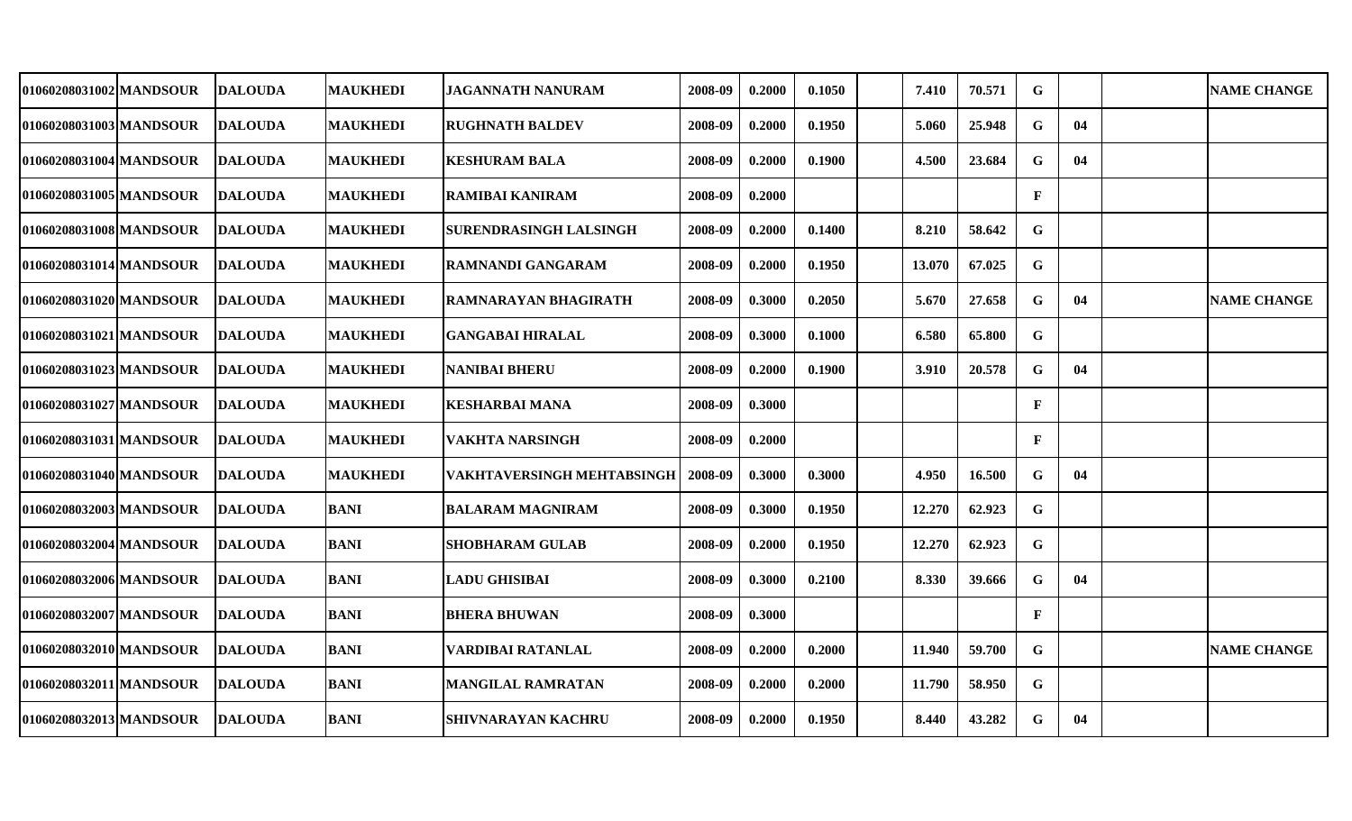| | | | | | | | | | | | | | | | |
|---|---|---|---|---|---|---|---|---|---|---|---|---|---|---|---|
| 01060208031002 | MANDSOUR | DALOUDA | MAUKHEDI | JAGANNATH NANURAM | 2008-09 | 0.2000 | 0.1050 | | 7.410 | 70.571 | G | | | NAME CHANGE |
| 01060208031003 | MANDSOUR | DALOUDA | MAUKHEDI | RUGHNATH BALDEV | 2008-09 | 0.2000 | 0.1950 | | 5.060 | 25.948 | G | 04 | | |
| 01060208031004 | MANDSOUR | DALOUDA | MAUKHEDI | KESHURAM BALA | 2008-09 | 0.2000 | 0.1900 | | 4.500 | 23.684 | G | 04 | | |
| 01060208031005 | MANDSOUR | DALOUDA | MAUKHEDI | RAMIBAI KANIRAM | 2008-09 | 0.2000 | | | | | F | | | |
| 01060208031008 | MANDSOUR | DALOUDA | MAUKHEDI | SURENDRASINGH LALSINGH | 2008-09 | 0.2000 | 0.1400 | | 8.210 | 58.642 | G | | | |
| 01060208031014 | MANDSOUR | DALOUDA | MAUKHEDI | RAMNANDI GANGARAM | 2008-09 | 0.2000 | 0.1950 | | 13.070 | 67.025 | G | | | |
| 01060208031020 | MANDSOUR | DALOUDA | MAUKHEDI | RAMNARAYAN BHAGIRATH | 2008-09 | 0.3000 | 0.2050 | | 5.670 | 27.658 | G | 04 | | NAME CHANGE |
| 01060208031021 | MANDSOUR | DALOUDA | MAUKHEDI | GANGABAI HIRALAL | 2008-09 | 0.3000 | 0.1000 | | 6.580 | 65.800 | G | | | |
| 01060208031023 | MANDSOUR | DALOUDA | MAUKHEDI | NANIBAI BHERU | 2008-09 | 0.2000 | 0.1900 | | 3.910 | 20.578 | G | 04 | | |
| 01060208031027 | MANDSOUR | DALOUDA | MAUKHEDI | KESHARBAI MANA | 2008-09 | 0.3000 | | | | | F | | | |
| 01060208031031 | MANDSOUR | DALOUDA | MAUKHEDI | VAKHTA NARSINGH | 2008-09 | 0.2000 | | | | | F | | | |
| 01060208031040 | MANDSOUR | DALOUDA | MAUKHEDI | VAKHTAVERSINGH MEHTABSINGH | 2008-09 | 0.3000 | 0.3000 | | 4.950 | 16.500 | G | 04 | | |
| 01060208032003 | MANDSOUR | DALOUDA | BANI | BALARAM MAGNIRAM | 2008-09 | 0.3000 | 0.1950 | | 12.270 | 62.923 | G | | | |
| 01060208032004 | MANDSOUR | DALOUDA | BANI | SHOBHARAM GULAB | 2008-09 | 0.2000 | 0.1950 | | 12.270 | 62.923 | G | | | |
| 01060208032006 | MANDSOUR | DALOUDA | BANI | LADU GHISIBAI | 2008-09 | 0.3000 | 0.2100 | | 8.330 | 39.666 | G | 04 | | |
| 01060208032007 | MANDSOUR | DALOUDA | BANI | BHERA BHUWAN | 2008-09 | 0.3000 | | | | | F | | | |
| 01060208032010 | MANDSOUR | DALOUDA | BANI | VARDIBAI RATANLAL | 2008-09 | 0.2000 | 0.2000 | | 11.940 | 59.700 | G | | | NAME CHANGE |
| 01060208032011 | MANDSOUR | DALOUDA | BANI | MANGILAL RAMRATAN | 2008-09 | 0.2000 | 0.2000 | | 11.790 | 58.950 | G | | | |
| 01060208032013 | MANDSOUR | DALOUDA | BANI | SHIVNARAYAN KACHRU | 2008-09 | 0.2000 | 0.1950 | | 8.440 | 43.282 | G | 04 | | |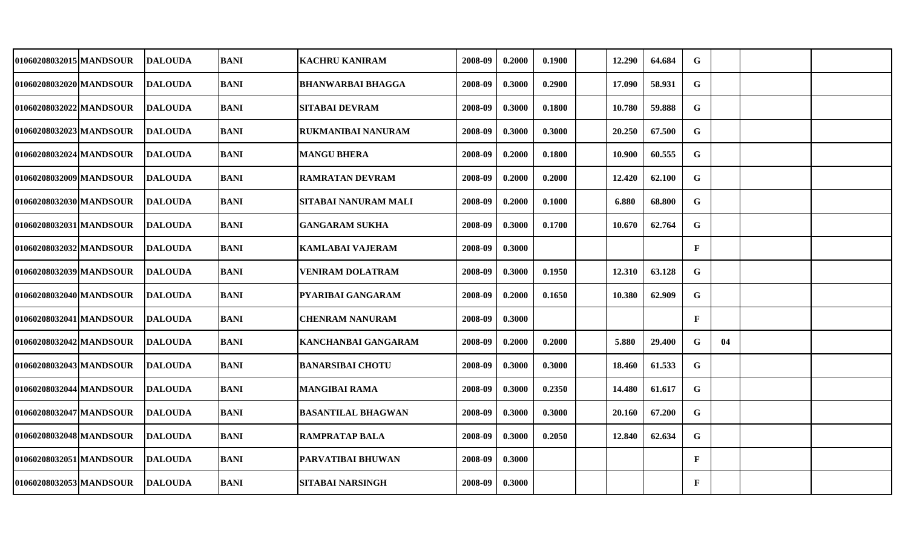| | | | | | | | | | | | | | | | |
|---|---|---|---|---|---|---|---|---|---|---|---|---|---|---|---|
| 01060208032015 | MANDSOUR | DALOUDA | BANI | KACHRU KANIRAM | 2008-09 | 0.2000 | 0.1900 | | 12.290 | 64.684 | G | | | |
| 01060208032020 | MANDSOUR | DALOUDA | BANI | BHANWARBAI BHAGGA | 2008-09 | 0.3000 | 0.2900 | | 17.090 | 58.931 | G | | | |
| 01060208032022 | MANDSOUR | DALOUDA | BANI | SITABAI DEVRAM | 2008-09 | 0.3000 | 0.1800 | | 10.780 | 59.888 | G | | | |
| 01060208032023 | MANDSOUR | DALOUDA | BANI | RUKMANIBAI NANURAM | 2008-09 | 0.3000 | 0.3000 | | 20.250 | 67.500 | G | | | |
| 01060208032024 | MANDSOUR | DALOUDA | BANI | MANGU BHERA | 2008-09 | 0.2000 | 0.1800 | | 10.900 | 60.555 | G | | | |
| 01060208032009 | MANDSOUR | DALOUDA | BANI | RAMRATAN DEVRAM | 2008-09 | 0.2000 | 0.2000 | | 12.420 | 62.100 | G | | | |
| 01060208032030 | MANDSOUR | DALOUDA | BANI | SITABAI NANURAM MALI | 2008-09 | 0.2000 | 0.1000 | | 6.880 | 68.800 | G | | | |
| 01060208032031 | MANDSOUR | DALOUDA | BANI | GANGARAM SUKHA | 2008-09 | 0.3000 | 0.1700 | | 10.670 | 62.764 | G | | | |
| 01060208032032 | MANDSOUR | DALOUDA | BANI | KAMLABAI VAJERAM | 2008-09 | 0.3000 | | | | | F | | | |
| 01060208032039 | MANDSOUR | DALOUDA | BANI | VENIRAM DOLATRAM | 2008-09 | 0.3000 | 0.1950 | | 12.310 | 63.128 | G | | | |
| 01060208032040 | MANDSOUR | DALOUDA | BANI | PYARIBAI GANGARAM | 2008-09 | 0.2000 | 0.1650 | | 10.380 | 62.909 | G | | | |
| 01060208032041 | MANDSOUR | DALOUDA | BANI | CHENRAM NANURAM | 2008-09 | 0.3000 | | | | | F | | | |
| 01060208032042 | MANDSOUR | DALOUDA | BANI | KANCHANBAI GANGARAM | 2008-09 | 0.2000 | 0.2000 | | 5.880 | 29.400 | G | 04 | | |
| 01060208032043 | MANDSOUR | DALOUDA | BANI | BANARSIBAI CHOTU | 2008-09 | 0.3000 | 0.3000 | | 18.460 | 61.533 | G | | | |
| 01060208032044 | MANDSOUR | DALOUDA | BANI | MANGIBAI RAMA | 2008-09 | 0.3000 | 0.2350 | | 14.480 | 61.617 | G | | | |
| 01060208032047 | MANDSOUR | DALOUDA | BANI | BASANTILAL BHAGWAN | 2008-09 | 0.3000 | 0.3000 | | 20.160 | 67.200 | G | | | |
| 01060208032048 | MANDSOUR | DALOUDA | BANI | RAMPRATAP BALA | 2008-09 | 0.3000 | 0.2050 | | 12.840 | 62.634 | G | | | |
| 01060208032051 | MANDSOUR | DALOUDA | BANI | PARVATIBAI BHUWAN | 2008-09 | 0.3000 | | | | | F | | | |
| 01060208032053 | MANDSOUR | DALOUDA | BANI | SITABAI NARSINGH | 2008-09 | 0.3000 | | | | | F | | | |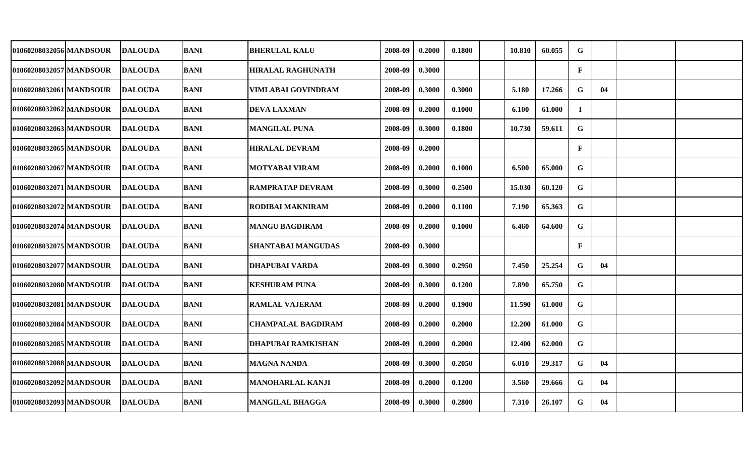| | | | | | | | | | | | | | | | |
|---|---|---|---|---|---|---|---|---|---|---|---|---|---|---|---|
| 01060208032056 | MANDSOUR | DALOUDA | BANI | BHERULAL KALU | 2008-09 | 0.2000 | 0.1800 | | 10.810 | 60.055 | G | | | |
| 01060208032057 | MANDSOUR | DALOUDA | BANI | HIRALAL RAGHUNATH | 2008-09 | 0.3000 | | | | | F | | | |
| 01060208032061 | MANDSOUR | DALOUDA | BANI | VIMLABAI GOVINDRAM | 2008-09 | 0.3000 | 0.3000 | | 5.180 | 17.266 | G | 04 | | |
| 01060208032062 | MANDSOUR | DALOUDA | BANI | DEVA LAXMAN | 2008-09 | 0.2000 | 0.1000 | | 6.100 | 61.000 | I | | | |
| 01060208032063 | MANDSOUR | DALOUDA | BANI | MANGILAL PUNA | 2008-09 | 0.3000 | 0.1800 | | 10.730 | 59.611 | G | | | |
| 01060208032065 | MANDSOUR | DALOUDA | BANI | HIRALAL DEVRAM | 2008-09 | 0.2000 | | | | | F | | | |
| 01060208032067 | MANDSOUR | DALOUDA | BANI | MOTYABAI VIRAM | 2008-09 | 0.2000 | 0.1000 | | 6.500 | 65.000 | G | | | |
| 01060208032071 | MANDSOUR | DALOUDA | BANI | RAMPRATAP DEVRAM | 2008-09 | 0.3000 | 0.2500 | | 15.030 | 60.120 | G | | | |
| 01060208032072 | MANDSOUR | DALOUDA | BANI | RODIBAI MAKNIRAM | 2008-09 | 0.2000 | 0.1100 | | 7.190 | 65.363 | G | | | |
| 01060208032074 | MANDSOUR | DALOUDA | BANI | MANGU BAGDIRAM | 2008-09 | 0.2000 | 0.1000 | | 6.460 | 64.600 | G | | | |
| 01060208032075 | MANDSOUR | DALOUDA | BANI | SHANTABAI MANGUDAS | 2008-09 | 0.3000 | | | | | F | | | |
| 01060208032077 | MANDSOUR | DALOUDA | BANI | DHAPUBAI VARDA | 2008-09 | 0.3000 | 0.2950 | | 7.450 | 25.254 | G | 04 | | |
| 01060208032080 | MANDSOUR | DALOUDA | BANI | KESHURAM PUNA | 2008-09 | 0.3000 | 0.1200 | | 7.890 | 65.750 | G | | | |
| 01060208032081 | MANDSOUR | DALOUDA | BANI | RAMLAL VAJERAM | 2008-09 | 0.2000 | 0.1900 | | 11.590 | 61.000 | G | | | |
| 01060208032084 | MANDSOUR | DALOUDA | BANI | CHAMPALAL BAGDIRAM | 2008-09 | 0.2000 | 0.2000 | | 12.200 | 61.000 | G | | | |
| 01060208032085 | MANDSOUR | DALOUDA | BANI | DHAPUBAI RAMKISHAN | 2008-09 | 0.2000 | 0.2000 | | 12.400 | 62.000 | G | | | |
| 01060208032088 | MANDSOUR | DALOUDA | BANI | MAGNA NANDA | 2008-09 | 0.3000 | 0.2050 | | 6.010 | 29.317 | G | 04 | | |
| 01060208032092 | MANDSOUR | DALOUDA | BANI | MANOHARLAL KANJI | 2008-09 | 0.2000 | 0.1200 | | 3.560 | 29.666 | G | 04 | | |
| 01060208032093 | MANDSOUR | DALOUDA | BANI | MANGILAL BHAGGA | 2008-09 | 0.3000 | 0.2800 | | 7.310 | 26.107 | G | 04 | | |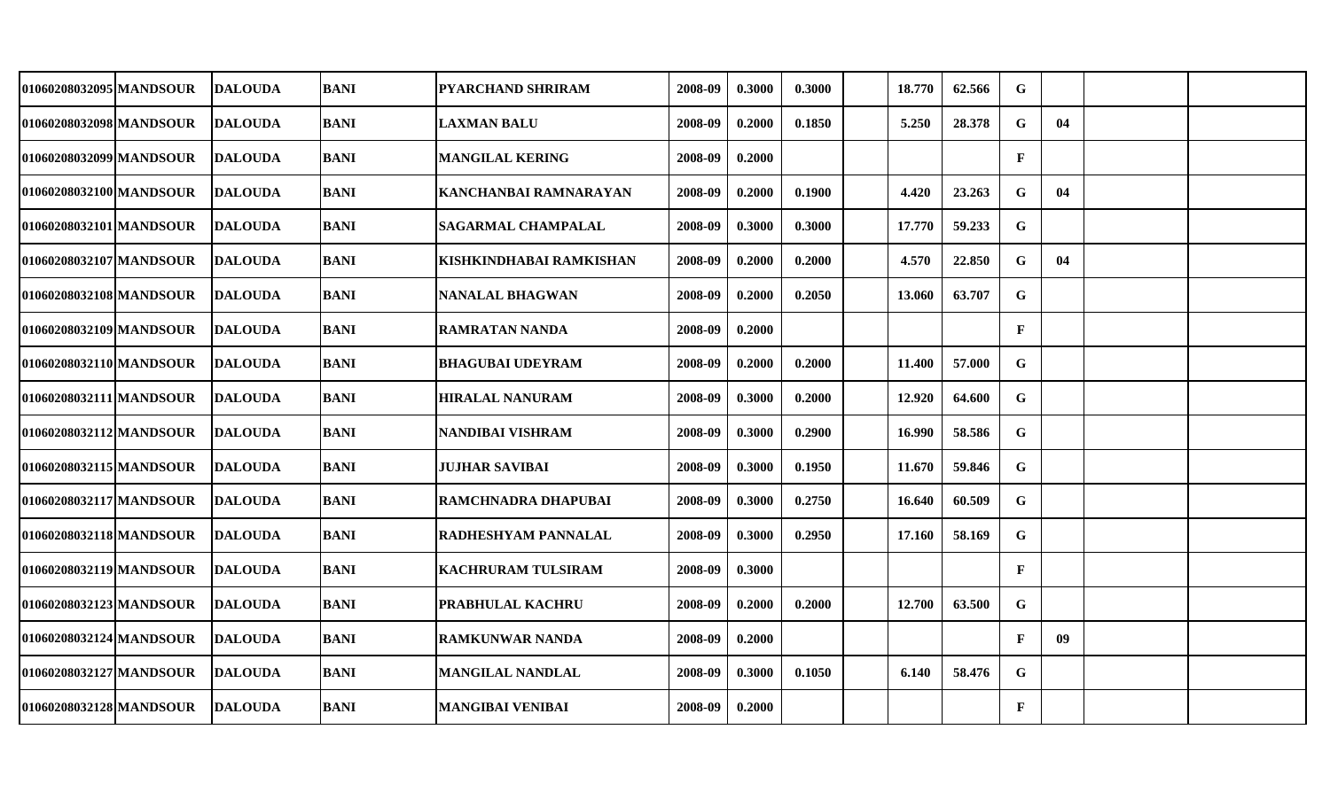| | | | | | | | | | | | | | | | |
|---|---|---|---|---|---|---|---|---|---|---|---|---|---|---|---|
| 01060208032095 | MANDSOUR | DALOUDA | BANI | PYARCHAND SHRIRAM | 2008-09 | 0.3000 | 0.3000 | | 18.770 | 62.566 | G | | | |
| 01060208032098 | MANDSOUR | DALOUDA | BANI | LAXMAN BALU | 2008-09 | 0.2000 | 0.1850 | | 5.250 | 28.378 | G | 04 | | |
| 01060208032099 | MANDSOUR | DALOUDA | BANI | MANGILAL KERING | 2008-09 | 0.2000 | | | | | F | | | |
| 01060208032100 | MANDSOUR | DALOUDA | BANI | KANCHANBAI RAMNARAYAN | 2008-09 | 0.2000 | 0.1900 | | 4.420 | 23.263 | G | 04 | | |
| 01060208032101 | MANDSOUR | DALOUDA | BANI | SAGARMAL CHAMPALAL | 2008-09 | 0.3000 | 0.3000 | | 17.770 | 59.233 | G | | | |
| 01060208032107 | MANDSOUR | DALOUDA | BANI | KISHKINDHABAI RAMKISHAN | 2008-09 | 0.2000 | 0.2000 | | 4.570 | 22.850 | G | 04 | | |
| 01060208032108 | MANDSOUR | DALOUDA | BANI | NANALAL BHAGWAN | 2008-09 | 0.2000 | 0.2050 | | 13.060 | 63.707 | G | | | |
| 01060208032109 | MANDSOUR | DALOUDA | BANI | RAMRATAN NANDA | 2008-09 | 0.2000 | | | | | F | | | |
| 01060208032110 | MANDSOUR | DALOUDA | BANI | BHAGUBAI UDEYRAM | 2008-09 | 0.2000 | 0.2000 | | 11.400 | 57.000 | G | | | |
| 01060208032111 | MANDSOUR | DALOUDA | BANI | HIRALAL NANURAM | 2008-09 | 0.3000 | 0.2000 | | 12.920 | 64.600 | G | | | |
| 01060208032112 | MANDSOUR | DALOUDA | BANI | NANDIBAI VISHRAM | 2008-09 | 0.3000 | 0.2900 | | 16.990 | 58.586 | G | | | |
| 01060208032115 | MANDSOUR | DALOUDA | BANI | JUJHAR SAVIBAI | 2008-09 | 0.3000 | 0.1950 | | 11.670 | 59.846 | G | | | |
| 01060208032117 | MANDSOUR | DALOUDA | BANI | RAMCHNADRA DHAPUBAI | 2008-09 | 0.3000 | 0.2750 | | 16.640 | 60.509 | G | | | |
| 01060208032118 | MANDSOUR | DALOUDA | BANI | RADHESHYAM PANNALAL | 2008-09 | 0.3000 | 0.2950 | | 17.160 | 58.169 | G | | | |
| 01060208032119 | MANDSOUR | DALOUDA | BANI | KACHRURAM TULSIRAM | 2008-09 | 0.3000 | | | | | F | | | |
| 01060208032123 | MANDSOUR | DALOUDA | BANI | PRABHULAL KACHRU | 2008-09 | 0.2000 | 0.2000 | | 12.700 | 63.500 | G | | | |
| 01060208032124 | MANDSOUR | DALOUDA | BANI | RAMKUNWAR NANDA | 2008-09 | 0.2000 | | | | | F | 09 | | |
| 01060208032127 | MANDSOUR | DALOUDA | BANI | MANGILAL NANDLAL | 2008-09 | 0.3000 | 0.1050 | | 6.140 | 58.476 | G | | | |
| 01060208032128 | MANDSOUR | DALOUDA | BANI | MANGIBAI VENIBAI | 2008-09 | 0.2000 | | | | | F | | | |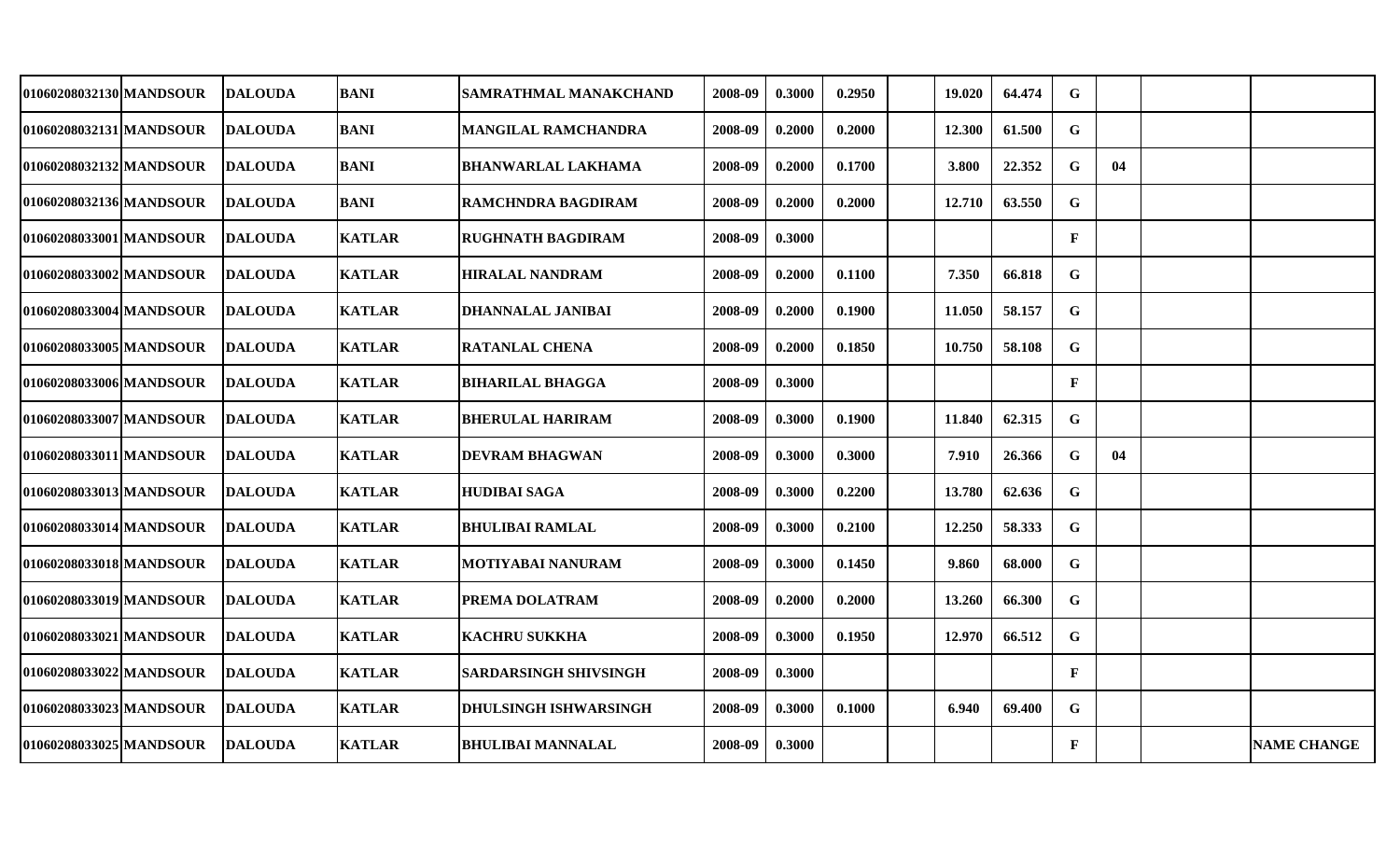| | | | | | | | | | | | | | | |
|---|---|---|---|---|---|---|---|---|---|---|---|---|---|---|
| 01060208032130 | MANDSOUR | DALOUDA | BANI | SAMRATHMAL MANAKCHAND | 2008-09 | 0.3000 | 0.2950 | | 19.020 | 64.474 | G | | | |
| 01060208032131 | MANDSOUR | DALOUDA | BANI | MANGILAL RAMCHANDRA | 2008-09 | 0.2000 | 0.2000 | | 12.300 | 61.500 | G | | | |
| 01060208032132 | MANDSOUR | DALOUDA | BANI | BHANWARLAL LAKHAMA | 2008-09 | 0.2000 | 0.1700 | | 3.800 | 22.352 | G | 04 | | |
| 01060208032136 | MANDSOUR | DALOUDA | BANI | RAMCHNDRA BAGDIRAM | 2008-09 | 0.2000 | 0.2000 | | 12.710 | 63.550 | G | | | |
| 01060208033001 | MANDSOUR | DALOUDA | KATLAR | RUGHNATH BAGDIRAM | 2008-09 | 0.3000 | | | | | F | | | |
| 01060208033002 | MANDSOUR | DALOUDA | KATLAR | HIRALAL NANDRAM | 2008-09 | 0.2000 | 0.1100 | | 7.350 | 66.818 | G | | | |
| 01060208033004 | MANDSOUR | DALOUDA | KATLAR | DHANNALAL JANIBAI | 2008-09 | 0.2000 | 0.1900 | | 11.050 | 58.157 | G | | | |
| 01060208033005 | MANDSOUR | DALOUDA | KATLAR | RATANLAL CHENA | 2008-09 | 0.2000 | 0.1850 | | 10.750 | 58.108 | G | | | |
| 01060208033006 | MANDSOUR | DALOUDA | KATLAR | BIHARILAL BHAGGA | 2008-09 | 0.3000 | | | | | F | | | |
| 01060208033007 | MANDSOUR | DALOUDA | KATLAR | BHERULAL HARIRAM | 2008-09 | 0.3000 | 0.1900 | | 11.840 | 62.315 | G | | | |
| 01060208033011 | MANDSOUR | DALOUDA | KATLAR | DEVRAM BHAGWAN | 2008-09 | 0.3000 | 0.3000 | | 7.910 | 26.366 | G | 04 | | |
| 01060208033013 | MANDSOUR | DALOUDA | KATLAR | HUDIBAI SAGA | 2008-09 | 0.3000 | 0.2200 | | 13.780 | 62.636 | G | | | |
| 01060208033014 | MANDSOUR | DALOUDA | KATLAR | BHULIBAI RAMLAL | 2008-09 | 0.3000 | 0.2100 | | 12.250 | 58.333 | G | | | |
| 01060208033018 | MANDSOUR | DALOUDA | KATLAR | MOTIYABAI NANURAM | 2008-09 | 0.3000 | 0.1450 | | 9.860 | 68.000 | G | | | |
| 01060208033019 | MANDSOUR | DALOUDA | KATLAR | PREMA DOLATRAM | 2008-09 | 0.2000 | 0.2000 | | 13.260 | 66.300 | G | | | |
| 01060208033021 | MANDSOUR | DALOUDA | KATLAR | KACHRU SUKKHA | 2008-09 | 0.3000 | 0.1950 | | 12.970 | 66.512 | G | | | |
| 01060208033022 | MANDSOUR | DALOUDA | KATLAR | SARDARSINGH SHIVSINGH | 2008-09 | 0.3000 | | | | | F | | | |
| 01060208033023 | MANDSOUR | DALOUDA | KATLAR | DHULSINGH ISHWARSINGH | 2008-09 | 0.3000 | 0.1000 | | 6.940 | 69.400 | G | | | |
| 01060208033025 | MANDSOUR | DALOUDA | KATLAR | BHULIBAI MANNALAL | 2008-09 | 0.3000 | | | | | F | | | NAME CHANGE |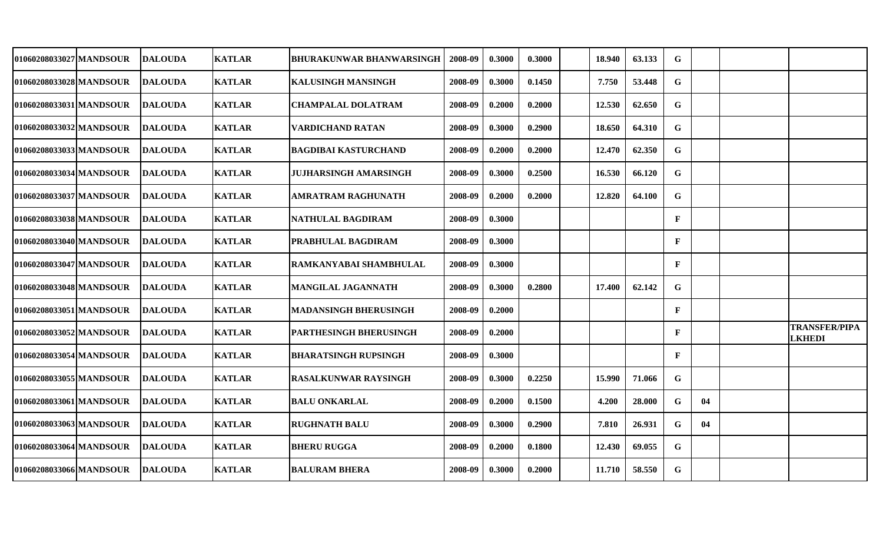| | | | | | | | | | | | | | | |
|---|---|---|---|---|---|---|---|---|---|---|---|---|---|---|
| 01060208033027 | MANDSOUR | DALOUDA | KATLAR | BHURAKUNWAR BHANWARSINGH | 2008-09 | 0.3000 | 0.3000 | | 18.940 | 63.133 | G | | | |
| 01060208033028 | MANDSOUR | DALOUDA | KATLAR | KALUSINGH MANSINGH | 2008-09 | 0.3000 | 0.1450 | | 7.750 | 53.448 | G | | | |
| 01060208033031 | MANDSOUR | DALOUDA | KATLAR | CHAMPALAL DOLATRAM | 2008-09 | 0.2000 | 0.2000 | | 12.530 | 62.650 | G | | | |
| 01060208033032 | MANDSOUR | DALOUDA | KATLAR | VARDICHAND RATAN | 2008-09 | 0.3000 | 0.2900 | | 18.650 | 64.310 | G | | | |
| 01060208033033 | MANDSOUR | DALOUDA | KATLAR | BAGDIBAI KASTURCHAND | 2008-09 | 0.2000 | 0.2000 | | 12.470 | 62.350 | G | | | |
| 01060208033034 | MANDSOUR | DALOUDA | KATLAR | JUJHARSINGH AMARSINGH | 2008-09 | 0.3000 | 0.2500 | | 16.530 | 66.120 | G | | | |
| 01060208033037 | MANDSOUR | DALOUDA | KATLAR | AMRATRAM RAGHUNATH | 2008-09 | 0.2000 | 0.2000 | | 12.820 | 64.100 | G | | | |
| 01060208033038 | MANDSOUR | DALOUDA | KATLAR | NATHULAL BAGDIRAM | 2008-09 | 0.3000 | | | | | F | | | |
| 01060208033040 | MANDSOUR | DALOUDA | KATLAR | PRABHULAL BAGDIRAM | 2008-09 | 0.3000 | | | | | F | | | |
| 01060208033047 | MANDSOUR | DALOUDA | KATLAR | RAMKANYABAI SHAMBHULAL | 2008-09 | 0.3000 | | | | | F | | | |
| 01060208033048 | MANDSOUR | DALOUDA | KATLAR | MANGILAL JAGANNATH | 2008-09 | 0.3000 | 0.2800 | | 17.400 | 62.142 | G | | | |
| 01060208033051 | MANDSOUR | DALOUDA | KATLAR | MADANSINGH BHERUSINGH | 2008-09 | 0.2000 | | | | | F | | | |
| 01060208033052 | MANDSOUR | DALOUDA | KATLAR | PARTHESINGH BHERUSINGH | 2008-09 | 0.2000 | | | | | F | | | TRANSFER/PIPA LKHEDI |
| 01060208033054 | MANDSOUR | DALOUDA | KATLAR | BHARATSINGH RUPSINGH | 2008-09 | 0.3000 | | | | | F | | | |
| 01060208033055 | MANDSOUR | DALOUDA | KATLAR | RASALKUNWAR RAYSINGH | 2008-09 | 0.3000 | 0.2250 | | 15.990 | 71.066 | G | | | |
| 01060208033061 | MANDSOUR | DALOUDA | KATLAR | BALU ONKARLAL | 2008-09 | 0.2000 | 0.1500 | | 4.200 | 28.000 | G | 04 | | |
| 01060208033063 | MANDSOUR | DALOUDA | KATLAR | RUGHNATH BALU | 2008-09 | 0.3000 | 0.2900 | | 7.810 | 26.931 | G | 04 | | |
| 01060208033064 | MANDSOUR | DALOUDA | KATLAR | BHERU RUGGA | 2008-09 | 0.2000 | 0.1800 | | 12.430 | 69.055 | G | | | |
| 01060208033066 | MANDSOUR | DALOUDA | KATLAR | BALURAM BHERA | 2008-09 | 0.3000 | 0.2000 | | 11.710 | 58.550 | G | | | |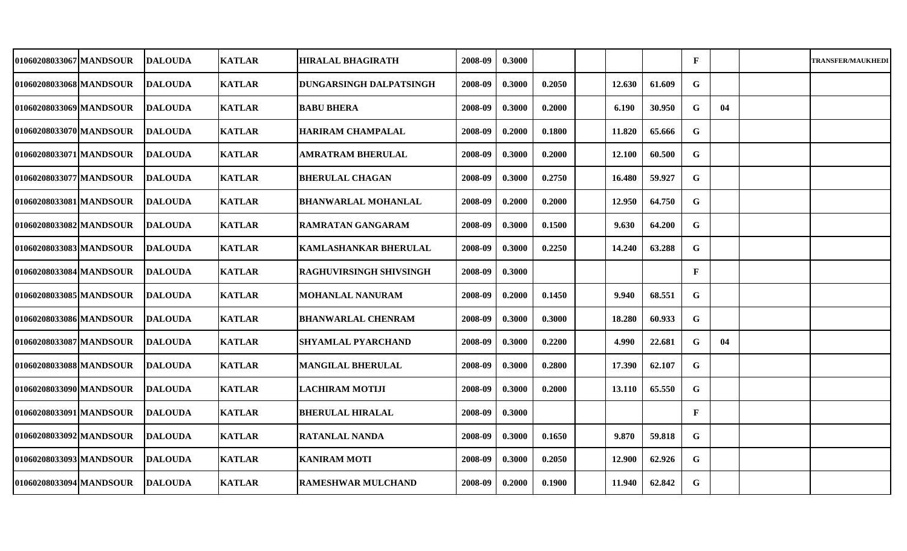| | | | | | | | | | | | | | | |
|---|---|---|---|---|---|---|---|---|---|---|---|---|---|---|
| 01060208033067 | MANDSOUR | DALOUDA | KATLAR | HIRALAL BHAGIRATH | 2008-09 | 0.3000 | | | | | F | | | TRANSFER/MAUKHEDI |
| 01060208033068 | MANDSOUR | DALOUDA | KATLAR | DUNGARSINGH DALPATSINGH | 2008-09 | 0.3000 | 0.2050 | | 12.630 | 61.609 | G | | | |
| 01060208033069 | MANDSOUR | DALOUDA | KATLAR | BABU BHERA | 2008-09 | 0.3000 | 0.2000 | | 6.190 | 30.950 | G | 04 | | |
| 01060208033070 | MANDSOUR | DALOUDA | KATLAR | HARIRAM CHAMPALAL | 2008-09 | 0.2000 | 0.1800 | | 11.820 | 65.666 | G | | | |
| 01060208033071 | MANDSOUR | DALOUDA | KATLAR | AMRATRAM BHERULAL | 2008-09 | 0.3000 | 0.2000 | | 12.100 | 60.500 | G | | | |
| 01060208033077 | MANDSOUR | DALOUDA | KATLAR | BHERULAL CHAGAN | 2008-09 | 0.3000 | 0.2750 | | 16.480 | 59.927 | G | | | |
| 01060208033081 | MANDSOUR | DALOUDA | KATLAR | BHANWARLAL MOHANLAL | 2008-09 | 0.2000 | 0.2000 | | 12.950 | 64.750 | G | | | |
| 01060208033082 | MANDSOUR | DALOUDA | KATLAR | RAMRATAN GANGARAM | 2008-09 | 0.3000 | 0.1500 | | 9.630 | 64.200 | G | | | |
| 01060208033083 | MANDSOUR | DALOUDA | KATLAR | KAMLASHANKAR BHERULAL | 2008-09 | 0.3000 | 0.2250 | | 14.240 | 63.288 | G | | | |
| 01060208033084 | MANDSOUR | DALOUDA | KATLAR | RAGHUVIRSINGH SHIVSINGH | 2008-09 | 0.3000 | | | | | F | | | |
| 01060208033085 | MANDSOUR | DALOUDA | KATLAR | MOHANLAL NANURAM | 2008-09 | 0.2000 | 0.1450 | | 9.940 | 68.551 | G | | | |
| 01060208033086 | MANDSOUR | DALOUDA | KATLAR | BHANWARLAL CHENRAM | 2008-09 | 0.3000 | 0.3000 | | 18.280 | 60.933 | G | | | |
| 01060208033087 | MANDSOUR | DALOUDA | KATLAR | SHYAMLAL PYARCHAND | 2008-09 | 0.3000 | 0.2200 | | 4.990 | 22.681 | G | 04 | | |
| 01060208033088 | MANDSOUR | DALOUDA | KATLAR | MANGILAL BHERULAL | 2008-09 | 0.3000 | 0.2800 | | 17.390 | 62.107 | G | | | |
| 01060208033090 | MANDSOUR | DALOUDA | KATLAR | LACHIRAM MOTIJI | 2008-09 | 0.3000 | 0.2000 | | 13.110 | 65.550 | G | | | |
| 01060208033091 | MANDSOUR | DALOUDA | KATLAR | BHERULAL HIRALAL | 2008-09 | 0.3000 | | | | | F | | | |
| 01060208033092 | MANDSOUR | DALOUDA | KATLAR | RATANLAL NANDA | 2008-09 | 0.3000 | 0.1650 | | 9.870 | 59.818 | G | | | |
| 01060208033093 | MANDSOUR | DALOUDA | KATLAR | KANIRAM MOTI | 2008-09 | 0.3000 | 0.2050 | | 12.900 | 62.926 | G | | | |
| 01060208033094 | MANDSOUR | DALOUDA | KATLAR | RAMESHWAR MULCHAND | 2008-09 | 0.2000 | 0.1900 | | 11.940 | 62.842 | G | | | |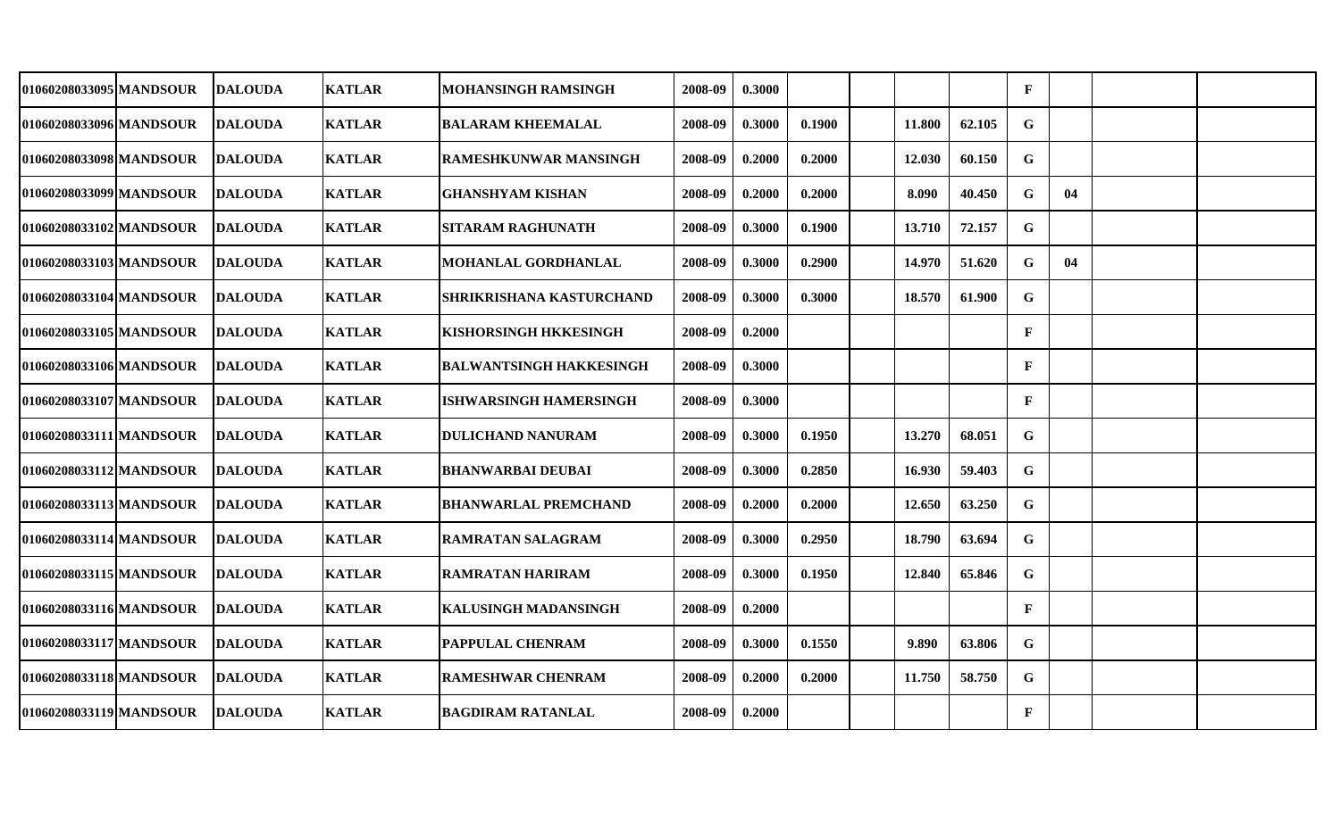| | | | | | | | | | | | | | | | |
|---|---|---|---|---|---|---|---|---|---|---|---|---|---|---|---|
| 01060208033095 | MANDSOUR | DALOUDA | KATLAR | MOHANSINGH RAMSINGH | 2008-09 | 0.3000 | | | | | F | | | |
| 01060208033096 | MANDSOUR | DALOUDA | KATLAR | BALARAM KHEEMALAL | 2008-09 | 0.3000 | 0.1900 | | 11.800 | 62.105 | G | | | |
| 01060208033098 | MANDSOUR | DALOUDA | KATLAR | RAMESHKUNWAR MANSINGH | 2008-09 | 0.2000 | 0.2000 | | 12.030 | 60.150 | G | | | |
| 01060208033099 | MANDSOUR | DALOUDA | KATLAR | GHANSHYAM KISHAN | 2008-09 | 0.2000 | 0.2000 | | 8.090 | 40.450 | G | 04 | | |
| 01060208033102 | MANDSOUR | DALOUDA | KATLAR | SITARAM RAGHUNATH | 2008-09 | 0.3000 | 0.1900 | | 13.710 | 72.157 | G | | | |
| 01060208033103 | MANDSOUR | DALOUDA | KATLAR | MOHANLAL GORDHANLAL | 2008-09 | 0.3000 | 0.2900 | | 14.970 | 51.620 | G | 04 | | |
| 01060208033104 | MANDSOUR | DALOUDA | KATLAR | SHRIKRISHANA KASTURCHAND | 2008-09 | 0.3000 | 0.3000 | | 18.570 | 61.900 | G | | | |
| 01060208033105 | MANDSOUR | DALOUDA | KATLAR | KISHORSINGH HKKESINGH | 2008-09 | 0.2000 | | | | | F | | | |
| 01060208033106 | MANDSOUR | DALOUDA | KATLAR | BALWANTSINGH HAKKESINGH | 2008-09 | 0.3000 | | | | | F | | | |
| 01060208033107 | MANDSOUR | DALOUDA | KATLAR | ISHWARSINGH HAMERSINGH | 2008-09 | 0.3000 | | | | | F | | | |
| 01060208033111 | MANDSOUR | DALOUDA | KATLAR | DULICHAND NANURAM | 2008-09 | 0.3000 | 0.1950 | | 13.270 | 68.051 | G | | | |
| 01060208033112 | MANDSOUR | DALOUDA | KATLAR | BHANWARBAI DEUBAI | 2008-09 | 0.3000 | 0.2850 | | 16.930 | 59.403 | G | | | |
| 01060208033113 | MANDSOUR | DALOUDA | KATLAR | BHANWARLAL PREMCHAND | 2008-09 | 0.2000 | 0.2000 | | 12.650 | 63.250 | G | | | |
| 01060208033114 | MANDSOUR | DALOUDA | KATLAR | RAMRATAN SALAGRAM | 2008-09 | 0.3000 | 0.2950 | | 18.790 | 63.694 | G | | | |
| 01060208033115 | MANDSOUR | DALOUDA | KATLAR | RAMRATAN HARIRAM | 2008-09 | 0.3000 | 0.1950 | | 12.840 | 65.846 | G | | | |
| 01060208033116 | MANDSOUR | DALOUDA | KATLAR | KALUSINGH MADANSINGH | 2008-09 | 0.2000 | | | | | F | | | |
| 01060208033117 | MANDSOUR | DALOUDA | KATLAR | PAPPULAL CHENRAM | 2008-09 | 0.3000 | 0.1550 | | 9.890 | 63.806 | G | | | |
| 01060208033118 | MANDSOUR | DALOUDA | KATLAR | RAMESHWAR CHENRAM | 2008-09 | 0.2000 | 0.2000 | | 11.750 | 58.750 | G | | | |
| 01060208033119 | MANDSOUR | DALOUDA | KATLAR | BAGDIRAM RATANLAL | 2008-09 | 0.2000 | | | | | F | | | |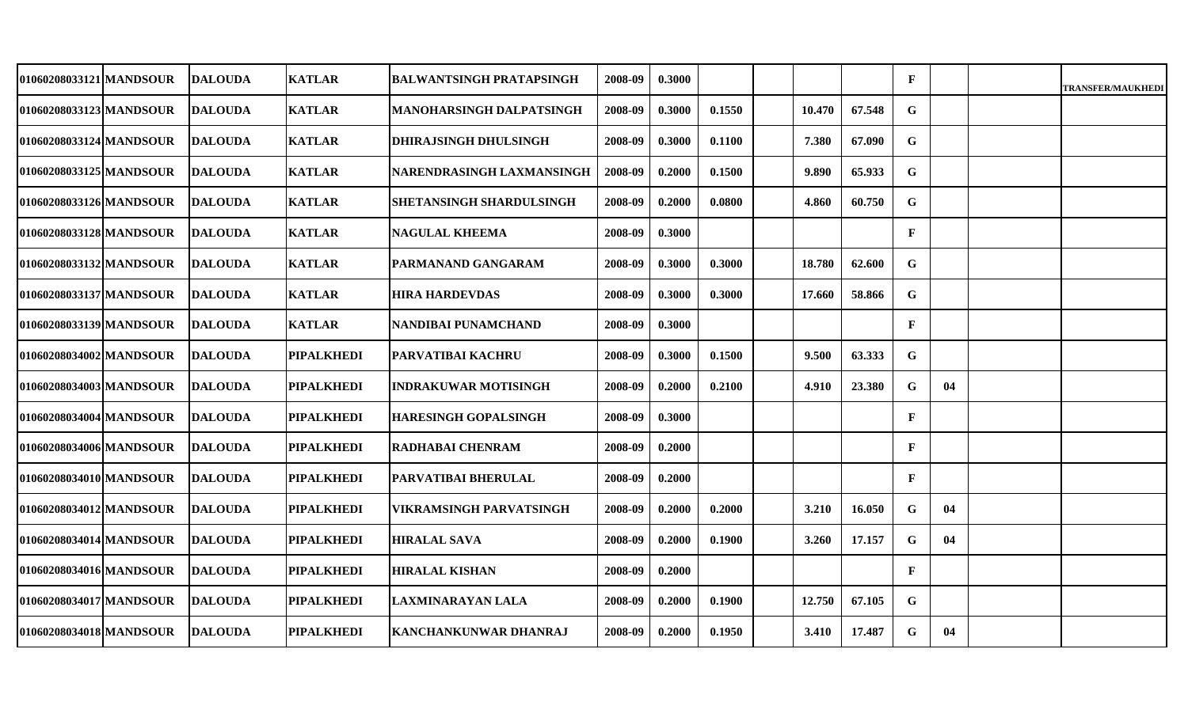| | | | | | | | | | | | | | | | |
|---|---|---|---|---|---|---|---|---|---|---|---|---|---|---|---|
| 01060208033121 | MANDSOUR | DALOUDA | KATLAR | BALWANTSINGH PRATAPSINGH | 2008-09 | 0.3000 | | | | | F | | | TRANSFER/MAUKHEDI |
| 01060208033123 | MANDSOUR | DALOUDA | KATLAR | MANOHARSINGH DALPATSINGH | 2008-09 | 0.3000 | 0.1550 | | 10.470 | 67.548 | G | | | |
| 01060208033124 | MANDSOUR | DALOUDA | KATLAR | DHIRAJSINGH DHULSINGH | 2008-09 | 0.3000 | 0.1100 | | 7.380 | 67.090 | G | | | |
| 01060208033125 | MANDSOUR | DALOUDA | KATLAR | NARENDRASINGH LAXMANSINGH | 2008-09 | 0.2000 | 0.1500 | | 9.890 | 65.933 | G | | | |
| 01060208033126 | MANDSOUR | DALOUDA | KATLAR | SHETANSINGH SHARDULSINGH | 2008-09 | 0.2000 | 0.0800 | | 4.860 | 60.750 | G | | | |
| 01060208033128 | MANDSOUR | DALOUDA | KATLAR | NAGULAL KHEEMA | 2008-09 | 0.3000 | | | | | F | | | |
| 01060208033132 | MANDSOUR | DALOUDA | KATLAR | PARMANAND GANGARAM | 2008-09 | 0.3000 | 0.3000 | | 18.780 | 62.600 | G | | | |
| 01060208033137 | MANDSOUR | DALOUDA | KATLAR | HIRA HARDEVDAS | 2008-09 | 0.3000 | 0.3000 | | 17.660 | 58.866 | G | | | |
| 01060208033139 | MANDSOUR | DALOUDA | KATLAR | NANDIBAI PUNAMCHAND | 2008-09 | 0.3000 | | | | | F | | | |
| 01060208034002 | MANDSOUR | DALOUDA | PIPALKHEDI | PARVATIBAI KACHRU | 2008-09 | 0.3000 | 0.1500 | | 9.500 | 63.333 | G | | | |
| 01060208034003 | MANDSOUR | DALOUDA | PIPALKHEDI | INDRAKUWAR MOTISINGH | 2008-09 | 0.2000 | 0.2100 | | 4.910 | 23.380 | G | 04 | | |
| 01060208034004 | MANDSOUR | DALOUDA | PIPALKHEDI | HARESINGH GOPALSINGH | 2008-09 | 0.3000 | | | | | F | | | |
| 01060208034006 | MANDSOUR | DALOUDA | PIPALKHEDI | RADHABAI CHENRAM | 2008-09 | 0.2000 | | | | | F | | | |
| 01060208034010 | MANDSOUR | DALOUDA | PIPALKHEDI | PARVATIBAI BHERULAL | 2008-09 | 0.2000 | | | | | F | | | |
| 01060208034012 | MANDSOUR | DALOUDA | PIPALKHEDI | VIKRAMSINGH PARVATSINGH | 2008-09 | 0.2000 | 0.2000 | | 3.210 | 16.050 | G | 04 | | |
| 01060208034014 | MANDSOUR | DALOUDA | PIPALKHEDI | HIRALAL SAVA | 2008-09 | 0.2000 | 0.1900 | | 3.260 | 17.157 | G | 04 | | |
| 01060208034016 | MANDSOUR | DALOUDA | PIPALKHEDI | HIRALAL KISHAN | 2008-09 | 0.2000 | | | | | F | | | |
| 01060208034017 | MANDSOUR | DALOUDA | PIPALKHEDI | LAXMINARAYAN LALA | 2008-09 | 0.2000 | 0.1900 | | 12.750 | 67.105 | G | | | |
| 01060208034018 | MANDSOUR | DALOUDA | PIPALKHEDI | KANCHANKUNWAR DHANRAJ | 2008-09 | 0.2000 | 0.1950 | | 3.410 | 17.487 | G | 04 | | |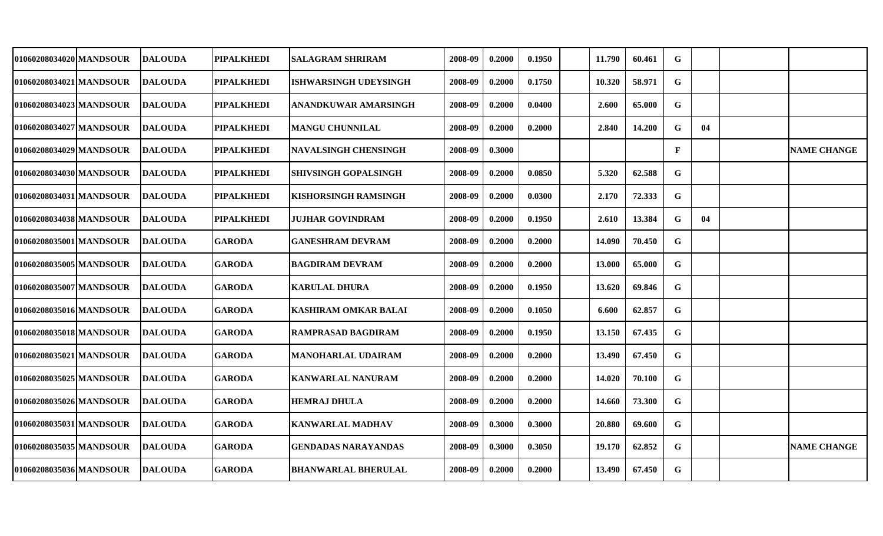| | | | | | | | | | | | | | | |
|---|---|---|---|---|---|---|---|---|---|---|---|---|---|---|
| 01060208034020 | MANDSOUR | DALOUDA | PIPALKHEDI | SALAGRAM SHRIRAM | 2008-09 | 0.2000 | 0.1950 | | 11.790 | 60.461 | G | | | |
| 01060208034021 | MANDSOUR | DALOUDA | PIPALKHEDI | ISHWARSINGH UDEYSINGH | 2008-09 | 0.2000 | 0.1750 | | 10.320 | 58.971 | G | | | |
| 01060208034023 | MANDSOUR | DALOUDA | PIPALKHEDI | ANANDKUWAR AMARSINGH | 2008-09 | 0.2000 | 0.0400 | | 2.600 | 65.000 | G | | | |
| 01060208034027 | MANDSOUR | DALOUDA | PIPALKHEDI | MANGU CHUNNILAL | 2008-09 | 0.2000 | 0.2000 | | 2.840 | 14.200 | G | 04 | | |
| 01060208034029 | MANDSOUR | DALOUDA | PIPALKHEDI | NAVALSINGH CHENSINGH | 2008-09 | 0.3000 | | | | | F | | | NAME CHANGE |
| 01060208034030 | MANDSOUR | DALOUDA | PIPALKHEDI | SHIVSINGH GOPALSINGH | 2008-09 | 0.2000 | 0.0850 | | 5.320 | 62.588 | G | | | |
| 01060208034031 | MANDSOUR | DALOUDA | PIPALKHEDI | KISHORSINGH RAMSINGH | 2008-09 | 0.2000 | 0.0300 | | 2.170 | 72.333 | G | | | |
| 01060208034038 | MANDSOUR | DALOUDA | PIPALKHEDI | JUJHAR GOVINDRAM | 2008-09 | 0.2000 | 0.1950 | | 2.610 | 13.384 | G | 04 | | |
| 01060208035001 | MANDSOUR | DALOUDA | GARODA | GANESHRAM DEVRAM | 2008-09 | 0.2000 | 0.2000 | | 14.090 | 70.450 | G | | | |
| 01060208035005 | MANDSOUR | DALOUDA | GARODA | BAGDIRAM DEVRAM | 2008-09 | 0.2000 | 0.2000 | | 13.000 | 65.000 | G | | | |
| 01060208035007 | MANDSOUR | DALOUDA | GARODA | KARULAL DHURA | 2008-09 | 0.2000 | 0.1950 | | 13.620 | 69.846 | G | | | |
| 01060208035016 | MANDSOUR | DALOUDA | GARODA | KASHIRAM OMKAR BALAI | 2008-09 | 0.2000 | 0.1050 | | 6.600 | 62.857 | G | | | |
| 01060208035018 | MANDSOUR | DALOUDA | GARODA | RAMPRASAD BAGDIRAM | 2008-09 | 0.2000 | 0.1950 | | 13.150 | 67.435 | G | | | |
| 01060208035021 | MANDSOUR | DALOUDA | GARODA | MANOHARLAL UDAIRAM | 2008-09 | 0.2000 | 0.2000 | | 13.490 | 67.450 | G | | | |
| 01060208035025 | MANDSOUR | DALOUDA | GARODA | KANWARLAL NANURAM | 2008-09 | 0.2000 | 0.2000 | | 14.020 | 70.100 | G | | | |
| 01060208035026 | MANDSOUR | DALOUDA | GARODA | HEMRAJ DHULA | 2008-09 | 0.2000 | 0.2000 | | 14.660 | 73.300 | G | | | |
| 01060208035031 | MANDSOUR | DALOUDA | GARODA | KANWARLAL MADHAV | 2008-09 | 0.3000 | 0.3000 | | 20.880 | 69.600 | G | | | |
| 01060208035035 | MANDSOUR | DALOUDA | GARODA | GENDADAS NARAYANDAS | 2008-09 | 0.3000 | 0.3050 | | 19.170 | 62.852 | G | | | NAME CHANGE |
| 01060208035036 | MANDSOUR | DALOUDA | GARODA | BHANWARLAL BHERULAL | 2008-09 | 0.2000 | 0.2000 | | 13.490 | 67.450 | G | | | |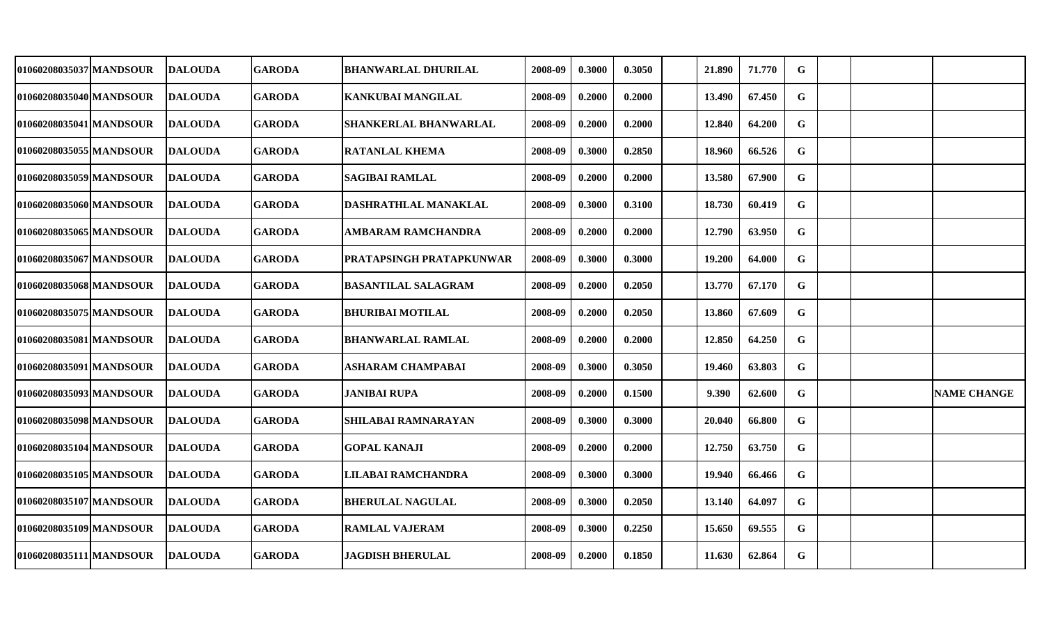| | | | | | | | | | | | | | | |
|---|---|---|---|---|---|---|---|---|---|---|---|---|---|---|
| 01060208035037 | MANDSOUR | DALOUDA | GARODA | BHANWARLAL DHURILAL | 2008-09 | 0.3000 | 0.3050 | | 21.890 | 71.770 | G | | | |
| 01060208035040 | MANDSOUR | DALOUDA | GARODA | KANKUBAI MANGILAL | 2008-09 | 0.2000 | 0.2000 | | 13.490 | 67.450 | G | | | |
| 01060208035041 | MANDSOUR | DALOUDA | GARODA | SHANKERLAL BHANWARLAL | 2008-09 | 0.2000 | 0.2000 | | 12.840 | 64.200 | G | | | |
| 01060208035055 | MANDSOUR | DALOUDA | GARODA | RATANLAL KHEMA | 2008-09 | 0.3000 | 0.2850 | | 18.960 | 66.526 | G | | | |
| 01060208035059 | MANDSOUR | DALOUDA | GARODA | SAGIBAI RAMLAL | 2008-09 | 0.2000 | 0.2000 | | 13.580 | 67.900 | G | | | |
| 01060208035060 | MANDSOUR | DALOUDA | GARODA | DASHRATHLAL MANAKLAL | 2008-09 | 0.3000 | 0.3100 | | 18.730 | 60.419 | G | | | |
| 01060208035065 | MANDSOUR | DALOUDA | GARODA | AMBARAM RAMCHANDRA | 2008-09 | 0.2000 | 0.2000 | | 12.790 | 63.950 | G | | | |
| 01060208035067 | MANDSOUR | DALOUDA | GARODA | PRATAPSINGH PRATAPKUNWAR | 2008-09 | 0.3000 | 0.3000 | | 19.200 | 64.000 | G | | | |
| 01060208035068 | MANDSOUR | DALOUDA | GARODA | BASANTILAL SALAGRAM | 2008-09 | 0.2000 | 0.2050 | | 13.770 | 67.170 | G | | | |
| 01060208035075 | MANDSOUR | DALOUDA | GARODA | BHURIBAI MOTILAL | 2008-09 | 0.2000 | 0.2050 | | 13.860 | 67.609 | G | | | |
| 01060208035081 | MANDSOUR | DALOUDA | GARODA | BHANWARLAL RAMLAL | 2008-09 | 0.2000 | 0.2000 | | 12.850 | 64.250 | G | | | |
| 01060208035091 | MANDSOUR | DALOUDA | GARODA | ASHARAM CHAMPABAI | 2008-09 | 0.3000 | 0.3050 | | 19.460 | 63.803 | G | | | |
| 01060208035093 | MANDSOUR | DALOUDA | GARODA | JANIBAI RUPA | 2008-09 | 0.2000 | 0.1500 | | 9.390 | 62.600 | G | | | NAME CHANGE |
| 01060208035098 | MANDSOUR | DALOUDA | GARODA | SHILABAI RAMNARAYAN | 2008-09 | 0.3000 | 0.3000 | | 20.040 | 66.800 | G | | | |
| 01060208035104 | MANDSOUR | DALOUDA | GARODA | GOPAL KANAJI | 2008-09 | 0.2000 | 0.2000 | | 12.750 | 63.750 | G | | | |
| 01060208035105 | MANDSOUR | DALOUDA | GARODA | LILABAI RAMCHANDRA | 2008-09 | 0.3000 | 0.3000 | | 19.940 | 66.466 | G | | | |
| 01060208035107 | MANDSOUR | DALOUDA | GARODA | BHERULAL NAGULAL | 2008-09 | 0.3000 | 0.2050 | | 13.140 | 64.097 | G | | | |
| 01060208035109 | MANDSOUR | DALOUDA | GARODA | RAMLAL VAJERAM | 2008-09 | 0.3000 | 0.2250 | | 15.650 | 69.555 | G | | | |
| 01060208035111 | MANDSOUR | DALOUDA | GARODA | JAGDISH BHERULAL | 2008-09 | 0.2000 | 0.1850 | | 11.630 | 62.864 | G | | | |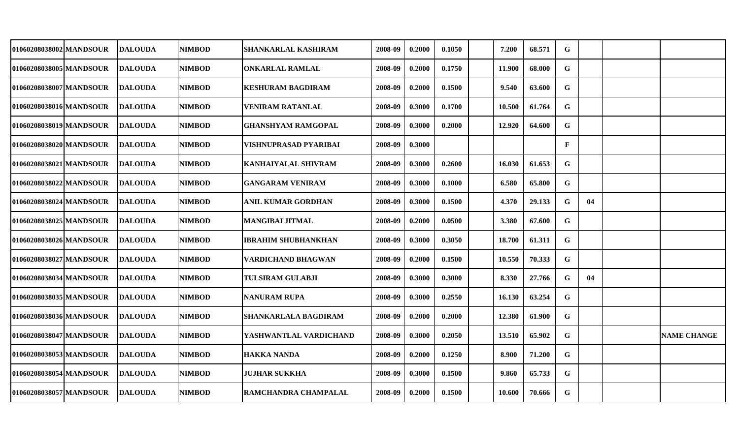| | | | | | | | | | | | | | | |
|---|---|---|---|---|---|---|---|---|---|---|---|---|---|---|
| 01060208038002 | MANDSOUR | DALOUDA | NIMBOD | SHANKARLAL KASHIRAM | 2008-09 | 0.2000 | 0.1050 | | 7.200 | 68.571 | G | | | |
| 01060208038005 | MANDSOUR | DALOUDA | NIMBOD | ONKARLAL RAMLAL | 2008-09 | 0.2000 | 0.1750 | | 11.900 | 68.000 | G | | | |
| 01060208038007 | MANDSOUR | DALOUDA | NIMBOD | KESHURAM BAGDIRAM | 2008-09 | 0.2000 | 0.1500 | | 9.540 | 63.600 | G | | | |
| 01060208038016 | MANDSOUR | DALOUDA | NIMBOD | VENIRAM RATANLAL | 2008-09 | 0.3000 | 0.1700 | | 10.500 | 61.764 | G | | | |
| 01060208038019 | MANDSOUR | DALOUDA | NIMBOD | GHANSHYAM RAMGOPAL | 2008-09 | 0.3000 | 0.2000 | | 12.920 | 64.600 | G | | | |
| 01060208038020 | MANDSOUR | DALOUDA | NIMBOD | VISHNUPRASAD PYARIBAI | 2008-09 | 0.3000 | | | | | F | | | |
| 01060208038021 | MANDSOUR | DALOUDA | NIMBOD | KANHAIYALAL SHIVRAM | 2008-09 | 0.3000 | 0.2600 | | 16.030 | 61.653 | G | | | |
| 01060208038022 | MANDSOUR | DALOUDA | NIMBOD | GANGARAM VENIRAM | 2008-09 | 0.3000 | 0.1000 | | 6.580 | 65.800 | G | | | |
| 01060208038024 | MANDSOUR | DALOUDA | NIMBOD | ANIL KUMAR GORDHAN | 2008-09 | 0.3000 | 0.1500 | | 4.370 | 29.133 | G | 04 | | |
| 01060208038025 | MANDSOUR | DALOUDA | NIMBOD | MANGIBAI JITMAL | 2008-09 | 0.2000 | 0.0500 | | 3.380 | 67.600 | G | | | |
| 01060208038026 | MANDSOUR | DALOUDA | NIMBOD | IBRAHIM SHUBHANKHAN | 2008-09 | 0.3000 | 0.3050 | | 18.700 | 61.311 | G | | | |
| 01060208038027 | MANDSOUR | DALOUDA | NIMBOD | VARDICHAND BHAGWAN | 2008-09 | 0.2000 | 0.1500 | | 10.550 | 70.333 | G | | | |
| 01060208038034 | MANDSOUR | DALOUDA | NIMBOD | TULSIRAM GULABJI | 2008-09 | 0.3000 | 0.3000 | | 8.330 | 27.766 | G | 04 | | |
| 01060208038035 | MANDSOUR | DALOUDA | NIMBOD | NANURAM RUPA | 2008-09 | 0.3000 | 0.2550 | | 16.130 | 63.254 | G | | | |
| 01060208038036 | MANDSOUR | DALOUDA | NIMBOD | SHANKARLALA BAGDIRAM | 2008-09 | 0.2000 | 0.2000 | | 12.380 | 61.900 | G | | | |
| 01060208038047 | MANDSOUR | DALOUDA | NIMBOD | YASHWANTLAL VARDICHAND | 2008-09 | 0.3000 | 0.2050 | | 13.510 | 65.902 | G | | | NAME CHANGE |
| 01060208038053 | MANDSOUR | DALOUDA | NIMBOD | HAKKA NANDA | 2008-09 | 0.2000 | 0.1250 | | 8.900 | 71.200 | G | | | |
| 01060208038054 | MANDSOUR | DALOUDA | NIMBOD | JUJHAR SUKKHA | 2008-09 | 0.3000 | 0.1500 | | 9.860 | 65.733 | G | | | |
| 01060208038057 | MANDSOUR | DALOUDA | NIMBOD | RAMCHANDRA CHAMPALAL | 2008-09 | 0.2000 | 0.1500 | | 10.600 | 70.666 | G | | | |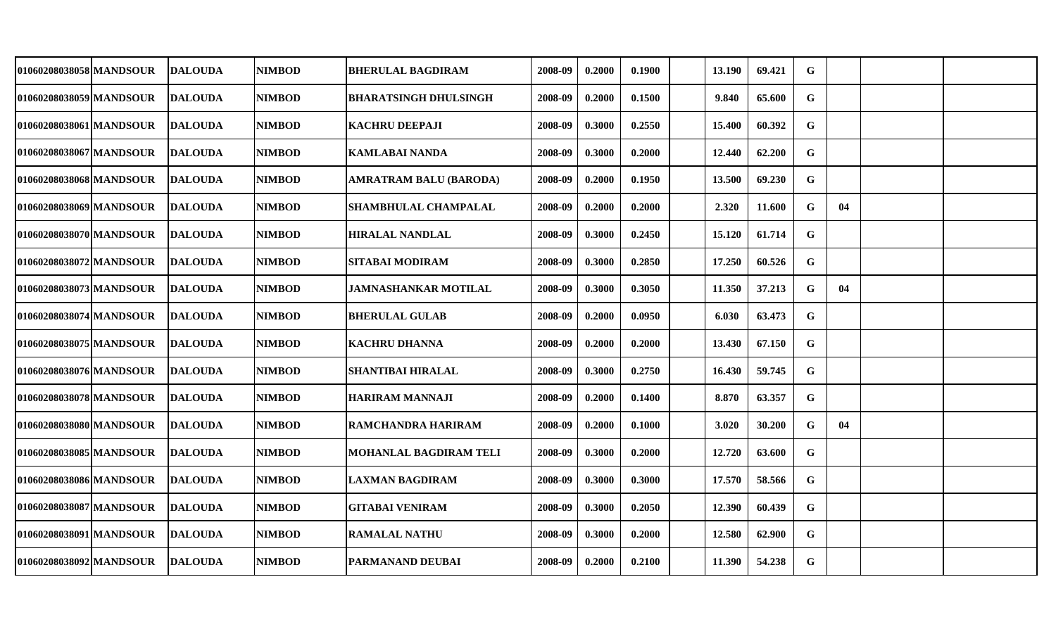| | | | | | | | | | | | | | | | |
|---|---|---|---|---|---|---|---|---|---|---|---|---|---|---|---|
| 01060208038058 | MANDSOUR | DALOUDA | NIMBOD | BHERULAL BAGDIRAM | 2008-09 | 0.2000 | 0.1900 | | 13.190 | 69.421 | G | | | |
| 01060208038059 | MANDSOUR | DALOUDA | NIMBOD | BHARATSINGH DHULSINGH | 2008-09 | 0.2000 | 0.1500 | | 9.840 | 65.600 | G | | | |
| 01060208038061 | MANDSOUR | DALOUDA | NIMBOD | KACHRU DEEPAJI | 2008-09 | 0.3000 | 0.2550 | | 15.400 | 60.392 | G | | | |
| 01060208038067 | MANDSOUR | DALOUDA | NIMBOD | KAMLABAI NANDA | 2008-09 | 0.3000 | 0.2000 | | 12.440 | 62.200 | G | | | |
| 01060208038068 | MANDSOUR | DALOUDA | NIMBOD | AMRATRAM BALU (BARODA) | 2008-09 | 0.2000 | 0.1950 | | 13.500 | 69.230 | G | | | |
| 01060208038069 | MANDSOUR | DALOUDA | NIMBOD | SHAMBHULAL CHAMPALAL | 2008-09 | 0.2000 | 0.2000 | | 2.320 | 11.600 | G | 04 | | |
| 01060208038070 | MANDSOUR | DALOUDA | NIMBOD | HIRALAL NANDLAL | 2008-09 | 0.3000 | 0.2450 | | 15.120 | 61.714 | G | | | |
| 01060208038072 | MANDSOUR | DALOUDA | NIMBOD | SITABAI MODIRAM | 2008-09 | 0.3000 | 0.2850 | | 17.250 | 60.526 | G | | | |
| 01060208038073 | MANDSOUR | DALOUDA | NIMBOD | JAMNASHANKAR MOTILAL | 2008-09 | 0.3000 | 0.3050 | | 11.350 | 37.213 | G | 04 | | |
| 01060208038074 | MANDSOUR | DALOUDA | NIMBOD | BHERULAL GULAB | 2008-09 | 0.2000 | 0.0950 | | 6.030 | 63.473 | G | | | |
| 01060208038075 | MANDSOUR | DALOUDA | NIMBOD | KACHRU DHANNA | 2008-09 | 0.2000 | 0.2000 | | 13.430 | 67.150 | G | | | |
| 01060208038076 | MANDSOUR | DALOUDA | NIMBOD | SHANTIBAI HIRALAL | 2008-09 | 0.3000 | 0.2750 | | 16.430 | 59.745 | G | | | |
| 01060208038078 | MANDSOUR | DALOUDA | NIMBOD | HARIRAM MANNAJI | 2008-09 | 0.2000 | 0.1400 | | 8.870 | 63.357 | G | | | |
| 01060208038080 | MANDSOUR | DALOUDA | NIMBOD | RAMCHANDRA HARIRAM | 2008-09 | 0.2000 | 0.1000 | | 3.020 | 30.200 | G | 04 | | |
| 01060208038085 | MANDSOUR | DALOUDA | NIMBOD | MOHANLAL BAGDIRAM TELI | 2008-09 | 0.3000 | 0.2000 | | 12.720 | 63.600 | G | | | |
| 01060208038086 | MANDSOUR | DALOUDA | NIMBOD | LAXMAN BAGDIRAM | 2008-09 | 0.3000 | 0.3000 | | 17.570 | 58.566 | G | | | |
| 01060208038087 | MANDSOUR | DALOUDA | NIMBOD | GITABAI VENIRAM | 2008-09 | 0.3000 | 0.2050 | | 12.390 | 60.439 | G | | | |
| 01060208038091 | MANDSOUR | DALOUDA | NIMBOD | RAMALAL NATHU | 2008-09 | 0.3000 | 0.2000 | | 12.580 | 62.900 | G | | | |
| 01060208038092 | MANDSOUR | DALOUDA | NIMBOD | PARMANAND DEUBAI | 2008-09 | 0.2000 | 0.2100 | | 11.390 | 54.238 | G | | | |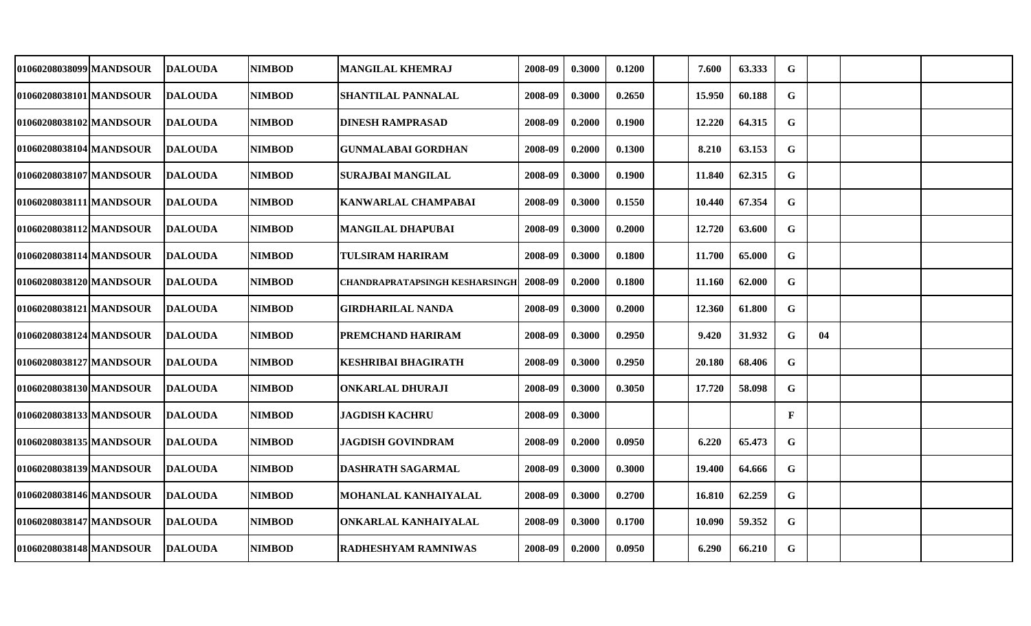| | | | | | | | | | | | | | | | |
|---|---|---|---|---|---|---|---|---|---|---|---|---|---|---|---|
| 01060208038099 | MANDSOUR | DALOUDA | NIMBOD | MANGILAL KHEMRAJ | 2008-09 | 0.3000 | 0.1200 | | 7.600 | 63.333 | G | | | |
| 01060208038101 | MANDSOUR | DALOUDA | NIMBOD | SHANTILAL PANNALAL | 2008-09 | 0.3000 | 0.2650 | | 15.950 | 60.188 | G | | | |
| 01060208038102 | MANDSOUR | DALOUDA | NIMBOD | DINESH RAMPRASAD | 2008-09 | 0.2000 | 0.1900 | | 12.220 | 64.315 | G | | | |
| 01060208038104 | MANDSOUR | DALOUDA | NIMBOD | GUNMALABAI GORDHAN | 2008-09 | 0.2000 | 0.1300 | | 8.210 | 63.153 | G | | | |
| 01060208038107 | MANDSOUR | DALOUDA | NIMBOD | SURAJBAI MANGILAL | 2008-09 | 0.3000 | 0.1900 | | 11.840 | 62.315 | G | | | |
| 01060208038111 | MANDSOUR | DALOUDA | NIMBOD | KANWARLAL CHAMPABAI | 2008-09 | 0.3000 | 0.1550 | | 10.440 | 67.354 | G | | | |
| 01060208038112 | MANDSOUR | DALOUDA | NIMBOD | MANGILAL DHAPUBAI | 2008-09 | 0.3000 | 0.2000 | | 12.720 | 63.600 | G | | | |
| 01060208038114 | MANDSOUR | DALOUDA | NIMBOD | TULSIRAM HARIRAM | 2008-09 | 0.3000 | 0.1800 | | 11.700 | 65.000 | G | | | |
| 01060208038120 | MANDSOUR | DALOUDA | NIMBOD | CHANDRAPRATAPSINGH KESHARSINGH | 2008-09 | 0.2000 | 0.1800 | | 11.160 | 62.000 | G | | | |
| 01060208038121 | MANDSOUR | DALOUDA | NIMBOD | GIRDHARILAL NANDA | 2008-09 | 0.3000 | 0.2000 | | 12.360 | 61.800 | G | | | |
| 01060208038124 | MANDSOUR | DALOUDA | NIMBOD | PREMCHAND HARIRAM | 2008-09 | 0.3000 | 0.2950 | | 9.420 | 31.932 | G | 04 | | |
| 01060208038127 | MANDSOUR | DALOUDA | NIMBOD | KESHRIBAI BHAGIRATH | 2008-09 | 0.3000 | 0.2950 | | 20.180 | 68.406 | G | | | |
| 01060208038130 | MANDSOUR | DALOUDA | NIMBOD | ONKARLAL DHURAJI | 2008-09 | 0.3000 | 0.3050 | | 17.720 | 58.098 | G | | | |
| 01060208038133 | MANDSOUR | DALOUDA | NIMBOD | JAGDISH KACHRU | 2008-09 | 0.3000 | | | | | F | | | |
| 01060208038135 | MANDSOUR | DALOUDA | NIMBOD | JAGDISH GOVINDRAM | 2008-09 | 0.2000 | 0.0950 | | 6.220 | 65.473 | G | | | |
| 01060208038139 | MANDSOUR | DALOUDA | NIMBOD | DASHRATH SAGARMAL | 2008-09 | 0.3000 | 0.3000 | | 19.400 | 64.666 | G | | | |
| 01060208038146 | MANDSOUR | DALOUDA | NIMBOD | MOHANLAL KANHAIYALAL | 2008-09 | 0.3000 | 0.2700 | | 16.810 | 62.259 | G | | | |
| 01060208038147 | MANDSOUR | DALOUDA | NIMBOD | ONKARLAL KANHAIYALAL | 2008-09 | 0.3000 | 0.1700 | | 10.090 | 59.352 | G | | | |
| 01060208038148 | MANDSOUR | DALOUDA | NIMBOD | RADHESHYAM RAMNIWAS | 2008-09 | 0.2000 | 0.0950 | | 6.290 | 66.210 | G | | | |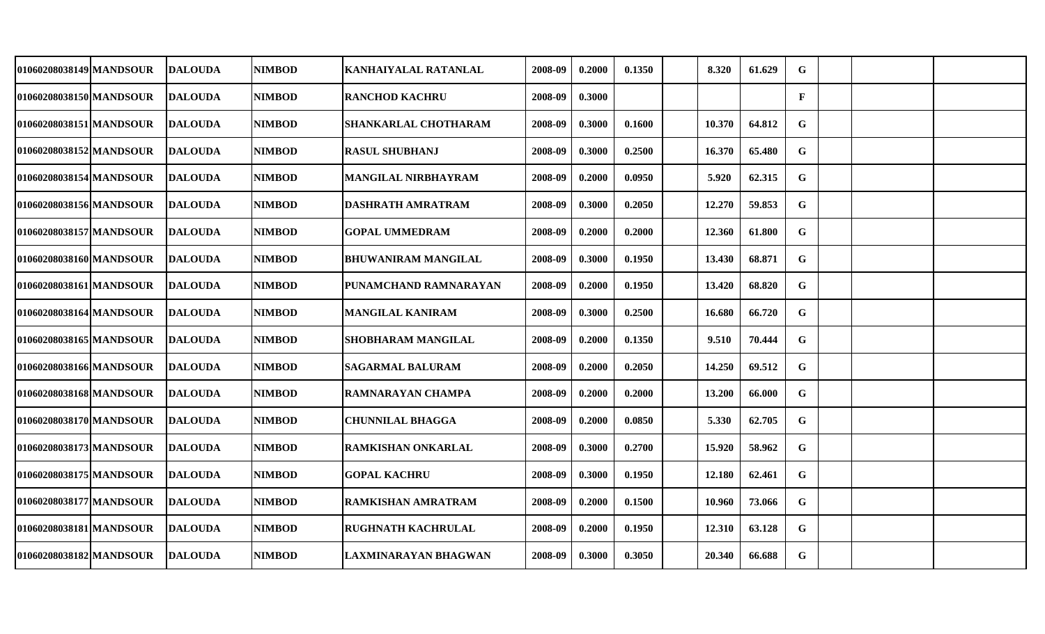| | | | | | | | | | | | | | | | |
|---|---|---|---|---|---|---|---|---|---|---|---|---|---|---|---|
| 01060208038149 | MANDSOUR | DALOUDA | NIMBOD | KANHAIYALAL RATANLAL | 2008-09 | 0.2000 | 0.1350 | | 8.320 | 61.629 | G | | | | |
| 01060208038150 | MANDSOUR | DALOUDA | NIMBOD | RANCHOD KACHRU | 2008-09 | 0.3000 | | | | | F | | | | |
| 01060208038151 | MANDSOUR | DALOUDA | NIMBOD | SHANKARLAL CHOTHARAM | 2008-09 | 0.3000 | 0.1600 | | 10.370 | 64.812 | G | | | | |
| 01060208038152 | MANDSOUR | DALOUDA | NIMBOD | RASUL SHUBHANJ | 2008-09 | 0.3000 | 0.2500 | | 16.370 | 65.480 | G | | | | |
| 01060208038154 | MANDSOUR | DALOUDA | NIMBOD | MANGILAL NIRBHAYRAM | 2008-09 | 0.2000 | 0.0950 | | 5.920 | 62.315 | G | | | | |
| 01060208038156 | MANDSOUR | DALOUDA | NIMBOD | DASHRATH AMRATRAM | 2008-09 | 0.3000 | 0.2050 | | 12.270 | 59.853 | G | | | | |
| 01060208038157 | MANDSOUR | DALOUDA | NIMBOD | GOPAL UMMEDRAM | 2008-09 | 0.2000 | 0.2000 | | 12.360 | 61.800 | G | | | | |
| 01060208038160 | MANDSOUR | DALOUDA | NIMBOD | BHUWANIRAM MANGILAL | 2008-09 | 0.3000 | 0.1950 | | 13.430 | 68.871 | G | | | | |
| 01060208038161 | MANDSOUR | DALOUDA | NIMBOD | PUNAMCHAND RAMNARAYAN | 2008-09 | 0.2000 | 0.1950 | | 13.420 | 68.820 | G | | | | |
| 01060208038164 | MANDSOUR | DALOUDA | NIMBOD | MANGILAL KANIRAM | 2008-09 | 0.3000 | 0.2500 | | 16.680 | 66.720 | G | | | | |
| 01060208038165 | MANDSOUR | DALOUDA | NIMBOD | SHOBHARAM MANGILAL | 2008-09 | 0.2000 | 0.1350 | | 9.510 | 70.444 | G | | | | |
| 01060208038166 | MANDSOUR | DALOUDA | NIMBOD | SAGARMAL BALURAM | 2008-09 | 0.2000 | 0.2050 | | 14.250 | 69.512 | G | | | | |
| 01060208038168 | MANDSOUR | DALOUDA | NIMBOD | RAMNARAYAN CHAMPA | 2008-09 | 0.2000 | 0.2000 | | 13.200 | 66.000 | G | | | | |
| 01060208038170 | MANDSOUR | DALOUDA | NIMBOD | CHUNNILAL BHAGGA | 2008-09 | 0.2000 | 0.0850 | | 5.330 | 62.705 | G | | | | |
| 01060208038173 | MANDSOUR | DALOUDA | NIMBOD | RAMKISHAN ONKARLAL | 2008-09 | 0.3000 | 0.2700 | | 15.920 | 58.962 | G | | | | |
| 01060208038175 | MANDSOUR | DALOUDA | NIMBOD | GOPAL KACHRU | 2008-09 | 0.3000 | 0.1950 | | 12.180 | 62.461 | G | | | | |
| 01060208038177 | MANDSOUR | DALOUDA | NIMBOD | RAMKISHAN AMRATRAM | 2008-09 | 0.2000 | 0.1500 | | 10.960 | 73.066 | G | | | | |
| 01060208038181 | MANDSOUR | DALOUDA | NIMBOD | RUGHNATH KACHRULAL | 2008-09 | 0.2000 | 0.1950 | | 12.310 | 63.128 | G | | | | |
| 01060208038182 | MANDSOUR | DALOUDA | NIMBOD | LAXMINARAYAN BHAGWAN | 2008-09 | 0.3000 | 0.3050 | | 20.340 | 66.688 | G | | | | |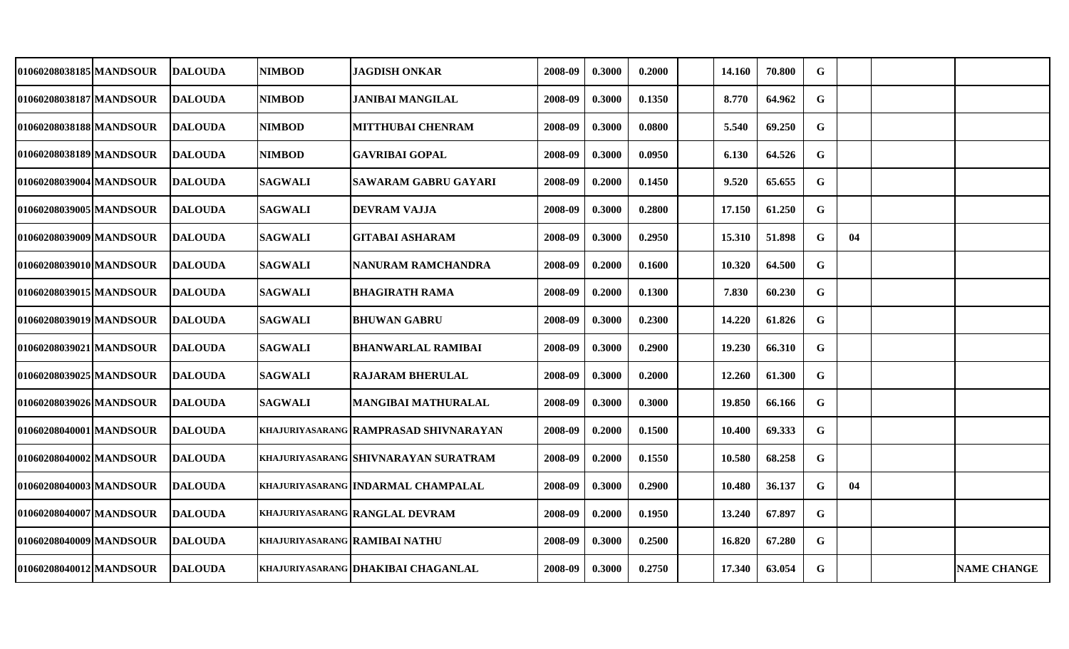| | | | | | | | | | | | | | | |
|---|---|---|---|---|---|---|---|---|---|---|---|---|---|---|
| 01060208038185 | MANDSOUR | DALOUDA | NIMBOD | JAGDISH ONKAR | 2008-09 | 0.3000 | 0.2000 | | 14.160 | 70.800 | G | | | |
| 01060208038187 | MANDSOUR | DALOUDA | NIMBOD | JANIBAI MANGILAL | 2008-09 | 0.3000 | 0.1350 | | 8.770 | 64.962 | G | | | |
| 01060208038188 | MANDSOUR | DALOUDA | NIMBOD | MITTHUBAI CHENRAM | 2008-09 | 0.3000 | 0.0800 | | 5.540 | 69.250 | G | | | |
| 01060208038189 | MANDSOUR | DALOUDA | NIMBOD | GAVRIBAI GOPAL | 2008-09 | 0.3000 | 0.0950 | | 6.130 | 64.526 | G | | | |
| 01060208039004 | MANDSOUR | DALOUDA | SAGWALI | SAWARAM GABRU GAYARI | 2008-09 | 0.2000 | 0.1450 | | 9.520 | 65.655 | G | | | |
| 01060208039005 | MANDSOUR | DALOUDA | SAGWALI | DEVRAM VAJJA | 2008-09 | 0.3000 | 0.2800 | | 17.150 | 61.250 | G | | | |
| 01060208039009 | MANDSOUR | DALOUDA | SAGWALI | GITABAI ASHARAM | 2008-09 | 0.3000 | 0.2950 | | 15.310 | 51.898 | G | 04 | | |
| 01060208039010 | MANDSOUR | DALOUDA | SAGWALI | NANURAM RAMCHANDRA | 2008-09 | 0.2000 | 0.1600 | | 10.320 | 64.500 | G | | | |
| 01060208039015 | MANDSOUR | DALOUDA | SAGWALI | BHAGIRATH RAMA | 2008-09 | 0.2000 | 0.1300 | | 7.830 | 60.230 | G | | | |
| 01060208039019 | MANDSOUR | DALOUDA | SAGWALI | BHUWAN GABRU | 2008-09 | 0.3000 | 0.2300 | | 14.220 | 61.826 | G | | | |
| 01060208039021 | MANDSOUR | DALOUDA | SAGWALI | BHANWARLAL RAMIBAI | 2008-09 | 0.3000 | 0.2900 | | 19.230 | 66.310 | G | | | |
| 01060208039025 | MANDSOUR | DALOUDA | SAGWALI | RAJARAM BHERULAL | 2008-09 | 0.3000 | 0.2000 | | 12.260 | 61.300 | G | | | |
| 01060208039026 | MANDSOUR | DALOUDA | SAGWALI | MANGIBAI MATHURALAL | 2008-09 | 0.3000 | 0.3000 | | 19.850 | 66.166 | G | | | |
| 01060208040001 | MANDSOUR | DALOUDA | KHAJURIYASARANG | RAMPRASAD SHIVNARAYAN | 2008-09 | 0.2000 | 0.1500 | | 10.400 | 69.333 | G | | | |
| 01060208040002 | MANDSOUR | DALOUDA | KHAJURIYASARANG | SHIVNARAYAN SURATRAM | 2008-09 | 0.2000 | 0.1550 | | 10.580 | 68.258 | G | | | |
| 01060208040003 | MANDSOUR | DALOUDA | KHAJURIYASARANG | INDARMAL CHAMPALAL | 2008-09 | 0.3000 | 0.2900 | | 10.480 | 36.137 | G | 04 | | |
| 01060208040007 | MANDSOUR | DALOUDA | KHAJURIYASARANG | RANGLAL DEVRAM | 2008-09 | 0.2000 | 0.1950 | | 13.240 | 67.897 | G | | | |
| 01060208040009 | MANDSOUR | DALOUDA | KHAJURIYASARANG | RAMIBAI NATHU | 2008-09 | 0.3000 | 0.2500 | | 16.820 | 67.280 | G | | | |
| 01060208040012 | MANDSOUR | DALOUDA | KHAJURIYASARANG | DHAKIBAI CHAGANLAL | 2008-09 | 0.3000 | 0.2750 | | 17.340 | 63.054 | G | | | NAME CHANGE |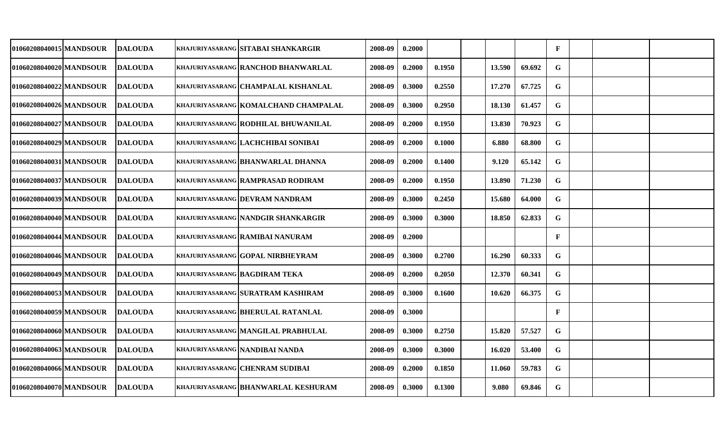| | | | | | | | | | | | | | | |
|---|---|---|---|---|---|---|---|---|---|---|---|---|---|---|
| 01060208040015 | MANDSOUR | DALOUDA | KHAJURIYASARANG | SITABAI SHANKARGIR | 2008-09 | 0.2000 | | | | | F | | | |
| 01060208040020 | MANDSOUR | DALOUDA | KHAJURIYASARANG | RANCHOD BHANWARLAL | 2008-09 | 0.2000 | 0.1950 | | 13.590 | 69.692 | G | | | |
| 01060208040022 | MANDSOUR | DALOUDA | KHAJURIYASARANG | CHAMPALAL KISHANLAL | 2008-09 | 0.3000 | 0.2550 | | 17.270 | 67.725 | G | | | |
| 01060208040026 | MANDSOUR | DALOUDA | KHAJURIYASARANG | KOMALCHAND CHAMPALAL | 2008-09 | 0.3000 | 0.2950 | | 18.130 | 61.457 | G | | | |
| 01060208040027 | MANDSOUR | DALOUDA | KHAJURIYASARANG | RODHILAL BHUWANILAL | 2008-09 | 0.2000 | 0.1950 | | 13.830 | 70.923 | G | | | |
| 01060208040029 | MANDSOUR | DALOUDA | KHAJURIYASARANG | LACHCHIBAI SONIBAI | 2008-09 | 0.2000 | 0.1000 | | 6.880 | 68.800 | G | | | |
| 01060208040031 | MANDSOUR | DALOUDA | KHAJURIYASARANG | BHANWARLAL DHANNA | 2008-09 | 0.2000 | 0.1400 | | 9.120 | 65.142 | G | | | |
| 01060208040037 | MANDSOUR | DALOUDA | KHAJURIYASARANG | RAMPRASAD RODIRAM | 2008-09 | 0.2000 | 0.1950 | | 13.890 | 71.230 | G | | | |
| 01060208040039 | MANDSOUR | DALOUDA | KHAJURIYASARANG | DEVRAM NANDRAM | 2008-09 | 0.3000 | 0.2450 | | 15.680 | 64.000 | G | | | |
| 01060208040040 | MANDSOUR | DALOUDA | KHAJURIYASARANG | NANDGIR SHANKARGIR | 2008-09 | 0.3000 | 0.3000 | | 18.850 | 62.833 | G | | | |
| 01060208040044 | MANDSOUR | DALOUDA | KHAJURIYASARANG | RAMIBAI NANURAM | 2008-09 | 0.2000 | | | | | F | | | |
| 01060208040046 | MANDSOUR | DALOUDA | KHAJURIYASARANG | GOPAL NIRBHEYRAM | 2008-09 | 0.3000 | 0.2700 | | 16.290 | 60.333 | G | | | |
| 01060208040049 | MANDSOUR | DALOUDA | KHAJURIYASARANG | BAGDIRAM TEKA | 2008-09 | 0.2000 | 0.2050 | | 12.370 | 60.341 | G | | | |
| 01060208040053 | MANDSOUR | DALOUDA | KHAJURIYASARANG | SURATRAM KASHIRAM | 2008-09 | 0.3000 | 0.1600 | | 10.620 | 66.375 | G | | | |
| 01060208040059 | MANDSOUR | DALOUDA | KHAJURIYASARANG | BHERULAL RATANLAL | 2008-09 | 0.3000 | | | | | F | | | |
| 01060208040060 | MANDSOUR | DALOUDA | KHAJURIYASARANG | MANGILAL PRABHULAL | 2008-09 | 0.3000 | 0.2750 | | 15.820 | 57.527 | G | | | |
| 01060208040063 | MANDSOUR | DALOUDA | KHAJURIYASARANG | NANDIBAI NANDA | 2008-09 | 0.3000 | 0.3000 | | 16.020 | 53.400 | G | | | |
| 01060208040066 | MANDSOUR | DALOUDA | KHAJURIYASARANG | CHENRAM SUDIBAI | 2008-09 | 0.2000 | 0.1850 | | 11.060 | 59.783 | G | | | |
| 01060208040070 | MANDSOUR | DALOUDA | KHAJURIYASARANG | BHANWARLAL KESHURAM | 2008-09 | 0.3000 | 0.1300 | | 9.080 | 69.846 | G | | | |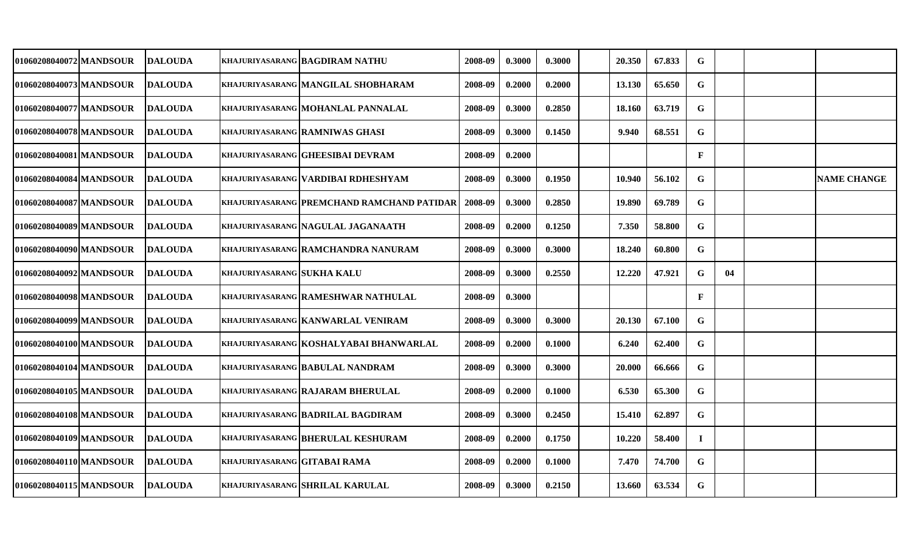| | | | | | | | | | | | | | | |
|---|---|---|---|---|---|---|---|---|---|---|---|---|---|---|
| 01060208040072 | MANDSOUR | DALOUDA | KHAJURIYASARANG | BAGDIRAM NATHU | 2008-09 | 0.3000 | 0.3000 | | 20.350 | 67.833 | G | | | |
| 01060208040073 | MANDSOUR | DALOUDA | KHAJURIYASARANG | MANGILAL SHOBHARAM | 2008-09 | 0.2000 | 0.2000 | | 13.130 | 65.650 | G | | | |
| 01060208040077 | MANDSOUR | DALOUDA | KHAJURIYASARANG | MOHANLAL PANNALAL | 2008-09 | 0.3000 | 0.2850 | | 18.160 | 63.719 | G | | | |
| 01060208040078 | MANDSOUR | DALOUDA | KHAJURIYASARANG | RAMNIWAS GHASI | 2008-09 | 0.3000 | 0.1450 | | 9.940 | 68.551 | G | | | |
| 01060208040081 | MANDSOUR | DALOUDA | KHAJURIYASARANG | GHEESIBAI DEVRAM | 2008-09 | 0.2000 | | | | | F | | | |
| 01060208040084 | MANDSOUR | DALOUDA | KHAJURIYASARANG | VARDIBAI RDHESHYAM | 2008-09 | 0.3000 | 0.1950 | | 10.940 | 56.102 | G | | | NAME CHANGE |
| 01060208040087 | MANDSOUR | DALOUDA | KHAJURIYASARANG | PREMCHAND RAMCHAND PATIDAR | 2008-09 | 0.3000 | 0.2850 | | 19.890 | 69.789 | G | | | |
| 01060208040089 | MANDSOUR | DALOUDA | KHAJURIYASARANG | NAGULAL JAGANAATH | 2008-09 | 0.2000 | 0.1250 | | 7.350 | 58.800 | G | | | |
| 01060208040090 | MANDSOUR | DALOUDA | KHAJURIYASARANG | RAMCHANDRA NANURAM | 2008-09 | 0.3000 | 0.3000 | | 18.240 | 60.800 | G | | | |
| 01060208040092 | MANDSOUR | DALOUDA | KHAJURIYASARANG | SUKHA KALU | 2008-09 | 0.3000 | 0.2550 | | 12.220 | 47.921 | G | 04 | | |
| 01060208040098 | MANDSOUR | DALOUDA | KHAJURIYASARANG | RAMESHWAR NATHULAL | 2008-09 | 0.3000 | | | | | F | | | |
| 01060208040099 | MANDSOUR | DALOUDA | KHAJURIYASARANG | KANWARLAL VENIRAM | 2008-09 | 0.3000 | 0.3000 | | 20.130 | 67.100 | G | | | |
| 01060208040100 | MANDSOUR | DALOUDA | KHAJURIYASARANG | KOSHALYABAI BHANWARLAL | 2008-09 | 0.2000 | 0.1000 | | 6.240 | 62.400 | G | | | |
| 01060208040104 | MANDSOUR | DALOUDA | KHAJURIYASARANG | BABULAL NANDRAM | 2008-09 | 0.3000 | 0.3000 | | 20.000 | 66.666 | G | | | |
| 01060208040105 | MANDSOUR | DALOUDA | KHAJURIYASARANG | RAJARAM BHERULAL | 2008-09 | 0.2000 | 0.1000 | | 6.530 | 65.300 | G | | | |
| 01060208040108 | MANDSOUR | DALOUDA | KHAJURIYASARANG | BADRILAL BAGDIRAM | 2008-09 | 0.3000 | 0.2450 | | 15.410 | 62.897 | G | | | |
| 01060208040109 | MANDSOUR | DALOUDA | KHAJURIYASARANG | BHERULAL KESHURAM | 2008-09 | 0.2000 | 0.1750 | | 10.220 | 58.400 | I | | | |
| 01060208040110 | MANDSOUR | DALOUDA | KHAJURIYASARANG | GITABAI RAMA | 2008-09 | 0.2000 | 0.1000 | | 7.470 | 74.700 | G | | | |
| 01060208040115 | MANDSOUR | DALOUDA | KHAJURIYASARANG | SHRILAL KARULAL | 2008-09 | 0.3000 | 0.2150 | | 13.660 | 63.534 | G | | | |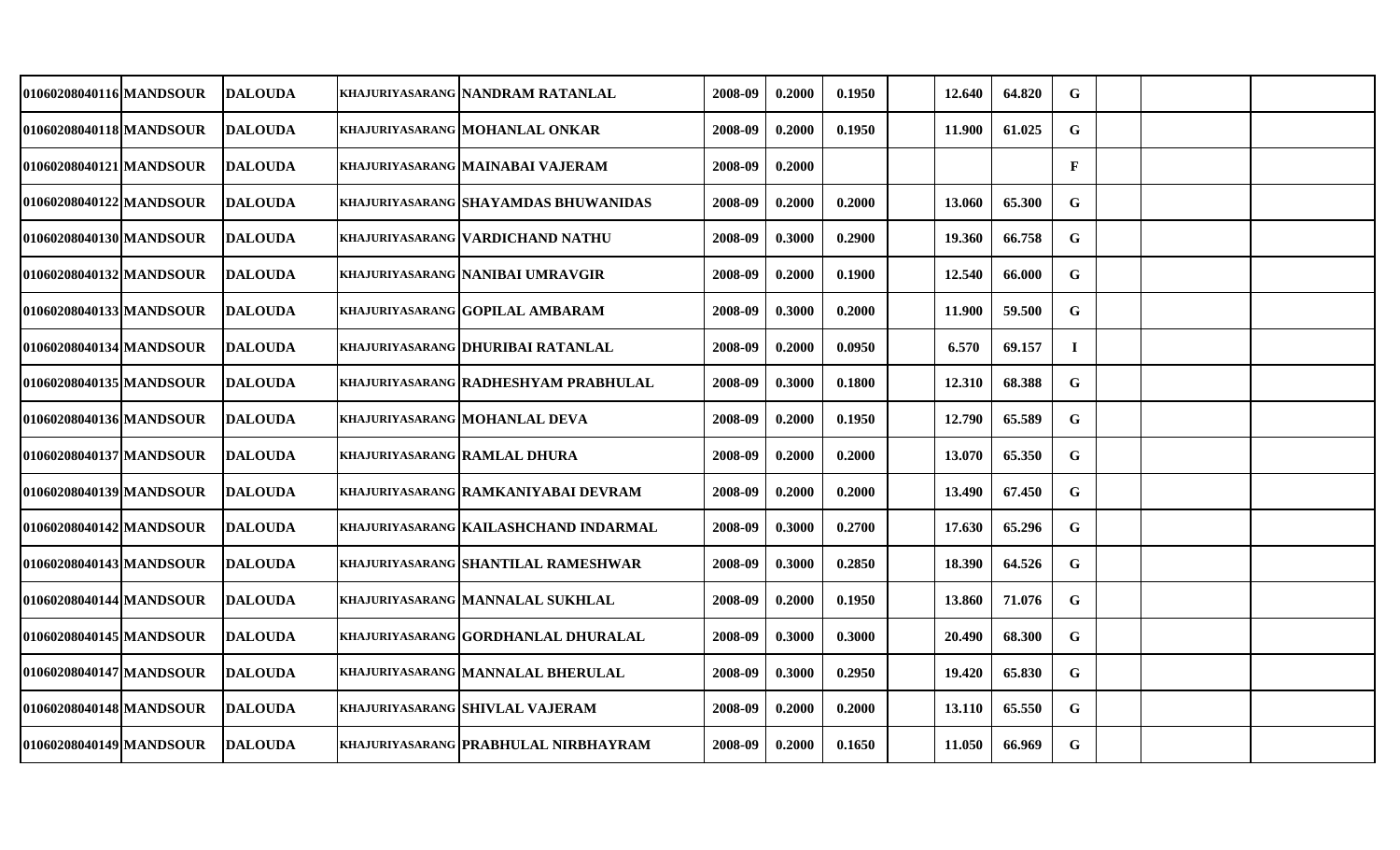| | | | | | | | | | | | | | | | |
|---|---|---|---|---|---|---|---|---|---|---|---|---|---|---|---|
| 01060208040116 | MANDSOUR | DALOUDA | KHAJURIYASARANG | NANDRAM RATANLAL | 2008-09 | 0.2000 | 0.1950 | | 12.640 | 64.820 | G | | | |
| 01060208040118 | MANDSOUR | DALOUDA | KHAJURIYASARANG | MOHANLAL ONKAR | 2008-09 | 0.2000 | 0.1950 | | 11.900 | 61.025 | G | | | |
| 01060208040121 | MANDSOUR | DALOUDA | KHAJURIYASARANG | MAINABAI VAJERAM | 2008-09 | 0.2000 | | | | | F | | | |
| 01060208040122 | MANDSOUR | DALOUDA | KHAJURIYASARANG | SHAYAMDAS BHUWANIDAS | 2008-09 | 0.2000 | 0.2000 | | 13.060 | 65.300 | G | | | |
| 01060208040130 | MANDSOUR | DALOUDA | KHAJURIYASARANG | VARDICHAND NATHU | 2008-09 | 0.3000 | 0.2900 | | 19.360 | 66.758 | G | | | |
| 01060208040132 | MANDSOUR | DALOUDA | KHAJURIYASARANG | NANIBAI UMRAVGIR | 2008-09 | 0.2000 | 0.1900 | | 12.540 | 66.000 | G | | | |
| 01060208040133 | MANDSOUR | DALOUDA | KHAJURIYASARANG | GOPILAL AMBARAM | 2008-09 | 0.3000 | 0.2000 | | 11.900 | 59.500 | G | | | |
| 01060208040134 | MANDSOUR | DALOUDA | KHAJURIYASARANG | DHURIBAI RATANLAL | 2008-09 | 0.2000 | 0.0950 | | 6.570 | 69.157 | I | | | |
| 01060208040135 | MANDSOUR | DALOUDA | KHAJURIYASARANG | RADHESHYAM PRABHULAL | 2008-09 | 0.3000 | 0.1800 | | 12.310 | 68.388 | G | | | |
| 01060208040136 | MANDSOUR | DALOUDA | KHAJURIYASARANG | MOHANLAL DEVA | 2008-09 | 0.2000 | 0.1950 | | 12.790 | 65.589 | G | | | |
| 01060208040137 | MANDSOUR | DALOUDA | KHAJURIYASARANG | RAMLAL DHURA | 2008-09 | 0.2000 | 0.2000 | | 13.070 | 65.350 | G | | | |
| 01060208040139 | MANDSOUR | DALOUDA | KHAJURIYASARANG | RAMKANIYABAI DEVRAM | 2008-09 | 0.2000 | 0.2000 | | 13.490 | 67.450 | G | | | |
| 01060208040142 | MANDSOUR | DALOUDA | KHAJURIYASARANG | KAILASHCHAND INDARMAL | 2008-09 | 0.3000 | 0.2700 | | 17.630 | 65.296 | G | | | |
| 01060208040143 | MANDSOUR | DALOUDA | KHAJURIYASARANG | SHANTILAL RAMESHWAR | 2008-09 | 0.3000 | 0.2850 | | 18.390 | 64.526 | G | | | |
| 01060208040144 | MANDSOUR | DALOUDA | KHAJURIYASARANG | MANNALAL SUKHLAL | 2008-09 | 0.2000 | 0.1950 | | 13.860 | 71.076 | G | | | |
| 01060208040145 | MANDSOUR | DALOUDA | KHAJURIYASARANG | GORDHANLAL DHURALAL | 2008-09 | 0.3000 | 0.3000 | | 20.490 | 68.300 | G | | | |
| 01060208040147 | MANDSOUR | DALOUDA | KHAJURIYASARANG | MANNALAL BHERULAL | 2008-09 | 0.3000 | 0.2950 | | 19.420 | 65.830 | G | | | |
| 01060208040148 | MANDSOUR | DALOUDA | KHAJURIYASARANG | SHIVLAL VAJERAM | 2008-09 | 0.2000 | 0.2000 | | 13.110 | 65.550 | G | | | |
| 01060208040149 | MANDSOUR | DALOUDA | KHAJURIYASARANG | PRABHULAL NIRBHAYRAM | 2008-09 | 0.2000 | 0.1650 | | 11.050 | 66.969 | G | | | |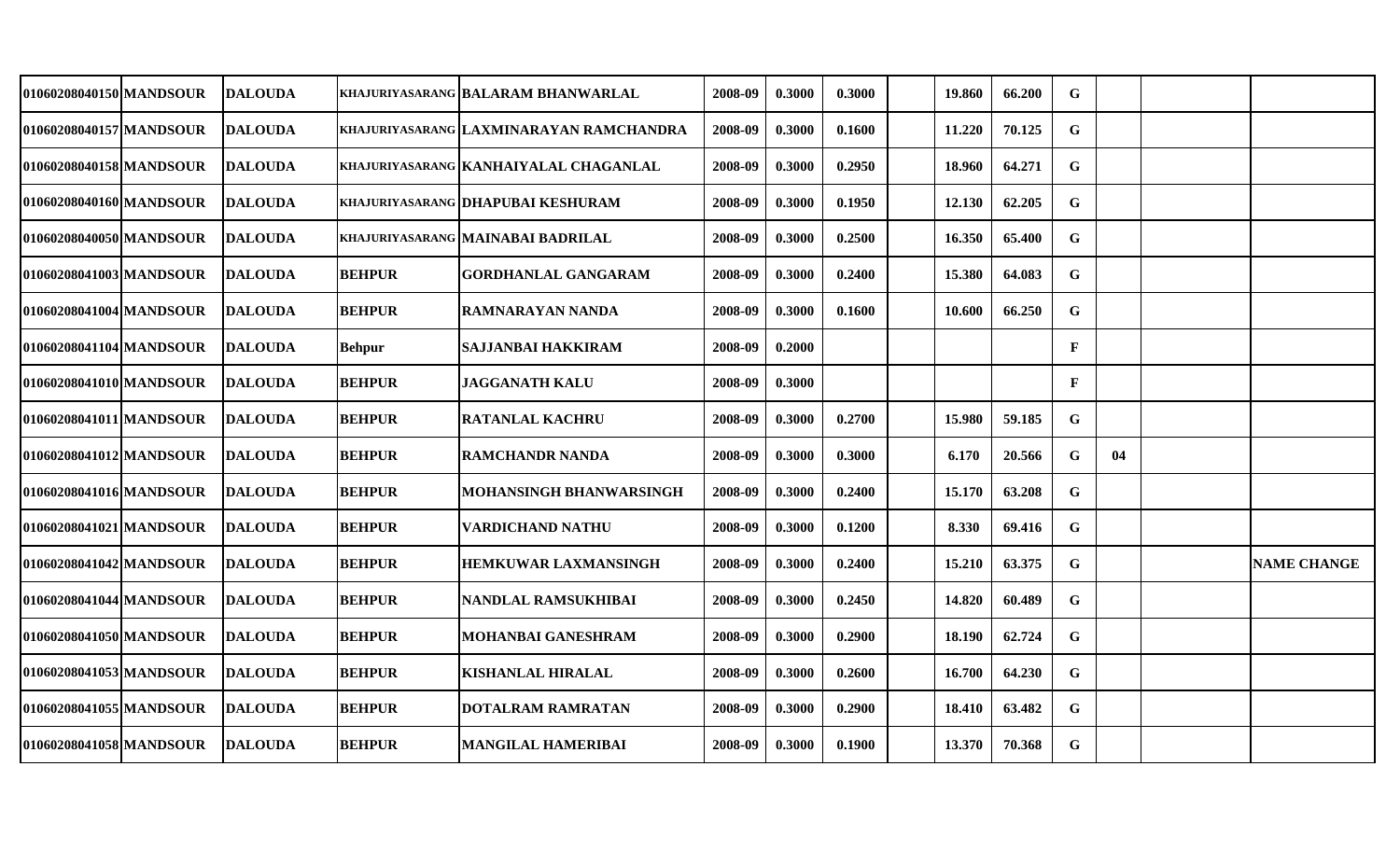| | | | | | | | | | | | | | | | |
|---|---|---|---|---|---|---|---|---|---|---|---|---|---|---|---|
| 01060208040150 | MANDSOUR | DALOUDA | KHAJURIYASARANG | BALARAM BHANWARLAL | 2008-09 | 0.3000 | 0.3000 | | 19.860 | 66.200 | G | | | |
| 01060208040157 | MANDSOUR | DALOUDA | KHAJURIYASARANG | LAXMINARAYAN RAMCHANDRA | 2008-09 | 0.3000 | 0.1600 | | 11.220 | 70.125 | G | | | |
| 01060208040158 | MANDSOUR | DALOUDA | KHAJURIYASARANG | KANHAIYALAL CHAGANLAL | 2008-09 | 0.3000 | 0.2950 | | 18.960 | 64.271 | G | | | |
| 01060208040160 | MANDSOUR | DALOUDA | KHAJURIYASARANG | DHAPUBAI KESHURAM | 2008-09 | 0.3000 | 0.1950 | | 12.130 | 62.205 | G | | | |
| 01060208040050 | MANDSOUR | DALOUDA | KHAJURIYASARANG | MAINABAI BADRILAL | 2008-09 | 0.3000 | 0.2500 | | 16.350 | 65.400 | G | | | |
| 01060208041003 | MANDSOUR | DALOUDA | BEHPUR | GORDHANLAL GANGARAM | 2008-09 | 0.3000 | 0.2400 | | 15.380 | 64.083 | G | | | |
| 01060208041004 | MANDSOUR | DALOUDA | BEHPUR | RAMNARAYAN NANDA | 2008-09 | 0.3000 | 0.1600 | | 10.600 | 66.250 | G | | | |
| 01060208041104 | MANDSOUR | DALOUDA | Behpur | SAJJANBAI HAKKIRAM | 2008-09 | 0.2000 | | | | | F | | | |
| 01060208041010 | MANDSOUR | DALOUDA | BEHPUR | JAGGANATH KALU | 2008-09 | 0.3000 | | | | | F | | | |
| 01060208041011 | MANDSOUR | DALOUDA | BEHPUR | RATANLAL KACHRU | 2008-09 | 0.3000 | 0.2700 | | 15.980 | 59.185 | G | | | |
| 01060208041012 | MANDSOUR | DALOUDA | BEHPUR | RAMCHANDR NANDA | 2008-09 | 0.3000 | 0.3000 | | 6.170 | 20.566 | G | 04 | | |
| 01060208041016 | MANDSOUR | DALOUDA | BEHPUR | MOHANSINGH BHANWARSINGH | 2008-09 | 0.3000 | 0.2400 | | 15.170 | 63.208 | G | | | |
| 01060208041021 | MANDSOUR | DALOUDA | BEHPUR | VARDICHAND NATHU | 2008-09 | 0.3000 | 0.1200 | | 8.330 | 69.416 | G | | | |
| 01060208041042 | MANDSOUR | DALOUDA | BEHPUR | HEMKUWAR LAXMANSINGH | 2008-09 | 0.3000 | 0.2400 | | 15.210 | 63.375 | G | | | NAME CHANGE |
| 01060208041044 | MANDSOUR | DALOUDA | BEHPUR | NANDLAL RAMSUKHIBAI | 2008-09 | 0.3000 | 0.2450 | | 14.820 | 60.489 | G | | | |
| 01060208041050 | MANDSOUR | DALOUDA | BEHPUR | MOHANBAI GANESHRAM | 2008-09 | 0.3000 | 0.2900 | | 18.190 | 62.724 | G | | | |
| 01060208041053 | MANDSOUR | DALOUDA | BEHPUR | KISHANLAL HIRALAL | 2008-09 | 0.3000 | 0.2600 | | 16.700 | 64.230 | G | | | |
| 01060208041055 | MANDSOUR | DALOUDA | BEHPUR | DOTALRAM RAMRATAN | 2008-09 | 0.3000 | 0.2900 | | 18.410 | 63.482 | G | | | |
| 01060208041058 | MANDSOUR | DALOUDA | BEHPUR | MANGILAL HAMERIBAI | 2008-09 | 0.3000 | 0.1900 | | 13.370 | 70.368 | G | | | |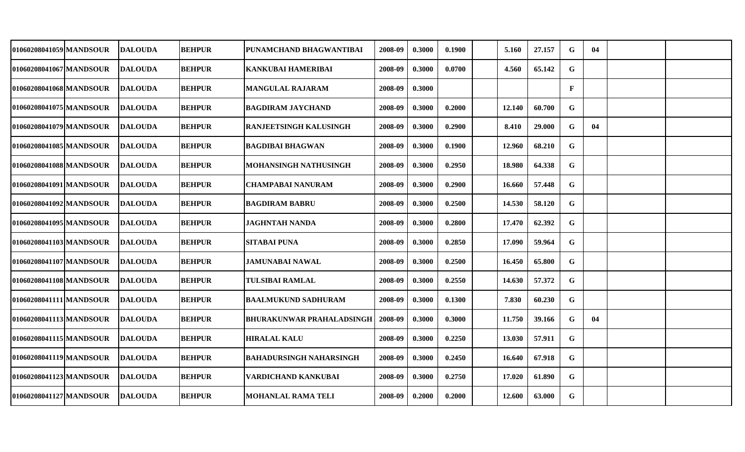| | | | | | | | | | | | | | | | |
|---|---|---|---|---|---|---|---|---|---|---|---|---|---|---|---|
| 01060208041059 | MANDSOUR | DALOUDA | BEHPUR | PUNAMCHAND BHAGWANTIBAI | 2008-09 | 0.3000 | 0.1900 | | 5.160 | 27.157 | G | 04 | | |
| 01060208041067 | MANDSOUR | DALOUDA | BEHPUR | KANKUBAI HAMERIBAI | 2008-09 | 0.3000 | 0.0700 | | 4.560 | 65.142 | G | | | |
| 01060208041068 | MANDSOUR | DALOUDA | BEHPUR | MANGULAL RAJARAM | 2008-09 | 0.3000 | | | | | F | | | |
| 01060208041075 | MANDSOUR | DALOUDA | BEHPUR | BAGDIRAM JAYCHAND | 2008-09 | 0.3000 | 0.2000 | | 12.140 | 60.700 | G | | | |
| 01060208041079 | MANDSOUR | DALOUDA | BEHPUR | RANJEETSINGH KALUSINGH | 2008-09 | 0.3000 | 0.2900 | | 8.410 | 29.000 | G | 04 | | |
| 01060208041085 | MANDSOUR | DALOUDA | BEHPUR | BAGDIBAI BHAGWAN | 2008-09 | 0.3000 | 0.1900 | | 12.960 | 68.210 | G | | | |
| 01060208041088 | MANDSOUR | DALOUDA | BEHPUR | MOHANSINGH NATHUSINGH | 2008-09 | 0.3000 | 0.2950 | | 18.980 | 64.338 | G | | | |
| 01060208041091 | MANDSOUR | DALOUDA | BEHPUR | CHAMPABAI NANURAM | 2008-09 | 0.3000 | 0.2900 | | 16.660 | 57.448 | G | | | |
| 01060208041092 | MANDSOUR | DALOUDA | BEHPUR | BAGDIRAM BABRU | 2008-09 | 0.3000 | 0.2500 | | 14.530 | 58.120 | G | | | |
| 01060208041095 | MANDSOUR | DALOUDA | BEHPUR | JAGHNTAH NANDA | 2008-09 | 0.3000 | 0.2800 | | 17.470 | 62.392 | G | | | |
| 01060208041103 | MANDSOUR | DALOUDA | BEHPUR | SITABAI PUNA | 2008-09 | 0.3000 | 0.2850 | | 17.090 | 59.964 | G | | | |
| 01060208041107 | MANDSOUR | DALOUDA | BEHPUR | JAMUNABAI NAWAL | 2008-09 | 0.3000 | 0.2500 | | 16.450 | 65.800 | G | | | |
| 01060208041108 | MANDSOUR | DALOUDA | BEHPUR | TULSIBAI RAMLAL | 2008-09 | 0.3000 | 0.2550 | | 14.630 | 57.372 | G | | | |
| 01060208041111 | MANDSOUR | DALOUDA | BEHPUR | BAALMUKUND SADHURAM | 2008-09 | 0.3000 | 0.1300 | | 7.830 | 60.230 | G | | | |
| 01060208041113 | MANDSOUR | DALOUDA | BEHPUR | BHURAKUNWAR PRAHALADSINGH | 2008-09 | 0.3000 | 0.3000 | | 11.750 | 39.166 | G | 04 | | |
| 01060208041115 | MANDSOUR | DALOUDA | BEHPUR | HIRALAL KALU | 2008-09 | 0.3000 | 0.2250 | | 13.030 | 57.911 | G | | | |
| 01060208041119 | MANDSOUR | DALOUDA | BEHPUR | BAHADURSINGH NAHARSINGH | 2008-09 | 0.3000 | 0.2450 | | 16.640 | 67.918 | G | | | |
| 01060208041123 | MANDSOUR | DALOUDA | BEHPUR | VARDICHAND KANKUBAI | 2008-09 | 0.3000 | 0.2750 | | 17.020 | 61.890 | G | | | |
| 01060208041127 | MANDSOUR | DALOUDA | BEHPUR | MOHANLAL RAMA TELI | 2008-09 | 0.2000 | 0.2000 | | 12.600 | 63.000 | G | | | |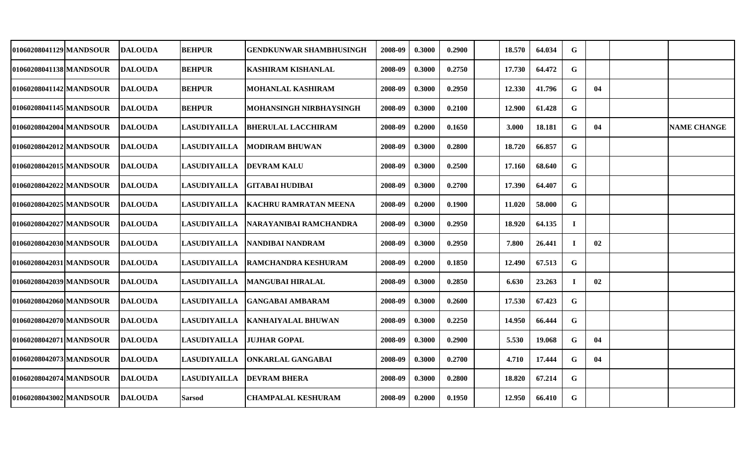| | | | | | | | | | | | | | | | |
|---|---|---|---|---|---|---|---|---|---|---|---|---|---|---|---|
| 01060208041129 | MANDSOUR | DALOUDA | BEHPUR | GENDKUNWAR SHAMBHUSINGH | 2008-09 | 0.3000 | 0.2900 | | 18.570 | 64.034 | G | | | |
| 01060208041138 | MANDSOUR | DALOUDA | BEHPUR | KASHIRAM KISHANLAL | 2008-09 | 0.3000 | 0.2750 | | 17.730 | 64.472 | G | | | |
| 01060208041142 | MANDSOUR | DALOUDA | BEHPUR | MOHANLAL KASHIRAM | 2008-09 | 0.3000 | 0.2950 | | 12.330 | 41.796 | G | 04 | | |
| 01060208041145 | MANDSOUR | DALOUDA | BEHPUR | MOHANSINGH NIRBHAYSINGH | 2008-09 | 0.3000 | 0.2100 | | 12.900 | 61.428 | G | | | |
| 01060208042004 | MANDSOUR | DALOUDA | LASUDIYAILLA | BHERULAL LACCHIRAM | 2008-09 | 0.2000 | 0.1650 | | 3.000 | 18.181 | G | 04 | | NAME CHANGE |
| 01060208042012 | MANDSOUR | DALOUDA | LASUDIYAILLA | MODIRAM BHUWAN | 2008-09 | 0.3000 | 0.2800 | | 18.720 | 66.857 | G | | | |
| 01060208042015 | MANDSOUR | DALOUDA | LASUDIYAILLA | DEVRAM KALU | 2008-09 | 0.3000 | 0.2500 | | 17.160 | 68.640 | G | | | |
| 01060208042022 | MANDSOUR | DALOUDA | LASUDIYAILLA | GITABAI HUDIBAI | 2008-09 | 0.3000 | 0.2700 | | 17.390 | 64.407 | G | | | |
| 01060208042025 | MANDSOUR | DALOUDA | LASUDIYAILLA | KACHRU RAMRATAN MEENA | 2008-09 | 0.2000 | 0.1900 | | 11.020 | 58.000 | G | | | |
| 01060208042027 | MANDSOUR | DALOUDA | LASUDIYAILLA | NARAYANIBAI RAMCHANDRA | 2008-09 | 0.3000 | 0.2950 | | 18.920 | 64.135 | I | | | |
| 01060208042030 | MANDSOUR | DALOUDA | LASUDIYAILLA | NANDIBAI NANDRAM | 2008-09 | 0.3000 | 0.2950 | | 7.800 | 26.441 | I | 02 | | |
| 01060208042031 | MANDSOUR | DALOUDA | LASUDIYAILLA | RAMCHANDRA KESHURAM | 2008-09 | 0.2000 | 0.1850 | | 12.490 | 67.513 | G | | | |
| 01060208042039 | MANDSOUR | DALOUDA | LASUDIYAILLA | MANGUBAI HIRALAL | 2008-09 | 0.3000 | 0.2850 | | 6.630 | 23.263 | I | 02 | | |
| 01060208042060 | MANDSOUR | DALOUDA | LASUDIYAILLA | GANGABAI AMBARAM | 2008-09 | 0.3000 | 0.2600 | | 17.530 | 67.423 | G | | | |
| 01060208042070 | MANDSOUR | DALOUDA | LASUDIYAILLA | KANHAIYALAL BHUWAN | 2008-09 | 0.3000 | 0.2250 | | 14.950 | 66.444 | G | | | |
| 01060208042071 | MANDSOUR | DALOUDA | LASUDIYAILLA | JUJHAR GOPAL | 2008-09 | 0.3000 | 0.2900 | | 5.530 | 19.068 | G | 04 | | |
| 01060208042073 | MANDSOUR | DALOUDA | LASUDIYAILLA | ONKARLAL GANGABAI | 2008-09 | 0.3000 | 0.2700 | | 4.710 | 17.444 | G | 04 | | |
| 01060208042074 | MANDSOUR | DALOUDA | LASUDIYAILLA | DEVRAM BHERA | 2008-09 | 0.3000 | 0.2800 | | 18.820 | 67.214 | G | | | |
| 01060208043002 | MANDSOUR | DALOUDA | Sarsod | CHAMPALAL KESHURAM | 2008-09 | 0.2000 | 0.1950 | | 12.950 | 66.410 | G | | | |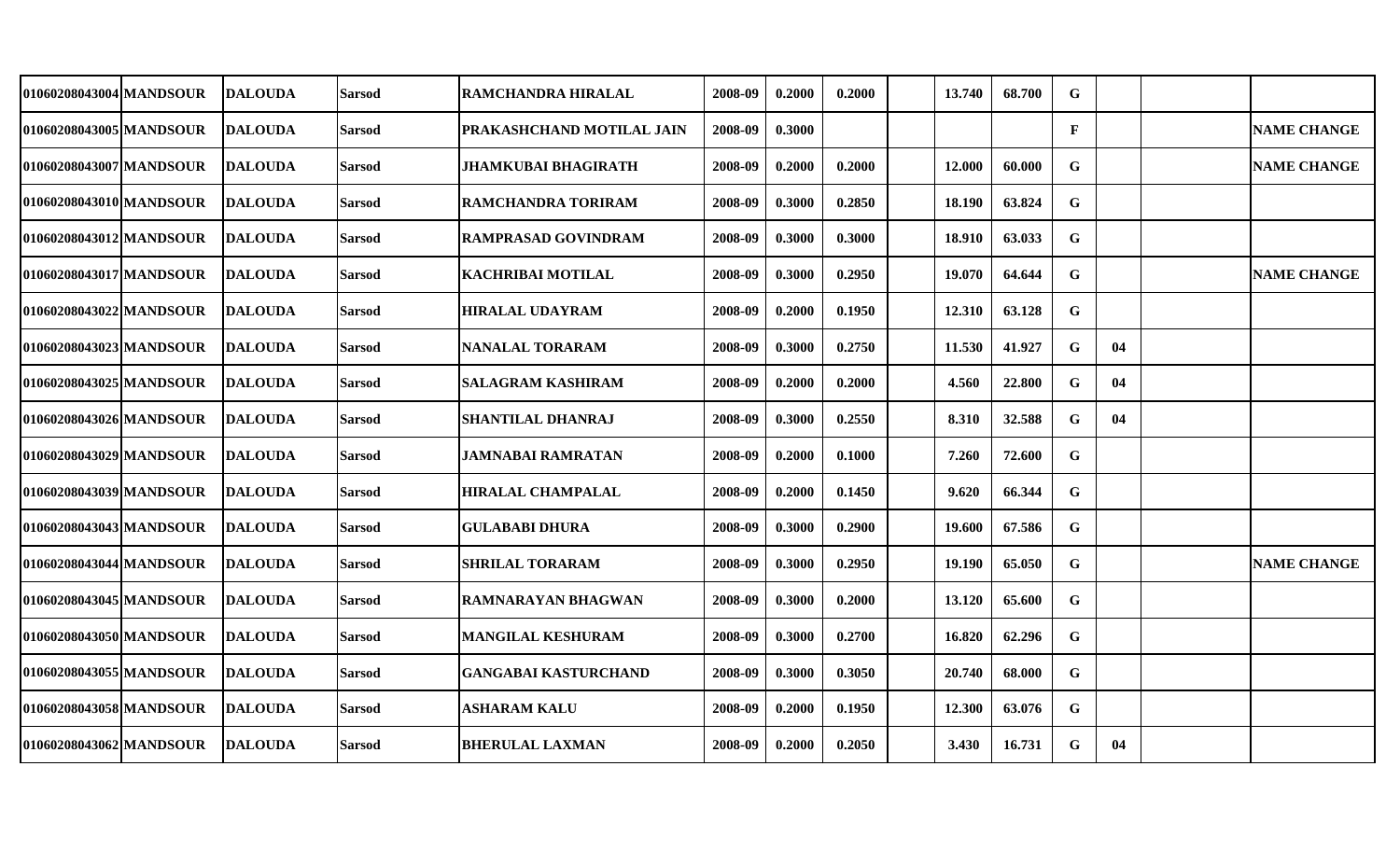| | | | | | | | | | | | | | | | |
|---|---|---|---|---|---|---|---|---|---|---|---|---|---|---|---|
| 01060208043004 | MANDSOUR | DALOUDA | Sarsod | RAMCHANDRA HIRALAL | 2008-09 | 0.2000 | 0.2000 | | 13.740 | 68.700 | G | | | |
| 01060208043005 | MANDSOUR | DALOUDA | Sarsod | PRAKASHCHAND MOTILAL JAIN | 2008-09 | 0.3000 | | | | | F | | | NAME CHANGE |
| 01060208043007 | MANDSOUR | DALOUDA | Sarsod | JHAMKUBAI BHAGIRATH | 2008-09 | 0.2000 | 0.2000 | | 12.000 | 60.000 | G | | | NAME CHANGE |
| 01060208043010 | MANDSOUR | DALOUDA | Sarsod | RAMCHANDRA TORIRAM | 2008-09 | 0.3000 | 0.2850 | | 18.190 | 63.824 | G | | | |
| 01060208043012 | MANDSOUR | DALOUDA | Sarsod | RAMPRASAD GOVINDRAM | 2008-09 | 0.3000 | 0.3000 | | 18.910 | 63.033 | G | | | |
| 01060208043017 | MANDSOUR | DALOUDA | Sarsod | KACHRIBAI MOTILAL | 2008-09 | 0.3000 | 0.2950 | | 19.070 | 64.644 | G | | | NAME CHANGE |
| 01060208043022 | MANDSOUR | DALOUDA | Sarsod | HIRALAL UDAYRAM | 2008-09 | 0.2000 | 0.1950 | | 12.310 | 63.128 | G | | | |
| 01060208043023 | MANDSOUR | DALOUDA | Sarsod | NANALAL TORARAM | 2008-09 | 0.3000 | 0.2750 | | 11.530 | 41.927 | G | 04 | | |
| 01060208043025 | MANDSOUR | DALOUDA | Sarsod | SALAGRAM KASHIRAM | 2008-09 | 0.2000 | 0.2000 | | 4.560 | 22.800 | G | 04 | | |
| 01060208043026 | MANDSOUR | DALOUDA | Sarsod | SHANTILAL DHANRAJ | 2008-09 | 0.3000 | 0.2550 | | 8.310 | 32.588 | G | 04 | | |
| 01060208043029 | MANDSOUR | DALOUDA | Sarsod | JAMNABAI RAMRATAN | 2008-09 | 0.2000 | 0.1000 | | 7.260 | 72.600 | G | | | |
| 01060208043039 | MANDSOUR | DALOUDA | Sarsod | HIRALAL CHAMPALAL | 2008-09 | 0.2000 | 0.1450 | | 9.620 | 66.344 | G | | | |
| 01060208043043 | MANDSOUR | DALOUDA | Sarsod | GULABABI DHURA | 2008-09 | 0.3000 | 0.2900 | | 19.600 | 67.586 | G | | | |
| 01060208043044 | MANDSOUR | DALOUDA | Sarsod | SHRILAL TORARAM | 2008-09 | 0.3000 | 0.2950 | | 19.190 | 65.050 | G | | | NAME CHANGE |
| 01060208043045 | MANDSOUR | DALOUDA | Sarsod | RAMNARAYAN BHAGWAN | 2008-09 | 0.3000 | 0.2000 | | 13.120 | 65.600 | G | | | |
| 01060208043050 | MANDSOUR | DALOUDA | Sarsod | MANGILAL KESHURAM | 2008-09 | 0.3000 | 0.2700 | | 16.820 | 62.296 | G | | | |
| 01060208043055 | MANDSOUR | DALOUDA | Sarsod | GANGABAI KASTURCHAND | 2008-09 | 0.3000 | 0.3050 | | 20.740 | 68.000 | G | | | |
| 01060208043058 | MANDSOUR | DALOUDA | Sarsod | ASHARAM KALU | 2008-09 | 0.2000 | 0.1950 | | 12.300 | 63.076 | G | | | |
| 01060208043062 | MANDSOUR | DALOUDA | Sarsod | BHERULAL LAXMAN | 2008-09 | 0.2000 | 0.2050 | | 3.430 | 16.731 | G | 04 | | |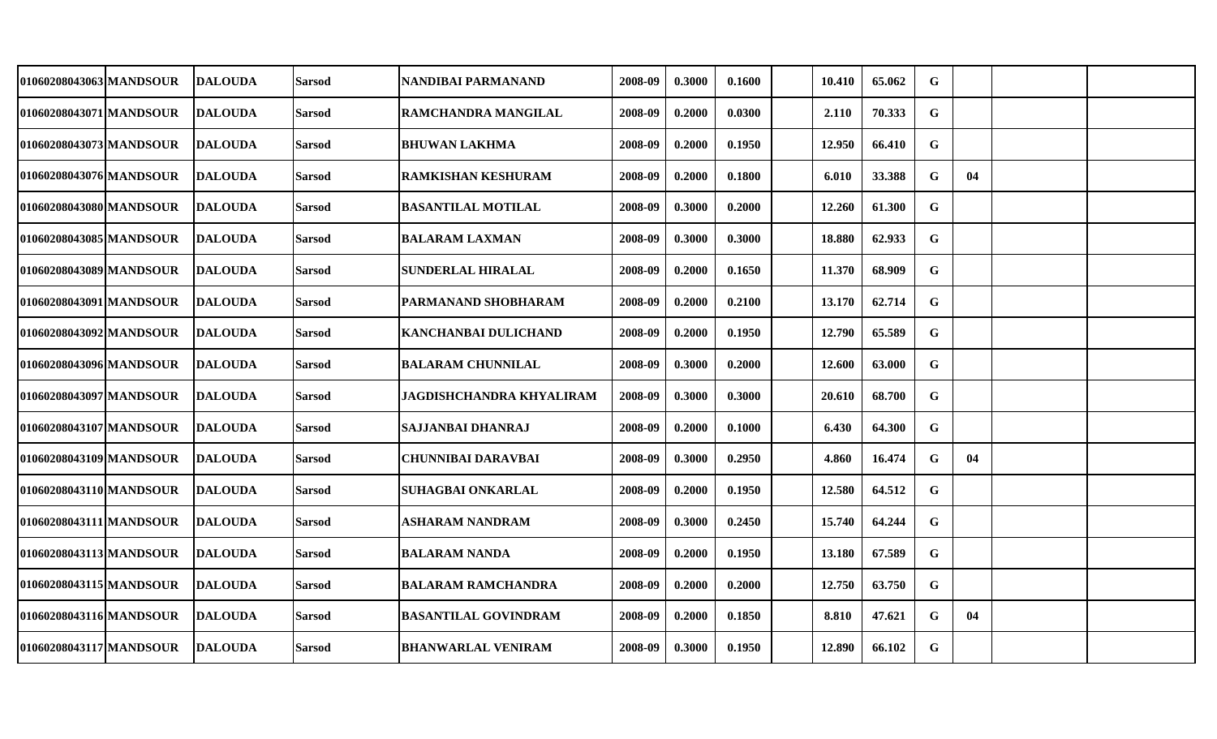| | | | | | | | | | | | | | | |
|---|---|---|---|---|---|---|---|---|---|---|---|---|---|---|
| 01060208043063 | MANDSOUR | DALOUDA | Sarsod | NANDIBAI PARMANAND | 2008-09 | 0.3000 | 0.1600 | | 10.410 | 65.062 | G | | | |
| 01060208043071 | MANDSOUR | DALOUDA | Sarsod | RAMCHANDRA MANGILAL | 2008-09 | 0.2000 | 0.0300 | | 2.110 | 70.333 | G | | | |
| 01060208043073 | MANDSOUR | DALOUDA | Sarsod | BHUWAN LAKHMA | 2008-09 | 0.2000 | 0.1950 | | 12.950 | 66.410 | G | | | |
| 01060208043076 | MANDSOUR | DALOUDA | Sarsod | RAMKISHAN KESHURAM | 2008-09 | 0.2000 | 0.1800 | | 6.010 | 33.388 | G | 04 | | |
| 01060208043080 | MANDSOUR | DALOUDA | Sarsod | BASANTILAL MOTILAL | 2008-09 | 0.3000 | 0.2000 | | 12.260 | 61.300 | G | | | |
| 01060208043085 | MANDSOUR | DALOUDA | Sarsod | BALARAM LAXMAN | 2008-09 | 0.3000 | 0.3000 | | 18.880 | 62.933 | G | | | |
| 01060208043089 | MANDSOUR | DALOUDA | Sarsod | SUNDERLAL HIRALAL | 2008-09 | 0.2000 | 0.1650 | | 11.370 | 68.909 | G | | | |
| 01060208043091 | MANDSOUR | DALOUDA | Sarsod | PARMANAND SHOBHARAM | 2008-09 | 0.2000 | 0.2100 | | 13.170 | 62.714 | G | | | |
| 01060208043092 | MANDSOUR | DALOUDA | Sarsod | KANCHANBAI DULICHAND | 2008-09 | 0.2000 | 0.1950 | | 12.790 | 65.589 | G | | | |
| 01060208043096 | MANDSOUR | DALOUDA | Sarsod | BALARAM CHUNNILAL | 2008-09 | 0.3000 | 0.2000 | | 12.600 | 63.000 | G | | | |
| 01060208043097 | MANDSOUR | DALOUDA | Sarsod | JAGDISHCHANDRA KHYALIRAM | 2008-09 | 0.3000 | 0.3000 | | 20.610 | 68.700 | G | | | |
| 01060208043107 | MANDSOUR | DALOUDA | Sarsod | SAJJANBAI DHANRAJ | 2008-09 | 0.2000 | 0.1000 | | 6.430 | 64.300 | G | | | |
| 01060208043109 | MANDSOUR | DALOUDA | Sarsod | CHUNNIBAI DARAVBAI | 2008-09 | 0.3000 | 0.2950 | | 4.860 | 16.474 | G | 04 | | |
| 01060208043110 | MANDSOUR | DALOUDA | Sarsod | SUHAGBAI ONKARLAL | 2008-09 | 0.2000 | 0.1950 | | 12.580 | 64.512 | G | | | |
| 01060208043111 | MANDSOUR | DALOUDA | Sarsod | ASHARAM NANDRAM | 2008-09 | 0.3000 | 0.2450 | | 15.740 | 64.244 | G | | | |
| 01060208043113 | MANDSOUR | DALOUDA | Sarsod | BALARAM NANDA | 2008-09 | 0.2000 | 0.1950 | | 13.180 | 67.589 | G | | | |
| 01060208043115 | MANDSOUR | DALOUDA | Sarsod | BALARAM RAMCHANDRA | 2008-09 | 0.2000 | 0.2000 | | 12.750 | 63.750 | G | | | |
| 01060208043116 | MANDSOUR | DALOUDA | Sarsod | BASANTILAL GOVINDRAM | 2008-09 | 0.2000 | 0.1850 | | 8.810 | 47.621 | G | 04 | | |
| 01060208043117 | MANDSOUR | DALOUDA | Sarsod | BHANWARLAL VENIRAM | 2008-09 | 0.3000 | 0.1950 | | 12.890 | 66.102 | G | | | |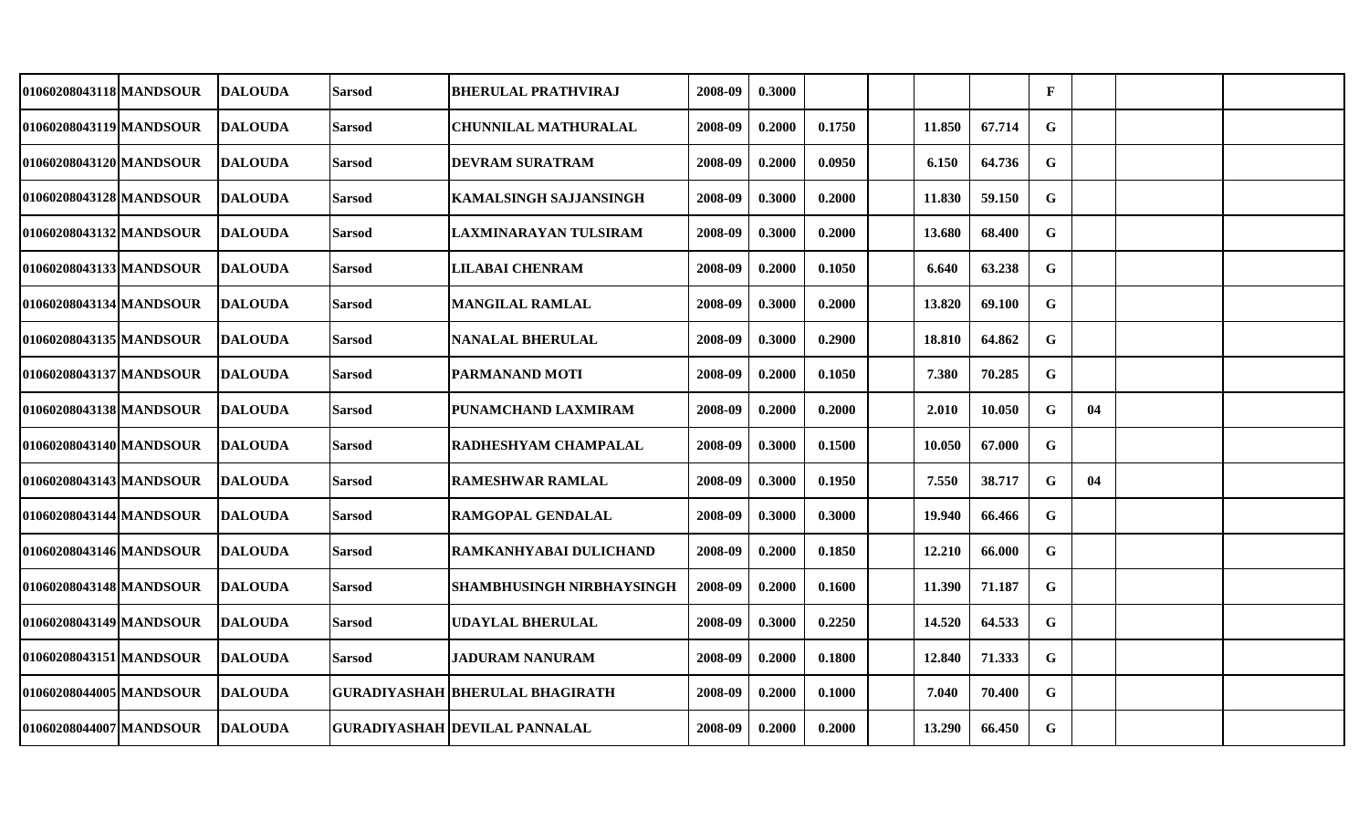| | | | | | | | | | | | | | | | |
|---|---|---|---|---|---|---|---|---|---|---|---|---|---|---|---|
| 01060208043118 | MANDSOUR | DALOUDA | Sarsod | BHERULAL PRATHVIRAJ | 2008-09 | 0.3000 | | | | | F | | | |
| 01060208043119 | MANDSOUR | DALOUDA | Sarsod | CHUNNILAL MATHURALAL | 2008-09 | 0.2000 | 0.1750 | | 11.850 | 67.714 | G | | | |
| 01060208043120 | MANDSOUR | DALOUDA | Sarsod | DEVRAM SURATRAM | 2008-09 | 0.2000 | 0.0950 | | 6.150 | 64.736 | G | | | |
| 01060208043128 | MANDSOUR | DALOUDA | Sarsod | KAMALSINGH SAJJANSINGH | 2008-09 | 0.3000 | 0.2000 | | 11.830 | 59.150 | G | | | |
| 01060208043132 | MANDSOUR | DALOUDA | Sarsod | LAXMINARAYAN TULSIRAM | 2008-09 | 0.3000 | 0.2000 | | 13.680 | 68.400 | G | | | |
| 01060208043133 | MANDSOUR | DALOUDA | Sarsod | LILABAI CHENRAM | 2008-09 | 0.2000 | 0.1050 | | 6.640 | 63.238 | G | | | |
| 01060208043134 | MANDSOUR | DALOUDA | Sarsod | MANGILAL RAMLAL | 2008-09 | 0.3000 | 0.2000 | | 13.820 | 69.100 | G | | | |
| 01060208043135 | MANDSOUR | DALOUDA | Sarsod | NANALAL BHERULAL | 2008-09 | 0.3000 | 0.2900 | | 18.810 | 64.862 | G | | | |
| 01060208043137 | MANDSOUR | DALOUDA | Sarsod | PARMANAND MOTI | 2008-09 | 0.2000 | 0.1050 | | 7.380 | 70.285 | G | | | |
| 01060208043138 | MANDSOUR | DALOUDA | Sarsod | PUNAMCHAND LAXMIRAM | 2008-09 | 0.2000 | 0.2000 | | 2.010 | 10.050 | G | 04 | | |
| 01060208043140 | MANDSOUR | DALOUDA | Sarsod | RADHESHYAM CHAMPALAL | 2008-09 | 0.3000 | 0.1500 | | 10.050 | 67.000 | G | | | |
| 01060208043143 | MANDSOUR | DALOUDA | Sarsod | RAMESHWAR RAMLAL | 2008-09 | 0.3000 | 0.1950 | | 7.550 | 38.717 | G | 04 | | |
| 01060208043144 | MANDSOUR | DALOUDA | Sarsod | RAMGOPAL GENDALAL | 2008-09 | 0.3000 | 0.3000 | | 19.940 | 66.466 | G | | | |
| 01060208043146 | MANDSOUR | DALOUDA | Sarsod | RAMKANHYABAI DULICHAND | 2008-09 | 0.2000 | 0.1850 | | 12.210 | 66.000 | G | | | |
| 01060208043148 | MANDSOUR | DALOUDA | Sarsod | SHAMBHUSINGH NIRBHAYSINGH | 2008-09 | 0.2000 | 0.1600 | | 11.390 | 71.187 | G | | | |
| 01060208043149 | MANDSOUR | DALOUDA | Sarsod | UDAYLAL BHERULAL | 2008-09 | 0.3000 | 0.2250 | | 14.520 | 64.533 | G | | | |
| 01060208043151 | MANDSOUR | DALOUDA | Sarsod | JADURAM NANURAM | 2008-09 | 0.2000 | 0.1800 | | 12.840 | 71.333 | G | | | |
| 01060208044005 | MANDSOUR | DALOUDA | GURADIYASHAH | BHERULAL BHAGIRATH | 2008-09 | 0.2000 | 0.1000 | | 7.040 | 70.400 | G | | | |
| 01060208044007 | MANDSOUR | DALOUDA | GURADIYASHAH | DEVILAL PANNALAL | 2008-09 | 0.2000 | 0.2000 | | 13.290 | 66.450 | G | | | |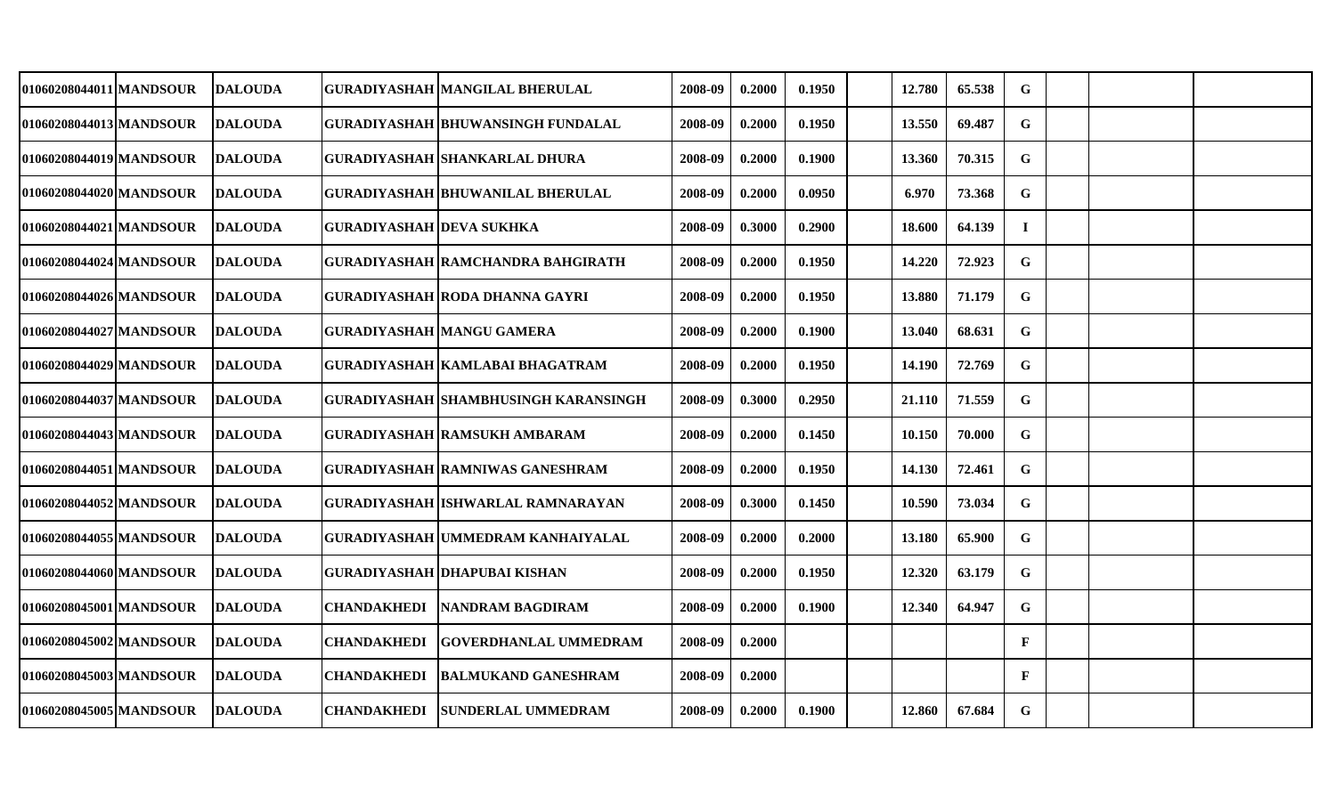| | | | | | | | | | | | | | | |
|---|---|---|---|---|---|---|---|---|---|---|---|---|---|---|
| 01060208044011 | MANDSOUR | DALOUDA | GURADIYASHAH | MANGILAL BHERULAL | 2008-09 | 0.2000 | 0.1950 | | 12.780 | 65.538 | G | | | |
| 01060208044013 | MANDSOUR | DALOUDA | GURADIYASHAH | BHUWANSINGH FUNDALAL | 2008-09 | 0.2000 | 0.1950 | | 13.550 | 69.487 | G | | | |
| 01060208044019 | MANDSOUR | DALOUDA | GURADIYASHAH | SHANKARLAL DHURA | 2008-09 | 0.2000 | 0.1900 | | 13.360 | 70.315 | G | | | |
| 01060208044020 | MANDSOUR | DALOUDA | GURADIYASHAH | BHUWANILAL BHERULAL | 2008-09 | 0.2000 | 0.0950 | | 6.970 | 73.368 | G | | | |
| 01060208044021 | MANDSOUR | DALOUDA | GURADIYASHAH | DEVA SUKHKA | 2008-09 | 0.3000 | 0.2900 | | 18.600 | 64.139 | I | | | |
| 01060208044024 | MANDSOUR | DALOUDA | GURADIYASHAH | RAMCHANDRA BAHGIRATH | 2008-09 | 0.2000 | 0.1950 | | 14.220 | 72.923 | G | | | |
| 01060208044026 | MANDSOUR | DALOUDA | GURADIYASHAH | RODA DHANNA GAYRI | 2008-09 | 0.2000 | 0.1950 | | 13.880 | 71.179 | G | | | |
| 01060208044027 | MANDSOUR | DALOUDA | GURADIYASHAH | MANGU GAMERA | 2008-09 | 0.2000 | 0.1900 | | 13.040 | 68.631 | G | | | |
| 01060208044029 | MANDSOUR | DALOUDA | GURADIYASHAH | KAMLABAI BHAGATRAM | 2008-09 | 0.2000 | 0.1950 | | 14.190 | 72.769 | G | | | |
| 01060208044037 | MANDSOUR | DALOUDA | GURADIYASHAH | SHAMBHUSINGH KARANSINGH | 2008-09 | 0.3000 | 0.2950 | | 21.110 | 71.559 | G | | | |
| 01060208044043 | MANDSOUR | DALOUDA | GURADIYASHAH | RAMSUKH AMBARAM | 2008-09 | 0.2000 | 0.1450 | | 10.150 | 70.000 | G | | | |
| 01060208044051 | MANDSOUR | DALOUDA | GURADIYASHAH | RAMNIWAS GANESHRAM | 2008-09 | 0.2000 | 0.1950 | | 14.130 | 72.461 | G | | | |
| 01060208044052 | MANDSOUR | DALOUDA | GURADIYASHAH | ISHWARLAL RAMNARAYAN | 2008-09 | 0.3000 | 0.1450 | | 10.590 | 73.034 | G | | | |
| 01060208044055 | MANDSOUR | DALOUDA | GURADIYASHAH | UMMEDRAM KANHAIYALAL | 2008-09 | 0.2000 | 0.2000 | | 13.180 | 65.900 | G | | | |
| 01060208044060 | MANDSOUR | DALOUDA | GURADIYASHAH | DHAPUBAI KISHAN | 2008-09 | 0.2000 | 0.1950 | | 12.320 | 63.179 | G | | | |
| 01060208045001 | MANDSOUR | DALOUDA | CHANDAKHEDI | NANDRAM BAGDIRAM | 2008-09 | 0.2000 | 0.1900 | | 12.340 | 64.947 | G | | | |
| 01060208045002 | MANDSOUR | DALOUDA | CHANDAKHEDI | GOVERDHANLAL UMMEDRAM | 2008-09 | 0.2000 | | | | | F | | | |
| 01060208045003 | MANDSOUR | DALOUDA | CHANDAKHEDI | BALMUKAND GANESHRAM | 2008-09 | 0.2000 | | | | | F | | | |
| 01060208045005 | MANDSOUR | DALOUDA | CHANDAKHEDI | SUNDERLAL UMMEDRAM | 2008-09 | 0.2000 | 0.1900 | | 12.860 | 67.684 | G | | | |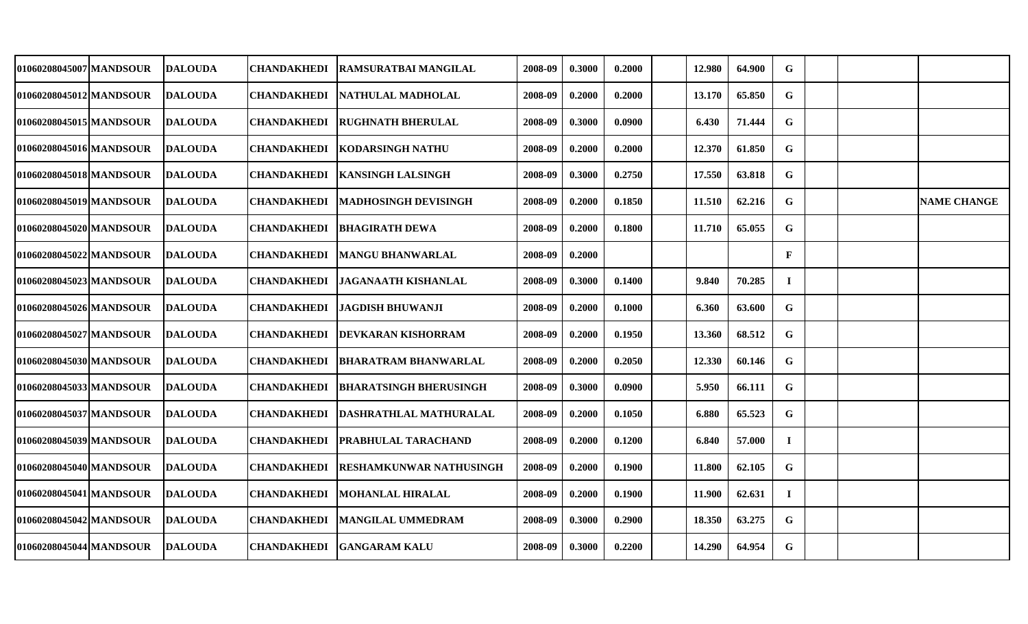| | | | | | | | | | | | | | | | |
|---|---|---|---|---|---|---|---|---|---|---|---|---|---|---|---|
| 01060208045007 | MANDSOUR | DALOUDA | CHANDAKHEDI | RAMSURATBAI MANGILAL | 2008-09 | 0.3000 | 0.2000 | | 12.980 | 64.900 | G | | | |
| 01060208045012 | MANDSOUR | DALOUDA | CHANDAKHEDI | NATHULAL MADHOLAL | 2008-09 | 0.2000 | 0.2000 | | 13.170 | 65.850 | G | | | |
| 01060208045015 | MANDSOUR | DALOUDA | CHANDAKHEDI | RUGHNATH BHERULAL | 2008-09 | 0.3000 | 0.0900 | | 6.430 | 71.444 | G | | | |
| 01060208045016 | MANDSOUR | DALOUDA | CHANDAKHEDI | KODARSINGH NATHU | 2008-09 | 0.2000 | 0.2000 | | 12.370 | 61.850 | G | | | |
| 01060208045018 | MANDSOUR | DALOUDA | CHANDAKHEDI | KANSINGH LALSINGH | 2008-09 | 0.3000 | 0.2750 | | 17.550 | 63.818 | G | | | |
| 01060208045019 | MANDSOUR | DALOUDA | CHANDAKHEDI | MADHOSINGH DEVISINGH | 2008-09 | 0.2000 | 0.1850 | | 11.510 | 62.216 | G | | | NAME CHANGE |
| 01060208045020 | MANDSOUR | DALOUDA | CHANDAKHEDI | BHAGIRATH DEWA | 2008-09 | 0.2000 | 0.1800 | | 11.710 | 65.055 | G | | | |
| 01060208045022 | MANDSOUR | DALOUDA | CHANDAKHEDI | MANGU BHANWARLAL | 2008-09 | 0.2000 | | | | | F | | | |
| 01060208045023 | MANDSOUR | DALOUDA | CHANDAKHEDI | JAGANAATH KISHANLAL | 2008-09 | 0.3000 | 0.1400 | | 9.840 | 70.285 | I | | | |
| 01060208045026 | MANDSOUR | DALOUDA | CHANDAKHEDI | JAGDISH BHUWANJI | 2008-09 | 0.2000 | 0.1000 | | 6.360 | 63.600 | G | | | |
| 01060208045027 | MANDSOUR | DALOUDA | CHANDAKHEDI | DEVKARAN KISHORRAM | 2008-09 | 0.2000 | 0.1950 | | 13.360 | 68.512 | G | | | |
| 01060208045030 | MANDSOUR | DALOUDA | CHANDAKHEDI | BHARATRAM BHANWARLAL | 2008-09 | 0.2000 | 0.2050 | | 12.330 | 60.146 | G | | | |
| 01060208045033 | MANDSOUR | DALOUDA | CHANDAKHEDI | BHARATSINGH BHERUSINGH | 2008-09 | 0.3000 | 0.0900 | | 5.950 | 66.111 | G | | | |
| 01060208045037 | MANDSOUR | DALOUDA | CHANDAKHEDI | DASHRATHLAL MATHURALAL | 2008-09 | 0.2000 | 0.1050 | | 6.880 | 65.523 | G | | | |
| 01060208045039 | MANDSOUR | DALOUDA | CHANDAKHEDI | PRABHULAL TARACHAND | 2008-09 | 0.2000 | 0.1200 | | 6.840 | 57.000 | I | | | |
| 01060208045040 | MANDSOUR | DALOUDA | CHANDAKHEDI | RESHAMKUNWAR NATHUSINGH | 2008-09 | 0.2000 | 0.1900 | | 11.800 | 62.105 | G | | | |
| 01060208045041 | MANDSOUR | DALOUDA | CHANDAKHEDI | MOHANLAL HIRALAL | 2008-09 | 0.2000 | 0.1900 | | 11.900 | 62.631 | I | | | |
| 01060208045042 | MANDSOUR | DALOUDA | CHANDAKHEDI | MANGILAL UMMEDRAM | 2008-09 | 0.3000 | 0.2900 | | 18.350 | 63.275 | G | | | |
| 01060208045044 | MANDSOUR | DALOUDA | CHANDAKHEDI | GANGARAM KALU | 2008-09 | 0.3000 | 0.2200 | | 14.290 | 64.954 | G | | | |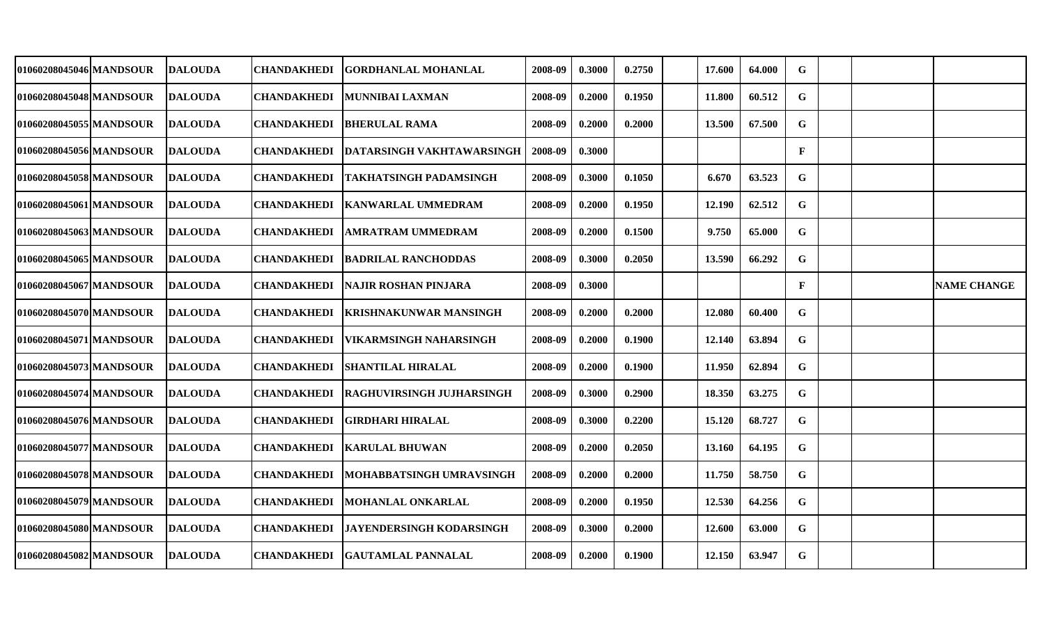| | | | | | | | | | | | | | | |
|---|---|---|---|---|---|---|---|---|---|---|---|---|---|---|
| 01060208045046 | MANDSOUR | DALOUDA | CHANDAKHEDI | GORDHANLAL MOHANLAL | 2008-09 | 0.3000 | 0.2750 | | 17.600 | 64.000 | G | | | |
| 01060208045048 | MANDSOUR | DALOUDA | CHANDAKHEDI | MUNNIBAI LAXMAN | 2008-09 | 0.2000 | 0.1950 | | 11.800 | 60.512 | G | | | |
| 01060208045055 | MANDSOUR | DALOUDA | CHANDAKHEDI | BHERULAL RAMA | 2008-09 | 0.2000 | 0.2000 | | 13.500 | 67.500 | G | | | |
| 01060208045056 | MANDSOUR | DALOUDA | CHANDAKHEDI | DATARSINGH VAKHTAWARSINGH | 2008-09 | 0.3000 | | | | | F | | | |
| 01060208045058 | MANDSOUR | DALOUDA | CHANDAKHEDI | TAKHATSINGH PADAMSINGH | 2008-09 | 0.3000 | 0.1050 | | 6.670 | 63.523 | G | | | |
| 01060208045061 | MANDSOUR | DALOUDA | CHANDAKHEDI | KANWARLAL UMMEDRAM | 2008-09 | 0.2000 | 0.1950 | | 12.190 | 62.512 | G | | | |
| 01060208045063 | MANDSOUR | DALOUDA | CHANDAKHEDI | AMRATRAM UMMEDRAM | 2008-09 | 0.2000 | 0.1500 | | 9.750 | 65.000 | G | | | |
| 01060208045065 | MANDSOUR | DALOUDA | CHANDAKHEDI | BADRILAL RANCHODDAS | 2008-09 | 0.3000 | 0.2050 | | 13.590 | 66.292 | G | | | |
| 01060208045067 | MANDSOUR | DALOUDA | CHANDAKHEDI | NAJIR ROSHAN PINJARA | 2008-09 | 0.3000 | | | | | F | | | NAME CHANGE |
| 01060208045070 | MANDSOUR | DALOUDA | CHANDAKHEDI | KRISHNAKUNWAR MANSINGH | 2008-09 | 0.2000 | 0.2000 | | 12.080 | 60.400 | G | | | |
| 01060208045071 | MANDSOUR | DALOUDA | CHANDAKHEDI | VIKARMSINGH NAHARSINGH | 2008-09 | 0.2000 | 0.1900 | | 12.140 | 63.894 | G | | | |
| 01060208045073 | MANDSOUR | DALOUDA | CHANDAKHEDI | SHANTILAL HIRALAL | 2008-09 | 0.2000 | 0.1900 | | 11.950 | 62.894 | G | | | |
| 01060208045074 | MANDSOUR | DALOUDA | CHANDAKHEDI | RAGHUVIRSINGH JUJHARSINGH | 2008-09 | 0.3000 | 0.2900 | | 18.350 | 63.275 | G | | | |
| 01060208045076 | MANDSOUR | DALOUDA | CHANDAKHEDI | GIRDHARI HIRALAL | 2008-09 | 0.3000 | 0.2200 | | 15.120 | 68.727 | G | | | |
| 01060208045077 | MANDSOUR | DALOUDA | CHANDAKHEDI | KARULAL BHUWAN | 2008-09 | 0.2000 | 0.2050 | | 13.160 | 64.195 | G | | | |
| 01060208045078 | MANDSOUR | DALOUDA | CHANDAKHEDI | MOHABBATSINGH UMRAVSINGH | 2008-09 | 0.2000 | 0.2000 | | 11.750 | 58.750 | G | | | |
| 01060208045079 | MANDSOUR | DALOUDA | CHANDAKHEDI | MOHANLAL ONKARLAL | 2008-09 | 0.2000 | 0.1950 | | 12.530 | 64.256 | G | | | |
| 01060208045080 | MANDSOUR | DALOUDA | CHANDAKHEDI | JAYENDERSINGH KODARSINGH | 2008-09 | 0.3000 | 0.2000 | | 12.600 | 63.000 | G | | | |
| 01060208045082 | MANDSOUR | DALOUDA | CHANDAKHEDI | GAUTAMLAL PANNALAL | 2008-09 | 0.2000 | 0.1900 | | 12.150 | 63.947 | G | | | |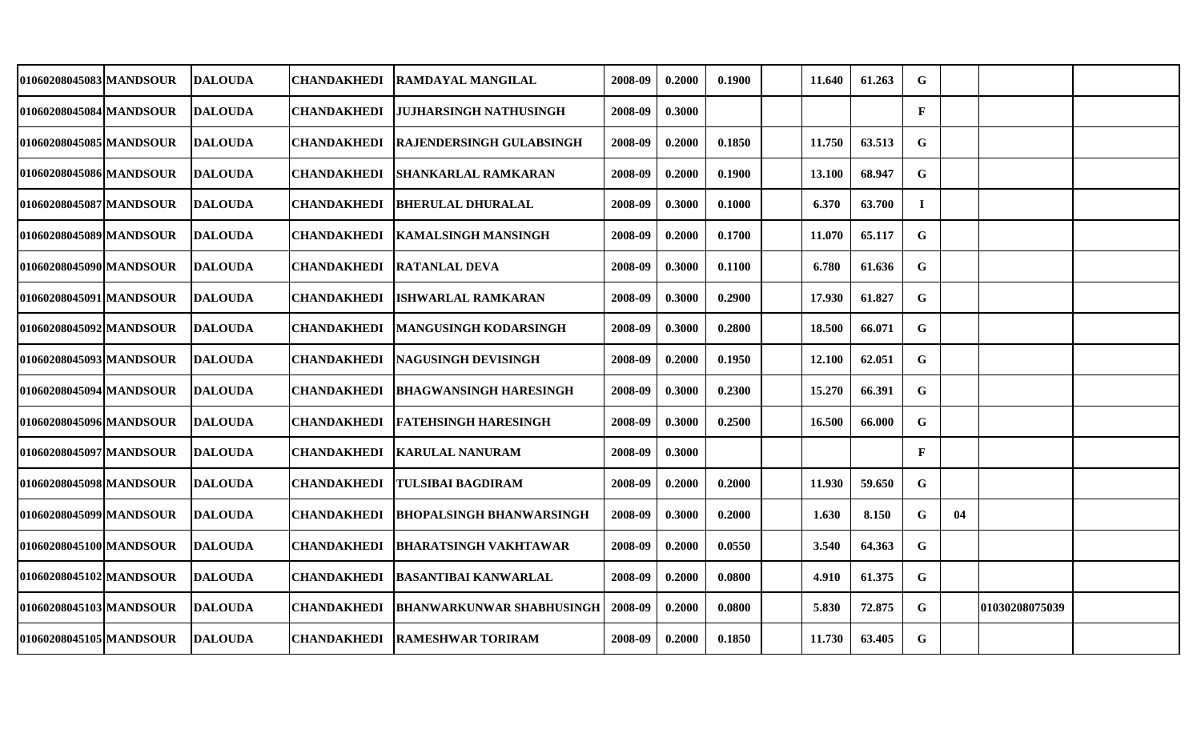| | | | | | | | | | | | | | | | |
|---|---|---|---|---|---|---|---|---|---|---|---|---|---|---|---|
| 01060208045083 | MANDSOUR | DALOUDA | CHANDAKHEDI | RAMDAYAL MANGILAL | 2008-09 | 0.2000 | 0.1900 | | 11.640 | 61.263 | G | | | |
| 01060208045084 | MANDSOUR | DALOUDA | CHANDAKHEDI | JUJHARSINGH NATHUSINGH | 2008-09 | 0.3000 | | | | | F | | | |
| 01060208045085 | MANDSOUR | DALOUDA | CHANDAKHEDI | RAJENDERSINGH GULABSINGH | 2008-09 | 0.2000 | 0.1850 | | 11.750 | 63.513 | G | | | |
| 01060208045086 | MANDSOUR | DALOUDA | CHANDAKHEDI | SHANKARLAL RAMKARAN | 2008-09 | 0.2000 | 0.1900 | | 13.100 | 68.947 | G | | | |
| 01060208045087 | MANDSOUR | DALOUDA | CHANDAKHEDI | BHERULAL DHURALAL | 2008-09 | 0.3000 | 0.1000 | | 6.370 | 63.700 | I | | | |
| 01060208045089 | MANDSOUR | DALOUDA | CHANDAKHEDI | KAMALSINGH MANSINGH | 2008-09 | 0.2000 | 0.1700 | | 11.070 | 65.117 | G | | | |
| 01060208045090 | MANDSOUR | DALOUDA | CHANDAKHEDI | RATANLAL DEVA | 2008-09 | 0.3000 | 0.1100 | | 6.780 | 61.636 | G | | | |
| 01060208045091 | MANDSOUR | DALOUDA | CHANDAKHEDI | ISHWARLAL RAMKARAN | 2008-09 | 0.3000 | 0.2900 | | 17.930 | 61.827 | G | | | |
| 01060208045092 | MANDSOUR | DALOUDA | CHANDAKHEDI | MANGUSINGH KODARSINGH | 2008-09 | 0.3000 | 0.2800 | | 18.500 | 66.071 | G | | | |
| 01060208045093 | MANDSOUR | DALOUDA | CHANDAKHEDI | NAGUSINGH DEVISINGH | 2008-09 | 0.2000 | 0.1950 | | 12.100 | 62.051 | G | | | |
| 01060208045094 | MANDSOUR | DALOUDA | CHANDAKHEDI | BHAGWANSINGH HARESINGH | 2008-09 | 0.3000 | 0.2300 | | 15.270 | 66.391 | G | | | |
| 01060208045096 | MANDSOUR | DALOUDA | CHANDAKHEDI | FATEHSINGH HARESINGH | 2008-09 | 0.3000 | 0.2500 | | 16.500 | 66.000 | G | | | |
| 01060208045097 | MANDSOUR | DALOUDA | CHANDAKHEDI | KARULAL NANURAM | 2008-09 | 0.3000 | | | | | F | | | |
| 01060208045098 | MANDSOUR | DALOUDA | CHANDAKHEDI | TULSIBAI BAGDIRAM | 2008-09 | 0.2000 | 0.2000 | | 11.930 | 59.650 | G | | | |
| 01060208045099 | MANDSOUR | DALOUDA | CHANDAKHEDI | BHOPALSINGH BHANWARSINGH | 2008-09 | 0.3000 | 0.2000 | | 1.630 | 8.150 | G | 04 | | |
| 01060208045100 | MANDSOUR | DALOUDA | CHANDAKHEDI | BHARATSINGH VAKHTAWAR | 2008-09 | 0.2000 | 0.0550 | | 3.540 | 64.363 | G | | | |
| 01060208045102 | MANDSOUR | DALOUDA | CHANDAKHEDI | BASANTIBAI KANWARLAL | 2008-09 | 0.2000 | 0.0800 | | 4.910 | 61.375 | G | | | |
| 01060208045103 | MANDSOUR | DALOUDA | CHANDAKHEDI | BHANWARKUNWAR SHABHUSINGH | 2008-09 | 0.2000 | 0.0800 | | 5.830 | 72.875 | G | | 01030208075039 | |
| 01060208045105 | MANDSOUR | DALOUDA | CHANDAKHEDI | RAMESHWAR TORIRAM | 2008-09 | 0.2000 | 0.1850 | | 11.730 | 63.405 | G | | | |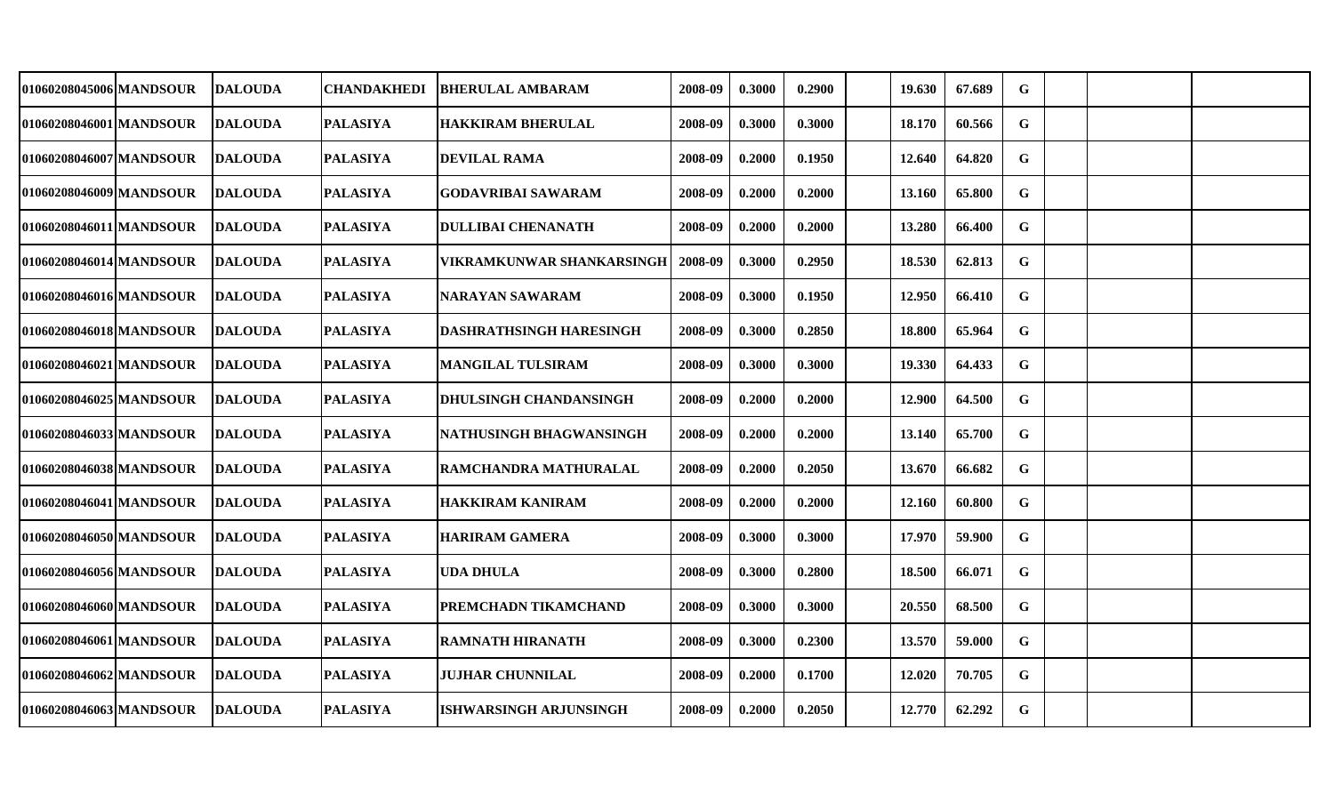| | | | | | | | | | | | | | | |
|---|---|---|---|---|---|---|---|---|---|---|---|---|---|---|
| 01060208045006 | MANDSOUR | DALOUDA | CHANDAKHEDI | BHERULAL AMBARAM | 2008-09 | 0.3000 | 0.2900 | | 19.630 | 67.689 | G | | | |
| 01060208046001 | MANDSOUR | DALOUDA | PALASIYA | HAKKIRAM BHERULAL | 2008-09 | 0.3000 | 0.3000 | | 18.170 | 60.566 | G | | | |
| 01060208046007 | MANDSOUR | DALOUDA | PALASIYA | DEVILAL RAMA | 2008-09 | 0.2000 | 0.1950 | | 12.640 | 64.820 | G | | | |
| 01060208046009 | MANDSOUR | DALOUDA | PALASIYA | GODAVRIBAI SAWARAM | 2008-09 | 0.2000 | 0.2000 | | 13.160 | 65.800 | G | | | |
| 01060208046011 | MANDSOUR | DALOUDA | PALASIYA | DULLIBAI CHENANATH | 2008-09 | 0.2000 | 0.2000 | | 13.280 | 66.400 | G | | | |
| 01060208046014 | MANDSOUR | DALOUDA | PALASIYA | VIKRAMKUNWAR SHANKARSINGH | 2008-09 | 0.3000 | 0.2950 | | 18.530 | 62.813 | G | | | |
| 01060208046016 | MANDSOUR | DALOUDA | PALASIYA | NARAYAN SAWARAM | 2008-09 | 0.3000 | 0.1950 | | 12.950 | 66.410 | G | | | |
| 01060208046018 | MANDSOUR | DALOUDA | PALASIYA | DASHRATHSINGH HARESINGH | 2008-09 | 0.3000 | 0.2850 | | 18.800 | 65.964 | G | | | |
| 01060208046021 | MANDSOUR | DALOUDA | PALASIYA | MANGILAL TULSIRAM | 2008-09 | 0.3000 | 0.3000 | | 19.330 | 64.433 | G | | | |
| 01060208046025 | MANDSOUR | DALOUDA | PALASIYA | DHULSINGH CHANDANSINGH | 2008-09 | 0.2000 | 0.2000 | | 12.900 | 64.500 | G | | | |
| 01060208046033 | MANDSOUR | DALOUDA | PALASIYA | NATHUSINGH BHAGWANSINGH | 2008-09 | 0.2000 | 0.2000 | | 13.140 | 65.700 | G | | | |
| 01060208046038 | MANDSOUR | DALOUDA | PALASIYA | RAMCHANDRA MATHURALAL | 2008-09 | 0.2000 | 0.2050 | | 13.670 | 66.682 | G | | | |
| 01060208046041 | MANDSOUR | DALOUDA | PALASIYA | HAKKIRAM KANIRAM | 2008-09 | 0.2000 | 0.2000 | | 12.160 | 60.800 | G | | | |
| 01060208046050 | MANDSOUR | DALOUDA | PALASIYA | HARIRAM GAMERA | 2008-09 | 0.3000 | 0.3000 | | 17.970 | 59.900 | G | | | |
| 01060208046056 | MANDSOUR | DALOUDA | PALASIYA | UDA DHULA | 2008-09 | 0.3000 | 0.2800 | | 18.500 | 66.071 | G | | | |
| 01060208046060 | MANDSOUR | DALOUDA | PALASIYA | PREMCHADN TIKAMCHAND | 2008-09 | 0.3000 | 0.3000 | | 20.550 | 68.500 | G | | | |
| 01060208046061 | MANDSOUR | DALOUDA | PALASIYA | RAMNATH HIRANATH | 2008-09 | 0.3000 | 0.2300 | | 13.570 | 59.000 | G | | | |
| 01060208046062 | MANDSOUR | DALOUDA | PALASIYA | JUJHAR CHUNNILAL | 2008-09 | 0.2000 | 0.1700 | | 12.020 | 70.705 | G | | | |
| 01060208046063 | MANDSOUR | DALOUDA | PALASIYA | ISHWARSINGH ARJUNSINGH | 2008-09 | 0.2000 | 0.2050 | | 12.770 | 62.292 | G | | | |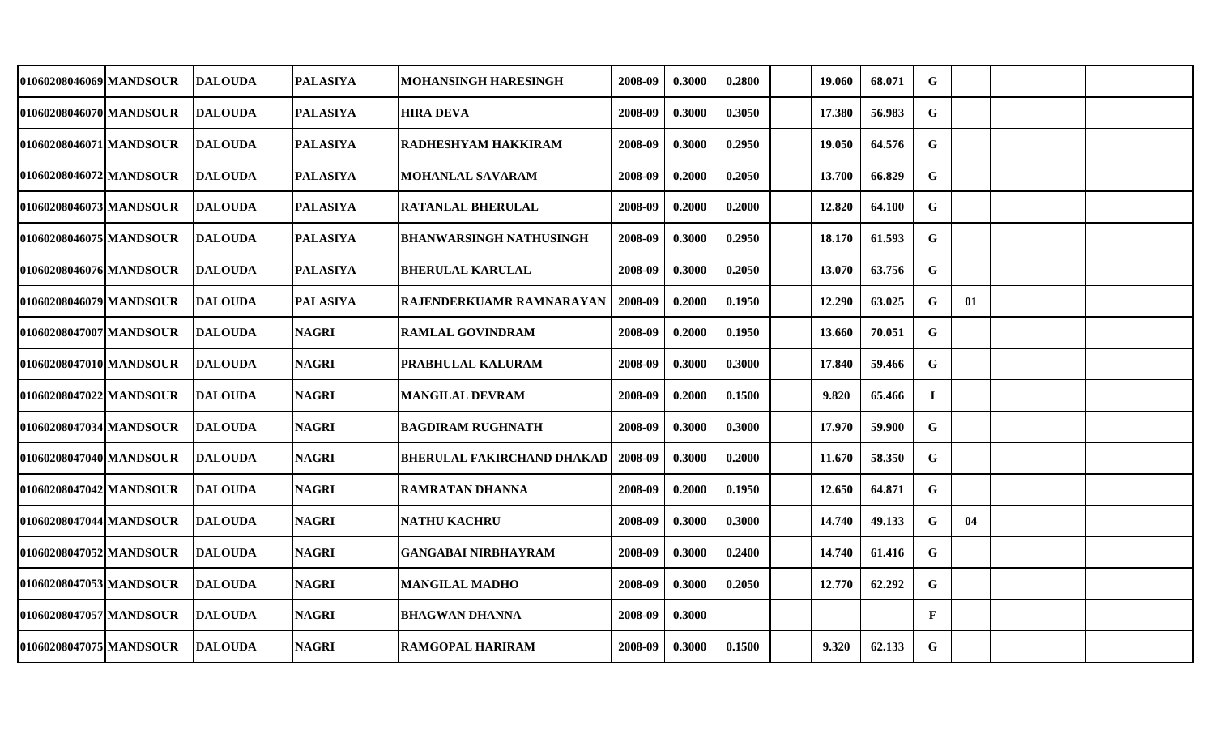| | | | | | | | | | | | | | | | |
|---|---|---|---|---|---|---|---|---|---|---|---|---|---|---|---|
| 01060208046069 | MANDSOUR | DALOUDA | PALASIYA | MOHANSINGH HARESINGH | 2008-09 | 0.3000 | 0.2800 | | 19.060 | 68.071 | G | | | |
| 01060208046070 | MANDSOUR | DALOUDA | PALASIYA | HIRA DEVA | 2008-09 | 0.3000 | 0.3050 | | 17.380 | 56.983 | G | | | |
| 01060208046071 | MANDSOUR | DALOUDA | PALASIYA | RADHESHYAM HAKKIRAM | 2008-09 | 0.3000 | 0.2950 | | 19.050 | 64.576 | G | | | |
| 01060208046072 | MANDSOUR | DALOUDA | PALASIYA | MOHANLAL SAVARAM | 2008-09 | 0.2000 | 0.2050 | | 13.700 | 66.829 | G | | | |
| 01060208046073 | MANDSOUR | DALOUDA | PALASIYA | RATANLAL BHERULAL | 2008-09 | 0.2000 | 0.2000 | | 12.820 | 64.100 | G | | | |
| 01060208046075 | MANDSOUR | DALOUDA | PALASIYA | BHANWARSINGH NATHUSINGH | 2008-09 | 0.3000 | 0.2950 | | 18.170 | 61.593 | G | | | |
| 01060208046076 | MANDSOUR | DALOUDA | PALASIYA | BHERULAL KARULAL | 2008-09 | 0.3000 | 0.2050 | | 13.070 | 63.756 | G | | | |
| 01060208046079 | MANDSOUR | DALOUDA | PALASIYA | RAJENDERKUAMR RAMNARAYAN | 2008-09 | 0.2000 | 0.1950 | | 12.290 | 63.025 | G | 01 | | |
| 01060208047007 | MANDSOUR | DALOUDA | NAGRI | RAMLAL GOVINDRAM | 2008-09 | 0.2000 | 0.1950 | | 13.660 | 70.051 | G | | | |
| 01060208047010 | MANDSOUR | DALOUDA | NAGRI | PRABHULAL KALURAM | 2008-09 | 0.3000 | 0.3000 | | 17.840 | 59.466 | G | | | |
| 01060208047022 | MANDSOUR | DALOUDA | NAGRI | MANGILAL DEVRAM | 2008-09 | 0.2000 | 0.1500 | | 9.820 | 65.466 | I | | | |
| 01060208047034 | MANDSOUR | DALOUDA | NAGRI | BAGDIRAM RUGHNATH | 2008-09 | 0.3000 | 0.3000 | | 17.970 | 59.900 | G | | | |
| 01060208047040 | MANDSOUR | DALOUDA | NAGRI | BHERULAL FAKIRCHAND DHAKAD | 2008-09 | 0.3000 | 0.2000 | | 11.670 | 58.350 | G | | | |
| 01060208047042 | MANDSOUR | DALOUDA | NAGRI | RAMRATAN DHANNA | 2008-09 | 0.2000 | 0.1950 | | 12.650 | 64.871 | G | | | |
| 01060208047044 | MANDSOUR | DALOUDA | NAGRI | NATHU KACHRU | 2008-09 | 0.3000 | 0.3000 | | 14.740 | 49.133 | G | 04 | | |
| 01060208047052 | MANDSOUR | DALOUDA | NAGRI | GANGABAI NIRBHAYRAM | 2008-09 | 0.3000 | 0.2400 | | 14.740 | 61.416 | G | | | |
| 01060208047053 | MANDSOUR | DALOUDA | NAGRI | MANGILAL MADHO | 2008-09 | 0.3000 | 0.2050 | | 12.770 | 62.292 | G | | | |
| 01060208047057 | MANDSOUR | DALOUDA | NAGRI | BHAGWAN DHANNA | 2008-09 | 0.3000 | | | | | F | | | |
| 01060208047075 | MANDSOUR | DALOUDA | NAGRI | RAMGOPAL HARIRAM | 2008-09 | 0.3000 | 0.1500 | | 9.320 | 62.133 | G | | | |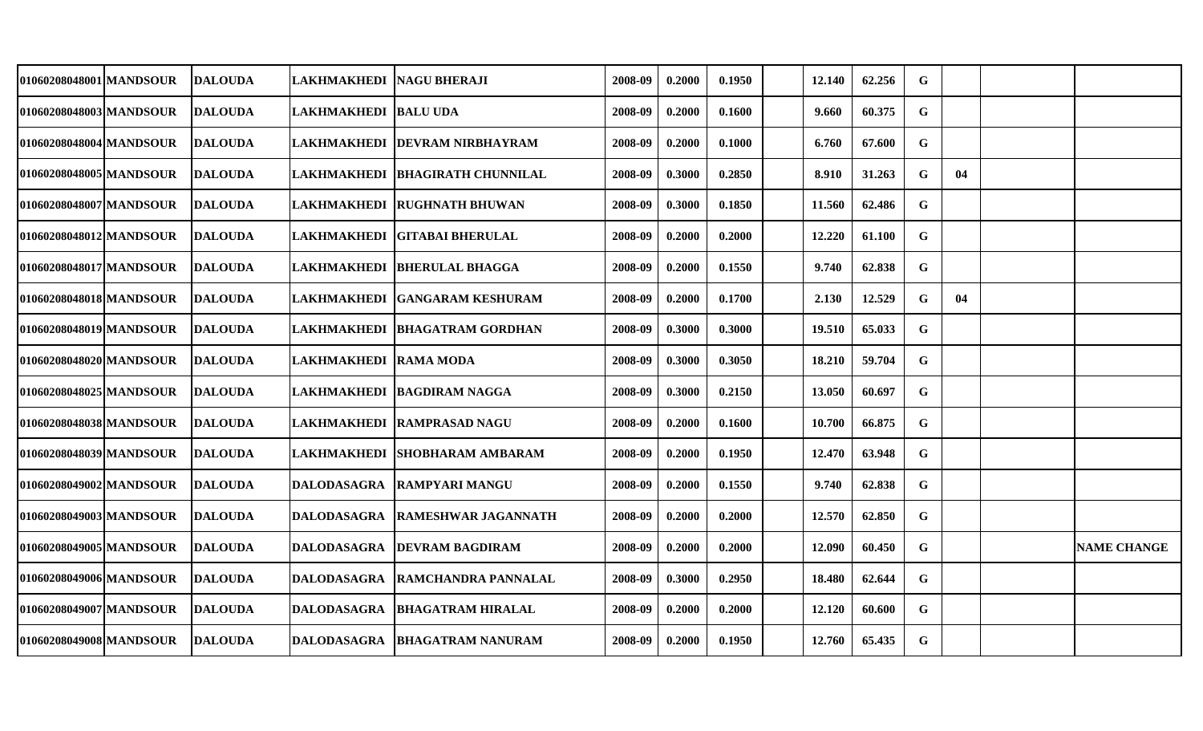| | | | | | | | | | | | | | | | |
|---|---|---|---|---|---|---|---|---|---|---|---|---|---|---|---|
| 01060208048001 | MANDSOUR | DALOUDA | LAKHMAKHEDI | NAGU BHERAJI | 2008-09 | 0.2000 | 0.1950 | | 12.140 | 62.256 | G | | | |
| 01060208048003 | MANDSOUR | DALOUDA | LAKHMAKHEDI | BALU UDA | 2008-09 | 0.2000 | 0.1600 | | 9.660 | 60.375 | G | | | |
| 01060208048004 | MANDSOUR | DALOUDA | LAKHMAKHEDI | DEVRAM NIRBHAYRAM | 2008-09 | 0.2000 | 0.1000 | | 6.760 | 67.600 | G | | | |
| 01060208048005 | MANDSOUR | DALOUDA | LAKHMAKHEDI | BHAGIRATH CHUNNILAL | 2008-09 | 0.3000 | 0.2850 | | 8.910 | 31.263 | G | 04 | | |
| 01060208048007 | MANDSOUR | DALOUDA | LAKHMAKHEDI | RUGHNATH BHUWAN | 2008-09 | 0.3000 | 0.1850 | | 11.560 | 62.486 | G | | | |
| 01060208048012 | MANDSOUR | DALOUDA | LAKHMAKHEDI | GITABAI BHERULAL | 2008-09 | 0.2000 | 0.2000 | | 12.220 | 61.100 | G | | | |
| 01060208048017 | MANDSOUR | DALOUDA | LAKHMAKHEDI | BHERULAL BHAGGA | 2008-09 | 0.2000 | 0.1550 | | 9.740 | 62.838 | G | | | |
| 01060208048018 | MANDSOUR | DALOUDA | LAKHMAKHEDI | GANGARAM KESHURAM | 2008-09 | 0.2000 | 0.1700 | | 2.130 | 12.529 | G | 04 | | |
| 01060208048019 | MANDSOUR | DALOUDA | LAKHMAKHEDI | BHAGATRAM GORDHAN | 2008-09 | 0.3000 | 0.3000 | | 19.510 | 65.033 | G | | | |
| 01060208048020 | MANDSOUR | DALOUDA | LAKHMAKHEDI | RAMA MODA | 2008-09 | 0.3000 | 0.3050 | | 18.210 | 59.704 | G | | | |
| 01060208048025 | MANDSOUR | DALOUDA | LAKHMAKHEDI | BAGDIRAM NAGGA | 2008-09 | 0.3000 | 0.2150 | | 13.050 | 60.697 | G | | | |
| 01060208048038 | MANDSOUR | DALOUDA | LAKHMAKHEDI | RAMPRASAD NAGU | 2008-09 | 0.2000 | 0.1600 | | 10.700 | 66.875 | G | | | |
| 01060208048039 | MANDSOUR | DALOUDA | LAKHMAKHEDI | SHOBHARAM AMBARAM | 2008-09 | 0.2000 | 0.1950 | | 12.470 | 63.948 | G | | | |
| 01060208049002 | MANDSOUR | DALOUDA | DALODASAGRA | RAMPYARI MANGU | 2008-09 | 0.2000 | 0.1550 | | 9.740 | 62.838 | G | | | |
| 01060208049003 | MANDSOUR | DALOUDA | DALODASAGRA | RAMESHWAR JAGANNATH | 2008-09 | 0.2000 | 0.2000 | | 12.570 | 62.850 | G | | | |
| 01060208049005 | MANDSOUR | DALOUDA | DALODASAGRA | DEVRAM BAGDIRAM | 2008-09 | 0.2000 | 0.2000 | | 12.090 | 60.450 | G | | | NAME CHANGE |
| 01060208049006 | MANDSOUR | DALOUDA | DALODASAGRA | RAMCHANDRA PANNALAL | 2008-09 | 0.3000 | 0.2950 | | 18.480 | 62.644 | G | | | |
| 01060208049007 | MANDSOUR | DALOUDA | DALODASAGRA | BHAGATRAM HIRALAL | 2008-09 | 0.2000 | 0.2000 | | 12.120 | 60.600 | G | | | |
| 01060208049008 | MANDSOUR | DALOUDA | DALODASAGRA | BHAGATRAM NANURAM | 2008-09 | 0.2000 | 0.1950 | | 12.760 | 65.435 | G | | | |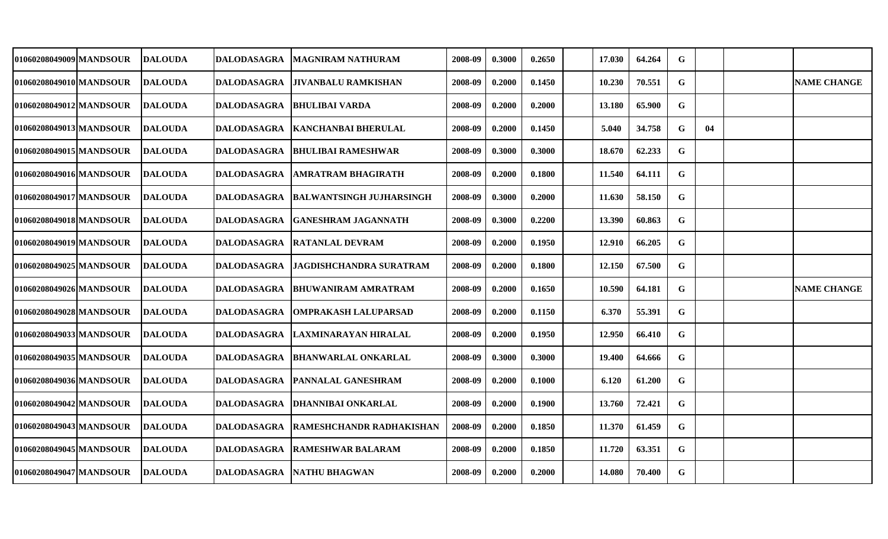| | | | | | | | | | | | | | | |
|---|---|---|---|---|---|---|---|---|---|---|---|---|---|---|
| 01060208049009 | MANDSOUR | DALOUDA | DALODASAGRA | MAGNIRAM NATHURAM | 2008-09 | 0.3000 | 0.2650 | | 17.030 | 64.264 | G | | | |
| 01060208049010 | MANDSOUR | DALOUDA | DALODASAGRA | JIVANBALU RAMKISHAN | 2008-09 | 0.2000 | 0.1450 | | 10.230 | 70.551 | G | | | NAME CHANGE |
| 01060208049012 | MANDSOUR | DALOUDA | DALODASAGRA | BHULIBAI VARDA | 2008-09 | 0.2000 | 0.2000 | | 13.180 | 65.900 | G | | | |
| 01060208049013 | MANDSOUR | DALOUDA | DALODASAGRA | KANCHANBAI BHERULAL | 2008-09 | 0.2000 | 0.1450 | | 5.040 | 34.758 | G | 04 | | |
| 01060208049015 | MANDSOUR | DALOUDA | DALODASAGRA | BHULIBAI RAMESHWAR | 2008-09 | 0.3000 | 0.3000 | | 18.670 | 62.233 | G | | | |
| 01060208049016 | MANDSOUR | DALOUDA | DALODASAGRA | AMRATRAM BHAGIRATH | 2008-09 | 0.2000 | 0.1800 | | 11.540 | 64.111 | G | | | |
| 01060208049017 | MANDSOUR | DALOUDA | DALODASAGRA | BALWANTSINGH JUJHARSINGH | 2008-09 | 0.3000 | 0.2000 | | 11.630 | 58.150 | G | | | |
| 01060208049018 | MANDSOUR | DALOUDA | DALODASAGRA | GANESHRAM JAGANNATH | 2008-09 | 0.3000 | 0.2200 | | 13.390 | 60.863 | G | | | |
| 01060208049019 | MANDSOUR | DALOUDA | DALODASAGRA | RATANLAL DEVRAM | 2008-09 | 0.2000 | 0.1950 | | 12.910 | 66.205 | G | | | |
| 01060208049025 | MANDSOUR | DALOUDA | DALODASAGRA | JAGDISHCHANDRA SURATRAM | 2008-09 | 0.2000 | 0.1800 | | 12.150 | 67.500 | G | | | |
| 01060208049026 | MANDSOUR | DALOUDA | DALODASAGRA | BHUWANIRAM AMRATRAM | 2008-09 | 0.2000 | 0.1650 | | 10.590 | 64.181 | G | | | NAME CHANGE |
| 01060208049028 | MANDSOUR | DALOUDA | DALODASAGRA | OMPRAKASH LALUPARSAD | 2008-09 | 0.2000 | 0.1150 | | 6.370 | 55.391 | G | | | |
| 01060208049033 | MANDSOUR | DALOUDA | DALODASAGRA | LAXMINARAYAN HIRALAL | 2008-09 | 0.2000 | 0.1950 | | 12.950 | 66.410 | G | | | |
| 01060208049035 | MANDSOUR | DALOUDA | DALODASAGRA | BHANWARLAL ONKARLAL | 2008-09 | 0.3000 | 0.3000 | | 19.400 | 64.666 | G | | | |
| 01060208049036 | MANDSOUR | DALOUDA | DALODASAGRA | PANNALAL GANESHRAM | 2008-09 | 0.2000 | 0.1000 | | 6.120 | 61.200 | G | | | |
| 01060208049042 | MANDSOUR | DALOUDA | DALODASAGRA | DHANNIBAI ONKARLAL | 2008-09 | 0.2000 | 0.1900 | | 13.760 | 72.421 | G | | | |
| 01060208049043 | MANDSOUR | DALOUDA | DALODASAGRA | RAMESHCHANDR RADHAKISHAN | 2008-09 | 0.2000 | 0.1850 | | 11.370 | 61.459 | G | | | |
| 01060208049045 | MANDSOUR | DALOUDA | DALODASAGRA | RAMESHWAR BALARAM | 2008-09 | 0.2000 | 0.1850 | | 11.720 | 63.351 | G | | | |
| 01060208049047 | MANDSOUR | DALOUDA | DALODASAGRA | NATHU BHAGWAN | 2008-09 | 0.2000 | 0.2000 | | 14.080 | 70.400 | G | | | |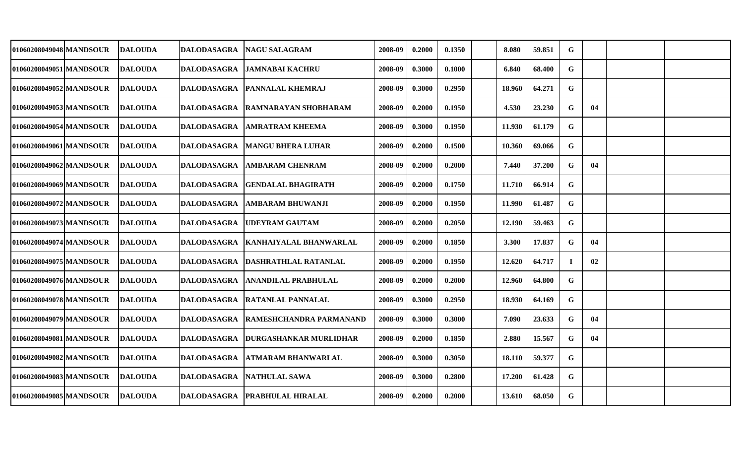| | | | | | | | | | | | | | | | |
|---|---|---|---|---|---|---|---|---|---|---|---|---|---|---|---|
| 01060208049048 | MANDSOUR | DALOUDA | DALODASAGRA | NAGU SALAGRAM | 2008-09 | 0.2000 | 0.1350 | | 8.080 | 59.851 | G | | | |
| 01060208049051 | MANDSOUR | DALOUDA | DALODASAGRA | JAMNABAI KACHRU | 2008-09 | 0.3000 | 0.1000 | | 6.840 | 68.400 | G | | | |
| 01060208049052 | MANDSOUR | DALOUDA | DALODASAGRA | PANNALAL KHEMRAJ | 2008-09 | 0.3000 | 0.2950 | | 18.960 | 64.271 | G | | | |
| 01060208049053 | MANDSOUR | DALOUDA | DALODASAGRA | RAMNARAYAN SHOBHARAM | 2008-09 | 0.2000 | 0.1950 | | 4.530 | 23.230 | G | 04 | | |
| 01060208049054 | MANDSOUR | DALOUDA | DALODASAGRA | AMRATRAM KHEEMA | 2008-09 | 0.3000 | 0.1950 | | 11.930 | 61.179 | G | | | |
| 01060208049061 | MANDSOUR | DALOUDA | DALODASAGRA | MANGU BHERA LUHAR | 2008-09 | 0.2000 | 0.1500 | | 10.360 | 69.066 | G | | | |
| 01060208049062 | MANDSOUR | DALOUDA | DALODASAGRA | AMBARAM CHENRAM | 2008-09 | 0.2000 | 0.2000 | | 7.440 | 37.200 | G | 04 | | |
| 01060208049069 | MANDSOUR | DALOUDA | DALODASAGRA | GENDALAL BHAGIRATH | 2008-09 | 0.2000 | 0.1750 | | 11.710 | 66.914 | G | | | |
| 01060208049072 | MANDSOUR | DALOUDA | DALODASAGRA | AMBARAM BHUWANJI | 2008-09 | 0.2000 | 0.1950 | | 11.990 | 61.487 | G | | | |
| 01060208049073 | MANDSOUR | DALOUDA | DALODASAGRA | UDEYRAM GAUTAM | 2008-09 | 0.2000 | 0.2050 | | 12.190 | 59.463 | G | | | |
| 01060208049074 | MANDSOUR | DALOUDA | DALODASAGRA | KANHAIYALAL BHANWARLAL | 2008-09 | 0.2000 | 0.1850 | | 3.300 | 17.837 | G | 04 | | |
| 01060208049075 | MANDSOUR | DALOUDA | DALODASAGRA | DASHRATHLAL RATANLAL | 2008-09 | 0.2000 | 0.1950 | | 12.620 | 64.717 | I | 02 | | |
| 01060208049076 | MANDSOUR | DALOUDA | DALODASAGRA | ANANDILAL PRABHULAL | 2008-09 | 0.2000 | 0.2000 | | 12.960 | 64.800 | G | | | |
| 01060208049078 | MANDSOUR | DALOUDA | DALODASAGRA | RATANLAL PANNALAL | 2008-09 | 0.3000 | 0.2950 | | 18.930 | 64.169 | G | | | |
| 01060208049079 | MANDSOUR | DALOUDA | DALODASAGRA | RAMESHCHANDRA PARMANAND | 2008-09 | 0.3000 | 0.3000 | | 7.090 | 23.633 | G | 04 | | |
| 01060208049081 | MANDSOUR | DALOUDA | DALODASAGRA | DURGASHANKAR MURLIDHAR | 2008-09 | 0.2000 | 0.1850 | | 2.880 | 15.567 | G | 04 | | |
| 01060208049082 | MANDSOUR | DALOUDA | DALODASAGRA | ATMARAM BHANWARLAL | 2008-09 | 0.3000 | 0.3050 | | 18.110 | 59.377 | G | | | |
| 01060208049083 | MANDSOUR | DALOUDA | DALODASAGRA | NATHULAL SAWA | 2008-09 | 0.3000 | 0.2800 | | 17.200 | 61.428 | G | | | |
| 01060208049085 | MANDSOUR | DALOUDA | DALODASAGRA | PRABHULAL HIRALAL | 2008-09 | 0.2000 | 0.2000 | | 13.610 | 68.050 | G | | | |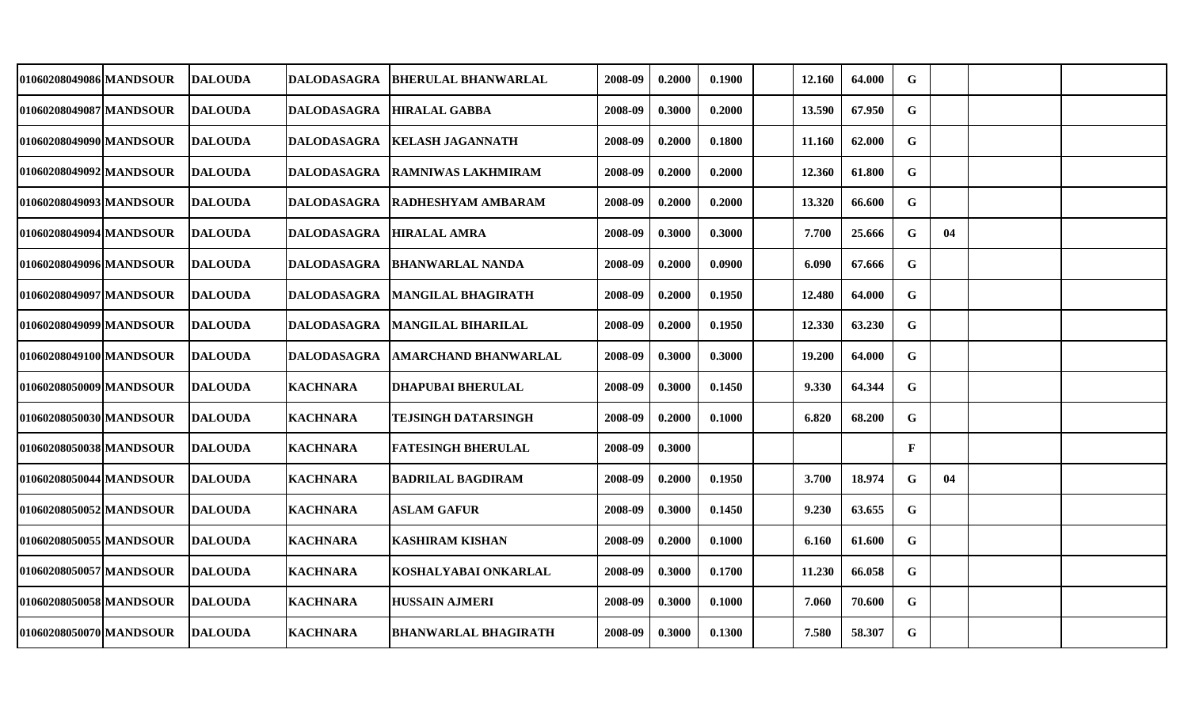| | | | | | | | | | | | | | | | |
|---|---|---|---|---|---|---|---|---|---|---|---|---|---|---|---|
| 01060208049086 | MANDSOUR | DALOUDA | DALODASAGRA | BHERULAL BHANWARLAL | 2008-09 | 0.2000 | 0.1900 | | 12.160 | 64.000 | G | | | |
| 01060208049087 | MANDSOUR | DALOUDA | DALODASAGRA | HIRALAL GABBA | 2008-09 | 0.3000 | 0.2000 | | 13.590 | 67.950 | G | | | |
| 01060208049090 | MANDSOUR | DALOUDA | DALODASAGRA | KELASH JAGANNATH | 2008-09 | 0.2000 | 0.1800 | | 11.160 | 62.000 | G | | | |
| 01060208049092 | MANDSOUR | DALOUDA | DALODASAGRA | RAMNIWAS LAKHMIRAM | 2008-09 | 0.2000 | 0.2000 | | 12.360 | 61.800 | G | | | |
| 01060208049093 | MANDSOUR | DALOUDA | DALODASAGRA | RADHESHYAM AMBARAM | 2008-09 | 0.2000 | 0.2000 | | 13.320 | 66.600 | G | | | |
| 01060208049094 | MANDSOUR | DALOUDA | DALODASAGRA | HIRALAL AMRA | 2008-09 | 0.3000 | 0.3000 | | 7.700 | 25.666 | G | 04 | | |
| 01060208049096 | MANDSOUR | DALOUDA | DALODASAGRA | BHANWARLAL NANDA | 2008-09 | 0.2000 | 0.0900 | | 6.090 | 67.666 | G | | | |
| 01060208049097 | MANDSOUR | DALOUDA | DALODASAGRA | MANGILAL BHAGIRATH | 2008-09 | 0.2000 | 0.1950 | | 12.480 | 64.000 | G | | | |
| 01060208049099 | MANDSOUR | DALOUDA | DALODASAGRA | MANGILAL BIHARILAL | 2008-09 | 0.2000 | 0.1950 | | 12.330 | 63.230 | G | | | |
| 01060208049100 | MANDSOUR | DALOUDA | DALODASAGRA | AMARCHAND BHANWARLAL | 2008-09 | 0.3000 | 0.3000 | | 19.200 | 64.000 | G | | | |
| 01060208050009 | MANDSOUR | DALOUDA | KACHNARA | DHAPUBAI BHERULAL | 2008-09 | 0.3000 | 0.1450 | | 9.330 | 64.344 | G | | | |
| 01060208050030 | MANDSOUR | DALOUDA | KACHNARA | TEJSINGH DATARSINGH | 2008-09 | 0.2000 | 0.1000 | | 6.820 | 68.200 | G | | | |
| 01060208050038 | MANDSOUR | DALOUDA | KACHNARA | FATESINGH BHERULAL | 2008-09 | 0.3000 | | | | | F | | | |
| 01060208050044 | MANDSOUR | DALOUDA | KACHNARA | BADRILAL BAGDIRAM | 2008-09 | 0.2000 | 0.1950 | | 3.700 | 18.974 | G | 04 | | |
| 01060208050052 | MANDSOUR | DALOUDA | KACHNARA | ASLAM GAFUR | 2008-09 | 0.3000 | 0.1450 | | 9.230 | 63.655 | G | | | |
| 01060208050055 | MANDSOUR | DALOUDA | KACHNARA | KASHIRAM KISHAN | 2008-09 | 0.2000 | 0.1000 | | 6.160 | 61.600 | G | | | |
| 01060208050057 | MANDSOUR | DALOUDA | KACHNARA | KOSHALYABAI ONKARLAL | 2008-09 | 0.3000 | 0.1700 | | 11.230 | 66.058 | G | | | |
| 01060208050058 | MANDSOUR | DALOUDA | KACHNARA | HUSSAIN AJMERI | 2008-09 | 0.3000 | 0.1000 | | 7.060 | 70.600 | G | | | |
| 01060208050070 | MANDSOUR | DALOUDA | KACHNARA | BHANWARLAL BHAGIRATH | 2008-09 | 0.3000 | 0.1300 | | 7.580 | 58.307 | G | | | |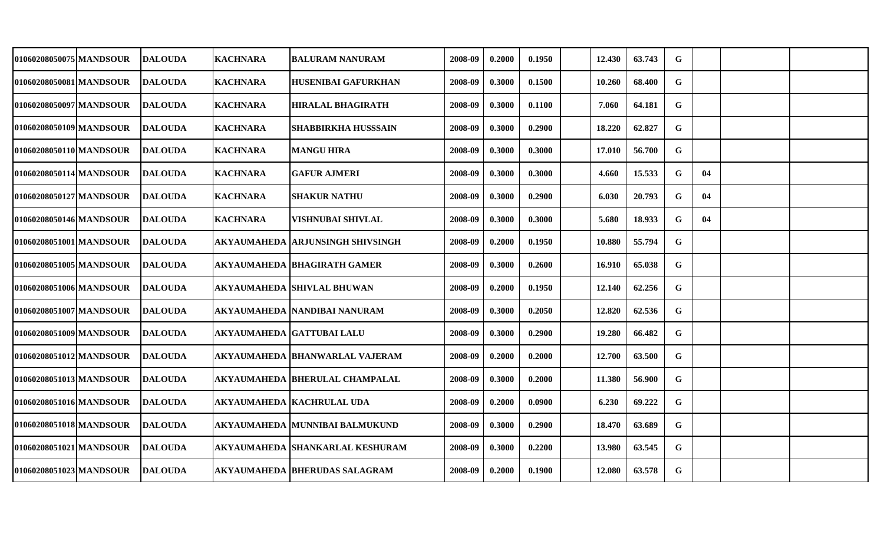| | | | | | | | | | | | | | | | |
|---|---|---|---|---|---|---|---|---|---|---|---|---|---|---|---|
| 01060208050075 | MANDSOUR | DALOUDA | KACHNARA | BALURAM NANURAM | 2008-09 | 0.2000 | 0.1950 | | 12.430 | 63.743 | G | | | | |
| 01060208050081 | MANDSOUR | DALOUDA | KACHNARA | HUSENIBAI GAFURKHAN | 2008-09 | 0.3000 | 0.1500 | | 10.260 | 68.400 | G | | | | |
| 01060208050097 | MANDSOUR | DALOUDA | KACHNARA | HIRALAL BHAGIRATH | 2008-09 | 0.3000 | 0.1100 | | 7.060 | 64.181 | G | | | | |
| 01060208050109 | MANDSOUR | DALOUDA | KACHNARA | SHABBIRKHA HUSSSAIN | 2008-09 | 0.3000 | 0.2900 | | 18.220 | 62.827 | G | | | | |
| 01060208050110 | MANDSOUR | DALOUDA | KACHNARA | MANGU HIRA | 2008-09 | 0.3000 | 0.3000 | | 17.010 | 56.700 | G | | | | |
| 01060208050114 | MANDSOUR | DALOUDA | KACHNARA | GAFUR AJMERI | 2008-09 | 0.3000 | 0.3000 | | 4.660 | 15.533 | G | 04 | | | |
| 01060208050127 | MANDSOUR | DALOUDA | KACHNARA | SHAKUR NATHU | 2008-09 | 0.3000 | 0.2900 | | 6.030 | 20.793 | G | 04 | | | |
| 01060208050146 | MANDSOUR | DALOUDA | KACHNARA | VISHNUBAI SHIVLAL | 2008-09 | 0.3000 | 0.3000 | | 5.680 | 18.933 | G | 04 | | | |
| 01060208051001 | MANDSOUR | DALOUDA | AKYAUMAHEDA | ARJUNSINGH SHIVSINGH | 2008-09 | 0.2000 | 0.1950 | | 10.880 | 55.794 | G | | | | |
| 01060208051005 | MANDSOUR | DALOUDA | AKYAUMAHEDA | BHAGIRATH GAMER | 2008-09 | 0.3000 | 0.2600 | | 16.910 | 65.038 | G | | | | |
| 01060208051006 | MANDSOUR | DALOUDA | AKYAUMAHEDA | SHIVLAL BHUWAN | 2008-09 | 0.2000 | 0.1950 | | 12.140 | 62.256 | G | | | | |
| 01060208051007 | MANDSOUR | DALOUDA | AKYAUMAHEDA | NANDIBAI NANURAM | 2008-09 | 0.3000 | 0.2050 | | 12.820 | 62.536 | G | | | | |
| 01060208051009 | MANDSOUR | DALOUDA | AKYAUMAHEDA | GATTUBAI LALU | 2008-09 | 0.3000 | 0.2900 | | 19.280 | 66.482 | G | | | | |
| 01060208051012 | MANDSOUR | DALOUDA | AKYAUMAHEDA | BHANWARLAL VAJERAM | 2008-09 | 0.2000 | 0.2000 | | 12.700 | 63.500 | G | | | | |
| 01060208051013 | MANDSOUR | DALOUDA | AKYAUMAHEDA | BHERULAL CHAMPALAL | 2008-09 | 0.3000 | 0.2000 | | 11.380 | 56.900 | G | | | | |
| 01060208051016 | MANDSOUR | DALOUDA | AKYAUMAHEDA | KACHRULAL UDA | 2008-09 | 0.2000 | 0.0900 | | 6.230 | 69.222 | G | | | | |
| 01060208051018 | MANDSOUR | DALOUDA | AKYAUMAHEDA | MUNNIBAI BALMUKUND | 2008-09 | 0.3000 | 0.2900 | | 18.470 | 63.689 | G | | | | |
| 01060208051021 | MANDSOUR | DALOUDA | AKYAUMAHEDA | SHANKARLAL KESHURAM | 2008-09 | 0.3000 | 0.2200 | | 13.980 | 63.545 | G | | | | |
| 01060208051023 | MANDSOUR | DALOUDA | AKYAUMAHEDA | BHERUDAS SALAGRAM | 2008-09 | 0.2000 | 0.1900 | | 12.080 | 63.578 | G | | | | |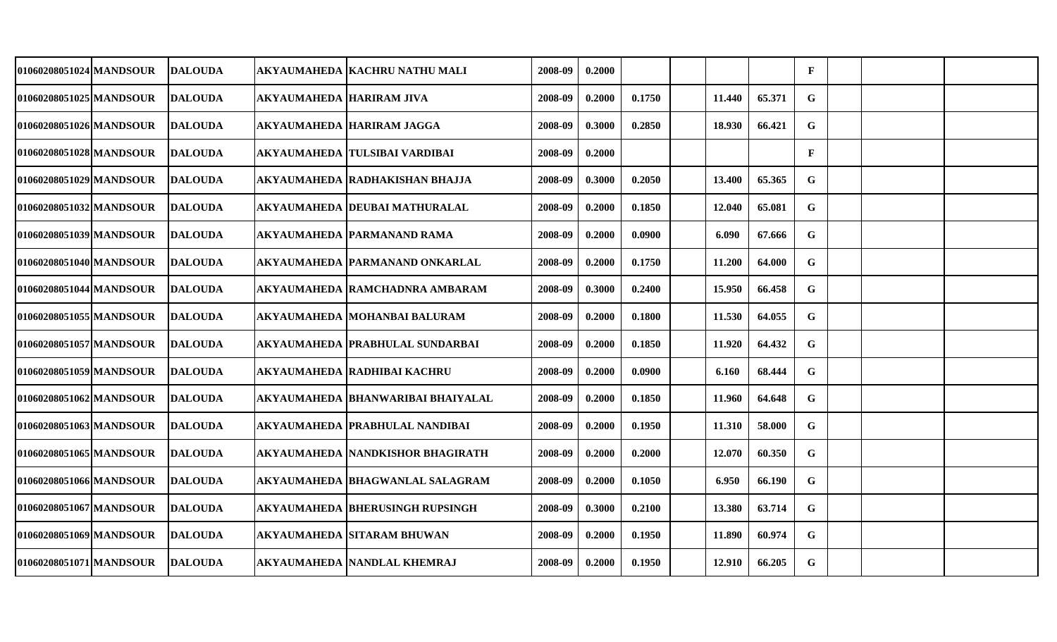| | | | | | | | | | | | | | | |
|---|---|---|---|---|---|---|---|---|---|---|---|---|---|---|
| 01060208051024 | MANDSOUR | DALOUDA | AKYAUMAHEDA | KACHRU NATHU MALI | 2008-09 | 0.2000 | | | | | F | | | |
| 01060208051025 | MANDSOUR | DALOUDA | AKYAUMAHEDA | HARIRAM JIVA | 2008-09 | 0.2000 | 0.1750 | | 11.440 | 65.371 | G | | | |
| 01060208051026 | MANDSOUR | DALOUDA | AKYAUMAHEDA | HARIRAM JAGGA | 2008-09 | 0.3000 | 0.2850 | | 18.930 | 66.421 | G | | | |
| 01060208051028 | MANDSOUR | DALOUDA | AKYAUMAHEDA | TULSIBAI VARDIBAI | 2008-09 | 0.2000 | | | | | F | | | |
| 01060208051029 | MANDSOUR | DALOUDA | AKYAUMAHEDA | RADHAKISHAN BHAJJA | 2008-09 | 0.3000 | 0.2050 | | 13.400 | 65.365 | G | | | |
| 01060208051032 | MANDSOUR | DALOUDA | AKYAUMAHEDA | DEUBAI MATHURALAL | 2008-09 | 0.2000 | 0.1850 | | 12.040 | 65.081 | G | | | |
| 01060208051039 | MANDSOUR | DALOUDA | AKYAUMAHEDA | PARMANAND RAMA | 2008-09 | 0.2000 | 0.0900 | | 6.090 | 67.666 | G | | | |
| 01060208051040 | MANDSOUR | DALOUDA | AKYAUMAHEDA | PARMANAND ONKARLAL | 2008-09 | 0.2000 | 0.1750 | | 11.200 | 64.000 | G | | | |
| 01060208051044 | MANDSOUR | DALOUDA | AKYAUMAHEDA | RAMCHADNRA AMBARAM | 2008-09 | 0.3000 | 0.2400 | | 15.950 | 66.458 | G | | | |
| 01060208051055 | MANDSOUR | DALOUDA | AKYAUMAHEDA | MOHANBAI BALURAM | 2008-09 | 0.2000 | 0.1800 | | 11.530 | 64.055 | G | | | |
| 01060208051057 | MANDSOUR | DALOUDA | AKYAUMAHEDA | PRABHULAL SUNDARBAI | 2008-09 | 0.2000 | 0.1850 | | 11.920 | 64.432 | G | | | |
| 01060208051059 | MANDSOUR | DALOUDA | AKYAUMAHEDA | RADHIBAI KACHRU | 2008-09 | 0.2000 | 0.0900 | | 6.160 | 68.444 | G | | | |
| 01060208051062 | MANDSOUR | DALOUDA | AKYAUMAHEDA | BHANWARIBAI BHAIYALAL | 2008-09 | 0.2000 | 0.1850 | | 11.960 | 64.648 | G | | | |
| 01060208051063 | MANDSOUR | DALOUDA | AKYAUMAHEDA | PRABHULAL NANDIBAI | 2008-09 | 0.2000 | 0.1950 | | 11.310 | 58.000 | G | | | |
| 01060208051065 | MANDSOUR | DALOUDA | AKYAUMAHEDA | NANDKISHOR BHAGIRATH | 2008-09 | 0.2000 | 0.2000 | | 12.070 | 60.350 | G | | | |
| 01060208051066 | MANDSOUR | DALOUDA | AKYAUMAHEDA | BHAGWANLAL SALAGRAM | 2008-09 | 0.2000 | 0.1050 | | 6.950 | 66.190 | G | | | |
| 01060208051067 | MANDSOUR | DALOUDA | AKYAUMAHEDA | BHERUSINGH RUPSINGH | 2008-09 | 0.3000 | 0.2100 | | 13.380 | 63.714 | G | | | |
| 01060208051069 | MANDSOUR | DALOUDA | AKYAUMAHEDA | SITARAM BHUWAN | 2008-09 | 0.2000 | 0.1950 | | 11.890 | 60.974 | G | | | |
| 01060208051071 | MANDSOUR | DALOUDA | AKYAUMAHEDA | NANDLAL KHEMRAJ | 2008-09 | 0.2000 | 0.1950 | | 12.910 | 66.205 | G | | | |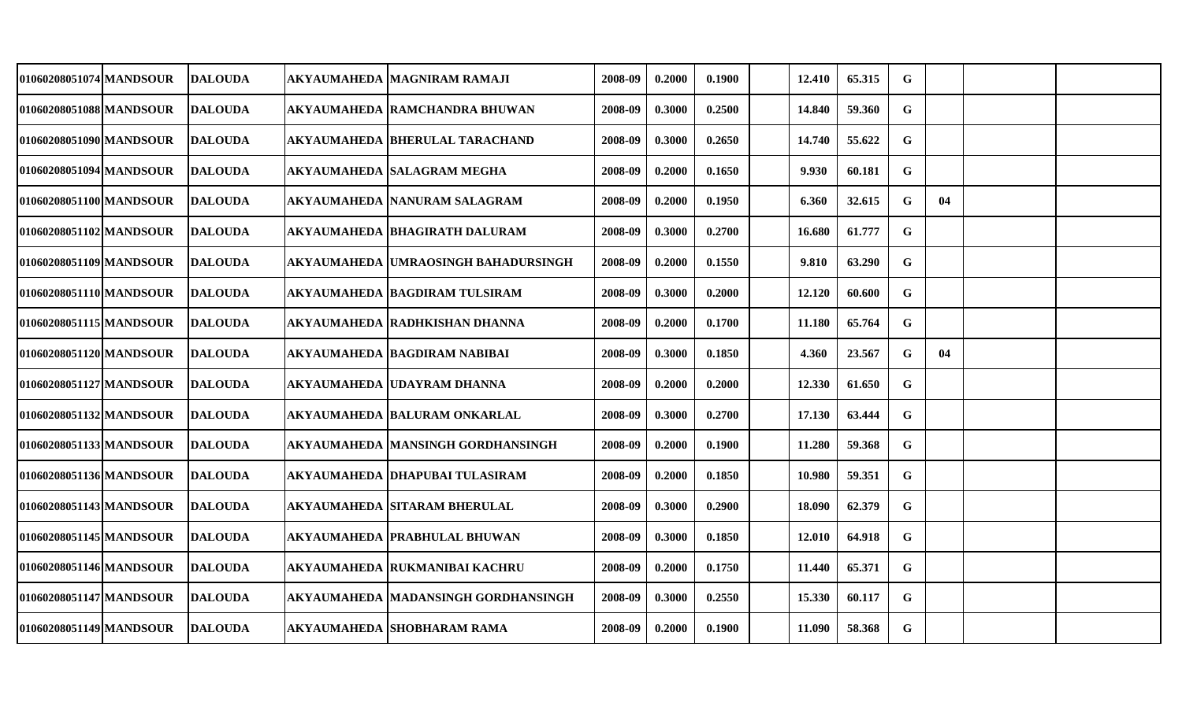| | | | | | | | | | | | | | | | |
|---|---|---|---|---|---|---|---|---|---|---|---|---|---|---|---|
| 01060208051074 | MANDSOUR | DALOUDA | AKYAUMAHEDA | MAGNIRAM RAMAJI | 2008-09 | 0.2000 | 0.1900 | | 12.410 | 65.315 | G | | | |
| 01060208051088 | MANDSOUR | DALOUDA | AKYAUMAHEDA | RAMCHANDRA BHUWAN | 2008-09 | 0.3000 | 0.2500 | | 14.840 | 59.360 | G | | | |
| 01060208051090 | MANDSOUR | DALOUDA | AKYAUMAHEDA | BHERULAL TARACHAND | 2008-09 | 0.3000 | 0.2650 | | 14.740 | 55.622 | G | | | |
| 01060208051094 | MANDSOUR | DALOUDA | AKYAUMAHEDA | SALAGRAM MEGHA | 2008-09 | 0.2000 | 0.1650 | | 9.930 | 60.181 | G | | | |
| 01060208051100 | MANDSOUR | DALOUDA | AKYAUMAHEDA | NANURAM SALAGRAM | 2008-09 | 0.2000 | 0.1950 | | 6.360 | 32.615 | G | 04 | | |
| 01060208051102 | MANDSOUR | DALOUDA | AKYAUMAHEDA | BHAGIRATH DALURAM | 2008-09 | 0.3000 | 0.2700 | | 16.680 | 61.777 | G | | | |
| 01060208051109 | MANDSOUR | DALOUDA | AKYAUMAHEDA | UMRAOSINGH BAHADURSINGH | 2008-09 | 0.2000 | 0.1550 | | 9.810 | 63.290 | G | | | |
| 01060208051110 | MANDSOUR | DALOUDA | AKYAUMAHEDA | BAGDIRAM TULSIRAM | 2008-09 | 0.3000 | 0.2000 | | 12.120 | 60.600 | G | | | |
| 01060208051115 | MANDSOUR | DALOUDA | AKYAUMAHEDA | RADHKISHAN DHANNA | 2008-09 | 0.2000 | 0.1700 | | 11.180 | 65.764 | G | | | |
| 01060208051120 | MANDSOUR | DALOUDA | AKYAUMAHEDA | BAGDIRAM NABIBAI | 2008-09 | 0.3000 | 0.1850 | | 4.360 | 23.567 | G | 04 | | |
| 01060208051127 | MANDSOUR | DALOUDA | AKYAUMAHEDA | UDAYRAM DHANNA | 2008-09 | 0.2000 | 0.2000 | | 12.330 | 61.650 | G | | | |
| 01060208051132 | MANDSOUR | DALOUDA | AKYAUMAHEDA | BALURAM ONKARLAL | 2008-09 | 0.3000 | 0.2700 | | 17.130 | 63.444 | G | | | |
| 01060208051133 | MANDSOUR | DALOUDA | AKYAUMAHEDA | MANSINGH GORDHANSINGH | 2008-09 | 0.2000 | 0.1900 | | 11.280 | 59.368 | G | | | |
| 01060208051136 | MANDSOUR | DALOUDA | AKYAUMAHEDA | DHAPUBAI TULASIRAM | 2008-09 | 0.2000 | 0.1850 | | 10.980 | 59.351 | G | | | |
| 01060208051143 | MANDSOUR | DALOUDA | AKYAUMAHEDA | SITARAM BHERULAL | 2008-09 | 0.3000 | 0.2900 | | 18.090 | 62.379 | G | | | |
| 01060208051145 | MANDSOUR | DALOUDA | AKYAUMAHEDA | PRABHULAL BHUWAN | 2008-09 | 0.3000 | 0.1850 | | 12.010 | 64.918 | G | | | |
| 01060208051146 | MANDSOUR | DALOUDA | AKYAUMAHEDA | RUKMANIBAI KACHRU | 2008-09 | 0.2000 | 0.1750 | | 11.440 | 65.371 | G | | | |
| 01060208051147 | MANDSOUR | DALOUDA | AKYAUMAHEDA | MADANSINGH GORDHANSINGH | 2008-09 | 0.3000 | 0.2550 | | 15.330 | 60.117 | G | | | |
| 01060208051149 | MANDSOUR | DALOUDA | AKYAUMAHEDA | SHOBHARAM RAMA | 2008-09 | 0.2000 | 0.1900 | | 11.090 | 58.368 | G | | | |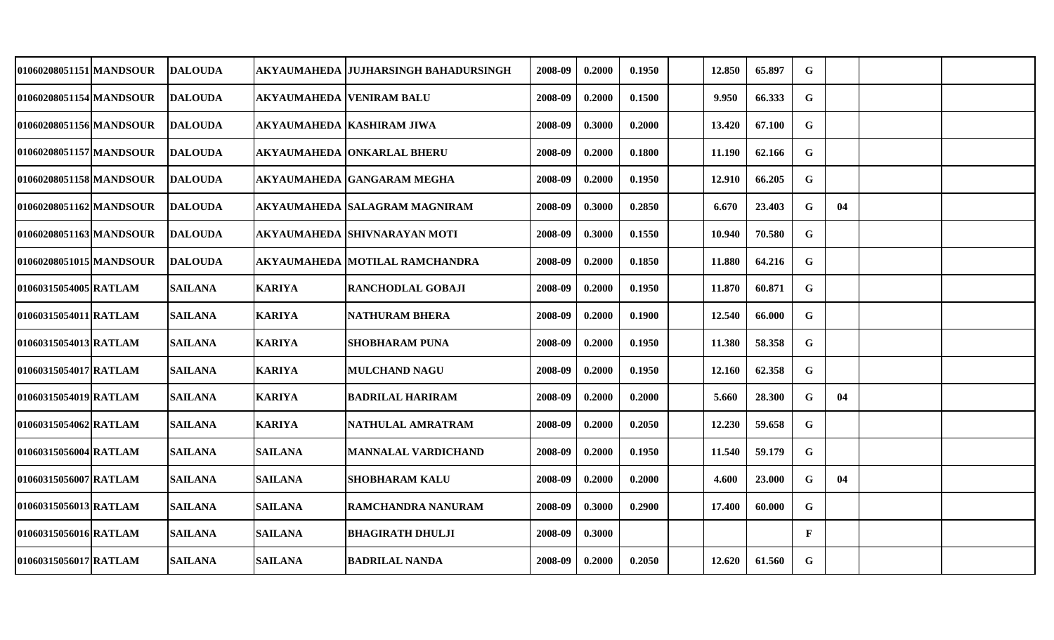| | | | | | | | | | | | | | | | |
|---|---|---|---|---|---|---|---|---|---|---|---|---|---|---|---|
| 01060208051151 | MANDSOUR | DALOUDA | AKYAUMAHEDA | JUJHARSINGH BAHADURSINGH | 2008-09 | 0.2000 | 0.1950 | | 12.850 | 65.897 | G | | | |
| 01060208051154 | MANDSOUR | DALOUDA | AKYAUMAHEDA | VENIRAM BALU | 2008-09 | 0.2000 | 0.1500 | | 9.950 | 66.333 | G | | | |
| 01060208051156 | MANDSOUR | DALOUDA | AKYAUMAHEDA | KASHIRAM JIWA | 2008-09 | 0.3000 | 0.2000 | | 13.420 | 67.100 | G | | | |
| 01060208051157 | MANDSOUR | DALOUDA | AKYAUMAHEDA | ONKARLAL BHERU | 2008-09 | 0.2000 | 0.1800 | | 11.190 | 62.166 | G | | | |
| 01060208051158 | MANDSOUR | DALOUDA | AKYAUMAHEDA | GANGARAM MEGHA | 2008-09 | 0.2000 | 0.1950 | | 12.910 | 66.205 | G | | | |
| 01060208051162 | MANDSOUR | DALOUDA | AKYAUMAHEDA | SALAGRAM MAGNIRAM | 2008-09 | 0.3000 | 0.2850 | | 6.670 | 23.403 | G | 04 | | |
| 01060208051163 | MANDSOUR | DALOUDA | AKYAUMAHEDA | SHIVNARAYAN MOTI | 2008-09 | 0.3000 | 0.1550 | | 10.940 | 70.580 | G | | | |
| 01060208051015 | MANDSOUR | DALOUDA | AKYAUMAHEDA | MOTILAL RAMCHANDRA | 2008-09 | 0.2000 | 0.1850 | | 11.880 | 64.216 | G | | | |
| 01060315054005 | RATLAM | SAILANA | KARIYA | RANCHODLAL GOBAJI | 2008-09 | 0.2000 | 0.1950 | | 11.870 | 60.871 | G | | | |
| 01060315054011 | RATLAM | SAILANA | KARIYA | NATHURAM BHERA | 2008-09 | 0.2000 | 0.1900 | | 12.540 | 66.000 | G | | | |
| 01060315054013 | RATLAM | SAILANA | KARIYA | SHOBHARAM PUNA | 2008-09 | 0.2000 | 0.1950 | | 11.380 | 58.358 | G | | | |
| 01060315054017 | RATLAM | SAILANA | KARIYA | MULCHAND NAGU | 2008-09 | 0.2000 | 0.1950 | | 12.160 | 62.358 | G | | | |
| 01060315054019 | RATLAM | SAILANA | KARIYA | BADRILAL HARIRAM | 2008-09 | 0.2000 | 0.2000 | | 5.660 | 28.300 | G | 04 | | |
| 01060315054062 | RATLAM | SAILANA | KARIYA | NATHULAL AMRATRAM | 2008-09 | 0.2000 | 0.2050 | | 12.230 | 59.658 | G | | | |
| 01060315056004 | RATLAM | SAILANA | SAILANA | MANNALAL VARDICHAND | 2008-09 | 0.2000 | 0.1950 | | 11.540 | 59.179 | G | | | |
| 01060315056007 | RATLAM | SAILANA | SAILANA | SHOBHARAM KALU | 2008-09 | 0.2000 | 0.2000 | | 4.600 | 23.000 | G | 04 | | |
| 01060315056013 | RATLAM | SAILANA | SAILANA | RAMCHANDRA NANURAM | 2008-09 | 0.3000 | 0.2900 | | 17.400 | 60.000 | G | | | |
| 01060315056016 | RATLAM | SAILANA | SAILANA | BHAGIRATH DHULJI | 2008-09 | 0.3000 | | | | | F | | | |
| 01060315056017 | RATLAM | SAILANA | SAILANA | BADRILAL NANDA | 2008-09 | 0.2000 | 0.2050 | | 12.620 | 61.560 | G | | | |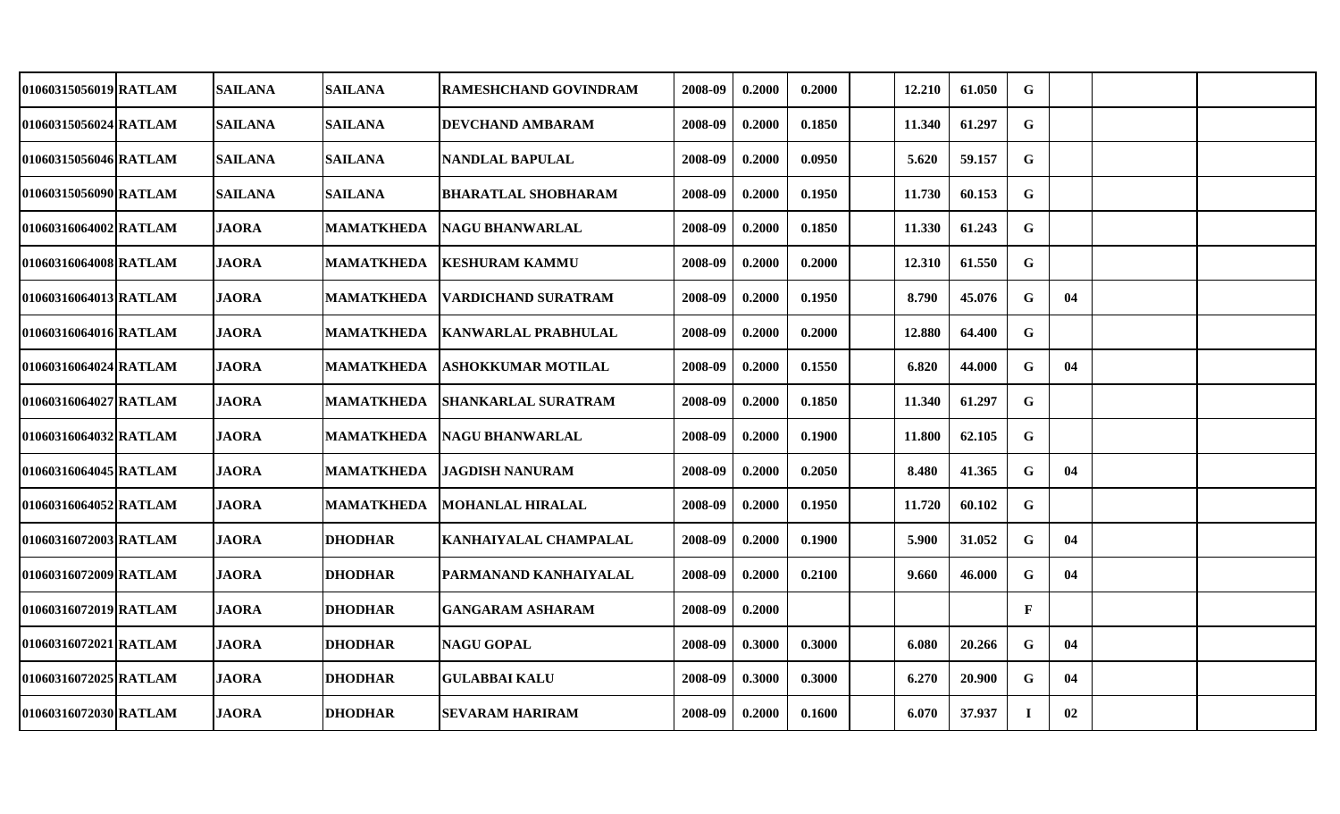| | | | | | | | | | | | | | | | |
|---|---|---|---|---|---|---|---|---|---|---|---|---|---|---|---|
| 01060315056019 | RATLAM | SAILANA | SAILANA | RAMESHCHAND GOVINDRAM | 2008-09 | 0.2000 | 0.2000 | | 12.210 | 61.050 | G | | | |
| 01060315056024 | RATLAM | SAILANA | SAILANA | DEVCHAND AMBARAM | 2008-09 | 0.2000 | 0.1850 | | 11.340 | 61.297 | G | | | |
| 01060315056046 | RATLAM | SAILANA | SAILANA | NANDLAL BAPULAL | 2008-09 | 0.2000 | 0.0950 | | 5.620 | 59.157 | G | | | |
| 01060315056090 | RATLAM | SAILANA | SAILANA | BHARATLAL SHOBHARAM | 2008-09 | 0.2000 | 0.1950 | | 11.730 | 60.153 | G | | | |
| 01060316064002 | RATLAM | JAORA | MAMATKHEDA | NAGU BHANWARLAL | 2008-09 | 0.2000 | 0.1850 | | 11.330 | 61.243 | G | | | |
| 01060316064008 | RATLAM | JAORA | MAMATKHEDA | KESHURAM KAMMU | 2008-09 | 0.2000 | 0.2000 | | 12.310 | 61.550 | G | | | |
| 01060316064013 | RATLAM | JAORA | MAMATKHEDA | VARDICHAND SURATRAM | 2008-09 | 0.2000 | 0.1950 | | 8.790 | 45.076 | G | 04 | | |
| 01060316064016 | RATLAM | JAORA | MAMATKHEDA | KANWARLAL PRABHULAL | 2008-09 | 0.2000 | 0.2000 | | 12.880 | 64.400 | G | | | |
| 01060316064024 | RATLAM | JAORA | MAMATKHEDA | ASHOKKUMAR MOTILAL | 2008-09 | 0.2000 | 0.1550 | | 6.820 | 44.000 | G | 04 | | |
| 01060316064027 | RATLAM | JAORA | MAMATKHEDA | SHANKARLAL SURATRAM | 2008-09 | 0.2000 | 0.1850 | | 11.340 | 61.297 | G | | | |
| 01060316064032 | RATLAM | JAORA | MAMATKHEDA | NAGU BHANWARLAL | 2008-09 | 0.2000 | 0.1900 | | 11.800 | 62.105 | G | | | |
| 01060316064045 | RATLAM | JAORA | MAMATKHEDA | JAGDISH NANURAM | 2008-09 | 0.2000 | 0.2050 | | 8.480 | 41.365 | G | 04 | | |
| 01060316064052 | RATLAM | JAORA | MAMATKHEDA | MOHANLAL HIRALAL | 2008-09 | 0.2000 | 0.1950 | | 11.720 | 60.102 | G | | | |
| 01060316072003 | RATLAM | JAORA | DHODHAR | KANHAIYALAL CHAMPALAL | 2008-09 | 0.2000 | 0.1900 | | 5.900 | 31.052 | G | 04 | | |
| 01060316072009 | RATLAM | JAORA | DHODHAR | PARMANAND KANHAIYALAL | 2008-09 | 0.2000 | 0.2100 | | 9.660 | 46.000 | G | 04 | | |
| 01060316072019 | RATLAM | JAORA | DHODHAR | GANGARAM ASHARAM | 2008-09 | 0.2000 | | | | | F | | | |
| 01060316072021 | RATLAM | JAORA | DHODHAR | NAGU GOPAL | 2008-09 | 0.3000 | 0.3000 | | 6.080 | 20.266 | G | 04 | | |
| 01060316072025 | RATLAM | JAORA | DHODHAR | GULABBAI KALU | 2008-09 | 0.3000 | 0.3000 | | 6.270 | 20.900 | G | 04 | | |
| 01060316072030 | RATLAM | JAORA | DHODHAR | SEVARAM HARIRAM | 2008-09 | 0.2000 | 0.1600 | | 6.070 | 37.937 | I | 02 | | |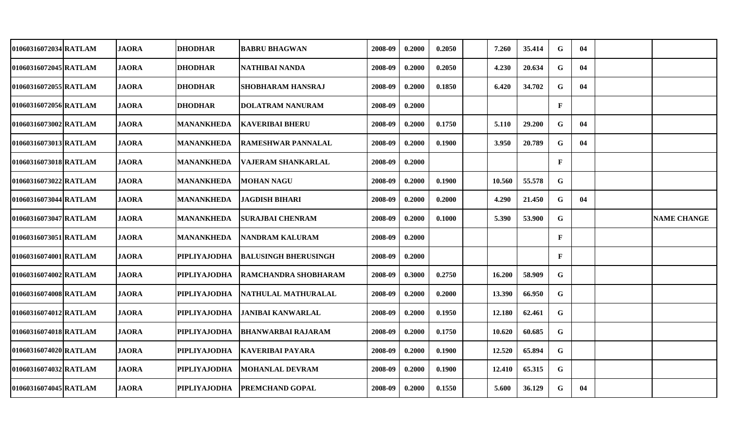| | | | | | | | | | | | | | | | |
|---|---|---|---|---|---|---|---|---|---|---|---|---|---|---|---|
| 01060316072034 | RATLAM | JAORA | DHODHAR | BABRU BHAGWAN | 2008-09 | 0.2000 | 0.2050 | | 7.260 | 35.414 | G | 04 | | |
| 01060316072045 | RATLAM | JAORA | DHODHAR | NATHIBAI NANDA | 2008-09 | 0.2000 | 0.2050 | | 4.230 | 20.634 | G | 04 | | |
| 01060316072055 | RATLAM | JAORA | DHODHAR | SHOBHARAM HANSRAJ | 2008-09 | 0.2000 | 0.1850 | | 6.420 | 34.702 | G | 04 | | |
| 01060316072056 | RATLAM | JAORA | DHODHAR | DOLATRAM NANURAM | 2008-09 | 0.2000 | | | | | F | | | |
| 01060316073002 | RATLAM | JAORA | MANANKHEDA | KAVERIBAI BHERU | 2008-09 | 0.2000 | 0.1750 | | 5.110 | 29.200 | G | 04 | | |
| 01060316073013 | RATLAM | JAORA | MANANKHEDA | RAMESHWAR PANNALAL | 2008-09 | 0.2000 | 0.1900 | | 3.950 | 20.789 | G | 04 | | |
| 01060316073018 | RATLAM | JAORA | MANANKHEDA | VAJERAM SHANKARLAL | 2008-09 | 0.2000 | | | | | F | | | |
| 01060316073022 | RATLAM | JAORA | MANANKHEDA | MOHAN NAGU | 2008-09 | 0.2000 | 0.1900 | | 10.560 | 55.578 | G | | | |
| 01060316073044 | RATLAM | JAORA | MANANKHEDA | JAGDISH BIHARI | 2008-09 | 0.2000 | 0.2000 | | 4.290 | 21.450 | G | 04 | | |
| 01060316073047 | RATLAM | JAORA | MANANKHEDA | SURAJBAI CHENRAM | 2008-09 | 0.2000 | 0.1000 | | 5.390 | 53.900 | G | | | NAME CHANGE |
| 01060316073051 | RATLAM | JAORA | MANANKHEDA | NANDRAM KALURAM | 2008-09 | 0.2000 | | | | | F | | | |
| 01060316074001 | RATLAM | JAORA | PIPLIYAJODHA | BALUSINGH BHERUSINGH | 2008-09 | 0.2000 | | | | | F | | | |
| 01060316074002 | RATLAM | JAORA | PIPLIYAJODHA | RAMCHANDRA SHOBHARAM | 2008-09 | 0.3000 | 0.2750 | | 16.200 | 58.909 | G | | | |
| 01060316074008 | RATLAM | JAORA | PIPLIYAJODHA | NATHULAL MATHURALAL | 2008-09 | 0.2000 | 0.2000 | | 13.390 | 66.950 | G | | | |
| 01060316074012 | RATLAM | JAORA | PIPLIYAJODHA | JANIBAI KANWARLAL | 2008-09 | 0.2000 | 0.1950 | | 12.180 | 62.461 | G | | | |
| 01060316074018 | RATLAM | JAORA | PIPLIYAJODHA | BHANWARBAI RAJARAM | 2008-09 | 0.2000 | 0.1750 | | 10.620 | 60.685 | G | | | |
| 01060316074020 | RATLAM | JAORA | PIPLIYAJODHA | KAVERIBAI PAYARA | 2008-09 | 0.2000 | 0.1900 | | 12.520 | 65.894 | G | | | |
| 01060316074032 | RATLAM | JAORA | PIPLIYAJODHA | MOHANLAL DEVRAM | 2008-09 | 0.2000 | 0.1900 | | 12.410 | 65.315 | G | | | |
| 01060316074045 | RATLAM | JAORA | PIPLIYAJODHA | PREMCHAND GOPAL | 2008-09 | 0.2000 | 0.1550 | | 5.600 | 36.129 | G | 04 | | |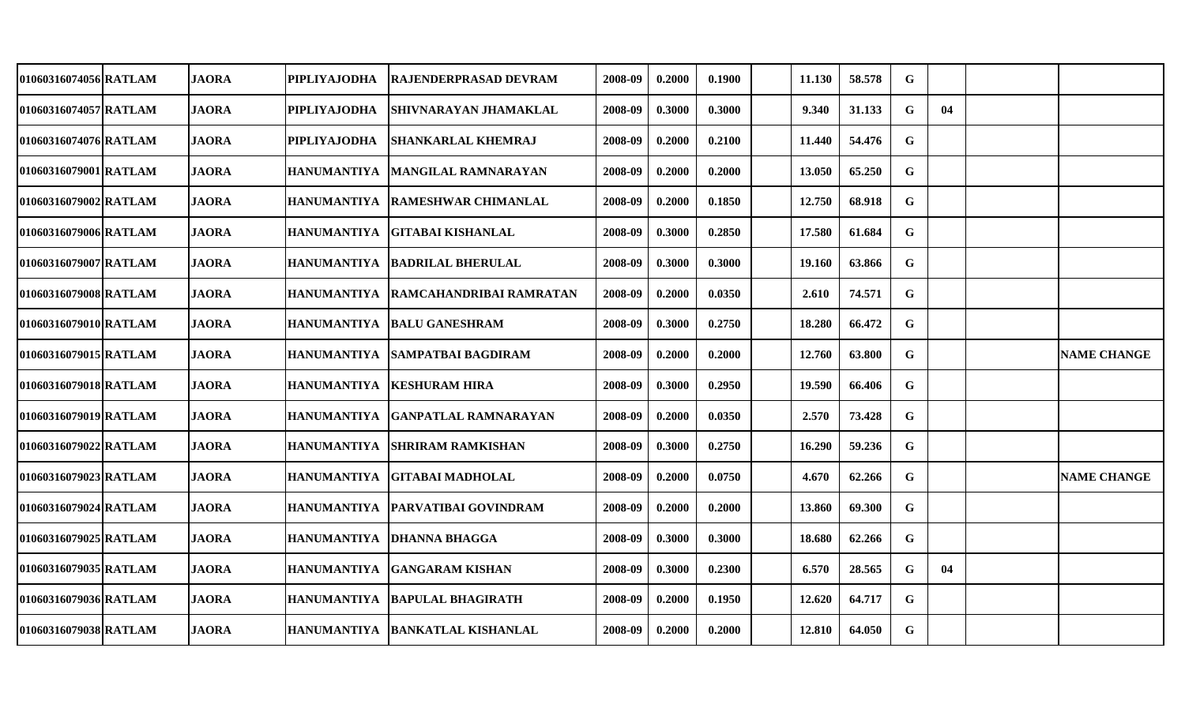| | | | | | | | | | | | | | | |
|---|---|---|---|---|---|---|---|---|---|---|---|---|---|---|
| 01060316074056 | RATLAM | JAORA | PIPLIYAJODHA | RAJENDERPRASAD DEVRAM | 2008-09 | 0.2000 | 0.1900 | | 11.130 | 58.578 | G | | | |
| 01060316074057 | RATLAM | JAORA | PIPLIYAJODHA | SHIVNARAYAN JHAMAKLAL | 2008-09 | 0.3000 | 0.3000 | | 9.340 | 31.133 | G | 04 | | |
| 01060316074076 | RATLAM | JAORA | PIPLIYAJODHA | SHANKARLAL KHEMRAJ | 2008-09 | 0.2000 | 0.2100 | | 11.440 | 54.476 | G | | | |
| 01060316079001 | RATLAM | JAORA | HANUMANTIYA | MANGILAL RAMNARAYAN | 2008-09 | 0.2000 | 0.2000 | | 13.050 | 65.250 | G | | | |
| 01060316079002 | RATLAM | JAORA | HANUMANTIYA | RAMESHWAR CHIMANLAL | 2008-09 | 0.2000 | 0.1850 | | 12.750 | 68.918 | G | | | |
| 01060316079006 | RATLAM | JAORA | HANUMANTIYA | GITABAI KISHANLAL | 2008-09 | 0.3000 | 0.2850 | | 17.580 | 61.684 | G | | | |
| 01060316079007 | RATLAM | JAORA | HANUMANTIYA | BADRILAL BHERULAL | 2008-09 | 0.3000 | 0.3000 | | 19.160 | 63.866 | G | | | |
| 01060316079008 | RATLAM | JAORA | HANUMANTIYA | RAMCAHANDRIBAI RAMRATAN | 2008-09 | 0.2000 | 0.0350 | | 2.610 | 74.571 | G | | | |
| 01060316079010 | RATLAM | JAORA | HANUMANTIYA | BALU GANESHRAM | 2008-09 | 0.3000 | 0.2750 | | 18.280 | 66.472 | G | | | |
| 01060316079015 | RATLAM | JAORA | HANUMANTIYA | SAMPATBAI BAGDIRAM | 2008-09 | 0.2000 | 0.2000 | | 12.760 | 63.800 | G | | | NAME CHANGE |
| 01060316079018 | RATLAM | JAORA | HANUMANTIYA | KESHURAM HIRA | 2008-09 | 0.3000 | 0.2950 | | 19.590 | 66.406 | G | | | |
| 01060316079019 | RATLAM | JAORA | HANUMANTIYA | GANPATLAL RAMNARAYAN | 2008-09 | 0.2000 | 0.0350 | | 2.570 | 73.428 | G | | | |
| 01060316079022 | RATLAM | JAORA | HANUMANTIYA | SHRIRAM RAMKISHAN | 2008-09 | 0.3000 | 0.2750 | | 16.290 | 59.236 | G | | | |
| 01060316079023 | RATLAM | JAORA | HANUMANTIYA | GITABAI MADHOLAL | 2008-09 | 0.2000 | 0.0750 | | 4.670 | 62.266 | G | | | NAME CHANGE |
| 01060316079024 | RATLAM | JAORA | HANUMANTIYA | PARVATIBAI GOVINDRAM | 2008-09 | 0.2000 | 0.2000 | | 13.860 | 69.300 | G | | | |
| 01060316079025 | RATLAM | JAORA | HANUMANTIYA | DHANNA BHAGGA | 2008-09 | 0.3000 | 0.3000 | | 18.680 | 62.266 | G | | | |
| 01060316079035 | RATLAM | JAORA | HANUMANTIYA | GANGARAM KISHAN | 2008-09 | 0.3000 | 0.2300 | | 6.570 | 28.565 | G | 04 | | |
| 01060316079036 | RATLAM | JAORA | HANUMANTIYA | BAPULAL BHAGIRATH | 2008-09 | 0.2000 | 0.1950 | | 12.620 | 64.717 | G | | | |
| 01060316079038 | RATLAM | JAORA | HANUMANTIYA | BANKATLAL KISHANLAL | 2008-09 | 0.2000 | 0.2000 | | 12.810 | 64.050 | G | | | |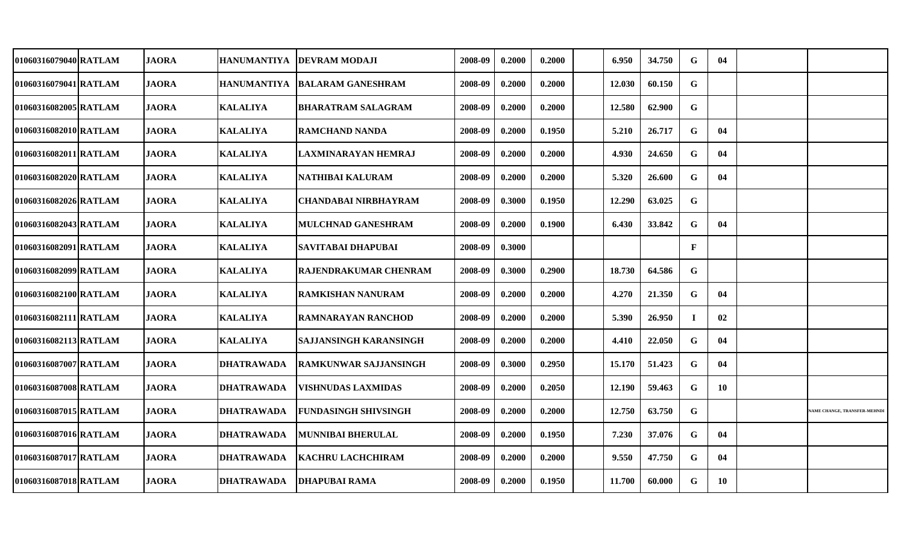| | | | | | | | | | | | | | | | |
|---|---|---|---|---|---|---|---|---|---|---|---|---|---|---|---|
| 01060316079040 | RATLAM | JAORA | HANUMANTIYA | DEVRAM MODAJI | 2008-09 | 0.2000 | 0.2000 | | 6.950 | 34.750 | G | 04 | | |
| 01060316079041 | RATLAM | JAORA | HANUMANTIYA | BALARAM GANESHRAM | 2008-09 | 0.2000 | 0.2000 | | 12.030 | 60.150 | G | | | |
| 01060316082005 | RATLAM | JAORA | KALALIYA | BHARATRAM SALAGRAM | 2008-09 | 0.2000 | 0.2000 | | 12.580 | 62.900 | G | | | |
| 01060316082010 | RATLAM | JAORA | KALALIYA | RAMCHAND NANDA | 2008-09 | 0.2000 | 0.1950 | | 5.210 | 26.717 | G | 04 | | |
| 01060316082011 | RATLAM | JAORA | KALALIYA | LAXMINARAYAN HEMRAJ | 2008-09 | 0.2000 | 0.2000 | | 4.930 | 24.650 | G | 04 | | |
| 01060316082020 | RATLAM | JAORA | KALALIYA | NATHIBAI KALURAM | 2008-09 | 0.2000 | 0.2000 | | 5.320 | 26.600 | G | 04 | | |
| 01060316082026 | RATLAM | JAORA | KALALIYA | CHANDABAI NIRBHAYRAM | 2008-09 | 0.3000 | 0.1950 | | 12.290 | 63.025 | G | | | |
| 01060316082043 | RATLAM | JAORA | KALALIYA | MULCHNAD GANESHRAM | 2008-09 | 0.2000 | 0.1900 | | 6.430 | 33.842 | G | 04 | | |
| 01060316082091 | RATLAM | JAORA | KALALIYA | SAVITABAI DHAPUBAI | 2008-09 | 0.3000 | | | | | F | | | |
| 01060316082099 | RATLAM | JAORA | KALALIYA | RAJENDRAKUMAR CHENRAM | 2008-09 | 0.3000 | 0.2900 | | 18.730 | 64.586 | G | | | |
| 01060316082100 | RATLAM | JAORA | KALALIYA | RAMKISHAN NANURAM | 2008-09 | 0.2000 | 0.2000 | | 4.270 | 21.350 | G | 04 | | |
| 01060316082111 | RATLAM | JAORA | KALALIYA | RAMNARAYAN RANCHOD | 2008-09 | 0.2000 | 0.2000 | | 5.390 | 26.950 | I | 02 | | |
| 01060316082113 | RATLAM | JAORA | KALALIYA | SAJJANSINGH KARANSINGH | 2008-09 | 0.2000 | 0.2000 | | 4.410 | 22.050 | G | 04 | | |
| 01060316087007 | RATLAM | JAORA | DHATRAWADA | RAMKUNWAR SAJJANSINGH | 2008-09 | 0.3000 | 0.2950 | | 15.170 | 51.423 | G | 04 | | |
| 01060316087008 | RATLAM | JAORA | DHATRAWADA | VISHNUDAS LAXMIDAS | 2008-09 | 0.2000 | 0.2050 | | 12.190 | 59.463 | G | 10 | | |
| 01060316087015 | RATLAM | JAORA | DHATRAWADA | FUNDASINGH SHIVSINGH | 2008-09 | 0.2000 | 0.2000 | | 12.750 | 63.750 | G | | | NAME CHANGE, TRANSFER-MEHNDI |
| 01060316087016 | RATLAM | JAORA | DHATRAWADA | MUNNIBAI BHERULAL | 2008-09 | 0.2000 | 0.1950 | | 7.230 | 37.076 | G | 04 | | |
| 01060316087017 | RATLAM | JAORA | DHATRAWADA | KACHRU LACHCHIRAM | 2008-09 | 0.2000 | 0.2000 | | 9.550 | 47.750 | G | 04 | | |
| 01060316087018 | RATLAM | JAORA | DHATRAWADA | DHAPUBAI RAMA | 2008-09 | 0.2000 | 0.1950 | | 11.700 | 60.000 | G | 10 | | |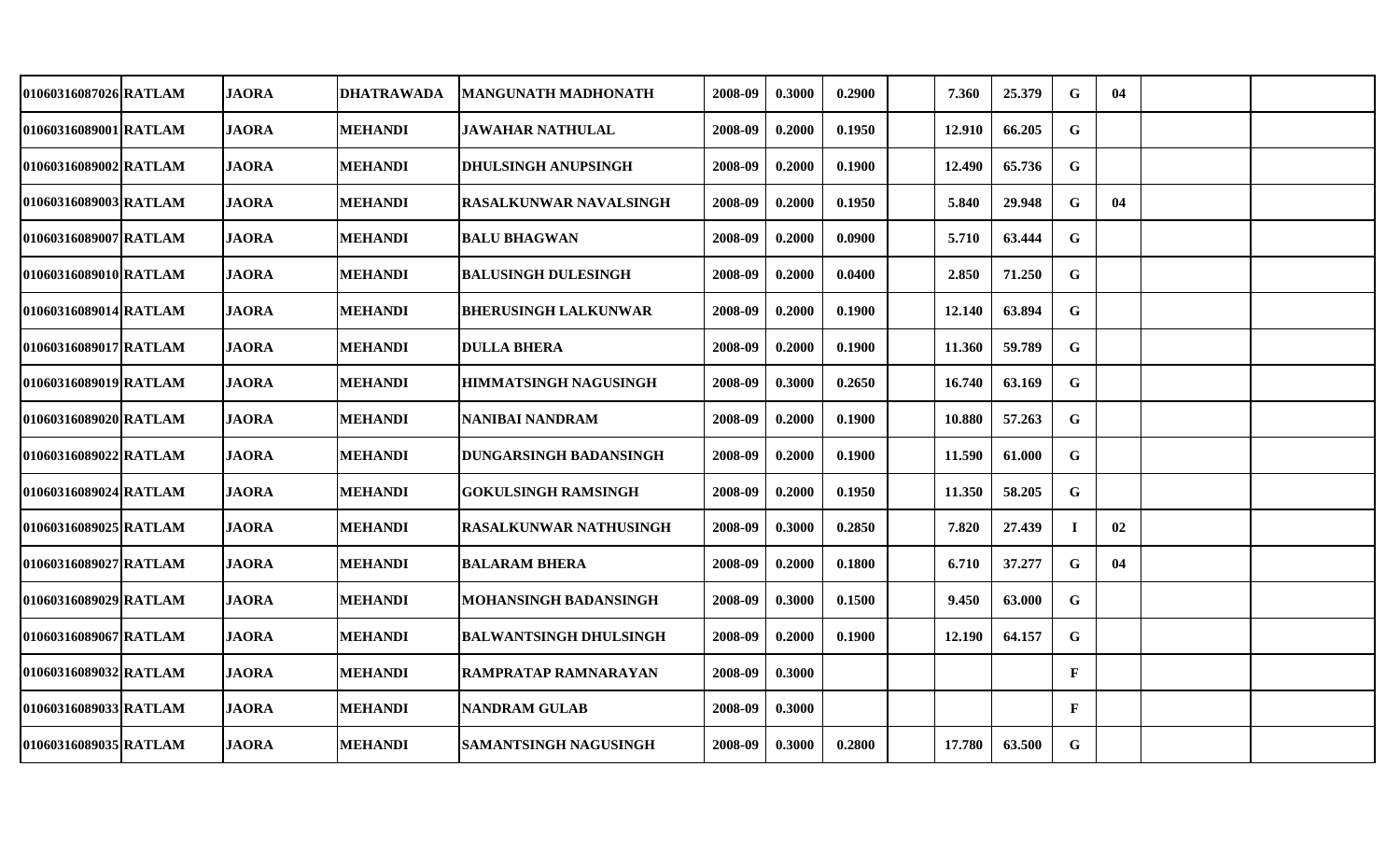| | | | | | | | | | | | | | | | |
|---|---|---|---|---|---|---|---|---|---|---|---|---|---|---|---|
| 01060316087026 | RATLAM | JAORA | DHATRAWADA | MANGUNATH MADHONATH | 2008-09 | 0.3000 | 0.2900 | | 7.360 | 25.379 | G | 04 | | | |
| 01060316089001 | RATLAM | JAORA | MEHANDI | JAWAHAR NATHULAL | 2008-09 | 0.2000 | 0.1950 | | 12.910 | 66.205 | G | | | | |
| 01060316089002 | RATLAM | JAORA | MEHANDI | DHULSINGH ANUPSINGH | 2008-09 | 0.2000 | 0.1900 | | 12.490 | 65.736 | G | | | | |
| 01060316089003 | RATLAM | JAORA | MEHANDI | RASALKUNWAR NAVALSINGH | 2008-09 | 0.2000 | 0.1950 | | 5.840 | 29.948 | G | 04 | | | |
| 01060316089007 | RATLAM | JAORA | MEHANDI | BALU BHAGWAN | 2008-09 | 0.2000 | 0.0900 | | 5.710 | 63.444 | G | | | | |
| 01060316089010 | RATLAM | JAORA | MEHANDI | BALUSINGH DULESINGH | 2008-09 | 0.2000 | 0.0400 | | 2.850 | 71.250 | G | | | | |
| 01060316089014 | RATLAM | JAORA | MEHANDI | BHERUSINGH LALKUNWAR | 2008-09 | 0.2000 | 0.1900 | | 12.140 | 63.894 | G | | | | |
| 01060316089017 | RATLAM | JAORA | MEHANDI | DULLA BHERA | 2008-09 | 0.2000 | 0.1900 | | 11.360 | 59.789 | G | | | | |
| 01060316089019 | RATLAM | JAORA | MEHANDI | HIMMATSINGH NAGUSINGH | 2008-09 | 0.3000 | 0.2650 | | 16.740 | 63.169 | G | | | | |
| 01060316089020 | RATLAM | JAORA | MEHANDI | NANIBAI NANDRAM | 2008-09 | 0.2000 | 0.1900 | | 10.880 | 57.263 | G | | | | |
| 01060316089022 | RATLAM | JAORA | MEHANDI | DUNGARSINGH BADANSINGH | 2008-09 | 0.2000 | 0.1900 | | 11.590 | 61.000 | G | | | | |
| 01060316089024 | RATLAM | JAORA | MEHANDI | GOKULSINGH RAMSINGH | 2008-09 | 0.2000 | 0.1950 | | 11.350 | 58.205 | G | | | | |
| 01060316089025 | RATLAM | JAORA | MEHANDI | RASALKUNWAR NATHUSINGH | 2008-09 | 0.3000 | 0.2850 | | 7.820 | 27.439 | I | 02 | | | |
| 01060316089027 | RATLAM | JAORA | MEHANDI | BALARAM BHERA | 2008-09 | 0.2000 | 0.1800 | | 6.710 | 37.277 | G | 04 | | | |
| 01060316089029 | RATLAM | JAORA | MEHANDI | MOHANSINGH BADANSINGH | 2008-09 | 0.3000 | 0.1500 | | 9.450 | 63.000 | G | | | | |
| 01060316089067 | RATLAM | JAORA | MEHANDI | BALWANTSINGH DHULSINGH | 2008-09 | 0.2000 | 0.1900 | | 12.190 | 64.157 | G | | | | |
| 01060316089032 | RATLAM | JAORA | MEHANDI | RAMPRATAP RAMNARAYAN | 2008-09 | 0.3000 | | | | | F | | | | |
| 01060316089033 | RATLAM | JAORA | MEHANDI | NANDRAM GULAB | 2008-09 | 0.3000 | | | | | F | | | | |
| 01060316089035 | RATLAM | JAORA | MEHANDI | SAMANTSINGH NAGUSINGH | 2008-09 | 0.3000 | 0.2800 | | 17.780 | 63.500 | G | | | | |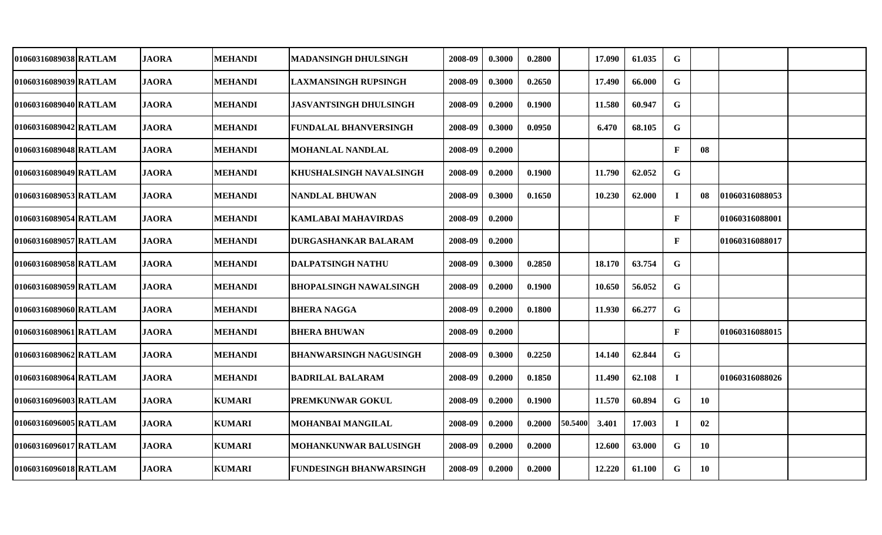| 01060316089038 | RATLAM | JAORA | MEHANDI | MADANSINGH DHULSINGH | 2008-09 | 0.3000 | 0.2800 | | 17.090 | 61.035 | G | | | |
|---|---|---|---|---|---|---|---|---|---|---|---|---|---|---|
| 01060316089039 | RATLAM | JAORA | MEHANDI | LAXMANSINGH RUPSINGH | 2008-09 | 0.3000 | 0.2650 | | 17.490 | 66.000 | G | | | |
| 01060316089040 | RATLAM | JAORA | MEHANDI | JASVANTSINGH DHULSINGH | 2008-09 | 0.2000 | 0.1900 | | 11.580 | 60.947 | G | | | |
| 01060316089042 | RATLAM | JAORA | MEHANDI | FUNDALAL BHANVERSINGH | 2008-09 | 0.3000 | 0.0950 | | 6.470 | 68.105 | G | | | |
| 01060316089048 | RATLAM | JAORA | MEHANDI | MOHANLAL NANDLAL | 2008-09 | 0.2000 | | | | | F | 08 | | |
| 01060316089049 | RATLAM | JAORA | MEHANDI | KHUSHALSINGH NAVALSINGH | 2008-09 | 0.2000 | 0.1900 | | 11.790 | 62.052 | G | | | |
| 01060316089053 | RATLAM | JAORA | MEHANDI | NANDLAL BHUWAN | 2008-09 | 0.3000 | 0.1650 | | 10.230 | 62.000 | I | 08 | 01060316088053 | |
| 01060316089054 | RATLAM | JAORA | MEHANDI | KAMLABAI MAHAVIRDAS | 2008-09 | 0.2000 | | | | | F | | 01060316088001 | |
| 01060316089057 | RATLAM | JAORA | MEHANDI | DURGASHANKAR BALARAM | 2008-09 | 0.2000 | | | | | F | | 01060316088017 | |
| 01060316089058 | RATLAM | JAORA | MEHANDI | DALPATSINGH NATHU | 2008-09 | 0.3000 | 0.2850 | | 18.170 | 63.754 | G | | | |
| 01060316089059 | RATLAM | JAORA | MEHANDI | BHOPALSINGH NAWALSINGH | 2008-09 | 0.2000 | 0.1900 | | 10.650 | 56.052 | G | | | |
| 01060316089060 | RATLAM | JAORA | MEHANDI | BHERA NAGGA | 2008-09 | 0.2000 | 0.1800 | | 11.930 | 66.277 | G | | | |
| 01060316089061 | RATLAM | JAORA | MEHANDI | BHERA BHUWAN | 2008-09 | 0.2000 | | | | | F | | 01060316088015 | |
| 01060316089062 | RATLAM | JAORA | MEHANDI | BHANWARSINGH NAGUSINGH | 2008-09 | 0.3000 | 0.2250 | | 14.140 | 62.844 | G | | | |
| 01060316089064 | RATLAM | JAORA | MEHANDI | BADRILAL BALARAM | 2008-09 | 0.2000 | 0.1850 | | 11.490 | 62.108 | I | | 01060316088026 | |
| 01060316096003 | RATLAM | JAORA | KUMARI | PREMKUNWAR GOKUL | 2008-09 | 0.2000 | 0.1900 | | 11.570 | 60.894 | G | 10 | | |
| 01060316096005 | RATLAM | JAORA | KUMARI | MOHANBAI MANGILAL | 2008-09 | 0.2000 | 0.2000 | 50.5400 | 3.401 | 17.003 | I | 02 | | |
| 01060316096017 | RATLAM | JAORA | KUMARI | MOHANKUNWAR BALUSINGH | 2008-09 | 0.2000 | 0.2000 | | 12.600 | 63.000 | G | 10 | | |
| 01060316096018 | RATLAM | JAORA | KUMARI | FUNDESINGH BHANWARSINGH | 2008-09 | 0.2000 | 0.2000 | | 12.220 | 61.100 | G | 10 | | |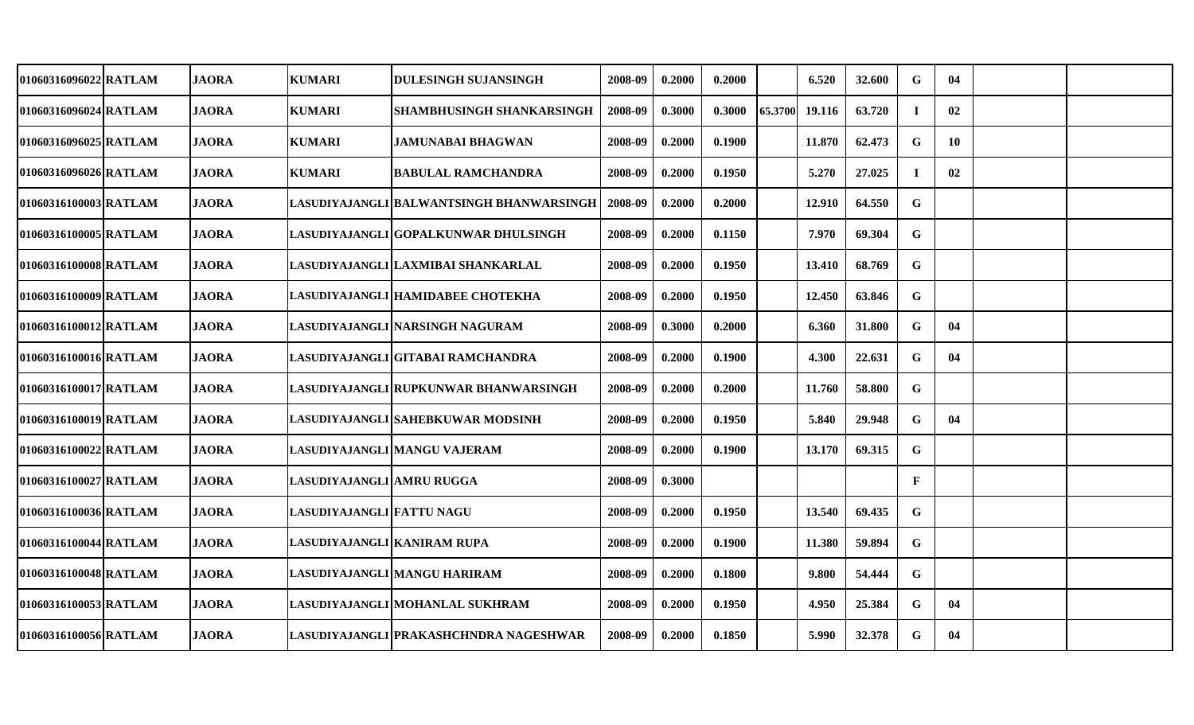| | | | | | | | | | | | | | | |
|---|---|---|---|---|---|---|---|---|---|---|---|---|---|---|
| 01060316096022 | RATLAM | JAORA | KUMARI | DULESINGH SUJANSINGH | 2008-09 | 0.2000 | 0.2000 | | 6.520 | 32.600 | G | 04 | | |
| 01060316096024 | RATLAM | JAORA | KUMARI | SHAMBHUSINGH SHANKARSINGH | 2008-09 | 0.3000 | 0.3000 | 65.3700 | 19.116 | 63.720 | I | 02 | | |
| 01060316096025 | RATLAM | JAORA | KUMARI | JAMUNABAI BHAGWAN | 2008-09 | 0.2000 | 0.1900 | | 11.870 | 62.473 | G | 10 | | |
| 01060316096026 | RATLAM | JAORA | KUMARI | BABULAL RAMCHANDRA | 2008-09 | 0.2000 | 0.1950 | | 5.270 | 27.025 | I | 02 | | |
| 01060316100003 | RATLAM | JAORA | LASUDIYAJANGLI | BALWANTSINGH BHANWARSINGH | 2008-09 | 0.2000 | 0.2000 | | 12.910 | 64.550 | G | | | |
| 01060316100005 | RATLAM | JAORA | LASUDIYAJANGLI | GOPALKUNWAR DHULSINGH | 2008-09 | 0.2000 | 0.1150 | | 7.970 | 69.304 | G | | | |
| 01060316100008 | RATLAM | JAORA | LASUDIYAJANGLI | LAXMIBAI SHANKARLAL | 2008-09 | 0.2000 | 0.1950 | | 13.410 | 68.769 | G | | | |
| 01060316100009 | RATLAM | JAORA | LASUDIYAJANGLI | HAMIDABEE CHOTEKHA | 2008-09 | 0.2000 | 0.1950 | | 12.450 | 63.846 | G | | | |
| 01060316100012 | RATLAM | JAORA | LASUDIYAJANGLI | NARSINGH NAGURAM | 2008-09 | 0.3000 | 0.2000 | | 6.360 | 31.800 | G | 04 | | |
| 01060316100016 | RATLAM | JAORA | LASUDIYAJANGLI | GITABAI RAMCHANDRA | 2008-09 | 0.2000 | 0.1900 | | 4.300 | 22.631 | G | 04 | | |
| 01060316100017 | RATLAM | JAORA | LASUDIYAJANGLI | RUPKUNWAR BHANWARSINGH | 2008-09 | 0.2000 | 0.2000 | | 11.760 | 58.800 | G | | | |
| 01060316100019 | RATLAM | JAORA | LASUDIYAJANGLI | SAHEBKUWAR MODSINH | 2008-09 | 0.2000 | 0.1950 | | 5.840 | 29.948 | G | 04 | | |
| 01060316100022 | RATLAM | JAORA | LASUDIYAJANGLI | MANGU VAJERAM | 2008-09 | 0.2000 | 0.1900 | | 13.170 | 69.315 | G | | | |
| 01060316100027 | RATLAM | JAORA | LASUDIYAJANGLI | AMRU RUGGA | 2008-09 | 0.3000 | | | | | F | | | |
| 01060316100036 | RATLAM | JAORA | LASUDIYAJANGLI | FATTU NAGU | 2008-09 | 0.2000 | 0.1950 | | 13.540 | 69.435 | G | | | |
| 01060316100044 | RATLAM | JAORA | LASUDIYAJANGLI | KANIRAM RUPA | 2008-09 | 0.2000 | 0.1900 | | 11.380 | 59.894 | G | | | |
| 01060316100048 | RATLAM | JAORA | LASUDIYAJANGLI | MANGU HARIRAM | 2008-09 | 0.2000 | 0.1800 | | 9.800 | 54.444 | G | | | |
| 01060316100053 | RATLAM | JAORA | LASUDIYAJANGLI | MOHANLAL SUKHRAM | 2008-09 | 0.2000 | 0.1950 | | 4.950 | 25.384 | G | 04 | | |
| 01060316100056 | RATLAM | JAORA | LASUDIYAJANGLI | PRAKASHCHNDRA NAGESHWAR | 2008-09 | 0.2000 | 0.1850 | | 5.990 | 32.378 | G | 04 | | |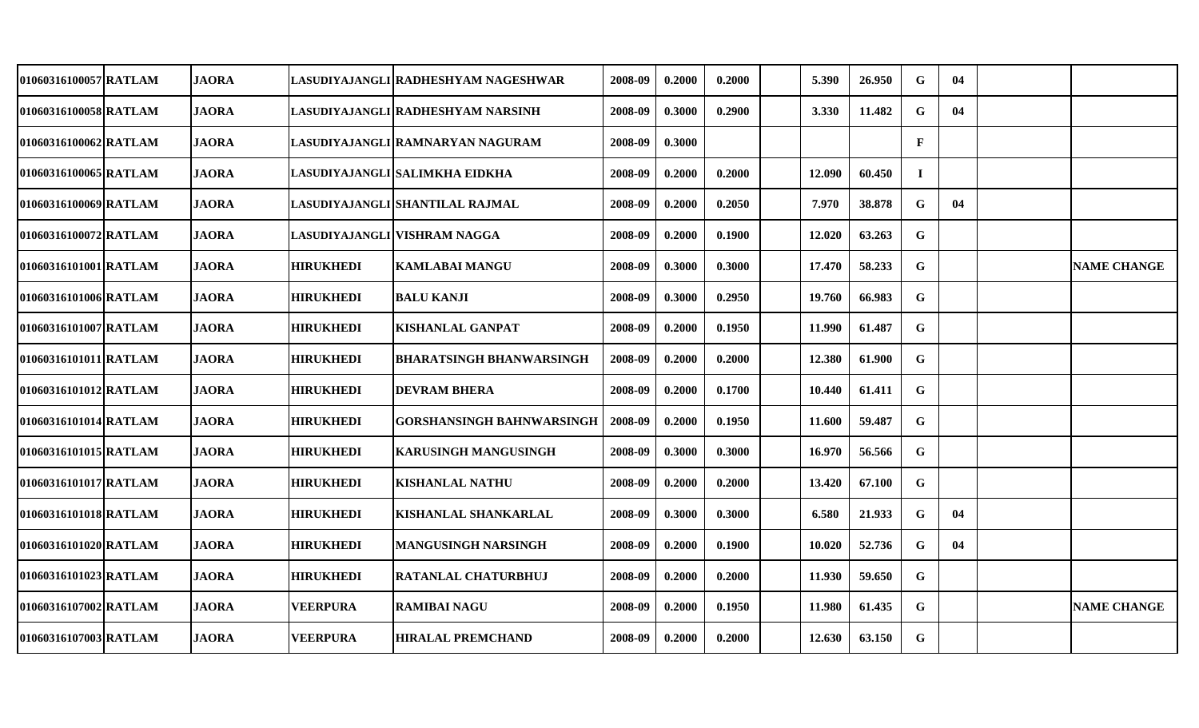| | | | | | | | | | | | | | | | |
|---|---|---|---|---|---|---|---|---|---|---|---|---|---|---|---|
| 01060316100057 | RATLAM | JAORA | LASUDIYAJANGLI | RADHESHYAM NAGESHWAR | 2008-09 | 0.2000 | 0.2000 | | 5.390 | 26.950 | G | 04 | | | |
| 01060316100058 | RATLAM | JAORA | LASUDIYAJANGLI | RADHESHYAM NARSINH | 2008-09 | 0.3000 | 0.2900 | | 3.330 | 11.482 | G | 04 | | | |
| 01060316100062 | RATLAM | JAORA | LASUDIYAJANGLI | RAMNARYAN NAGURAM | 2008-09 | 0.3000 | | | | | F | | | | |
| 01060316100065 | RATLAM | JAORA | LASUDIYAJANGLI | SALIMKHA EIDKHA | 2008-09 | 0.2000 | 0.2000 | | 12.090 | 60.450 | I | | | | |
| 01060316100069 | RATLAM | JAORA | LASUDIYAJANGLI | SHANTILAL RAJMAL | 2008-09 | 0.2000 | 0.2050 | | 7.970 | 38.878 | G | 04 | | | |
| 01060316100072 | RATLAM | JAORA | LASUDIYAJANGLI | VISHRAM NAGGA | 2008-09 | 0.2000 | 0.1900 | | 12.020 | 63.263 | G | | | | |
| 01060316101001 | RATLAM | JAORA | HIRUKHEDI | KAMLABAI MANGU | 2008-09 | 0.3000 | 0.3000 | | 17.470 | 58.233 | G | | | | NAME CHANGE |
| 01060316101006 | RATLAM | JAORA | HIRUKHEDI | BALU KANJI | 2008-09 | 0.3000 | 0.2950 | | 19.760 | 66.983 | G | | | | |
| 01060316101007 | RATLAM | JAORA | HIRUKHEDI | KISHANLAL GANPAT | 2008-09 | 0.2000 | 0.1950 | | 11.990 | 61.487 | G | | | | |
| 01060316101011 | RATLAM | JAORA | HIRUKHEDI | BHARATSINGH BHANWARSINGH | 2008-09 | 0.2000 | 0.2000 | | 12.380 | 61.900 | G | | | | |
| 01060316101012 | RATLAM | JAORA | HIRUKHEDI | DEVRAM BHERA | 2008-09 | 0.2000 | 0.1700 | | 10.440 | 61.411 | G | | | | |
| 01060316101014 | RATLAM | JAORA | HIRUKHEDI | GORSHANSINGH BAHNWARSINGH | 2008-09 | 0.2000 | 0.1950 | | 11.600 | 59.487 | G | | | | |
| 01060316101015 | RATLAM | JAORA | HIRUKHEDI | KARUSINGH MANGUSINGH | 2008-09 | 0.3000 | 0.3000 | | 16.970 | 56.566 | G | | | | |
| 01060316101017 | RATLAM | JAORA | HIRUKHEDI | KISHANLAL NATHU | 2008-09 | 0.2000 | 0.2000 | | 13.420 | 67.100 | G | | | | |
| 01060316101018 | RATLAM | JAORA | HIRUKHEDI | KISHANLAL SHANKARLAL | 2008-09 | 0.3000 | 0.3000 | | 6.580 | 21.933 | G | 04 | | | |
| 01060316101020 | RATLAM | JAORA | HIRUKHEDI | MANGUSINGH NARSINGH | 2008-09 | 0.2000 | 0.1900 | | 10.020 | 52.736 | G | 04 | | | |
| 01060316101023 | RATLAM | JAORA | HIRUKHEDI | RATANLAL CHATURBHUJ | 2008-09 | 0.2000 | 0.2000 | | 11.930 | 59.650 | G | | | | |
| 01060316107002 | RATLAM | JAORA | VEERPURA | RAMIBAI NAGU | 2008-09 | 0.2000 | 0.1950 | | 11.980 | 61.435 | G | | | | NAME CHANGE |
| 01060316107003 | RATLAM | JAORA | VEERPURA | HIRALAL PREMCHAND | 2008-09 | 0.2000 | 0.2000 | | 12.630 | 63.150 | G | | | | |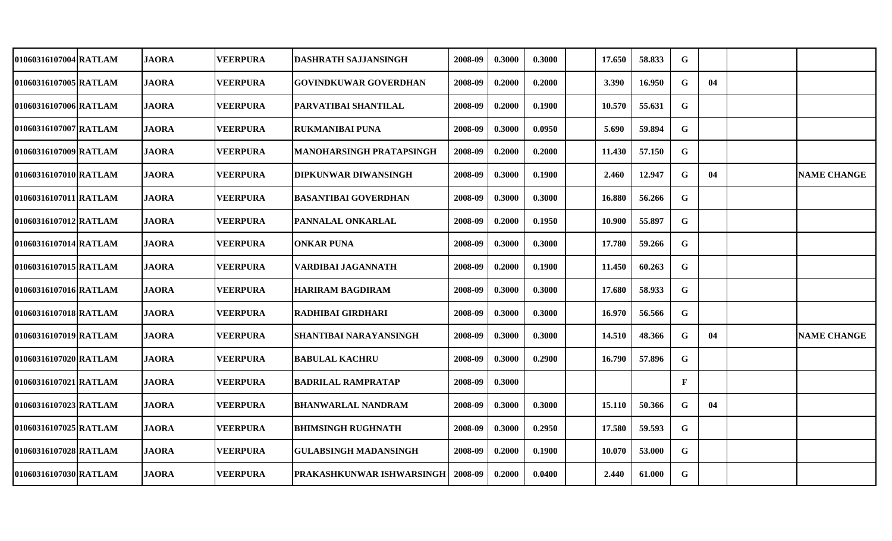| | | | | | | | | | | | | | | |
|---|---|---|---|---|---|---|---|---|---|---|---|---|---|---|
| 01060316107004 | RATLAM | JAORA | VEERPURA | DASHRATH SAJJANSINGH | 2008-09 | 0.3000 | 0.3000 | | 17.650 | 58.833 | G | | | |
| 01060316107005 | RATLAM | JAORA | VEERPURA | GOVINDKUWAR GOVERDHAN | 2008-09 | 0.2000 | 0.2000 | | 3.390 | 16.950 | G | 04 | | |
| 01060316107006 | RATLAM | JAORA | VEERPURA | PARVATIBAI SHANTILAL | 2008-09 | 0.2000 | 0.1900 | | 10.570 | 55.631 | G | | | |
| 01060316107007 | RATLAM | JAORA | VEERPURA | RUKMANIBAI PUNA | 2008-09 | 0.3000 | 0.0950 | | 5.690 | 59.894 | G | | | |
| 01060316107009 | RATLAM | JAORA | VEERPURA | MANOHARSINGH PRATAPSINGH | 2008-09 | 0.2000 | 0.2000 | | 11.430 | 57.150 | G | | | |
| 01060316107010 | RATLAM | JAORA | VEERPURA | DIPKUNWAR DIWANSINGH | 2008-09 | 0.3000 | 0.1900 | | 2.460 | 12.947 | G | 04 | | NAME CHANGE |
| 01060316107011 | RATLAM | JAORA | VEERPURA | BASANTIBAI GOVERDHAN | 2008-09 | 0.3000 | 0.3000 | | 16.880 | 56.266 | G | | | |
| 01060316107012 | RATLAM | JAORA | VEERPURA | PANNALAL ONKARLAL | 2008-09 | 0.2000 | 0.1950 | | 10.900 | 55.897 | G | | | |
| 01060316107014 | RATLAM | JAORA | VEERPURA | ONKAR PUNA | 2008-09 | 0.3000 | 0.3000 | | 17.780 | 59.266 | G | | | |
| 01060316107015 | RATLAM | JAORA | VEERPURA | VARDIBAI JAGANNATH | 2008-09 | 0.2000 | 0.1900 | | 11.450 | 60.263 | G | | | |
| 01060316107016 | RATLAM | JAORA | VEERPURA | HARIRAM BAGDIRAM | 2008-09 | 0.3000 | 0.3000 | | 17.680 | 58.933 | G | | | |
| 01060316107018 | RATLAM | JAORA | VEERPURA | RADHIBAI GIRDHARI | 2008-09 | 0.3000 | 0.3000 | | 16.970 | 56.566 | G | | | |
| 01060316107019 | RATLAM | JAORA | VEERPURA | SHANTIBAI NARAYANSINGH | 2008-09 | 0.3000 | 0.3000 | | 14.510 | 48.366 | G | 04 | | NAME CHANGE |
| 01060316107020 | RATLAM | JAORA | VEERPURA | BABULAL KACHRU | 2008-09 | 0.3000 | 0.2900 | | 16.790 | 57.896 | G | | | |
| 01060316107021 | RATLAM | JAORA | VEERPURA | BADRILAL RAMPRATAP | 2008-09 | 0.3000 | | | | | F | | | |
| 01060316107023 | RATLAM | JAORA | VEERPURA | BHANWARLAL NANDRAM | 2008-09 | 0.3000 | 0.3000 | | 15.110 | 50.366 | G | 04 | | |
| 01060316107025 | RATLAM | JAORA | VEERPURA | BHIMSINGH RUGHNATH | 2008-09 | 0.3000 | 0.2950 | | 17.580 | 59.593 | G | | | |
| 01060316107028 | RATLAM | JAORA | VEERPURA | GULABSINGH MADANSINGH | 2008-09 | 0.2000 | 0.1900 | | 10.070 | 53.000 | G | | | |
| 01060316107030 | RATLAM | JAORA | VEERPURA | PRAKASHKUNWAR ISHWARSINGH | 2008-09 | 0.2000 | 0.0400 | | 2.440 | 61.000 | G | | | |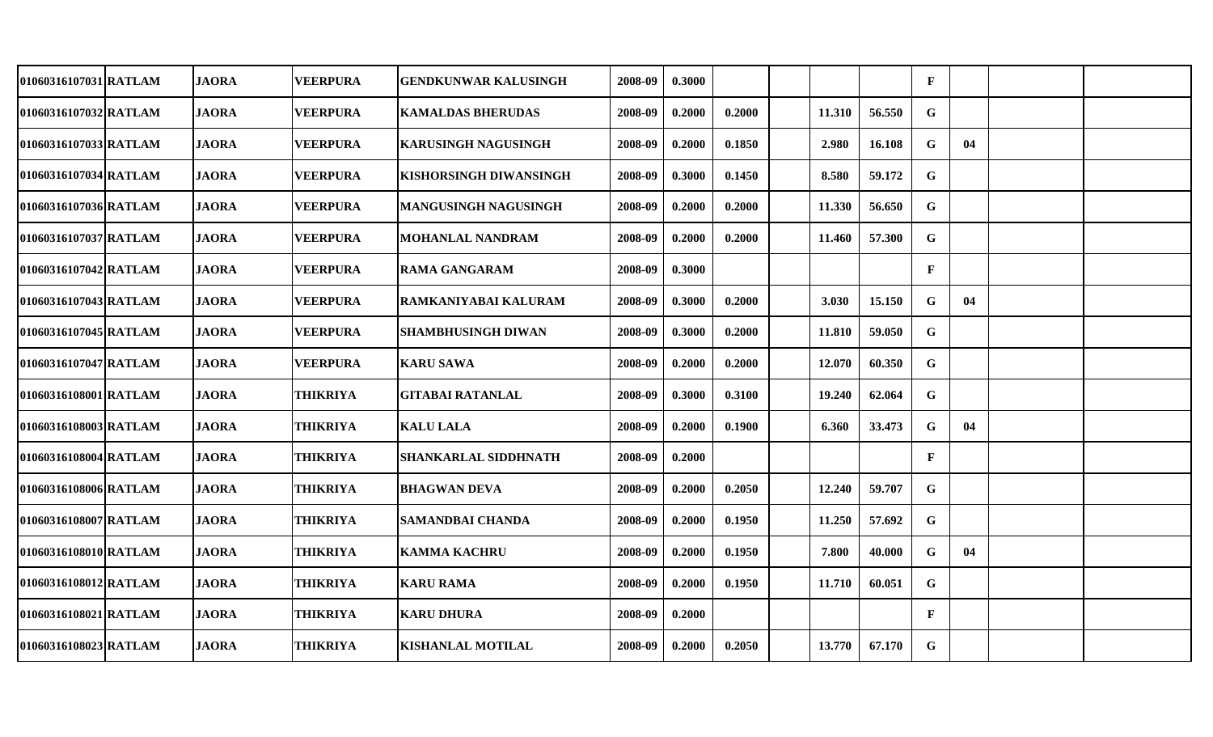| | | | | | | | | | | | | | | |
|---|---|---|---|---|---|---|---|---|---|---|---|---|---|---|
| 01060316107031 | RATLAM | JAORA | VEERPURA | GENDKUNWAR KALUSINGH | 2008-09 | 0.3000 | | | | | F | | | |
| 01060316107032 | RATLAM | JAORA | VEERPURA | KAMALDAS BHERUDAS | 2008-09 | 0.2000 | 0.2000 | | 11.310 | 56.550 | G | | | |
| 01060316107033 | RATLAM | JAORA | VEERPURA | KARUSINGH NAGUSINGH | 2008-09 | 0.2000 | 0.1850 | | 2.980 | 16.108 | G | 04 | | |
| 01060316107034 | RATLAM | JAORA | VEERPURA | KISHORSINGH DIWANSINGH | 2008-09 | 0.3000 | 0.1450 | | 8.580 | 59.172 | G | | | |
| 01060316107036 | RATLAM | JAORA | VEERPURA | MANGUSINGH NAGUSINGH | 2008-09 | 0.2000 | 0.2000 | | 11.330 | 56.650 | G | | | |
| 01060316107037 | RATLAM | JAORA | VEERPURA | MOHANLAL NANDRAM | 2008-09 | 0.2000 | 0.2000 | | 11.460 | 57.300 | G | | | |
| 01060316107042 | RATLAM | JAORA | VEERPURA | RAMA GANGARAM | 2008-09 | 0.3000 | | | | | F | | | |
| 01060316107043 | RATLAM | JAORA | VEERPURA | RAMKANIYABAI KALURAM | 2008-09 | 0.3000 | 0.2000 | | 3.030 | 15.150 | G | 04 | | |
| 01060316107045 | RATLAM | JAORA | VEERPURA | SHAMBHUSINGH DIWAN | 2008-09 | 0.3000 | 0.2000 | | 11.810 | 59.050 | G | | | |
| 01060316107047 | RATLAM | JAORA | VEERPURA | KARU SAWA | 2008-09 | 0.2000 | 0.2000 | | 12.070 | 60.350 | G | | | |
| 01060316108001 | RATLAM | JAORA | THIKRIYA | GITABAI RATANLAL | 2008-09 | 0.3000 | 0.3100 | | 19.240 | 62.064 | G | | | |
| 01060316108003 | RATLAM | JAORA | THIKRIYA | KALU LALA | 2008-09 | 0.2000 | 0.1900 | | 6.360 | 33.473 | G | 04 | | |
| 01060316108004 | RATLAM | JAORA | THIKRIYA | SHANKARLAL SIDDHNATH | 2008-09 | 0.2000 | | | | | F | | | |
| 01060316108006 | RATLAM | JAORA | THIKRIYA | BHAGWAN DEVA | 2008-09 | 0.2000 | 0.2050 | | 12.240 | 59.707 | G | | | |
| 01060316108007 | RATLAM | JAORA | THIKRIYA | SAMANDBAI CHANDA | 2008-09 | 0.2000 | 0.1950 | | 11.250 | 57.692 | G | | | |
| 01060316108010 | RATLAM | JAORA | THIKRIYA | KAMMA KACHRU | 2008-09 | 0.2000 | 0.1950 | | 7.800 | 40.000 | G | 04 | | |
| 01060316108012 | RATLAM | JAORA | THIKRIYA | KARU RAMA | 2008-09 | 0.2000 | 0.1950 | | 11.710 | 60.051 | G | | | |
| 01060316108021 | RATLAM | JAORA | THIKRIYA | KARU DHURA | 2008-09 | 0.2000 | | | | | F | | | |
| 01060316108023 | RATLAM | JAORA | THIKRIYA | KISHANLAL MOTILAL | 2008-09 | 0.2000 | 0.2050 | | 13.770 | 67.170 | G | | | |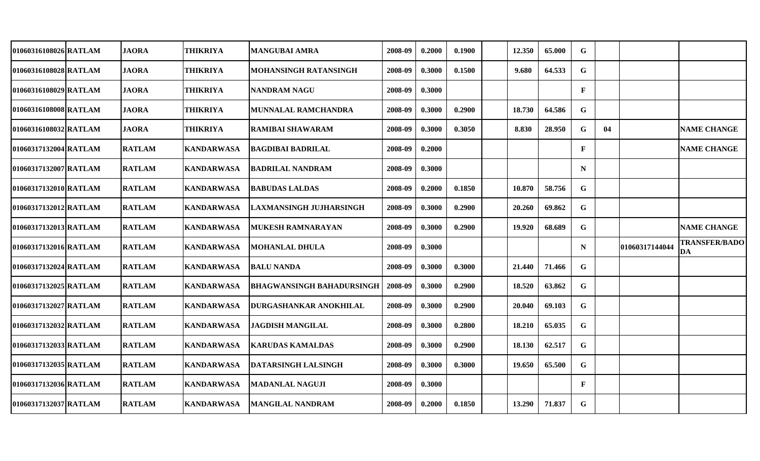| | | | | | | | | | | | | | | |
|---|---|---|---|---|---|---|---|---|---|---|---|---|---|---|
| 01060316108026 | RATLAM | JAORA | THIKRIYA | MANGUBAI AMRA | 2008-09 | 0.2000 | 0.1900 | | 12.350 | 65.000 | G | | | |
| 01060316108028 | RATLAM | JAORA | THIKRIYA | MOHANSINGH RATANSINGH | 2008-09 | 0.3000 | 0.1500 | | 9.680 | 64.533 | G | | | |
| 01060316108029 | RATLAM | JAORA | THIKRIYA | NANDRAM NAGU | 2008-09 | 0.3000 | | | | | F | | | |
| 01060316108008 | RATLAM | JAORA | THIKRIYA | MUNNALAL RAMCHANDRA | 2008-09 | 0.3000 | 0.2900 | | 18.730 | 64.586 | G | | | |
| 01060316108032 | RATLAM | JAORA | THIKRIYA | RAMIBAI SHAWARAM | 2008-09 | 0.3000 | 0.3050 | | 8.830 | 28.950 | G | 04 | | NAME CHANGE |
| 01060317132004 | RATLAM | RATLAM | KANDARWASA | BAGDIBAI BADRILAL | 2008-09 | 0.2000 | | | | | F | | | NAME CHANGE |
| 01060317132007 | RATLAM | RATLAM | KANDARWASA | BADRILAL NANDRAM | 2008-09 | 0.3000 | | | | | N | | | |
| 01060317132010 | RATLAM | RATLAM | KANDARWASA | BABUDAS LALDAS | 2008-09 | 0.2000 | 0.1850 | | 10.870 | 58.756 | G | | | |
| 01060317132012 | RATLAM | RATLAM | KANDARWASA | LAXMANSINGH JUJHARSINGH | 2008-09 | 0.3000 | 0.2900 | | 20.260 | 69.862 | G | | | |
| 01060317132013 | RATLAM | RATLAM | KANDARWASA | MUKESH RAMNARAYAN | 2008-09 | 0.3000 | 0.2900 | | 19.920 | 68.689 | G | | | NAME CHANGE |
| 01060317132016 | RATLAM | RATLAM | KANDARWASA | MOHANLAL DHULA | 2008-09 | 0.3000 | | | | | N | | 01060317144044 | TRANSFER/BADODA |
| 01060317132024 | RATLAM | RATLAM | KANDARWASA | BALU NANDA | 2008-09 | 0.3000 | 0.3000 | | 21.440 | 71.466 | G | | | |
| 01060317132025 | RATLAM | RATLAM | KANDARWASA | BHAGWANSINGH BAHADURSINGH | 2008-09 | 0.3000 | 0.2900 | | 18.520 | 63.862 | G | | | |
| 01060317132027 | RATLAM | RATLAM | KANDARWASA | DURGASHANKAR ANOKHILAL | 2008-09 | 0.3000 | 0.2900 | | 20.040 | 69.103 | G | | | |
| 01060317132032 | RATLAM | RATLAM | KANDARWASA | JAGDISH MANGILAL | 2008-09 | 0.3000 | 0.2800 | | 18.210 | 65.035 | G | | | |
| 01060317132033 | RATLAM | RATLAM | KANDARWASA | KARUDAS KAMALDAS | 2008-09 | 0.3000 | 0.2900 | | 18.130 | 62.517 | G | | | |
| 01060317132035 | RATLAM | RATLAM | KANDARWASA | DATARSINGH LALSINGH | 2008-09 | 0.3000 | 0.3000 | | 19.650 | 65.500 | G | | | |
| 01060317132036 | RATLAM | RATLAM | KANDARWASA | MADANLAL NAGUJI | 2008-09 | 0.3000 | | | | | F | | | |
| 01060317132037 | RATLAM | RATLAM | KANDARWASA | MANGILAL NANDRAM | 2008-09 | 0.2000 | 0.1850 | | 13.290 | 71.837 | G | | | |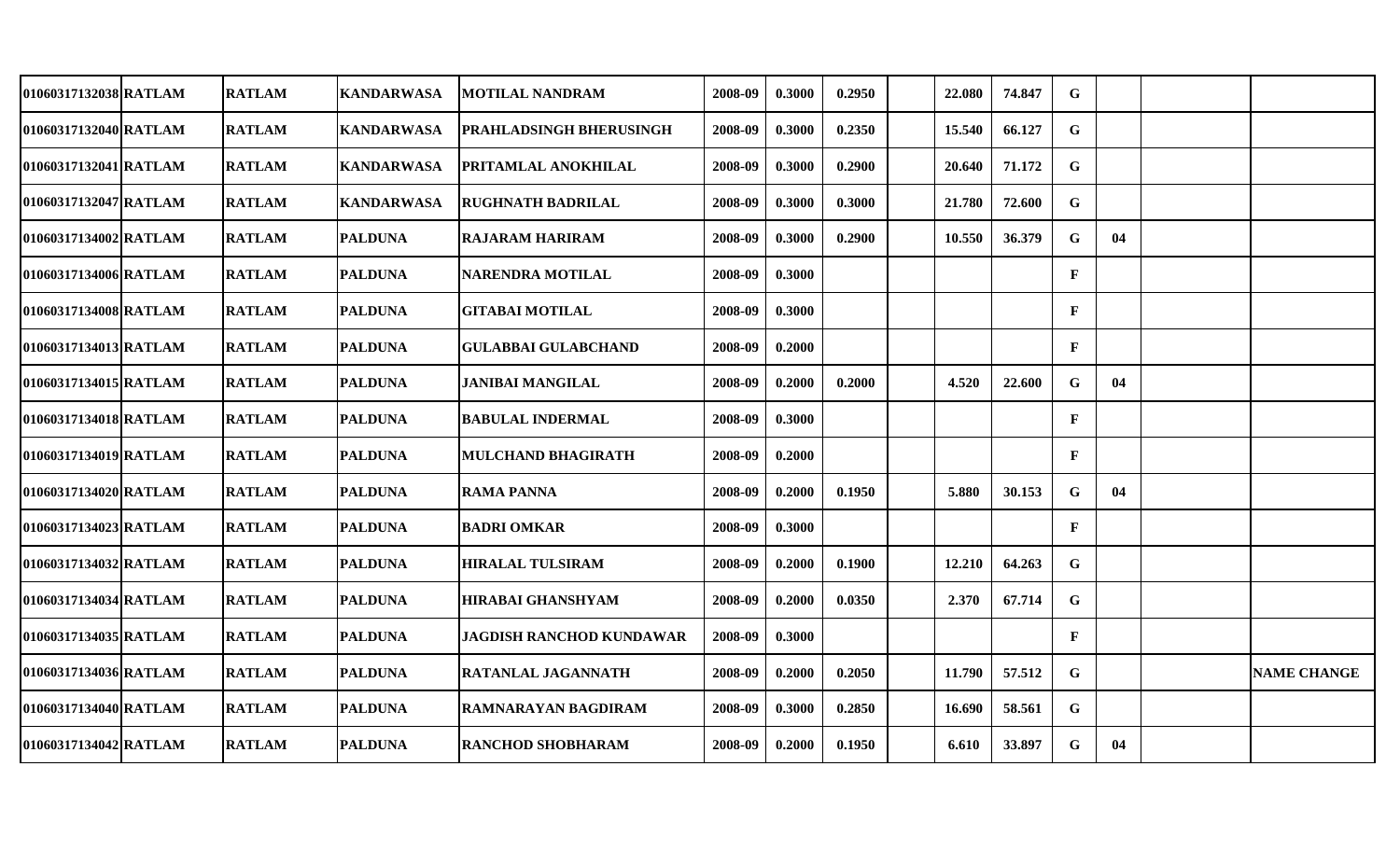| | | | | | | | | | | | | | | | |
|---|---|---|---|---|---|---|---|---|---|---|---|---|---|---|---|
| 01060317132038 | RATLAM | RATLAM | KANDARWASA | MOTILAL NANDRAM | 2008-09 | 0.3000 | 0.2950 | | 22.080 | 74.847 | G | | | |
| 01060317132040 | RATLAM | RATLAM | KANDARWASA | PRAHLADSINGH BHERUSINGH | 2008-09 | 0.3000 | 0.2350 | | 15.540 | 66.127 | G | | | |
| 01060317132041 | RATLAM | RATLAM | KANDARWASA | PRITAMLAL ANOKHILAL | 2008-09 | 0.3000 | 0.2900 | | 20.640 | 71.172 | G | | | |
| 01060317132047 | RATLAM | RATLAM | KANDARWASA | RUGHNATH BADRILAL | 2008-09 | 0.3000 | 0.3000 | | 21.780 | 72.600 | G | | | |
| 01060317134002 | RATLAM | RATLAM | PALDUNA | RAJARAM HARIRAM | 2008-09 | 0.3000 | 0.2900 | | 10.550 | 36.379 | G | 04 | | |
| 01060317134006 | RATLAM | RATLAM | PALDUNA | NARENDRA MOTILAL | 2008-09 | 0.3000 | | | | | F | | | |
| 01060317134008 | RATLAM | RATLAM | PALDUNA | GITABAI MOTILAL | 2008-09 | 0.3000 | | | | | F | | | |
| 01060317134013 | RATLAM | RATLAM | PALDUNA | GULABBAI GULABCHAND | 2008-09 | 0.2000 | | | | | F | | | |
| 01060317134015 | RATLAM | RATLAM | PALDUNA | JANIBAI MANGILAL | 2008-09 | 0.2000 | 0.2000 | | 4.520 | 22.600 | G | 04 | | |
| 01060317134018 | RATLAM | RATLAM | PALDUNA | BABULAL INDERMAL | 2008-09 | 0.3000 | | | | | F | | | |
| 01060317134019 | RATLAM | RATLAM | PALDUNA | MULCHAND BHAGIRATH | 2008-09 | 0.2000 | | | | | F | | | |
| 01060317134020 | RATLAM | RATLAM | PALDUNA | RAMA PANNA | 2008-09 | 0.2000 | 0.1950 | | 5.880 | 30.153 | G | 04 | | |
| 01060317134023 | RATLAM | RATLAM | PALDUNA | BADRI OMKAR | 2008-09 | 0.3000 | | | | | F | | | |
| 01060317134032 | RATLAM | RATLAM | PALDUNA | HIRALAL TULSIRAM | 2008-09 | 0.2000 | 0.1900 | | 12.210 | 64.263 | G | | | |
| 01060317134034 | RATLAM | RATLAM | PALDUNA | HIRABAI GHANSHYAM | 2008-09 | 0.2000 | 0.0350 | | 2.370 | 67.714 | G | | | |
| 01060317134035 | RATLAM | RATLAM | PALDUNA | JAGDISH RANCHOD KUNDAWAR | 2008-09 | 0.3000 | | | | | F | | | |
| 01060317134036 | RATLAM | RATLAM | PALDUNA | RATANLAL JAGANNATH | 2008-09 | 0.2000 | 0.2050 | | 11.790 | 57.512 | G | | | NAME CHANGE |
| 01060317134040 | RATLAM | RATLAM | PALDUNA | RAMNARAYAN BAGDIRAM | 2008-09 | 0.3000 | 0.2850 | | 16.690 | 58.561 | G | | | |
| 01060317134042 | RATLAM | RATLAM | PALDUNA | RANCHOD SHOBHARAM | 2008-09 | 0.2000 | 0.1950 | | 6.610 | 33.897 | G | 04 | | |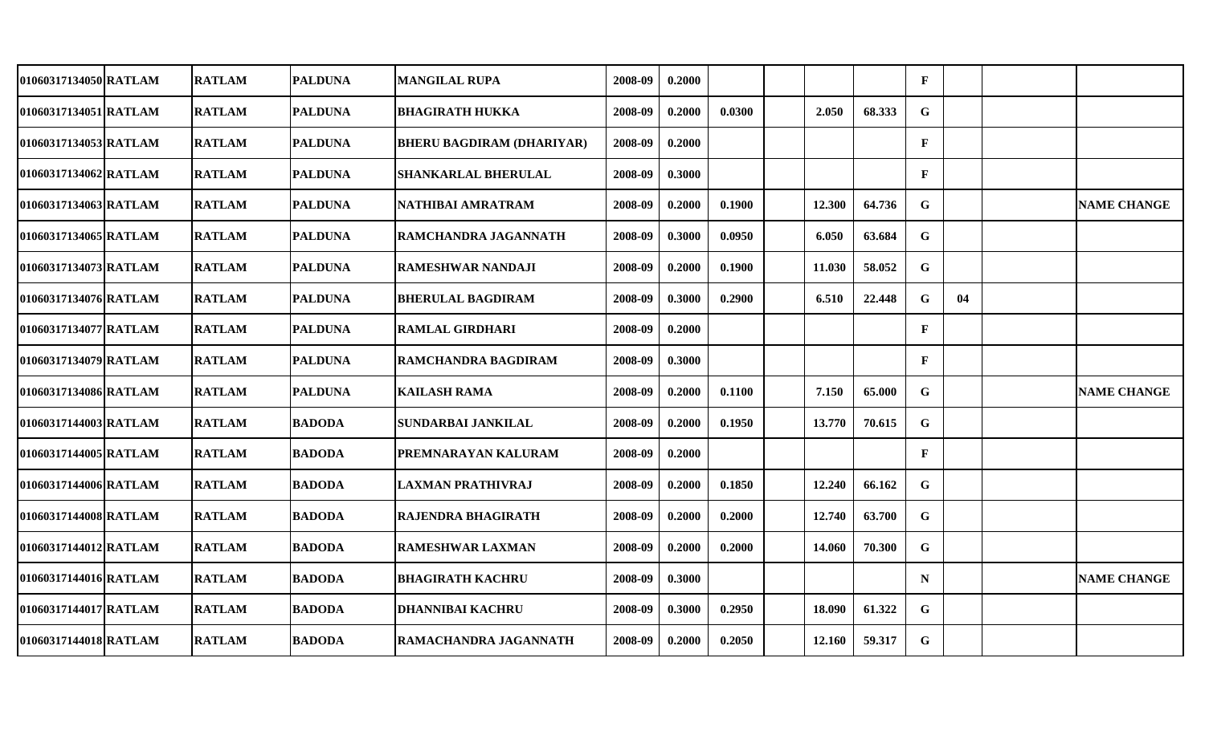| | | | | | | | | | | | | | | |
|---|---|---|---|---|---|---|---|---|---|---|---|---|---|---|
| 01060317134050 | RATLAM | RATLAM | PALDUNA | MANGILAL RUPA | 2008-09 | 0.2000 | | | | | F | | | |
| 01060317134051 | RATLAM | RATLAM | PALDUNA | BHAGIRATH HUKKA | 2008-09 | 0.2000 | 0.0300 | | 2.050 | 68.333 | G | | | |
| 01060317134053 | RATLAM | RATLAM | PALDUNA | BHERU BAGDIRAM (DHARIYAR) | 2008-09 | 0.2000 | | | | | F | | | |
| 01060317134062 | RATLAM | RATLAM | PALDUNA | SHANKARLAL BHERULAL | 2008-09 | 0.3000 | | | | | F | | | |
| 01060317134063 | RATLAM | RATLAM | PALDUNA | NATHIBAI AMRATRAM | 2008-09 | 0.2000 | 0.1900 | | 12.300 | 64.736 | G | | | NAME CHANGE |
| 01060317134065 | RATLAM | RATLAM | PALDUNA | RAMCHANDRA JAGANNATH | 2008-09 | 0.3000 | 0.0950 | | 6.050 | 63.684 | G | | | |
| 01060317134073 | RATLAM | RATLAM | PALDUNA | RAMESHWAR NANDAJI | 2008-09 | 0.2000 | 0.1900 | | 11.030 | 58.052 | G | | | |
| 01060317134076 | RATLAM | RATLAM | PALDUNA | BHERULAL BAGDIRAM | 2008-09 | 0.3000 | 0.2900 | | 6.510 | 22.448 | G | 04 | | |
| 01060317134077 | RATLAM | RATLAM | PALDUNA | RAMLAL GIRDHARI | 2008-09 | 0.2000 | | | | | F | | | |
| 01060317134079 | RATLAM | RATLAM | PALDUNA | RAMCHANDRA BAGDIRAM | 2008-09 | 0.3000 | | | | | F | | | |
| 01060317134086 | RATLAM | RATLAM | PALDUNA | KAILASH RAMA | 2008-09 | 0.2000 | 0.1100 | | 7.150 | 65.000 | G | | | NAME CHANGE |
| 01060317144003 | RATLAM | RATLAM | BADODA | SUNDARBAI JANKILAL | 2008-09 | 0.2000 | 0.1950 | | 13.770 | 70.615 | G | | | |
| 01060317144005 | RATLAM | RATLAM | BADODA | PREMNARAYAN KALURAM | 2008-09 | 0.2000 | | | | | F | | | |
| 01060317144006 | RATLAM | RATLAM | BADODA | LAXMAN PRATHIVRAJ | 2008-09 | 0.2000 | 0.1850 | | 12.240 | 66.162 | G | | | |
| 01060317144008 | RATLAM | RATLAM | BADODA | RAJENDRA BHAGIRATH | 2008-09 | 0.2000 | 0.2000 | | 12.740 | 63.700 | G | | | |
| 01060317144012 | RATLAM | RATLAM | BADODA | RAMESHWAR LAXMAN | 2008-09 | 0.2000 | 0.2000 | | 14.060 | 70.300 | G | | | |
| 01060317144016 | RATLAM | RATLAM | BADODA | BHAGIRATH KACHRU | 2008-09 | 0.3000 | | | | | N | | | NAME CHANGE |
| 01060317144017 | RATLAM | RATLAM | BADODA | DHANNIBAI KACHRU | 2008-09 | 0.3000 | 0.2950 | | 18.090 | 61.322 | G | | | |
| 01060317144018 | RATLAM | RATLAM | BADODA | RAMACHANDRA JAGANNATH | 2008-09 | 0.2000 | 0.2050 | | 12.160 | 59.317 | G | | | |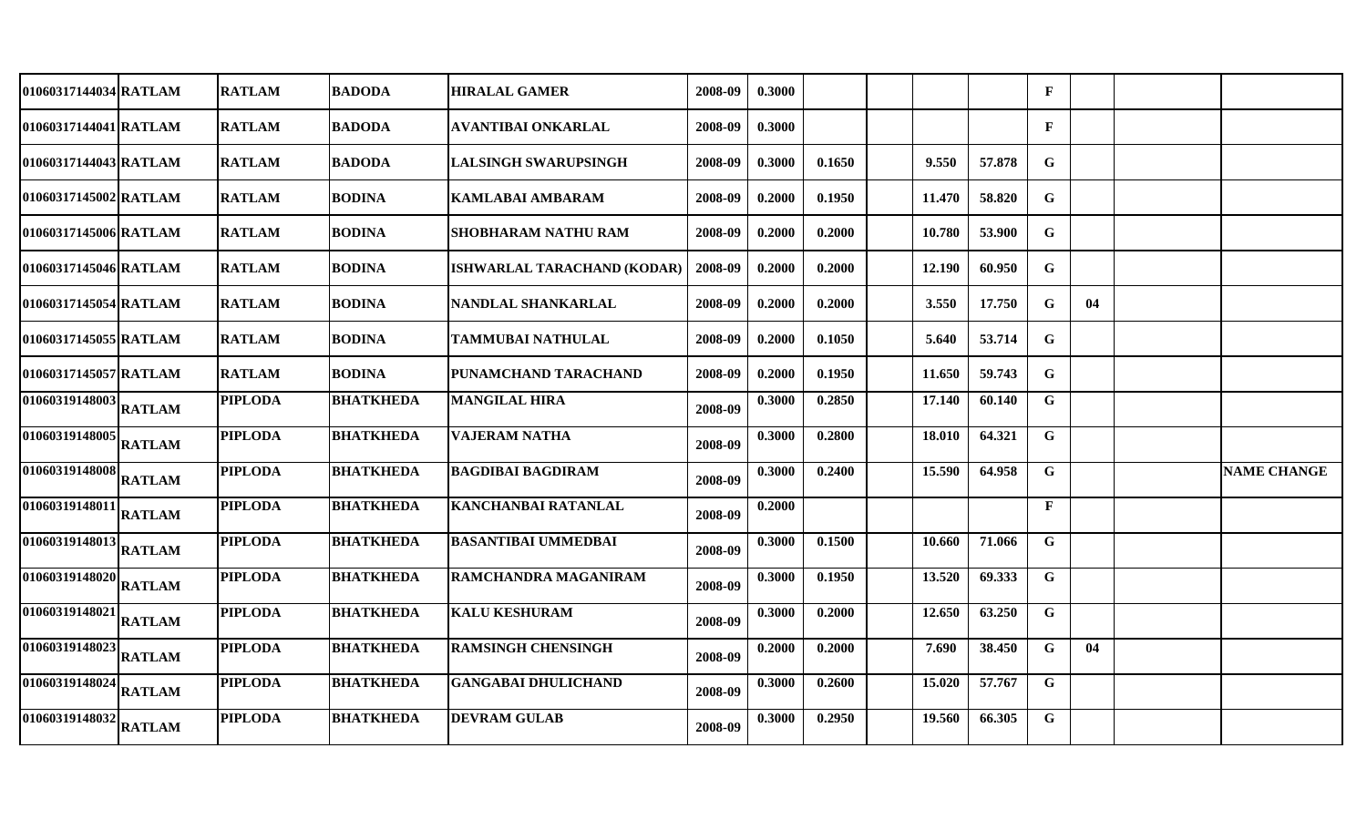| | | | | | | | | | | | | | | |
|---|---|---|---|---|---|---|---|---|---|---|---|---|---|---|
| 01060317144034 | RATLAM | RATLAM | BADODA | HIRALAL GAMER | 2008-09 | 0.3000 | | | | | F | | | |
| 01060317144041 | RATLAM | RATLAM | BADODA | AVANTIBAI ONKARLAL | 2008-09 | 0.3000 | | | | | F | | | |
| 01060317144043 | RATLAM | RATLAM | BADODA | LALSINGH SWARUPSINGH | 2008-09 | 0.3000 | 0.1650 | | 9.550 | 57.878 | G | | | |
| 01060317145002 | RATLAM | RATLAM | BODINA | KAMLABAI AMBARAM | 2008-09 | 0.2000 | 0.1950 | | 11.470 | 58.820 | G | | | |
| 01060317145006 | RATLAM | RATLAM | BODINA | SHOBHARAM NATHU RAM | 2008-09 | 0.2000 | 0.2000 | | 10.780 | 53.900 | G | | | |
| 01060317145046 | RATLAM | RATLAM | BODINA | ISHWARLAL TARACHAND (KODAR) | 2008-09 | 0.2000 | 0.2000 | | 12.190 | 60.950 | G | | | |
| 01060317145054 | RATLAM | RATLAM | BODINA | NANDLAL SHANKARLAL | 2008-09 | 0.2000 | 0.2000 | | 3.550 | 17.750 | G | 04 | | |
| 01060317145055 | RATLAM | RATLAM | BODINA | TAMMUBAI NATHULAL | 2008-09 | 0.2000 | 0.1050 | | 5.640 | 53.714 | G | | | |
| 01060317145057 | RATLAM | RATLAM | BODINA | PUNAMCHAND TARACHAND | 2008-09 | 0.2000 | 0.1950 | | 11.650 | 59.743 | G | | | |
| 01060319148003 | RATLAM | PIPLODA | BHATKHEDA | MANGILAL HIRA | 2008-09 | 0.3000 | 0.2850 | | 17.140 | 60.140 | G | | | |
| 01060319148005 | RATLAM | PIPLODA | BHATKHEDA | VAJERAM NATHA | 2008-09 | 0.3000 | 0.2800 | | 18.010 | 64.321 | G | | | |
| 01060319148008 | RATLAM | PIPLODA | BHATKHEDA | BAGDIBAI BAGDIRAM | 2008-09 | 0.3000 | 0.2400 | | 15.590 | 64.958 | G | | | NAME CHANGE |
| 01060319148011 | RATLAM | PIPLODA | BHATKHEDA | KANCHANBAI RATANLAL | 2008-09 | 0.2000 | | | | | F | | | |
| 01060319148013 | RATLAM | PIPLODA | BHATKHEDA | BASANTIBAI UMMEDBAI | 2008-09 | 0.3000 | 0.1500 | | 10.660 | 71.066 | G | | | |
| 01060319148020 | RATLAM | PIPLODA | BHATKHEDA | RAMCHANDRA MAGANIRAM | 2008-09 | 0.3000 | 0.1950 | | 13.520 | 69.333 | G | | | |
| 01060319148021 | RATLAM | PIPLODA | BHATKHEDA | KALU KESHURAM | 2008-09 | 0.3000 | 0.2000 | | 12.650 | 63.250 | G | | | |
| 01060319148023 | RATLAM | PIPLODA | BHATKHEDA | RAMSINGH CHENSINGH | 2008-09 | 0.2000 | 0.2000 | | 7.690 | 38.450 | G | 04 | | |
| 01060319148024 | RATLAM | PIPLODA | BHATKHEDA | GANGABAI DHULICHAND | 2008-09 | 0.3000 | 0.2600 | | 15.020 | 57.767 | G | | | |
| 01060319148032 | RATLAM | PIPLODA | BHATKHEDA | DEVRAM GULAB | 2008-09 | 0.3000 | 0.2950 | | 19.560 | 66.305 | G | | | |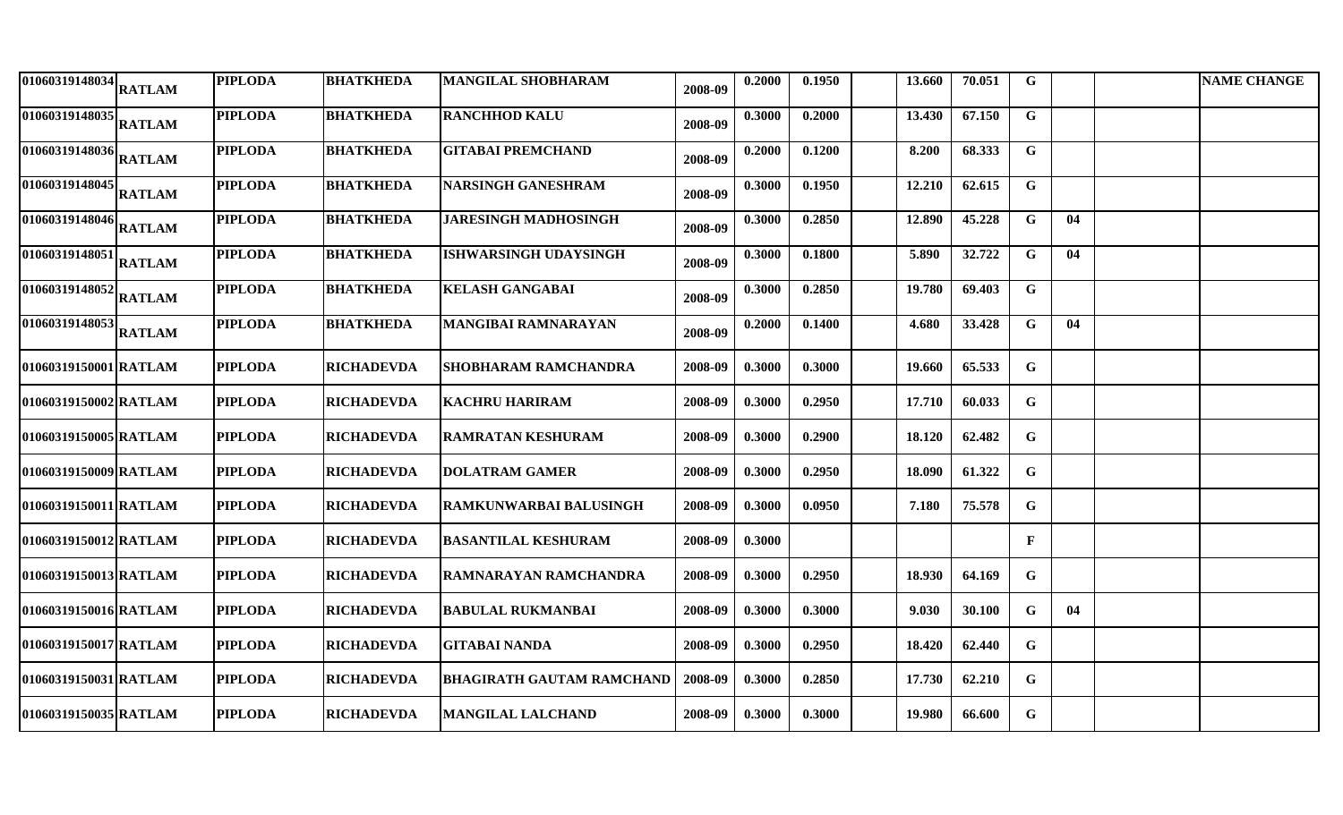| | | | | | | | | | | | | | | |
|---|---|---|---|---|---|---|---|---|---|---|---|---|---|---|
| 01060319148034 | RATLAM | PIPLODA | BHATKHEDA | MANGILAL SHOBHARAM | 2008-09 | 0.2000 | 0.1950 | | 13.660 | 70.051 | G | | | NAME CHANGE |
| 01060319148035 | RATLAM | PIPLODA | BHATKHEDA | RANCHHOD KALU | 2008-09 | 0.3000 | 0.2000 | | 13.430 | 67.150 | G | | | |
| 01060319148036 | RATLAM | PIPLODA | BHATKHEDA | GITABAI PREMCHAND | 2008-09 | 0.2000 | 0.1200 | | 8.200 | 68.333 | G | | | |
| 01060319148045 | RATLAM | PIPLODA | BHATKHEDA | NARSINGH GANESHRAM | 2008-09 | 0.3000 | 0.1950 | | 12.210 | 62.615 | G | | | |
| 01060319148046 | RATLAM | PIPLODA | BHATKHEDA | JARESINGH MADHOSINGH | 2008-09 | 0.3000 | 0.2850 | | 12.890 | 45.228 | G | 04 | | |
| 01060319148051 | RATLAM | PIPLODA | BHATKHEDA | ISHWARSINGH UDAYSINGH | 2008-09 | 0.3000 | 0.1800 | | 5.890 | 32.722 | G | 04 | | |
| 01060319148052 | RATLAM | PIPLODA | BHATKHEDA | KELASH GANGABAI | 2008-09 | 0.3000 | 0.2850 | | 19.780 | 69.403 | G | | | |
| 01060319148053 | RATLAM | PIPLODA | BHATKHEDA | MANGIBAI RAMNARAYAN | 2008-09 | 0.2000 | 0.1400 | | 4.680 | 33.428 | G | 04 | | |
| 01060319150001 | RATLAM | PIPLODA | RICHADEVDA | SHOBHARAM RAMCHANDRA | 2008-09 | 0.3000 | 0.3000 | | 19.660 | 65.533 | G | | | |
| 01060319150002 | RATLAM | PIPLODA | RICHADEVDA | KACHRU HARIRAM | 2008-09 | 0.3000 | 0.2950 | | 17.710 | 60.033 | G | | | |
| 01060319150005 | RATLAM | PIPLODA | RICHADEVDA | RAMRATAN KESHURAM | 2008-09 | 0.3000 | 0.2900 | | 18.120 | 62.482 | G | | | |
| 01060319150009 | RATLAM | PIPLODA | RICHADEVDA | DOLATRAM GAMER | 2008-09 | 0.3000 | 0.2950 | | 18.090 | 61.322 | G | | | |
| 01060319150011 | RATLAM | PIPLODA | RICHADEVDA | RAMKUNWARBAI BALUSINGH | 2008-09 | 0.3000 | 0.0950 | | 7.180 | 75.578 | G | | | |
| 01060319150012 | RATLAM | PIPLODA | RICHADEVDA | BASANTILAL KESHURAM | 2008-09 | 0.3000 | | | | | F | | | |
| 01060319150013 | RATLAM | PIPLODA | RICHADEVDA | RAMNARAYAN RAMCHANDRA | 2008-09 | 0.3000 | 0.2950 | | 18.930 | 64.169 | G | | | |
| 01060319150016 | RATLAM | PIPLODA | RICHADEVDA | BABULAL RUKMANBAI | 2008-09 | 0.3000 | 0.3000 | | 9.030 | 30.100 | G | 04 | | |
| 01060319150017 | RATLAM | PIPLODA | RICHADEVDA | GITABAI NANDA | 2008-09 | 0.3000 | 0.2950 | | 18.420 | 62.440 | G | | | |
| 01060319150031 | RATLAM | PIPLODA | RICHADEVDA | BHAGIRATH GAUTAM RAMCHAND | 2008-09 | 0.3000 | 0.2850 | | 17.730 | 62.210 | G | | | |
| 01060319150035 | RATLAM | PIPLODA | RICHADEVDA | MANGILAL LALCHAND | 2008-09 | 0.3000 | 0.3000 | | 19.980 | 66.600 | G | | | |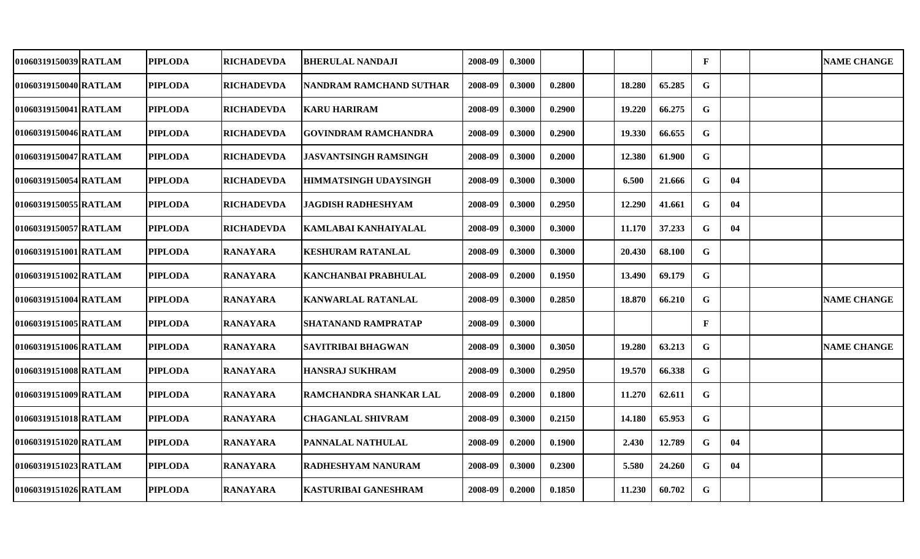| | | | | | | | | | | | | | | | |
|---|---|---|---|---|---|---|---|---|---|---|---|---|---|---|---|
| 01060319150039 | RATLAM | PIPLODA | RICHADEVDA | BHERULAL NANDAJI | 2008-09 | 0.3000 | | | | | F | | | NAME CHANGE |
| 01060319150040 | RATLAM | PIPLODA | RICHADEVDA | NANDRAM RAMCHAND SUTHAR | 2008-09 | 0.3000 | 0.2800 | | 18.280 | 65.285 | G | | | |
| 01060319150041 | RATLAM | PIPLODA | RICHADEVDA | KARU HARIRAM | 2008-09 | 0.3000 | 0.2900 | | 19.220 | 66.275 | G | | | |
| 01060319150046 | RATLAM | PIPLODA | RICHADEVDA | GOVINDRAM RAMCHANDRA | 2008-09 | 0.3000 | 0.2900 | | 19.330 | 66.655 | G | | | |
| 01060319150047 | RATLAM | PIPLODA | RICHADEVDA | JASVANTSINGH RAMSINGH | 2008-09 | 0.3000 | 0.2000 | | 12.380 | 61.900 | G | | | |
| 01060319150054 | RATLAM | PIPLODA | RICHADEVDA | HIMMATSINGH UDAYSINGH | 2008-09 | 0.3000 | 0.3000 | | 6.500 | 21.666 | G | 04 | | |
| 01060319150055 | RATLAM | PIPLODA | RICHADEVDA | JAGDISH RADHESHYAM | 2008-09 | 0.3000 | 0.2950 | | 12.290 | 41.661 | G | 04 | | |
| 01060319150057 | RATLAM | PIPLODA | RICHADEVDA | KAMLABAI KANHAIYALAL | 2008-09 | 0.3000 | 0.3000 | | 11.170 | 37.233 | G | 04 | | |
| 01060319151001 | RATLAM | PIPLODA | RANAYARA | KESHURAM RATANLAL | 2008-09 | 0.3000 | 0.3000 | | 20.430 | 68.100 | G | | | |
| 01060319151002 | RATLAM | PIPLODA | RANAYARA | KANCHANBAI PRABHULAL | 2008-09 | 0.2000 | 0.1950 | | 13.490 | 69.179 | G | | | |
| 01060319151004 | RATLAM | PIPLODA | RANAYARA | KANWARLAL RATANLAL | 2008-09 | 0.3000 | 0.2850 | | 18.870 | 66.210 | G | | | NAME CHANGE |
| 01060319151005 | RATLAM | PIPLODA | RANAYARA | SHATANAND RAMPRATAP | 2008-09 | 0.3000 | | | | | F | | | |
| 01060319151006 | RATLAM | PIPLODA | RANAYARA | SAVITRIBAI BHAGWAN | 2008-09 | 0.3000 | 0.3050 | | 19.280 | 63.213 | G | | | NAME CHANGE |
| 01060319151008 | RATLAM | PIPLODA | RANAYARA | HANSRAJ SUKHRAM | 2008-09 | 0.3000 | 0.2950 | | 19.570 | 66.338 | G | | | |
| 01060319151009 | RATLAM | PIPLODA | RANAYARA | RAMCHANDRA SHANKAR LAL | 2008-09 | 0.2000 | 0.1800 | | 11.270 | 62.611 | G | | | |
| 01060319151018 | RATLAM | PIPLODA | RANAYARA | CHAGANLAL SHIVRAM | 2008-09 | 0.3000 | 0.2150 | | 14.180 | 65.953 | G | | | |
| 01060319151020 | RATLAM | PIPLODA | RANAYARA | PANNALAL NATHULAL | 2008-09 | 0.2000 | 0.1900 | | 2.430 | 12.789 | G | 04 | | |
| 01060319151023 | RATLAM | PIPLODA | RANAYARA | RADHESHYAM NANURAM | 2008-09 | 0.3000 | 0.2300 | | 5.580 | 24.260 | G | 04 | | |
| 01060319151026 | RATLAM | PIPLODA | RANAYARA | KASTURIBAI GANESHRAM | 2008-09 | 0.2000 | 0.1850 | | 11.230 | 60.702 | G | | | |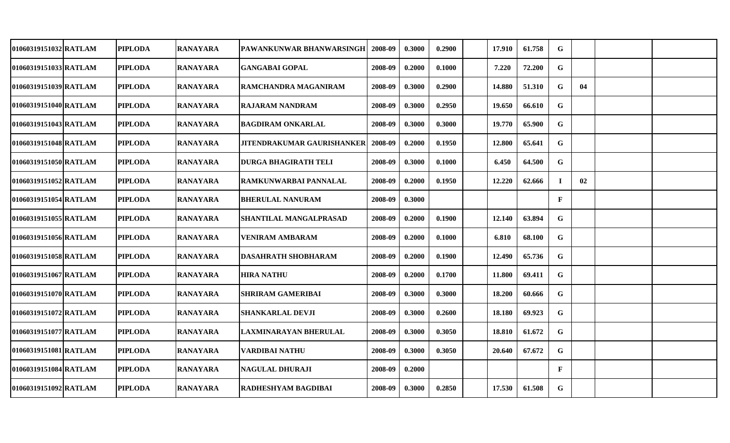| | | | | | | | | | | | | | | | |
|---|---|---|---|---|---|---|---|---|---|---|---|---|---|---|---|
| 01060319151032 | RATLAM | PIPLODA | RANAYARA | PAWANKUNWAR BHANWARSINGH | 2008-09 | 0.3000 | 0.2900 | | 17.910 | 61.758 | G | | | |
| 01060319151033 | RATLAM | PIPLODA | RANAYARA | GANGABAI GOPAL | 2008-09 | 0.2000 | 0.1000 | | 7.220 | 72.200 | G | | | |
| 01060319151039 | RATLAM | PIPLODA | RANAYARA | RAMCHANDRA MAGANIRAM | 2008-09 | 0.3000 | 0.2900 | | 14.880 | 51.310 | G | 04 | | |
| 01060319151040 | RATLAM | PIPLODA | RANAYARA | RAJARAM NANDRAM | 2008-09 | 0.3000 | 0.2950 | | 19.650 | 66.610 | G | | | |
| 01060319151043 | RATLAM | PIPLODA | RANAYARA | BAGDIRAM ONKARLAL | 2008-09 | 0.3000 | 0.3000 | | 19.770 | 65.900 | G | | | |
| 01060319151048 | RATLAM | PIPLODA | RANAYARA | JITENDRAKUMAR GAURISHANKER | 2008-09 | 0.2000 | 0.1950 | | 12.800 | 65.641 | G | | | |
| 01060319151050 | RATLAM | PIPLODA | RANAYARA | DURGA BHAGIRATH TELI | 2008-09 | 0.3000 | 0.1000 | | 6.450 | 64.500 | G | | | |
| 01060319151052 | RATLAM | PIPLODA | RANAYARA | RAMKUNWARBAI PANNALAL | 2008-09 | 0.2000 | 0.1950 | | 12.220 | 62.666 | I | 02 | | |
| 01060319151054 | RATLAM | PIPLODA | RANAYARA | BHERULAL NANURAM | 2008-09 | 0.3000 | | | | | F | | | |
| 01060319151055 | RATLAM | PIPLODA | RANAYARA | SHANTILAL MANGALPRASAD | 2008-09 | 0.2000 | 0.1900 | | 12.140 | 63.894 | G | | | |
| 01060319151056 | RATLAM | PIPLODA | RANAYARA | VENIRAM AMBARAM | 2008-09 | 0.2000 | 0.1000 | | 6.810 | 68.100 | G | | | |
| 01060319151058 | RATLAM | PIPLODA | RANAYARA | DASAHRATH SHOBHARAM | 2008-09 | 0.2000 | 0.1900 | | 12.490 | 65.736 | G | | | |
| 01060319151067 | RATLAM | PIPLODA | RANAYARA | HIRA NATHU | 2008-09 | 0.2000 | 0.1700 | | 11.800 | 69.411 | G | | | |
| 01060319151070 | RATLAM | PIPLODA | RANAYARA | SHRIRAM GAMERIBAI | 2008-09 | 0.3000 | 0.3000 | | 18.200 | 60.666 | G | | | |
| 01060319151072 | RATLAM | PIPLODA | RANAYARA | SHANKARLAL DEVJI | 2008-09 | 0.3000 | 0.2600 | | 18.180 | 69.923 | G | | | |
| 01060319151077 | RATLAM | PIPLODA | RANAYARA | LAXMINARAYAN BHERULAL | 2008-09 | 0.3000 | 0.3050 | | 18.810 | 61.672 | G | | | |
| 01060319151081 | RATLAM | PIPLODA | RANAYARA | VARDIBAI NATHU | 2008-09 | 0.3000 | 0.3050 | | 20.640 | 67.672 | G | | | |
| 01060319151084 | RATLAM | PIPLODA | RANAYARA | NAGULAL DHURAJI | 2008-09 | 0.2000 | | | | | F | | | |
| 01060319151092 | RATLAM | PIPLODA | RANAYARA | RADHESHYAM BAGDIBAI | 2008-09 | 0.3000 | 0.2850 | | 17.530 | 61.508 | G | | | |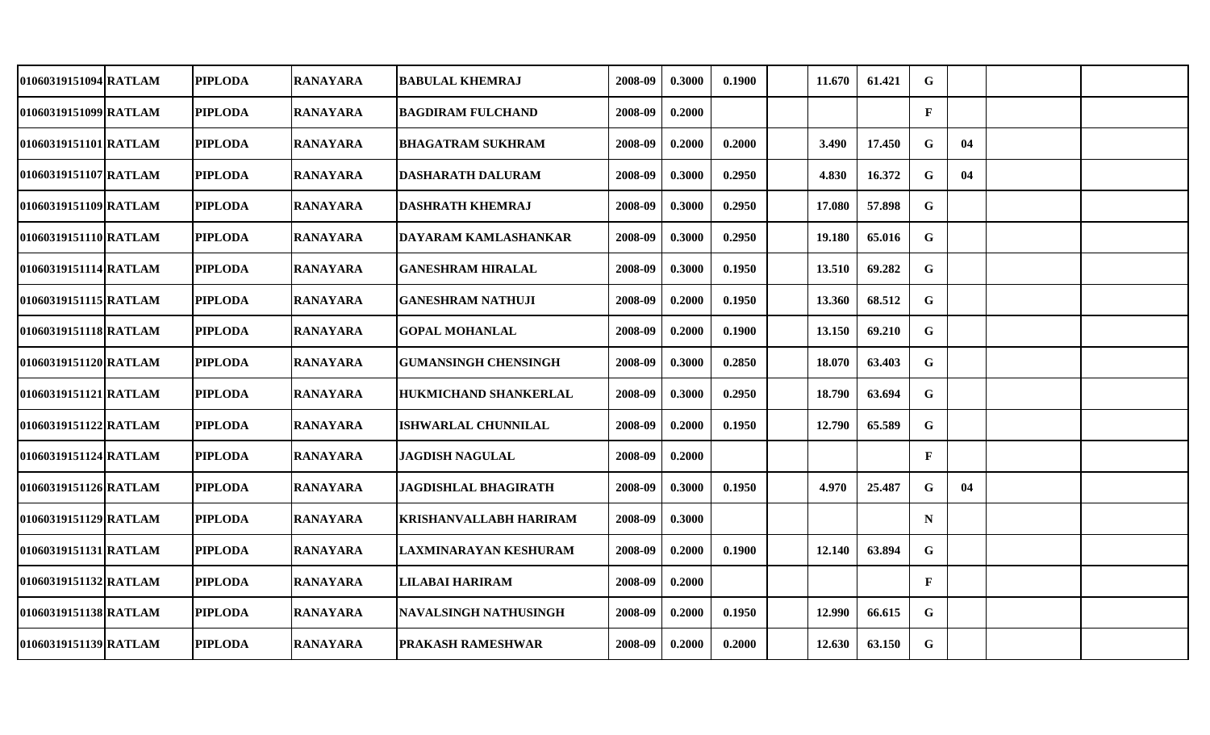| | | | | | | | | | | | | | | | |
|---|---|---|---|---|---|---|---|---|---|---|---|---|---|---|---|
| 01060319151094 | RATLAM | PIPLODA | RANAYARA | BABULAL KHEMRAJ | 2008-09 | 0.3000 | 0.1900 | | 11.670 | 61.421 | G | | | |
| 01060319151099 | RATLAM | PIPLODA | RANAYARA | BAGDIRAM FULCHAND | 2008-09 | 0.2000 | | | | | F | | | |
| 01060319151101 | RATLAM | PIPLODA | RANAYARA | BHAGATRAM SUKHRAM | 2008-09 | 0.2000 | 0.2000 | | 3.490 | 17.450 | G | 04 | | |
| 01060319151107 | RATLAM | PIPLODA | RANAYARA | DASHARATH DALURAM | 2008-09 | 0.3000 | 0.2950 | | 4.830 | 16.372 | G | 04 | | |
| 01060319151109 | RATLAM | PIPLODA | RANAYARA | DASHRATH KHEMRAJ | 2008-09 | 0.3000 | 0.2950 | | 17.080 | 57.898 | G | | | |
| 01060319151110 | RATLAM | PIPLODA | RANAYARA | DAYARAM KAMLASHANKAR | 2008-09 | 0.3000 | 0.2950 | | 19.180 | 65.016 | G | | | |
| 01060319151114 | RATLAM | PIPLODA | RANAYARA | GANESHRAM HIRALAL | 2008-09 | 0.3000 | 0.1950 | | 13.510 | 69.282 | G | | | |
| 01060319151115 | RATLAM | PIPLODA | RANAYARA | GANESHRAM NATHUJI | 2008-09 | 0.2000 | 0.1950 | | 13.360 | 68.512 | G | | | |
| 01060319151118 | RATLAM | PIPLODA | RANAYARA | GOPAL MOHANLAL | 2008-09 | 0.2000 | 0.1900 | | 13.150 | 69.210 | G | | | |
| 01060319151120 | RATLAM | PIPLODA | RANAYARA | GUMANSINGH CHENSINGH | 2008-09 | 0.3000 | 0.2850 | | 18.070 | 63.403 | G | | | |
| 01060319151121 | RATLAM | PIPLODA | RANAYARA | HUKMICHAND SHANKERLAL | 2008-09 | 0.3000 | 0.2950 | | 18.790 | 63.694 | G | | | |
| 01060319151122 | RATLAM | PIPLODA | RANAYARA | ISHWARLAL CHUNNILAL | 2008-09 | 0.2000 | 0.1950 | | 12.790 | 65.589 | G | | | |
| 01060319151124 | RATLAM | PIPLODA | RANAYARA | JAGDISH NAGULAL | 2008-09 | 0.2000 | | | | | F | | | |
| 01060319151126 | RATLAM | PIPLODA | RANAYARA | JAGDISHLAL BHAGIRATH | 2008-09 | 0.3000 | 0.1950 | | 4.970 | 25.487 | G | 04 | | |
| 01060319151129 | RATLAM | PIPLODA | RANAYARA | KRISHANVALLABH HARIRAM | 2008-09 | 0.3000 | | | | | N | | | |
| 01060319151131 | RATLAM | PIPLODA | RANAYARA | LAXMINARAYAN KESHURAM | 2008-09 | 0.2000 | 0.1900 | | 12.140 | 63.894 | G | | | |
| 01060319151132 | RATLAM | PIPLODA | RANAYARA | LILABAI HARIRAM | 2008-09 | 0.2000 | | | | | F | | | |
| 01060319151138 | RATLAM | PIPLODA | RANAYARA | NAVALSINGH NATHUSINGH | 2008-09 | 0.2000 | 0.1950 | | 12.990 | 66.615 | G | | | |
| 01060319151139 | RATLAM | PIPLODA | RANAYARA | PRAKASH RAMESHWAR | 2008-09 | 0.2000 | 0.2000 | | 12.630 | 63.150 | G | | | |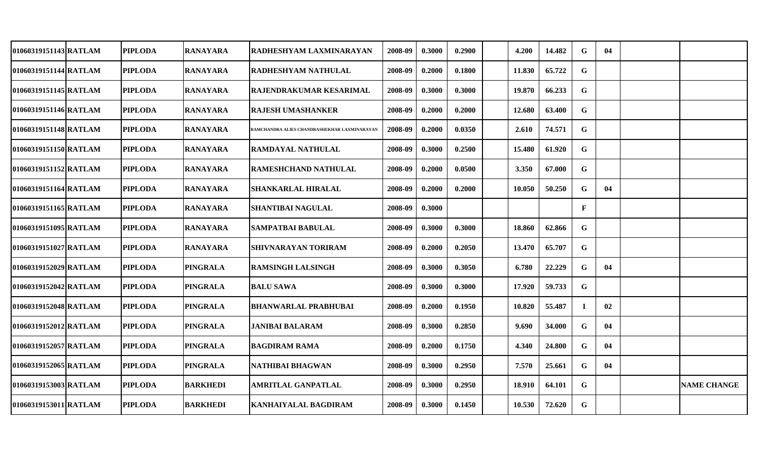| | | | | | | | | | | | | | | | |
|---|---|---|---|---|---|---|---|---|---|---|---|---|---|---|---|
| 01060319151143 | RATLAM | PIPLODA | RANAYARA | RADHESHYAM LAXMINARAYAN | 2008-09 | 0.3000 | 0.2900 | | 4.200 | 14.482 | G | 04 | | |
| 01060319151144 | RATLAM | PIPLODA | RANAYARA | RADHESHYAM NATHULAL | 2008-09 | 0.2000 | 0.1800 | | 11.830 | 65.722 | G | | | |
| 01060319151145 | RATLAM | PIPLODA | RANAYARA | RAJENDRAKUMAR KESARIMAL | 2008-09 | 0.3000 | 0.3000 | | 19.870 | 66.233 | G | | | |
| 01060319151146 | RATLAM | PIPLODA | RANAYARA | RAJESH UMASHANKER | 2008-09 | 0.2000 | 0.2000 | | 12.680 | 63.400 | G | | | |
| 01060319151148 | RATLAM | PIPLODA | RANAYARA | RAMCHANDRA ALIES CHANDRASHEKHAR LAXMINARAYAN | 2008-09 | 0.2000 | 0.0350 | | 2.610 | 74.571 | G | | | |
| 01060319151150 | RATLAM | PIPLODA | RANAYARA | RAMDAYAL NATHULAL | 2008-09 | 0.3000 | 0.2500 | | 15.480 | 61.920 | G | | | |
| 01060319151152 | RATLAM | PIPLODA | RANAYARA | RAMESHCHAND NATHULAL | 2008-09 | 0.2000 | 0.0500 | | 3.350 | 67.000 | G | | | |
| 01060319151164 | RATLAM | PIPLODA | RANAYARA | SHANKARLAL HIRALAL | 2008-09 | 0.2000 | 0.2000 | | 10.050 | 50.250 | G | 04 | | |
| 01060319151165 | RATLAM | PIPLODA | RANAYARA | SHANTIBAI NAGULAL | 2008-09 | 0.3000 | | | | | F | | | |
| 01060319151095 | RATLAM | PIPLODA | RANAYARA | SAMPATBAI BABULAL | 2008-09 | 0.3000 | 0.3000 | | 18.860 | 62.866 | G | | | |
| 01060319151027 | RATLAM | PIPLODA | RANAYARA | SHIVNARAYAN TORIRAM | 2008-09 | 0.2000 | 0.2050 | | 13.470 | 65.707 | G | | | |
| 01060319152029 | RATLAM | PIPLODA | PINGRALA | RAMSINGH LALSINGH | 2008-09 | 0.3000 | 0.3050 | | 6.780 | 22.229 | G | 04 | | |
| 01060319152042 | RATLAM | PIPLODA | PINGRALA | BALU SAWA | 2008-09 | 0.3000 | 0.3000 | | 17.920 | 59.733 | G | | | |
| 01060319152048 | RATLAM | PIPLODA | PINGRALA | BHANWARLAL PRABHUBAI | 2008-09 | 0.2000 | 0.1950 | | 10.820 | 55.487 | I | 02 | | |
| 01060319152012 | RATLAM | PIPLODA | PINGRALA | JANIBAI BALARAM | 2008-09 | 0.3000 | 0.2850 | | 9.690 | 34.000 | G | 04 | | |
| 01060319152057 | RATLAM | PIPLODA | PINGRALA | BAGDIRAM RAMA | 2008-09 | 0.2000 | 0.1750 | | 4.340 | 24.800 | G | 04 | | |
| 01060319152065 | RATLAM | PIPLODA | PINGRALA | NATHIBAI BHAGWAN | 2008-09 | 0.3000 | 0.2950 | | 7.570 | 25.661 | G | 04 | | |
| 01060319153003 | RATLAM | PIPLODA | BARKHEDI | AMRITLAL GANPATLAL | 2008-09 | 0.3000 | 0.2950 | | 18.910 | 64.101 | G | | | NAME CHANGE |
| 01060319153011 | RATLAM | PIPLODA | BARKHEDI | KANHAIYALAL BAGDIRAM | 2008-09 | 0.3000 | 0.1450 | | 10.530 | 72.620 | G | | | |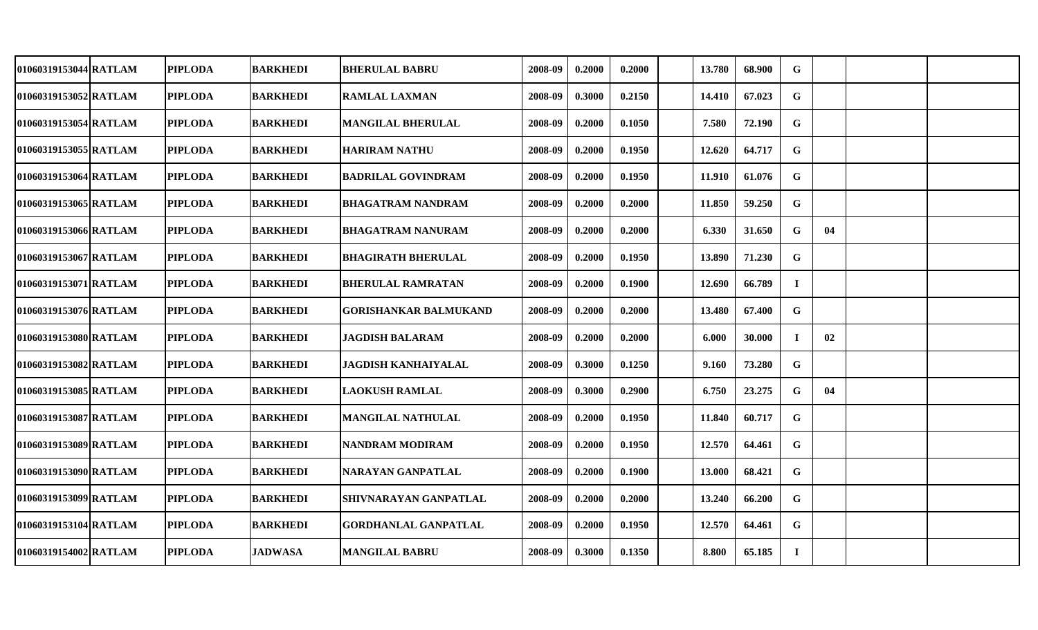| | | | | | | | | | | | | | | | |
|---|---|---|---|---|---|---|---|---|---|---|---|---|---|---|---|
| 01060319153044 | RATLAM | PIPLODA | BARKHEDI | BHERULAL BABRU | 2008-09 | 0.2000 | 0.2000 | | 13.780 | 68.900 | G | | | |
| 01060319153052 | RATLAM | PIPLODA | BARKHEDI | RAMLAL LAXMAN | 2008-09 | 0.3000 | 0.2150 | | 14.410 | 67.023 | G | | | |
| 01060319153054 | RATLAM | PIPLODA | BARKHEDI | MANGILAL BHERULAL | 2008-09 | 0.2000 | 0.1050 | | 7.580 | 72.190 | G | | | |
| 01060319153055 | RATLAM | PIPLODA | BARKHEDI | HARIRAM NATHU | 2008-09 | 0.2000 | 0.1950 | | 12.620 | 64.717 | G | | | |
| 01060319153064 | RATLAM | PIPLODA | BARKHEDI | BADRILAL GOVINDRAM | 2008-09 | 0.2000 | 0.1950 | | 11.910 | 61.076 | G | | | |
| 01060319153065 | RATLAM | PIPLODA | BARKHEDI | BHAGATRAM NANDRAM | 2008-09 | 0.2000 | 0.2000 | | 11.850 | 59.250 | G | | | |
| 01060319153066 | RATLAM | PIPLODA | BARKHEDI | BHAGATRAM NANURAM | 2008-09 | 0.2000 | 0.2000 | | 6.330 | 31.650 | G | 04 | | |
| 01060319153067 | RATLAM | PIPLODA | BARKHEDI | BHAGIRATH BHERULAL | 2008-09 | 0.2000 | 0.1950 | | 13.890 | 71.230 | G | | | |
| 01060319153071 | RATLAM | PIPLODA | BARKHEDI | BHERULAL RAMRATAN | 2008-09 | 0.2000 | 0.1900 | | 12.690 | 66.789 | I | | | |
| 01060319153076 | RATLAM | PIPLODA | BARKHEDI | GORISHANKAR BALMUKAND | 2008-09 | 0.2000 | 0.2000 | | 13.480 | 67.400 | G | | | |
| 01060319153080 | RATLAM | PIPLODA | BARKHEDI | JAGDISH BALARAM | 2008-09 | 0.2000 | 0.2000 | | 6.000 | 30.000 | I | 02 | | |
| 01060319153082 | RATLAM | PIPLODA | BARKHEDI | JAGDISH KANHAIYALAL | 2008-09 | 0.3000 | 0.1250 | | 9.160 | 73.280 | G | | | |
| 01060319153085 | RATLAM | PIPLODA | BARKHEDI | LAOKUSH RAMLAL | 2008-09 | 0.3000 | 0.2900 | | 6.750 | 23.275 | G | 04 | | |
| 01060319153087 | RATLAM | PIPLODA | BARKHEDI | MANGILAL NATHULAL | 2008-09 | 0.2000 | 0.1950 | | 11.840 | 60.717 | G | | | |
| 01060319153089 | RATLAM | PIPLODA | BARKHEDI | NANDRAM MODIRAM | 2008-09 | 0.2000 | 0.1950 | | 12.570 | 64.461 | G | | | |
| 01060319153090 | RATLAM | PIPLODA | BARKHEDI | NARAYAN GANPATLAL | 2008-09 | 0.2000 | 0.1900 | | 13.000 | 68.421 | G | | | |
| 01060319153099 | RATLAM | PIPLODA | BARKHEDI | SHIVNARAYAN GANPATLAL | 2008-09 | 0.2000 | 0.2000 | | 13.240 | 66.200 | G | | | |
| 01060319153104 | RATLAM | PIPLODA | BARKHEDI | GORDHANLAL GANPATLAL | 2008-09 | 0.2000 | 0.1950 | | 12.570 | 64.461 | G | | | |
| 01060319154002 | RATLAM | PIPLODA | JADWASA | MANGILAL BABRU | 2008-09 | 0.3000 | 0.1350 | | 8.800 | 65.185 | I | | | |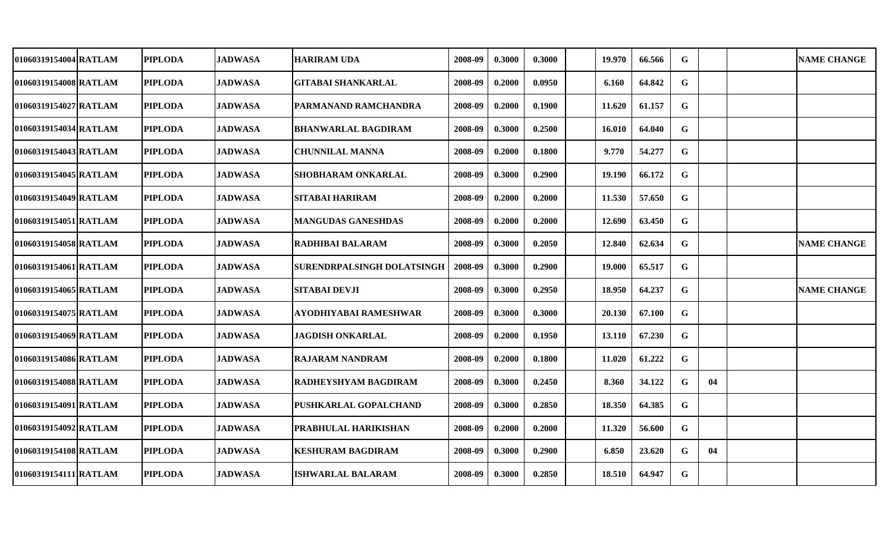| | | | | | | | | | | | | | | | |
|---|---|---|---|---|---|---|---|---|---|---|---|---|---|---|---|
| 01060319154004 | RATLAM | PIPLODA | JADWASA | HARIRAM UDA | 2008-09 | 0.3000 | 0.3000 | | 19.970 | 66.566 | G | | | NAME CHANGE |
| 01060319154008 | RATLAM | PIPLODA | JADWASA | GITABAI SHANKARLAL | 2008-09 | 0.2000 | 0.0950 | | 6.160 | 64.842 | G | | | |
| 01060319154027 | RATLAM | PIPLODA | JADWASA | PARMANAND RAMCHANDRA | 2008-09 | 0.2000 | 0.1900 | | 11.620 | 61.157 | G | | | |
| 01060319154034 | RATLAM | PIPLODA | JADWASA | BHANWARLAL BAGDIRAM | 2008-09 | 0.3000 | 0.2500 | | 16.010 | 64.040 | G | | | |
| 01060319154043 | RATLAM | PIPLODA | JADWASA | CHUNNILAL MANNA | 2008-09 | 0.2000 | 0.1800 | | 9.770 | 54.277 | G | | | |
| 01060319154045 | RATLAM | PIPLODA | JADWASA | SHOBHARAM ONKARLAL | 2008-09 | 0.3000 | 0.2900 | | 19.190 | 66.172 | G | | | |
| 01060319154049 | RATLAM | PIPLODA | JADWASA | SITABAI HARIRAM | 2008-09 | 0.2000 | 0.2000 | | 11.530 | 57.650 | G | | | |
| 01060319154051 | RATLAM | PIPLODA | JADWASA | MANGUDAS GANESHDAS | 2008-09 | 0.2000 | 0.2000 | | 12.690 | 63.450 | G | | | |
| 01060319154058 | RATLAM | PIPLODA | JADWASA | RADHIBAI BALARAM | 2008-09 | 0.3000 | 0.2050 | | 12.840 | 62.634 | G | | | NAME CHANGE |
| 01060319154061 | RATLAM | PIPLODA | JADWASA | SURENDRPALSINGH DOLATSINGH | 2008-09 | 0.3000 | 0.2900 | | 19.000 | 65.517 | G | | | |
| 01060319154065 | RATLAM | PIPLODA | JADWASA | SITABAI DEVJI | 2008-09 | 0.3000 | 0.2950 | | 18.950 | 64.237 | G | | | NAME CHANGE |
| 01060319154075 | RATLAM | PIPLODA | JADWASA | AYODHIYABAI RAMESHWAR | 2008-09 | 0.3000 | 0.3000 | | 20.130 | 67.100 | G | | | |
| 01060319154069 | RATLAM | PIPLODA | JADWASA | JAGDISH ONKARLAL | 2008-09 | 0.2000 | 0.1950 | | 13.110 | 67.230 | G | | | |
| 01060319154086 | RATLAM | PIPLODA | JADWASA | RAJARAM NANDRAM | 2008-09 | 0.2000 | 0.1800 | | 11.020 | 61.222 | G | | | |
| 01060319154088 | RATLAM | PIPLODA | JADWASA | RADHEYSHYAM BAGDIRAM | 2008-09 | 0.3000 | 0.2450 | | 8.360 | 34.122 | G | 04 | | |
| 01060319154091 | RATLAM | PIPLODA | JADWASA | PUSHKARLAL GOPALCHAND | 2008-09 | 0.3000 | 0.2850 | | 18.350 | 64.385 | G | | | |
| 01060319154092 | RATLAM | PIPLODA | JADWASA | PRABHULAL HARIKISHAN | 2008-09 | 0.2000 | 0.2000 | | 11.320 | 56.600 | G | | | |
| 01060319154108 | RATLAM | PIPLODA | JADWASA | KESHURAM BAGDIRAM | 2008-09 | 0.3000 | 0.2900 | | 6.850 | 23.620 | G | 04 | | |
| 01060319154111 | RATLAM | PIPLODA | JADWASA | ISHWARLAL BALARAM | 2008-09 | 0.3000 | 0.2850 | | 18.510 | 64.947 | G | | | |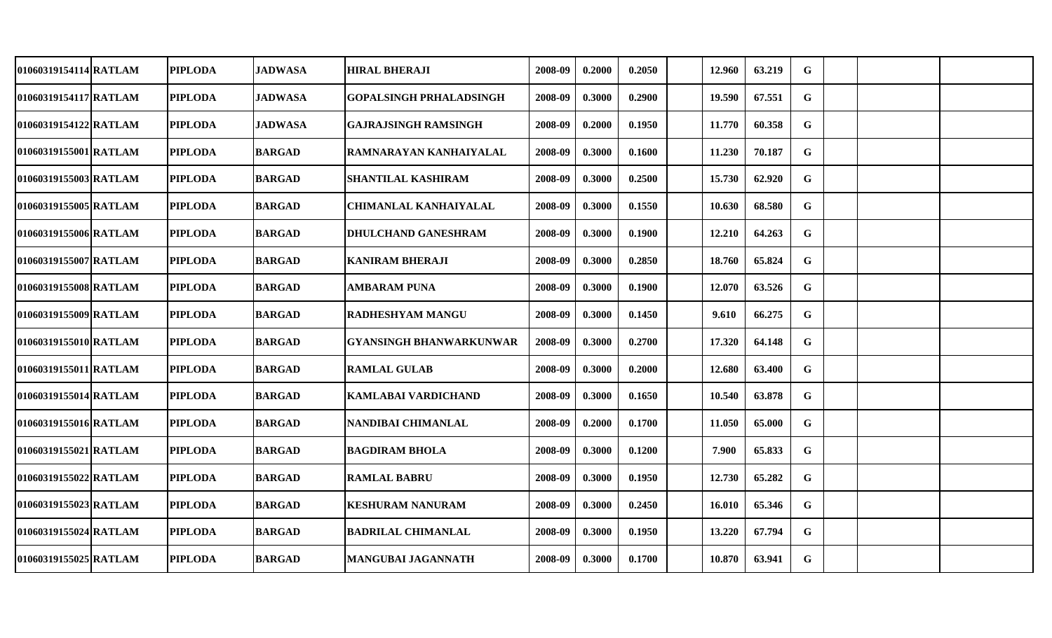| | | | | | | | | | | | | | | | |
|---|---|---|---|---|---|---|---|---|---|---|---|---|---|---|---|
| 01060319154114 | RATLAM | PIPLODA | JADWASA | HIRAL BHERAJI | 2008-09 | 0.2000 | 0.2050 | | 12.960 | 63.219 | G | | | | |
| 01060319154117 | RATLAM | PIPLODA | JADWASA | GOPALSINGH PRHALADSINGH | 2008-09 | 0.3000 | 0.2900 | | 19.590 | 67.551 | G | | | | |
| 01060319154122 | RATLAM | PIPLODA | JADWASA | GAJRAJSINGH RAMSINGH | 2008-09 | 0.2000 | 0.1950 | | 11.770 | 60.358 | G | | | | |
| 01060319155001 | RATLAM | PIPLODA | BARGAD | RAMNARAYAN KANHAIYALAL | 2008-09 | 0.3000 | 0.1600 | | 11.230 | 70.187 | G | | | | |
| 01060319155003 | RATLAM | PIPLODA | BARGAD | SHANTILAL KASHIRAM | 2008-09 | 0.3000 | 0.2500 | | 15.730 | 62.920 | G | | | | |
| 01060319155005 | RATLAM | PIPLODA | BARGAD | CHIMANLAL KANHAIYALAL | 2008-09 | 0.3000 | 0.1550 | | 10.630 | 68.580 | G | | | | |
| 01060319155006 | RATLAM | PIPLODA | BARGAD | DHULCHAND GANESHRAM | 2008-09 | 0.3000 | 0.1900 | | 12.210 | 64.263 | G | | | | |
| 01060319155007 | RATLAM | PIPLODA | BARGAD | KANIRAM BHERAJI | 2008-09 | 0.3000 | 0.2850 | | 18.760 | 65.824 | G | | | | |
| 01060319155008 | RATLAM | PIPLODA | BARGAD | AMBARAM PUNA | 2008-09 | 0.3000 | 0.1900 | | 12.070 | 63.526 | G | | | | |
| 01060319155009 | RATLAM | PIPLODA | BARGAD | RADHESHYAM MANGU | 2008-09 | 0.3000 | 0.1450 | | 9.610 | 66.275 | G | | | | |
| 01060319155010 | RATLAM | PIPLODA | BARGAD | GYANSINGH BHANWARKUNWAR | 2008-09 | 0.3000 | 0.2700 | | 17.320 | 64.148 | G | | | | |
| 01060319155011 | RATLAM | PIPLODA | BARGAD | RAMLAL GULAB | 2008-09 | 0.3000 | 0.2000 | | 12.680 | 63.400 | G | | | | |
| 01060319155014 | RATLAM | PIPLODA | BARGAD | KAMLABAI VARDICHAND | 2008-09 | 0.3000 | 0.1650 | | 10.540 | 63.878 | G | | | | |
| 01060319155016 | RATLAM | PIPLODA | BARGAD | NANDIBAI CHIMANLAL | 2008-09 | 0.2000 | 0.1700 | | 11.050 | 65.000 | G | | | | |
| 01060319155021 | RATLAM | PIPLODA | BARGAD | BAGDIRAM BHOLA | 2008-09 | 0.3000 | 0.1200 | | 7.900 | 65.833 | G | | | | |
| 01060319155022 | RATLAM | PIPLODA | BARGAD | RAMLAL BABRU | 2008-09 | 0.3000 | 0.1950 | | 12.730 | 65.282 | G | | | | |
| 01060319155023 | RATLAM | PIPLODA | BARGAD | KESHURAM NANURAM | 2008-09 | 0.3000 | 0.2450 | | 16.010 | 65.346 | G | | | | |
| 01060319155024 | RATLAM | PIPLODA | BARGAD | BADRILAL CHIMANLAL | 2008-09 | 0.3000 | 0.1950 | | 13.220 | 67.794 | G | | | | |
| 01060319155025 | RATLAM | PIPLODA | BARGAD | MANGUBAI JAGANNATH | 2008-09 | 0.3000 | 0.1700 | | 10.870 | 63.941 | G | | | | |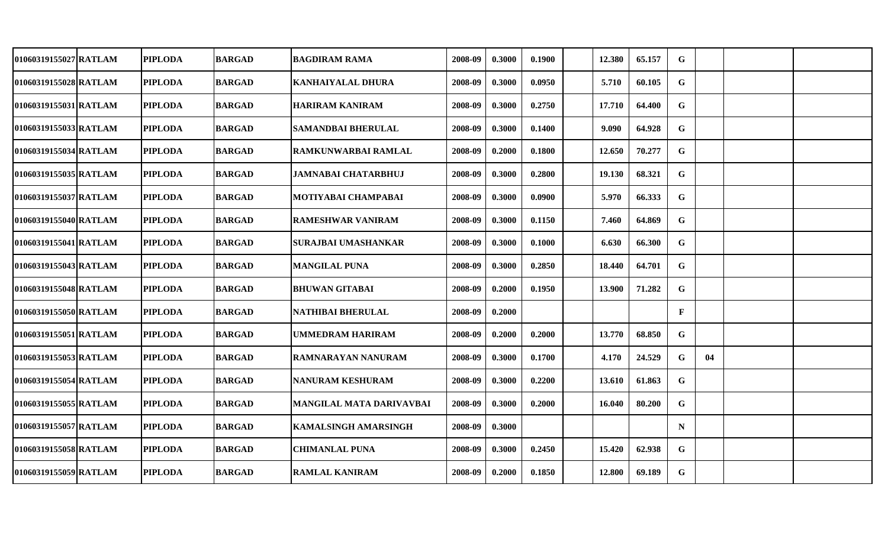| | | | | | | | | | | | | | | | |
|---|---|---|---|---|---|---|---|---|---|---|---|---|---|---|---|
| 01060319155027 | RATLAM | PIPLODA | BARGAD | BAGDIRAM RAMA | 2008-09 | 0.3000 | 0.1900 | | 12.380 | 65.157 | G | | | |
| 01060319155028 | RATLAM | PIPLODA | BARGAD | KANHAIYALAL DHURA | 2008-09 | 0.3000 | 0.0950 | | 5.710 | 60.105 | G | | | |
| 01060319155031 | RATLAM | PIPLODA | BARGAD | HARIRAM KANIRAM | 2008-09 | 0.3000 | 0.2750 | | 17.710 | 64.400 | G | | | |
| 01060319155033 | RATLAM | PIPLODA | BARGAD | SAMANDBAI BHERULAL | 2008-09 | 0.3000 | 0.1400 | | 9.090 | 64.928 | G | | | |
| 01060319155034 | RATLAM | PIPLODA | BARGAD | RAMKUNWARBAI RAMLAL | 2008-09 | 0.2000 | 0.1800 | | 12.650 | 70.277 | G | | | |
| 01060319155035 | RATLAM | PIPLODA | BARGAD | JAMNABAI CHATARBHUJ | 2008-09 | 0.3000 | 0.2800 | | 19.130 | 68.321 | G | | | |
| 01060319155037 | RATLAM | PIPLODA | BARGAD | MOTIYABAI CHAMPABAI | 2008-09 | 0.3000 | 0.0900 | | 5.970 | 66.333 | G | | | |
| 01060319155040 | RATLAM | PIPLODA | BARGAD | RAMESHWAR VANIRAM | 2008-09 | 0.3000 | 0.1150 | | 7.460 | 64.869 | G | | | |
| 01060319155041 | RATLAM | PIPLODA | BARGAD | SURAJBAI UMASHANKAR | 2008-09 | 0.3000 | 0.1000 | | 6.630 | 66.300 | G | | | |
| 01060319155043 | RATLAM | PIPLODA | BARGAD | MANGILAL PUNA | 2008-09 | 0.3000 | 0.2850 | | 18.440 | 64.701 | G | | | |
| 01060319155048 | RATLAM | PIPLODA | BARGAD | BHUWAN GITABAI | 2008-09 | 0.2000 | 0.1950 | | 13.900 | 71.282 | G | | | |
| 01060319155050 | RATLAM | PIPLODA | BARGAD | NATHIBAI BHERULAL | 2008-09 | 0.2000 | | | | | F | | | |
| 01060319155051 | RATLAM | PIPLODA | BARGAD | UMMEDRAM HARIRAM | 2008-09 | 0.2000 | 0.2000 | | 13.770 | 68.850 | G | | | |
| 01060319155053 | RATLAM | PIPLODA | BARGAD | RAMNARAYAN NANURAM | 2008-09 | 0.3000 | 0.1700 | | 4.170 | 24.529 | G | 04 | | |
| 01060319155054 | RATLAM | PIPLODA | BARGAD | NANURAM KESHURAM | 2008-09 | 0.3000 | 0.2200 | | 13.610 | 61.863 | G | | | |
| 01060319155055 | RATLAM | PIPLODA | BARGAD | MANGILAL MATA DARIVAVBAI | 2008-09 | 0.3000 | 0.2000 | | 16.040 | 80.200 | G | | | |
| 01060319155057 | RATLAM | PIPLODA | BARGAD | KAMALSINGH AMARSINGH | 2008-09 | 0.3000 | | | | | N | | | |
| 01060319155058 | RATLAM | PIPLODA | BARGAD | CHIMANLAL PUNA | 2008-09 | 0.3000 | 0.2450 | | 15.420 | 62.938 | G | | | |
| 01060319155059 | RATLAM | PIPLODA | BARGAD | RAMLAL KANIRAM | 2008-09 | 0.2000 | 0.1850 | | 12.800 | 69.189 | G | | | |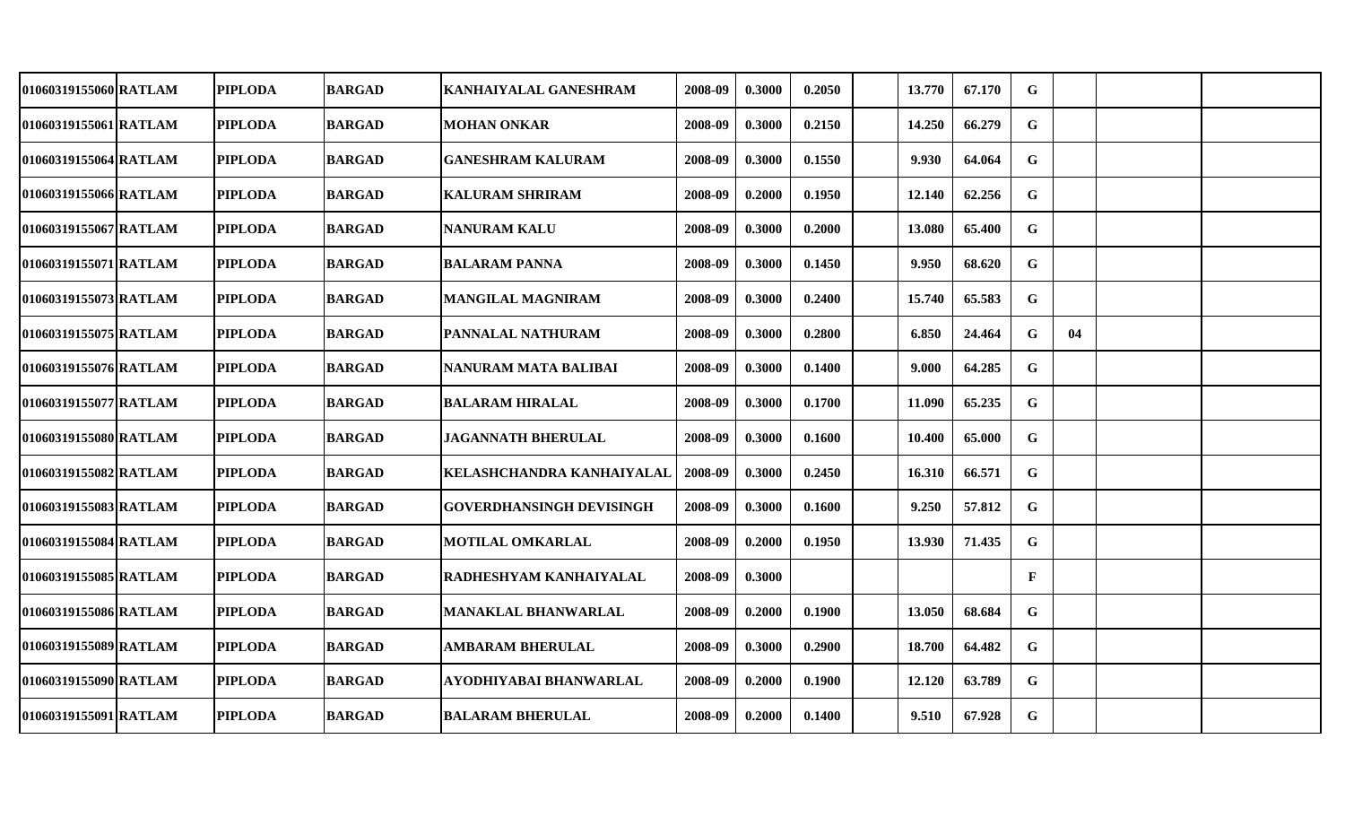| | | | | | | | | | | | | | | | |
|---|---|---|---|---|---|---|---|---|---|---|---|---|---|---|---|
| 01060319155060 | RATLAM | PIPLODA | BARGAD | KANHAIYALAL GANESHRAM | 2008-09 | 0.3000 | 0.2050 | | 13.770 | 67.170 | G | | | |
| 01060319155061 | RATLAM | PIPLODA | BARGAD | MOHAN ONKAR | 2008-09 | 0.3000 | 0.2150 | | 14.250 | 66.279 | G | | | |
| 01060319155064 | RATLAM | PIPLODA | BARGAD | GANESHRAM KALURAM | 2008-09 | 0.3000 | 0.1550 | | 9.930 | 64.064 | G | | | |
| 01060319155066 | RATLAM | PIPLODA | BARGAD | KALURAM SHRIRAM | 2008-09 | 0.2000 | 0.1950 | | 12.140 | 62.256 | G | | | |
| 01060319155067 | RATLAM | PIPLODA | BARGAD | NANURAM KALU | 2008-09 | 0.3000 | 0.2000 | | 13.080 | 65.400 | G | | | |
| 01060319155071 | RATLAM | PIPLODA | BARGAD | BALARAM PANNA | 2008-09 | 0.3000 | 0.1450 | | 9.950 | 68.620 | G | | | |
| 01060319155073 | RATLAM | PIPLODA | BARGAD | MANGILAL MAGNIRAM | 2008-09 | 0.3000 | 0.2400 | | 15.740 | 65.583 | G | | | |
| 01060319155075 | RATLAM | PIPLODA | BARGAD | PANNALAL NATHURAM | 2008-09 | 0.3000 | 0.2800 | | 6.850 | 24.464 | G | 04 | | |
| 01060319155076 | RATLAM | PIPLODA | BARGAD | NANURAM MATA BALIBAI | 2008-09 | 0.3000 | 0.1400 | | 9.000 | 64.285 | G | | | |
| 01060319155077 | RATLAM | PIPLODA | BARGAD | BALARAM HIRALAL | 2008-09 | 0.3000 | 0.1700 | | 11.090 | 65.235 | G | | | |
| 01060319155080 | RATLAM | PIPLODA | BARGAD | JAGANNATH BHERULAL | 2008-09 | 0.3000 | 0.1600 | | 10.400 | 65.000 | G | | | |
| 01060319155082 | RATLAM | PIPLODA | BARGAD | KELASHCHANDRA KANHAIYALAL | 2008-09 | 0.3000 | 0.2450 | | 16.310 | 66.571 | G | | | |
| 01060319155083 | RATLAM | PIPLODA | BARGAD | GOVERDHANSINGH DEVISINGH | 2008-09 | 0.3000 | 0.1600 | | 9.250 | 57.812 | G | | | |
| 01060319155084 | RATLAM | PIPLODA | BARGAD | MOTILAL OMKARLAL | 2008-09 | 0.2000 | 0.1950 | | 13.930 | 71.435 | G | | | |
| 01060319155085 | RATLAM | PIPLODA | BARGAD | RADHESHYAM KANHAIYALAL | 2008-09 | 0.3000 | | | | | F | | | |
| 01060319155086 | RATLAM | PIPLODA | BARGAD | MANAKLAL BHANWARLAL | 2008-09 | 0.2000 | 0.1900 | | 13.050 | 68.684 | G | | | |
| 01060319155089 | RATLAM | PIPLODA | BARGAD | AMBARAM BHERULAL | 2008-09 | 0.3000 | 0.2900 | | 18.700 | 64.482 | G | | | |
| 01060319155090 | RATLAM | PIPLODA | BARGAD | AYODHIYABAI BHANWARLAL | 2008-09 | 0.2000 | 0.1900 | | 12.120 | 63.789 | G | | | |
| 01060319155091 | RATLAM | PIPLODA | BARGAD | BALARAM BHERULAL | 2008-09 | 0.2000 | 0.1400 | | 9.510 | 67.928 | G | | | |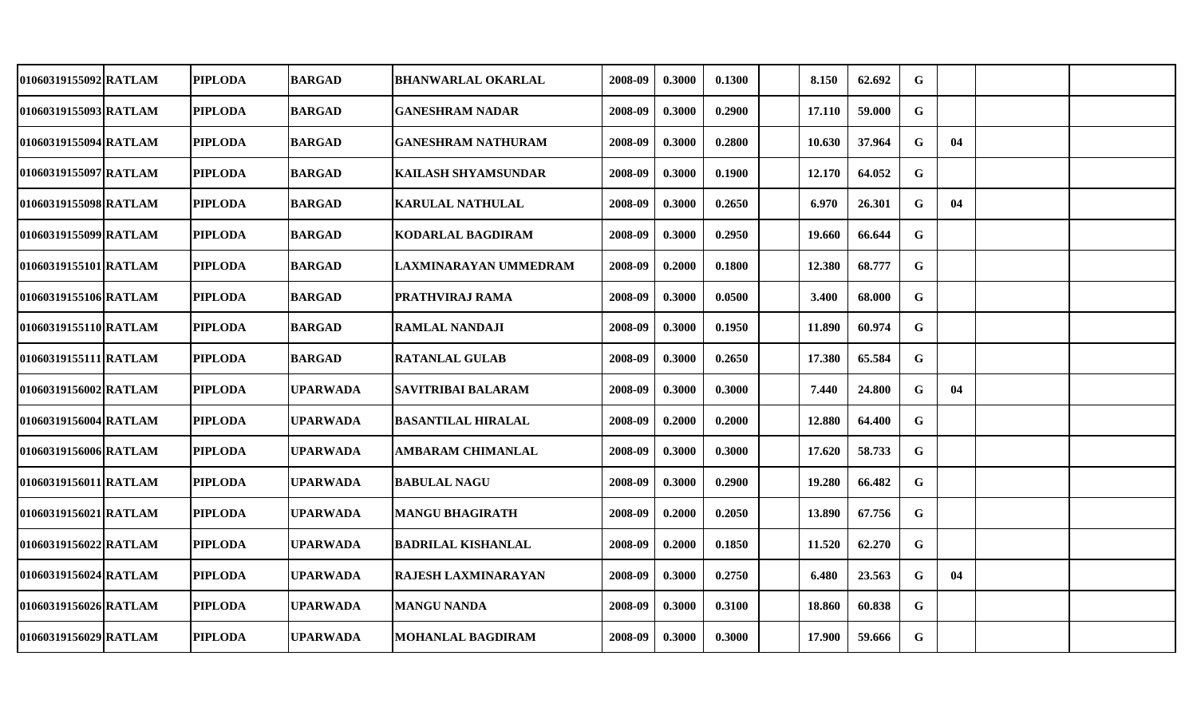| | | | | | | | | | | | | | | | |
|---|---|---|---|---|---|---|---|---|---|---|---|---|---|---|---|
| 01060319155092 | RATLAM | PIPLODA | BARGAD | BHANWARLAL OKARLAL | 2008-09 | 0.3000 | 0.1300 | | 8.150 | 62.692 | G | | | | |
| 01060319155093 | RATLAM | PIPLODA | BARGAD | GANESHRAM NADAR | 2008-09 | 0.3000 | 0.2900 | | 17.110 | 59.000 | G | | | | |
| 01060319155094 | RATLAM | PIPLODA | BARGAD | GANESHRAM NATHURAM | 2008-09 | 0.3000 | 0.2800 | | 10.630 | 37.964 | G | 04 | | | |
| 01060319155097 | RATLAM | PIPLODA | BARGAD | KAILASH SHYAMSUNDAR | 2008-09 | 0.3000 | 0.1900 | | 12.170 | 64.052 | G | | | | |
| 01060319155098 | RATLAM | PIPLODA | BARGAD | KARULAL NATHULAL | 2008-09 | 0.3000 | 0.2650 | | 6.970 | 26.301 | G | 04 | | | |
| 01060319155099 | RATLAM | PIPLODA | BARGAD | KODARLAL BAGDIRAM | 2008-09 | 0.3000 | 0.2950 | | 19.660 | 66.644 | G | | | | |
| 01060319155101 | RATLAM | PIPLODA | BARGAD | LAXMINARAYAN UMMEDRAM | 2008-09 | 0.2000 | 0.1800 | | 12.380 | 68.777 | G | | | | |
| 01060319155106 | RATLAM | PIPLODA | BARGAD | PRATHVIRAJ RAMA | 2008-09 | 0.3000 | 0.0500 | | 3.400 | 68.000 | G | | | | |
| 01060319155110 | RATLAM | PIPLODA | BARGAD | RAMLAL NANDAJI | 2008-09 | 0.3000 | 0.1950 | | 11.890 | 60.974 | G | | | | |
| 01060319155111 | RATLAM | PIPLODA | BARGAD | RATANLAL GULAB | 2008-09 | 0.3000 | 0.2650 | | 17.380 | 65.584 | G | | | | |
| 01060319156002 | RATLAM | PIPLODA | UPARWADA | SAVITRIBAI BALARAM | 2008-09 | 0.3000 | 0.3000 | | 7.440 | 24.800 | G | 04 | | | |
| 01060319156004 | RATLAM | PIPLODA | UPARWADA | BASANTILAL HIRALAL | 2008-09 | 0.2000 | 0.2000 | | 12.880 | 64.400 | G | | | | |
| 01060319156006 | RATLAM | PIPLODA | UPARWADA | AMBARAM CHIMANLAL | 2008-09 | 0.3000 | 0.3000 | | 17.620 | 58.733 | G | | | | |
| 01060319156011 | RATLAM | PIPLODA | UPARWADA | BABULAL NAGU | 2008-09 | 0.3000 | 0.2900 | | 19.280 | 66.482 | G | | | | |
| 01060319156021 | RATLAM | PIPLODA | UPARWADA | MANGU BHAGIRATH | 2008-09 | 0.2000 | 0.2050 | | 13.890 | 67.756 | G | | | | |
| 01060319156022 | RATLAM | PIPLODA | UPARWADA | BADRILAL KISHANLAL | 2008-09 | 0.2000 | 0.1850 | | 11.520 | 62.270 | G | | | | |
| 01060319156024 | RATLAM | PIPLODA | UPARWADA | RAJESH LAXMINARAYAN | 2008-09 | 0.3000 | 0.2750 | | 6.480 | 23.563 | G | 04 | | | |
| 01060319156026 | RATLAM | PIPLODA | UPARWADA | MANGU NANDA | 2008-09 | 0.3000 | 0.3100 | | 18.860 | 60.838 | G | | | | |
| 01060319156029 | RATLAM | PIPLODA | UPARWADA | MOHANLAL BAGDIRAM | 2008-09 | 0.3000 | 0.3000 | | 17.900 | 59.666 | G | | | | |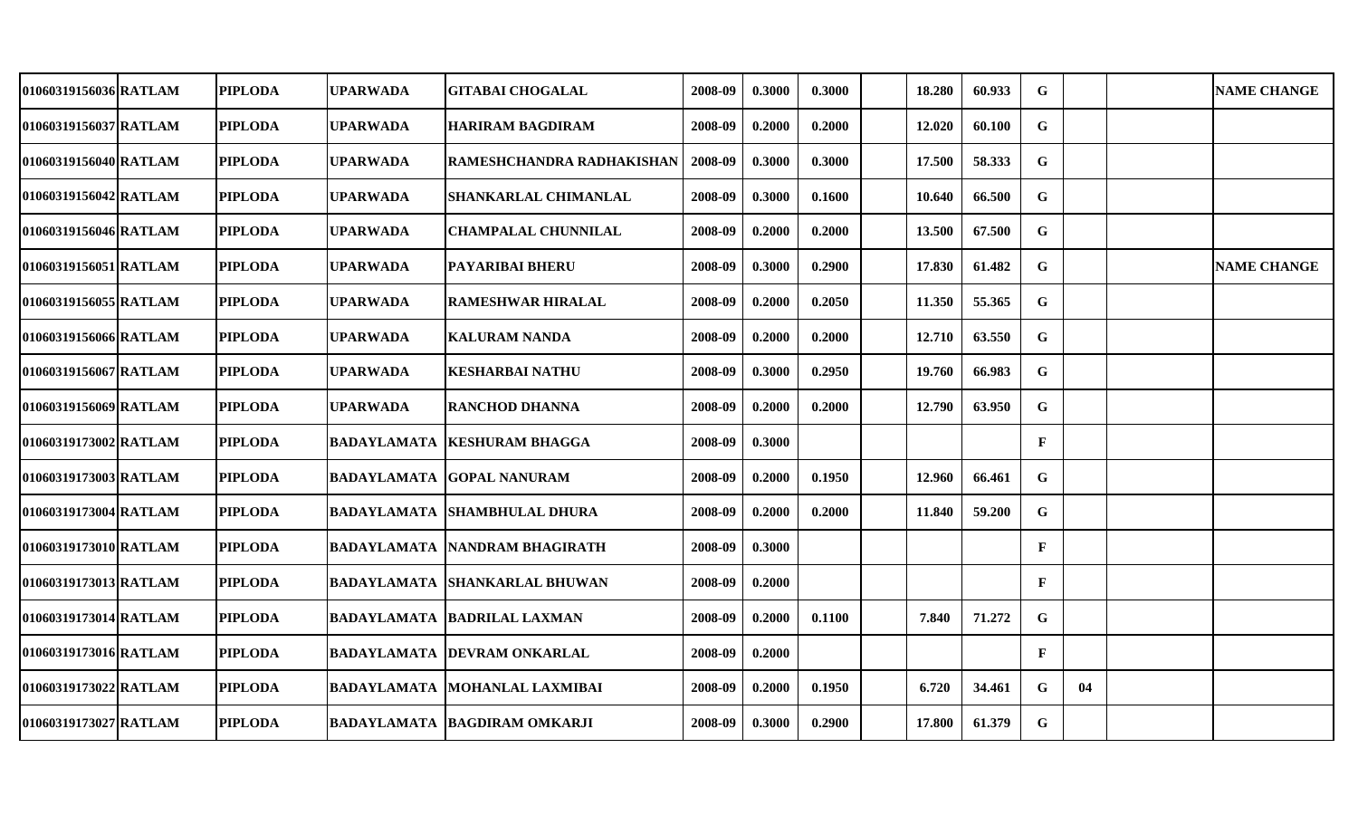| | | | | | | | | | | | | | | | |
|---|---|---|---|---|---|---|---|---|---|---|---|---|---|---|---|
| 01060319156036 | RATLAM | PIPLODA | UPARWADA | GITABAI CHOGALAL | 2008-09 | 0.3000 | 0.3000 | | 18.280 | 60.933 | G | | | | NAME CHANGE |
| 01060319156037 | RATLAM | PIPLODA | UPARWADA | HARIRAM BAGDIRAM | 2008-09 | 0.2000 | 0.2000 | | 12.020 | 60.100 | G | | | | |
| 01060319156040 | RATLAM | PIPLODA | UPARWADA | RAMESHCHANDRA RADHAKISHAN | 2008-09 | 0.3000 | 0.3000 | | 17.500 | 58.333 | G | | | | |
| 01060319156042 | RATLAM | PIPLODA | UPARWADA | SHANKARLAL CHIMANLAL | 2008-09 | 0.3000 | 0.1600 | | 10.640 | 66.500 | G | | | | |
| 01060319156046 | RATLAM | PIPLODA | UPARWADA | CHAMPALAL CHUNNILAL | 2008-09 | 0.2000 | 0.2000 | | 13.500 | 67.500 | G | | | | |
| 01060319156051 | RATLAM | PIPLODA | UPARWADA | PAYARIBAI BHERU | 2008-09 | 0.3000 | 0.2900 | | 17.830 | 61.482 | G | | | | NAME CHANGE |
| 01060319156055 | RATLAM | PIPLODA | UPARWADA | RAMESHWAR HIRALAL | 2008-09 | 0.2000 | 0.2050 | | 11.350 | 55.365 | G | | | | |
| 01060319156066 | RATLAM | PIPLODA | UPARWADA | KALURAM NANDA | 2008-09 | 0.2000 | 0.2000 | | 12.710 | 63.550 | G | | | | |
| 01060319156067 | RATLAM | PIPLODA | UPARWADA | KESHARBAI NATHU | 2008-09 | 0.3000 | 0.2950 | | 19.760 | 66.983 | G | | | | |
| 01060319156069 | RATLAM | PIPLODA | UPARWADA | RANCHOD DHANNA | 2008-09 | 0.2000 | 0.2000 | | 12.790 | 63.950 | G | | | | |
| 01060319173002 | RATLAM | PIPLODA | BADAYLAMATA | KESHURAM BHAGGA | 2008-09 | 0.3000 | | | | | F | | | | |
| 01060319173003 | RATLAM | PIPLODA | BADAYLAMATA | GOPAL NANURAM | 2008-09 | 0.2000 | 0.1950 | | 12.960 | 66.461 | G | | | | |
| 01060319173004 | RATLAM | PIPLODA | BADAYLAMATA | SHAMBHULAL DHURA | 2008-09 | 0.2000 | 0.2000 | | 11.840 | 59.200 | G | | | | |
| 01060319173010 | RATLAM | PIPLODA | BADAYLAMATA | NANDRAM BHAGIRATH | 2008-09 | 0.3000 | | | | | F | | | | |
| 01060319173013 | RATLAM | PIPLODA | BADAYLAMATA | SHANKARLAL BHUWAN | 2008-09 | 0.2000 | | | | | F | | | | |
| 01060319173014 | RATLAM | PIPLODA | BADAYLAMATA | BADRILAL LAXMAN | 2008-09 | 0.2000 | 0.1100 | | 7.840 | 71.272 | G | | | | |
| 01060319173016 | RATLAM | PIPLODA | BADAYLAMATA | DEVRAM ONKARLAL | 2008-09 | 0.2000 | | | | | F | | | | |
| 01060319173022 | RATLAM | PIPLODA | BADAYLAMATA | MOHANLAL LAXMIBAI | 2008-09 | 0.2000 | 0.1950 | | 6.720 | 34.461 | G | 04 | | | |
| 01060319173027 | RATLAM | PIPLODA | BADAYLAMATA | BAGDIRAM OMKARJI | 2008-09 | 0.3000 | 0.2900 | | 17.800 | 61.379 | G | | | | |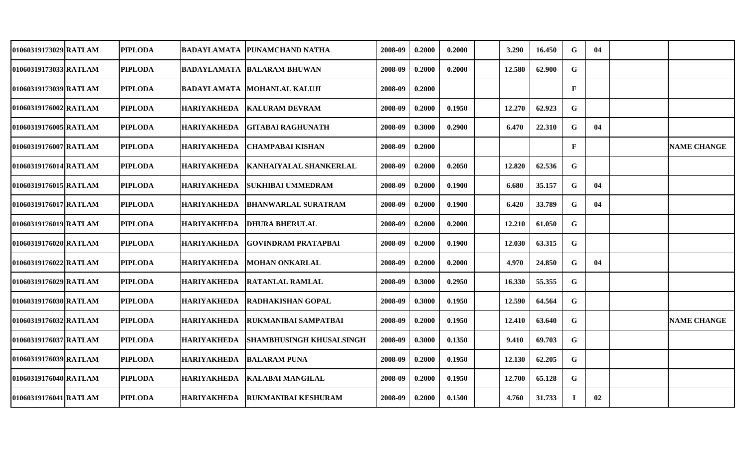| | | | | | | | | | | | | | | | | |
|---|---|---|---|---|---|---|---|---|---|---|---|---|---|---|---|---|
| 01060319173029 | RATLAM | PIPLODA | BADAYLAMATA | PUNAMCHAND NATHA | 2008-09 | 0.2000 | 0.2000 | | 3.290 | 16.450 | G | 04 | | |
| 01060319173033 | RATLAM | PIPLODA | BADAYLAMATA | BALARAM BHUWAN | 2008-09 | 0.2000 | 0.2000 | | 12.580 | 62.900 | G | | | |
| 01060319173039 | RATLAM | PIPLODA | BADAYLAMATA | MOHANLAL KALUJI | 2008-09 | 0.2000 | | | | | F | | | |
| 01060319176002 | RATLAM | PIPLODA | HARIYAKHEDA | KALURAM DEVRAM | 2008-09 | 0.2000 | 0.1950 | | 12.270 | 62.923 | G | | | |
| 01060319176005 | RATLAM | PIPLODA | HARIYAKHEDA | GITABAI RAGHUNATH | 2008-09 | 0.3000 | 0.2900 | | 6.470 | 22.310 | G | 04 | | |
| 01060319176007 | RATLAM | PIPLODA | HARIYAKHEDA | CHAMPABAI KISHAN | 2008-09 | 0.2000 | | | | | F | | | NAME CHANGE |
| 01060319176014 | RATLAM | PIPLODA | HARIYAKHEDA | KANHAIYALAL SHANKERLAL | 2008-09 | 0.2000 | 0.2050 | | 12.820 | 62.536 | G | | | |
| 01060319176015 | RATLAM | PIPLODA | HARIYAKHEDA | SUKHIBAI UMMEDRAM | 2008-09 | 0.2000 | 0.1900 | | 6.680 | 35.157 | G | 04 | | |
| 01060319176017 | RATLAM | PIPLODA | HARIYAKHEDA | BHANWARLAL SURATRAM | 2008-09 | 0.2000 | 0.1900 | | 6.420 | 33.789 | G | 04 | | |
| 01060319176019 | RATLAM | PIPLODA | HARIYAKHEDA | DHURA BHERULAL | 2008-09 | 0.2000 | 0.2000 | | 12.210 | 61.050 | G | | | |
| 01060319176020 | RATLAM | PIPLODA | HARIYAKHEDA | GOVINDRAM PRATAPBAI | 2008-09 | 0.2000 | 0.1900 | | 12.030 | 63.315 | G | | | |
| 01060319176022 | RATLAM | PIPLODA | HARIYAKHEDA | MOHAN ONKARLAL | 2008-09 | 0.2000 | 0.2000 | | 4.970 | 24.850 | G | 04 | | |
| 01060319176029 | RATLAM | PIPLODA | HARIYAKHEDA | RATANLAL RAMLAL | 2008-09 | 0.3000 | 0.2950 | | 16.330 | 55.355 | G | | | |
| 01060319176030 | RATLAM | PIPLODA | HARIYAKHEDA | RADHAKISHAN GOPAL | 2008-09 | 0.3000 | 0.1950 | | 12.590 | 64.564 | G | | | |
| 01060319176032 | RATLAM | PIPLODA | HARIYAKHEDA | RUKMANIBAI SAMPATBAI | 2008-09 | 0.2000 | 0.1950 | | 12.410 | 63.640 | G | | | NAME CHANGE |
| 01060319176037 | RATLAM | PIPLODA | HARIYAKHEDA | SHAMBHUSINGH KHUSALSINGH | 2008-09 | 0.3000 | 0.1350 | | 9.410 | 69.703 | G | | | |
| 01060319176039 | RATLAM | PIPLODA | HARIYAKHEDA | BALARAM PUNA | 2008-09 | 0.2000 | 0.1950 | | 12.130 | 62.205 | G | | | |
| 01060319176040 | RATLAM | PIPLODA | HARIYAKHEDA | KALABAI MANGILAL | 2008-09 | 0.2000 | 0.1950 | | 12.700 | 65.128 | G | | | |
| 01060319176041 | RATLAM | PIPLODA | HARIYAKHEDA | RUKMANIBAI KESHURAM | 2008-09 | 0.2000 | 0.1500 | | 4.760 | 31.733 | I | 02 | | |